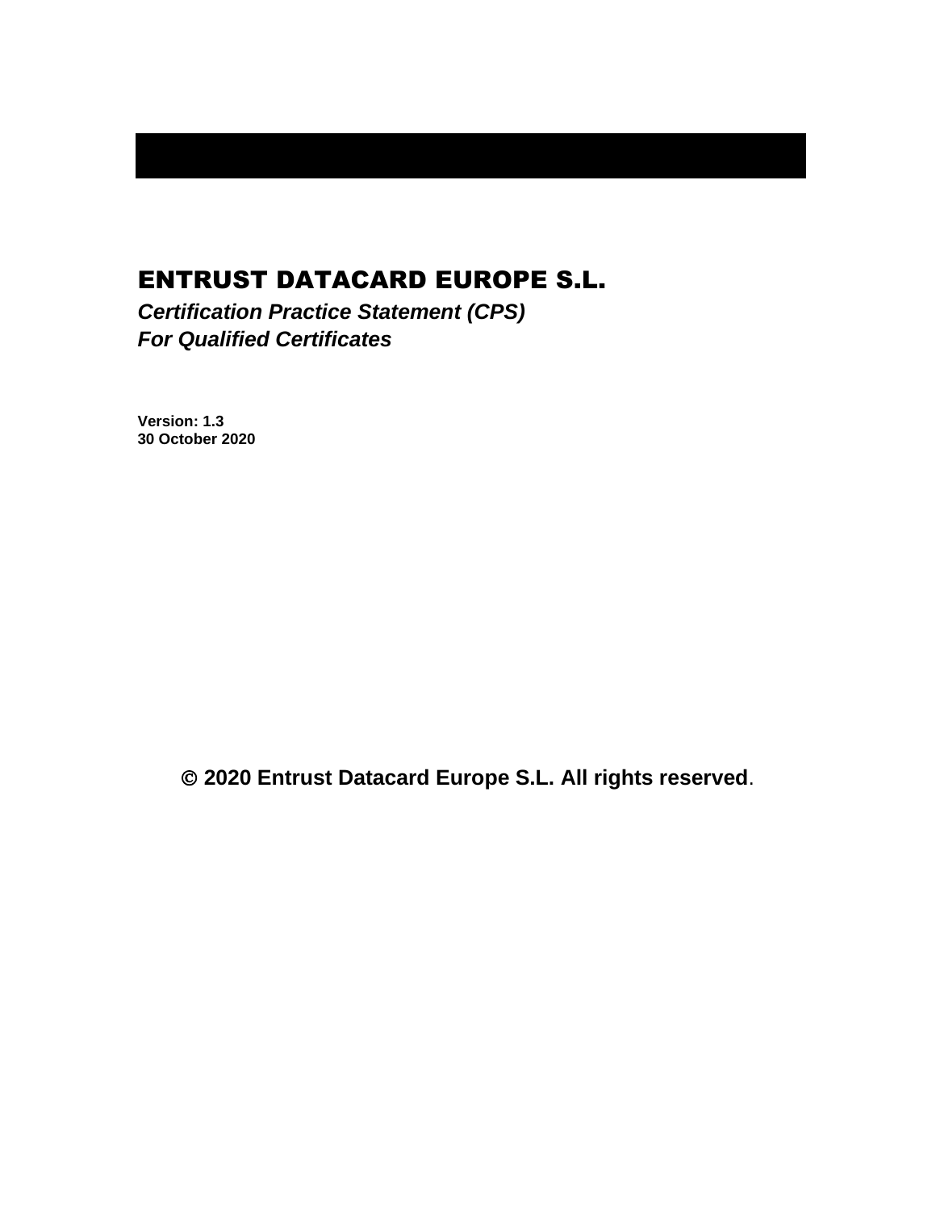# ENTRUST DATACARD EUROPE S.L.

***Certification Practice Statement (CPS)***
***For Qualified Certificates***

**Version: 1.3**
**30 October 2020**

**© 2020 Entrust Datacard Europe S.L. All rights reserved**.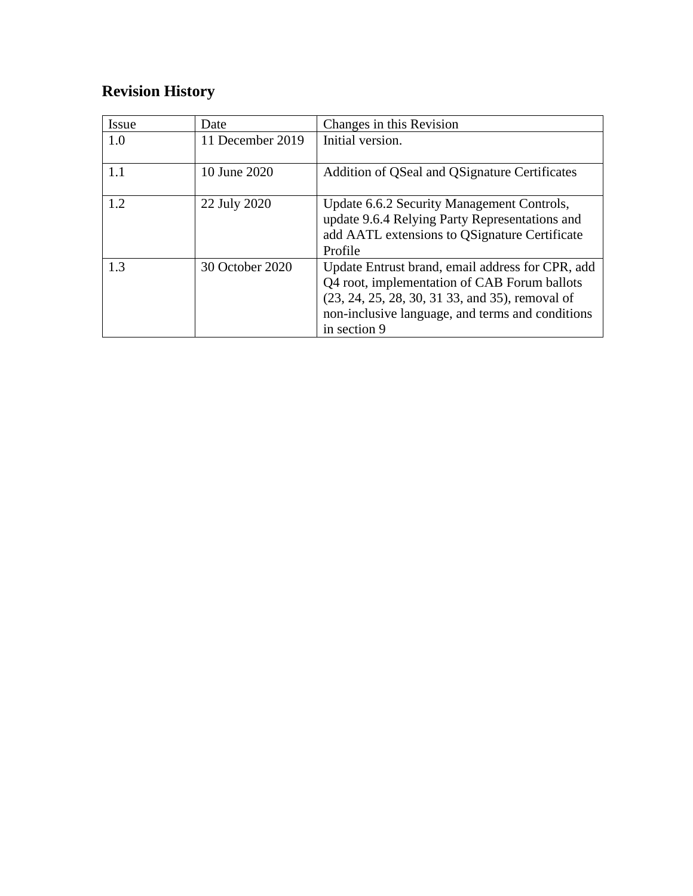## Revision History

| Issue | Date | Changes in this Revision |
| --- | --- | --- |
| 1.0 | 11 December 2019 | Initial version. |
| 1.1 | 10 June 2020 | Addition of QSeal and QSignature Certificates |
| 1.2 | 22 July 2020 | Update 6.6.2 Security Management Controls, update 9.6.4 Relying Party Representations and add AATL extensions to QSignature Certificate Profile |
| 1.3 | 30 October 2020 | Update Entrust brand, email address for CPR, add Q4 root, implementation of CAB Forum ballots (23, 24, 25, 28, 30, 31 33, and 35), removal of non-inclusive language, and terms and conditions in section 9 |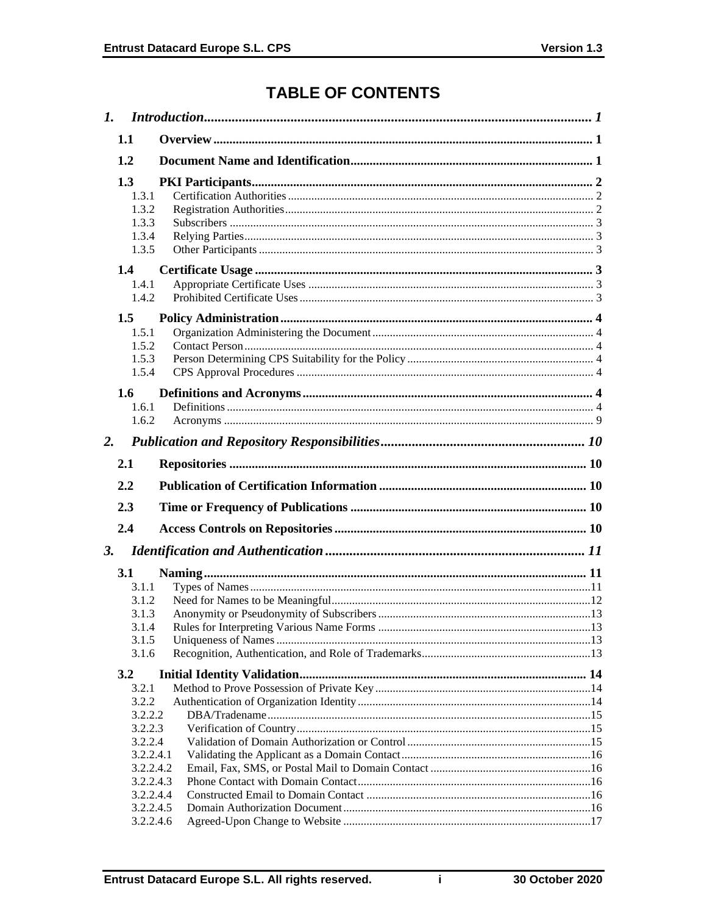# TABLE OF CONTENTS

*1. Introduction* ..... *1*

**1.1 Overview** ..... **1**

**1.2 Document Name and Identification** ..... **1**

**1.3 PKI Participants** ..... **2**
- 1.3.1 Certification Authorities ..... 2
- 1.3.2 Registration Authorities ..... 2
- 1.3.3 Subscribers ..... 3
- 1.3.4 Relying Parties ..... 3
- 1.3.5 Other Participants ..... 3

**1.4 Certificate Usage** ..... **3**
- 1.4.1 Appropriate Certificate Uses ..... 3
- 1.4.2 Prohibited Certificate Uses ..... 3

**1.5 Policy Administration** ..... **4**
- 1.5.1 Organization Administering the Document ..... 4
- 1.5.2 Contact Person ..... 4
- 1.5.3 Person Determining CPS Suitability for the Policy ..... 4
- 1.5.4 CPS Approval Procedures ..... 4

**1.6 Definitions and Acronyms** ..... **4**
- 1.6.1 Definitions ..... 4
- 1.6.2 Acronyms ..... 9

*2. Publication and Repository Responsibilities* ..... *10*

**2.1 Repositories** ..... **10**

**2.2 Publication of Certification Information** ..... **10**

**2.3 Time or Frequency of Publications** ..... **10**

**2.4 Access Controls on Repositories** ..... **10**

*3. Identification and Authentication* ..... *11*

**3.1 Naming** ..... **11**
- 3.1.1 Types of Names ..... 11
- 3.1.2 Need for Names to be Meaningful ..... 12
- 3.1.3 Anonymity or Pseudonymity of Subscribers ..... 13
- 3.1.4 Rules for Interpreting Various Name Forms ..... 13
- 3.1.5 Uniqueness of Names ..... 13
- 3.1.6 Recognition, Authentication, and Role of Trademarks ..... 13

**3.2 Initial Identity Validation** ..... **14**
- 3.2.1 Method to Prove Possession of Private Key ..... 14
- 3.2.2 Authentication of Organization Identity ..... 14
- 3.2.2.2 DBA/Tradename ..... 15
- 3.2.2.3 Verification of Country ..... 15
- 3.2.2.4 Validation of Domain Authorization or Control ..... 15
- 3.2.2.4.1 Validating the Applicant as a Domain Contact ..... 16
- 3.2.2.4.2 Email, Fax, SMS, or Postal Mail to Domain Contact ..... 16
- 3.2.2.4.3 Phone Contact with Domain Contact ..... 16
- 3.2.2.4.4 Constructed Email to Domain Contact ..... 16
- 3.2.2.4.5 Domain Authorization Document ..... 16
- 3.2.2.4.6 Agreed-Upon Change to Website ..... 17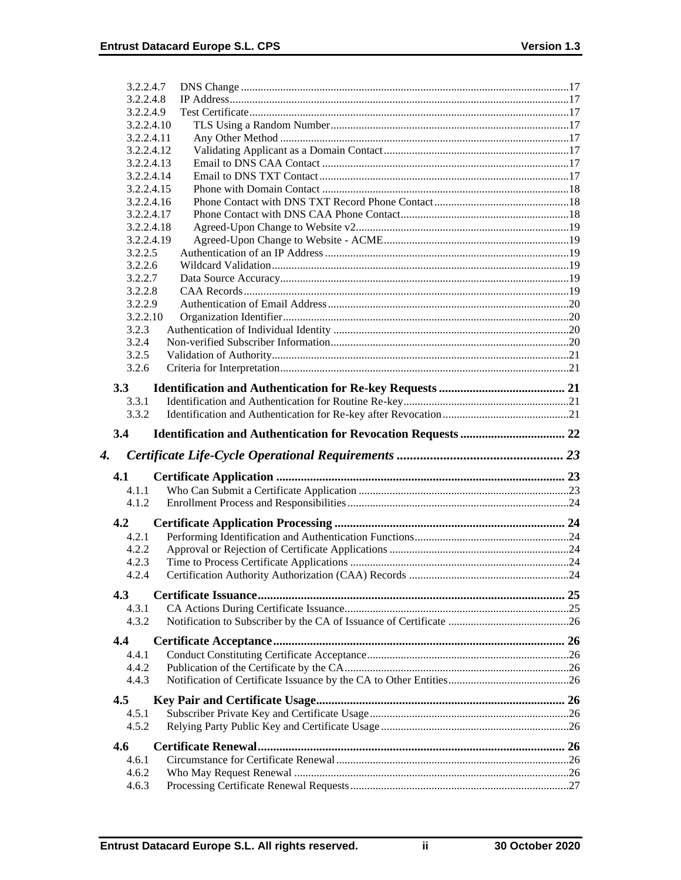3.2.2.4.7 DNS Change ....................................................................................................................17
3.2.2.4.8 IP Address.........................................................................................................................17
3.2.2.4.9 Test Certificate..................................................................................................................17
3.2.2.4.10 TLS Using a Random Number....................................................................................17
3.2.2.4.11 Any Other Method ......................................................................................................17
3.2.2.4.12 Validating Applicant as a Domain Contact..................................................................17
3.2.2.4.13 Email to DNS CAA Contact .......................................................................................17
3.2.2.4.14 Email to DNS TXT Contact.........................................................................................17
3.2.2.4.15 Phone with Domain Contact .......................................................................................18
3.2.2.4.16 Phone Contact with DNS TXT Record Phone Contact................................................18
3.2.2.4.17 Phone Contact with DNS CAA Phone Contact............................................................18
3.2.2.4.18 Agreed-Upon Change to Website v2............................................................................19
3.2.2.4.19 Agreed-Upon Change to Website - ACME..................................................................19
3.2.2.5 Authentication of an IP Address .......................................................................................19
3.2.2.6 Wildcard Validation..........................................................................................................19
3.2.2.7 Data Source Accuracy.......................................................................................................19
3.2.2.8 CAA Records....................................................................................................................19
3.2.2.9 Authentication of Email Address......................................................................................20
3.2.2.10 Organization Identifier......................................................................................................20
3.2.3 Authentication of Individual Identity ...................................................................................20
3.2.4 Non-verified Subscriber Information....................................................................................20
3.2.5 Validation of Authority.........................................................................................................21
3.2.6 Criteria for Interpretation......................................................................................................21

**3.3 Identification and Authentication for Re-key Requests ......................................... 21**
3.3.1 Identification and Authentication for Routine Re-key...........................................................21
3.3.2 Identification and Authentication for Re-key after Revocation.............................................21

**3.4 Identification and Authentication for Revocation Requests .................................. 22**

***4. Certificate Life-Cycle Operational Requirements .................................................. 23***

**4.1 Certificate Application ............................................................................................. 23**
4.1.1 Who Can Submit a Certificate Application ...........................................................................23
4.1.2 Enrollment Process and Responsibilities...............................................................................24

**4.2 Certificate Application Processing .......................................................................... 24**
4.2.1 Performing Identification and Authentication Functions.......................................................24
4.2.2 Approval or Rejection of Certificate Applications ................................................................24
4.2.3 Time to Process Certificate Applications ..............................................................................24
4.2.4 Certification Authority Authorization (CAA) Records .........................................................24

**4.3 Certificate Issuance.................................................................................................... 25**
4.3.1 CA Actions During Certificate Issuance................................................................................25
4.3.2 Notification to Subscriber by the CA of Issuance of Certificate ...........................................26

**4.4 Certificate Acceptance.............................................................................................. 26**
4.4.1 Conduct Constituting Certificate Acceptance........................................................................26
4.4.2 Publication of the Certificate by the CA................................................................................26
4.4.3 Notification of Certificate Issuance by the CA to Other Entities...........................................26

**4.5 Key Pair and Certificate Usage................................................................................ 26**
4.5.1 Subscriber Private Key and Certificate Usage.......................................................................26
4.5.2 Relying Party Public Key and Certificate Usage...................................................................26

**4.6 Certificate Renewal................................................................................................... 26**
4.6.1 Circumstance for Certificate Renewal...................................................................................26
4.6.2 Who May Request Renewal .................................................................................................26
4.6.3 Processing Certificate Renewal Requests..............................................................................27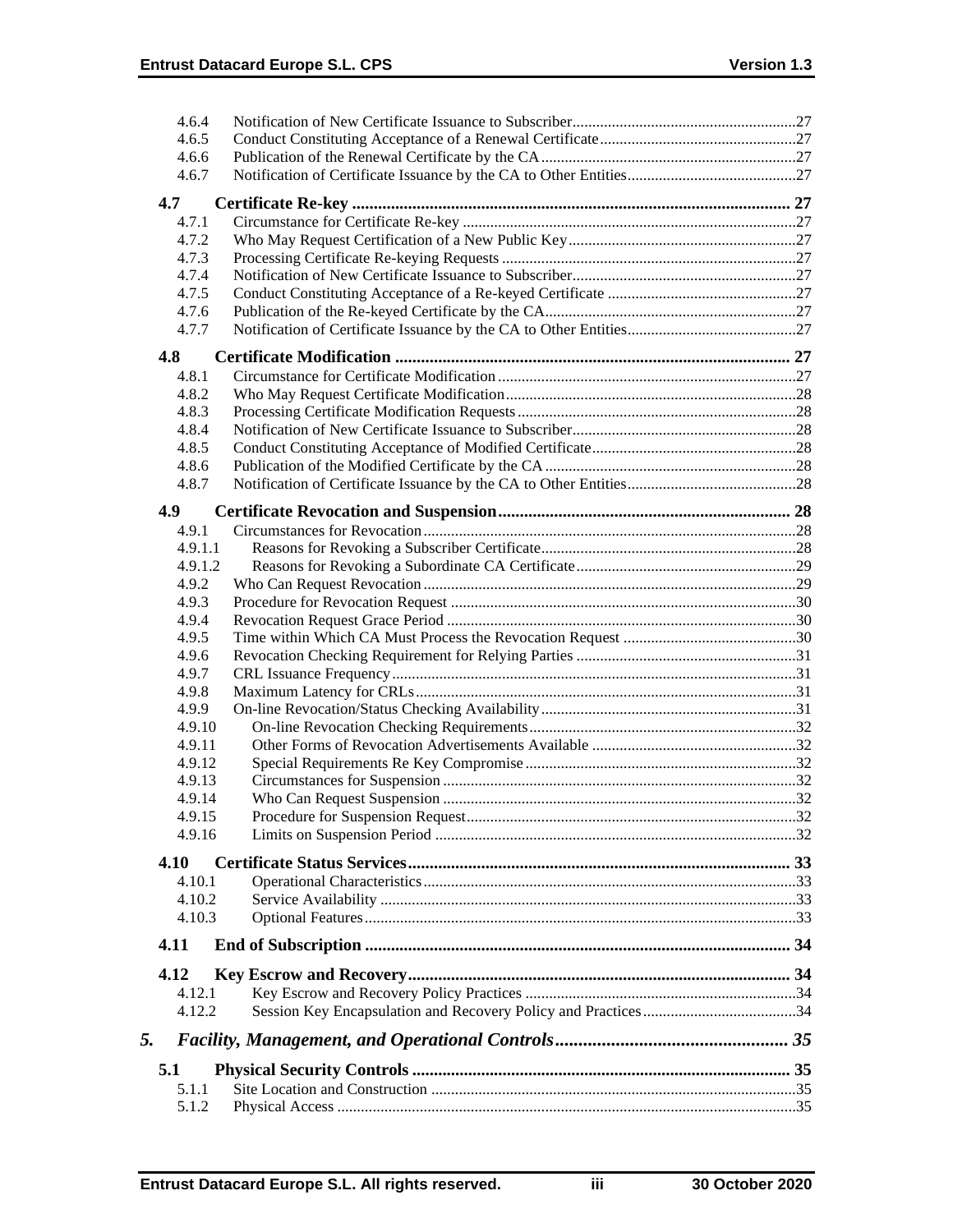| | | |
|---|---|---|
| 4.6.4 | Notification of New Certificate Issuance to Subscriber | 27 |
| 4.6.5 | Conduct Constituting Acceptance of a Renewal Certificate | 27 |
| 4.6.6 | Publication of the Renewal Certificate by the CA | 27 |
| 4.6.7 | Notification of Certificate Issuance by the CA to Other Entities | 27 |
| **4.7** | **Certificate Re-key** | **27** |
| 4.7.1 | Circumstance for Certificate Re-key | 27 |
| 4.7.2 | Who May Request Certification of a New Public Key | 27 |
| 4.7.3 | Processing Certificate Re-keying Requests | 27 |
| 4.7.4 | Notification of New Certificate Issuance to Subscriber | 27 |
| 4.7.5 | Conduct Constituting Acceptance of a Re-keyed Certificate | 27 |
| 4.7.6 | Publication of the Re-keyed Certificate by the CA | 27 |
| 4.7.7 | Notification of Certificate Issuance by the CA to Other Entities | 27 |
| **4.8** | **Certificate Modification** | **27** |
| 4.8.1 | Circumstance for Certificate Modification | 27 |
| 4.8.2 | Who May Request Certificate Modification | 28 |
| 4.8.3 | Processing Certificate Modification Requests | 28 |
| 4.8.4 | Notification of New Certificate Issuance to Subscriber | 28 |
| 4.8.5 | Conduct Constituting Acceptance of Modified Certificate | 28 |
| 4.8.6 | Publication of the Modified Certificate by the CA | 28 |
| 4.8.7 | Notification of Certificate Issuance by the CA to Other Entities | 28 |
| **4.9** | **Certificate Revocation and Suspension** | **28** |
| 4.9.1 | Circumstances for Revocation | 28 |
| 4.9.1.1 | Reasons for Revoking a Subscriber Certificate | 28 |
| 4.9.1.2 | Reasons for Revoking a Subordinate CA Certificate | 29 |
| 4.9.2 | Who Can Request Revocation | 29 |
| 4.9.3 | Procedure for Revocation Request | 30 |
| 4.9.4 | Revocation Request Grace Period | 30 |
| 4.9.5 | Time within Which CA Must Process the Revocation Request | 30 |
| 4.9.6 | Revocation Checking Requirement for Relying Parties | 31 |
| 4.9.7 | CRL Issuance Frequency | 31 |
| 4.9.8 | Maximum Latency for CRLs | 31 |
| 4.9.9 | On-line Revocation/Status Checking Availability | 31 |
| 4.9.10 | On-line Revocation Checking Requirements | 32 |
| 4.9.11 | Other Forms of Revocation Advertisements Available | 32 |
| 4.9.12 | Special Requirements Re Key Compromise | 32 |
| 4.9.13 | Circumstances for Suspension | 32 |
| 4.9.14 | Who Can Request Suspension | 32 |
| 4.9.15 | Procedure for Suspension Request | 32 |
| 4.9.16 | Limits on Suspension Period | 32 |
| **4.10** | **Certificate Status Services** | **33** |
| 4.10.1 | Operational Characteristics | 33 |
| 4.10.2 | Service Availability | 33 |
| 4.10.3 | Optional Features | 33 |
| **4.11** | **End of Subscription** | **34** |
| **4.12** | **Key Escrow and Recovery** | **34** |
| 4.12.1 | Key Escrow and Recovery Policy Practices | 34 |
| 4.12.2 | Session Key Encapsulation and Recovery Policy and Practices | 34 |
| ***5.*** | ***Facility, Management, and Operational Controls*** | ***35*** |
| **5.1** | **Physical Security Controls** | **35** |
| 5.1.1 | Site Location and Construction | 35 |
| 5.1.2 | Physical Access | 35 |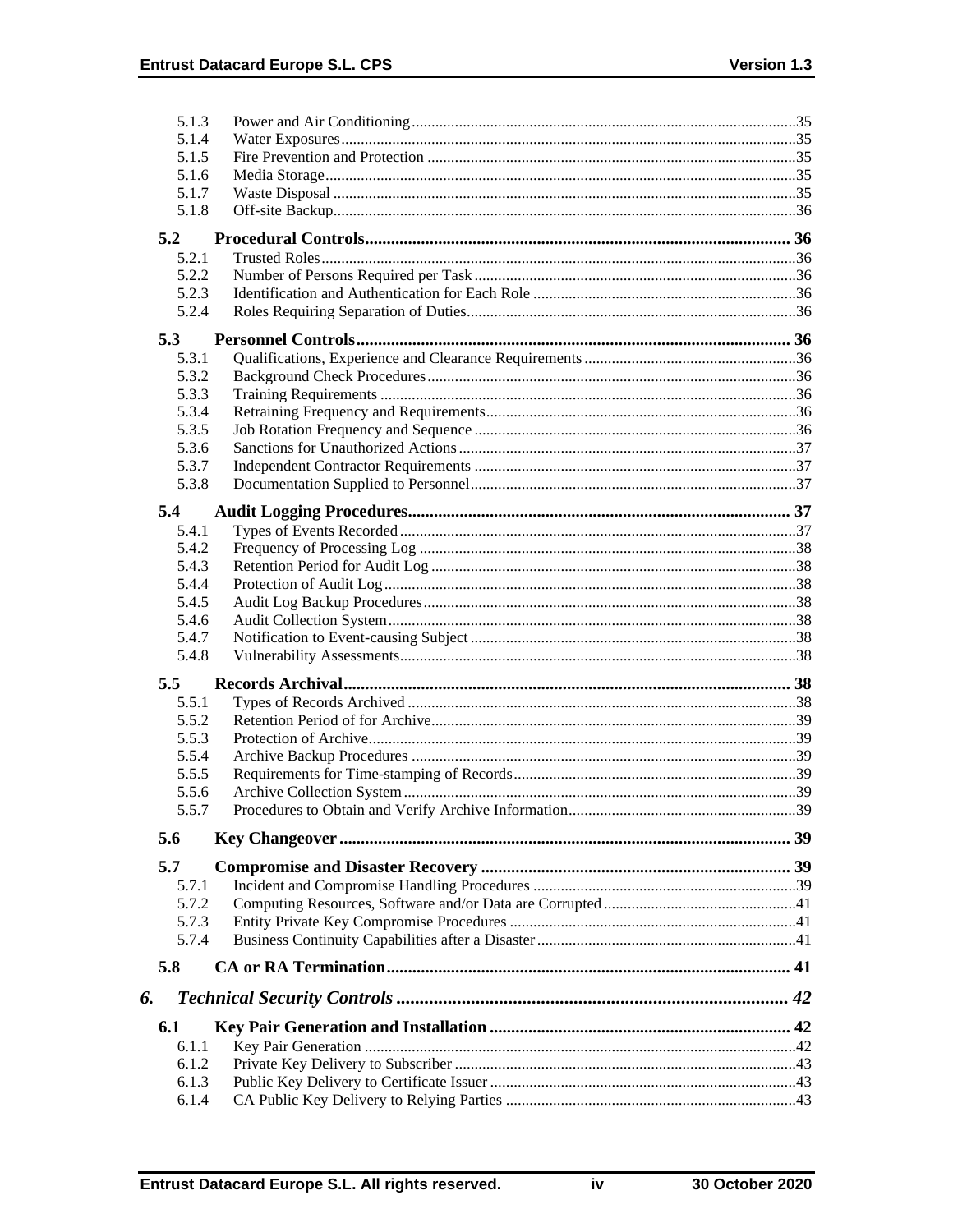5.1.3 Power and Air Conditioning ... 35
5.1.4 Water Exposures ... 35
5.1.5 Fire Prevention and Protection ... 35
5.1.6 Media Storage ... 35
5.1.7 Waste Disposal ... 35
5.1.8 Off-site Backup ... 36

**5.2 Procedural Controls ... 36**

5.2.1 Trusted Roles ... 36
5.2.2 Number of Persons Required per Task ... 36
5.2.3 Identification and Authentication for Each Role ... 36
5.2.4 Roles Requiring Separation of Duties ... 36

**5.3 Personnel Controls ... 36**

5.3.1 Qualifications, Experience and Clearance Requirements ... 36
5.3.2 Background Check Procedures ... 36
5.3.3 Training Requirements ... 36
5.3.4 Retraining Frequency and Requirements ... 36
5.3.5 Job Rotation Frequency and Sequence ... 36
5.3.6 Sanctions for Unauthorized Actions ... 37
5.3.7 Independent Contractor Requirements ... 37
5.3.8 Documentation Supplied to Personnel ... 37

**5.4 Audit Logging Procedures ... 37**

5.4.1 Types of Events Recorded ... 37
5.4.2 Frequency of Processing Log ... 38
5.4.3 Retention Period for Audit Log ... 38
5.4.4 Protection of Audit Log ... 38
5.4.5 Audit Log Backup Procedures ... 38
5.4.6 Audit Collection System ... 38
5.4.7 Notification to Event-causing Subject ... 38
5.4.8 Vulnerability Assessments ... 38

**5.5 Records Archival ... 38**

5.5.1 Types of Records Archived ... 38
5.5.2 Retention Period of for Archive ... 39
5.5.3 Protection of Archive ... 39
5.5.4 Archive Backup Procedures ... 39
5.5.5 Requirements for Time-stamping of Records ... 39
5.5.6 Archive Collection System ... 39
5.5.7 Procedures to Obtain and Verify Archive Information ... 39

**5.6 Key Changeover ... 39**

**5.7 Compromise and Disaster Recovery ... 39**

5.7.1 Incident and Compromise Handling Procedures ... 39
5.7.2 Computing Resources, Software and/or Data are Corrupted ... 41
5.7.3 Entity Private Key Compromise Procedures ... 41
5.7.4 Business Continuity Capabilities after a Disaster ... 41

**5.8 CA or RA Termination ... 41**

***6. Technical Security Controls ... 42***

**6.1 Key Pair Generation and Installation ... 42**

6.1.1 Key Pair Generation ... 42
6.1.2 Private Key Delivery to Subscriber ... 43
6.1.3 Public Key Delivery to Certificate Issuer ... 43
6.1.4 CA Public Key Delivery to Relying Parties ... 43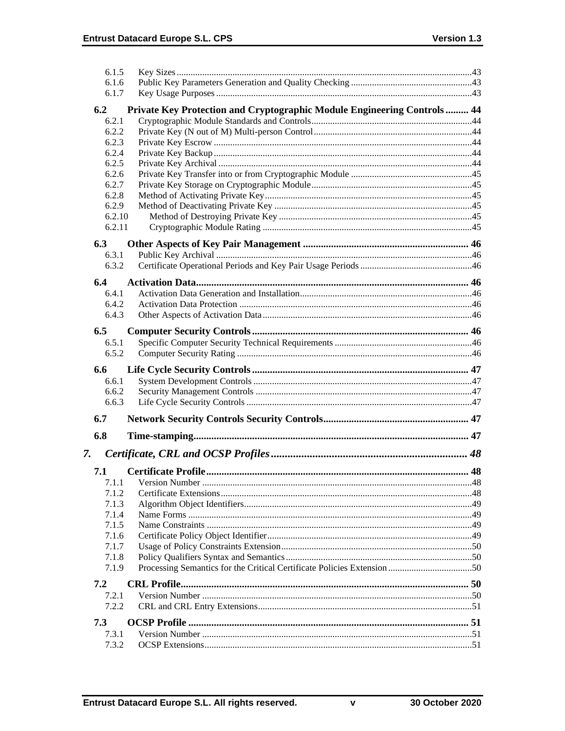6.1.5 Key Sizes .....43
6.1.6 Public Key Parameters Generation and Quality Checking .....43
6.1.7 Key Usage Purposes .....43

**6.2 Private Key Protection and Cryptographic Module Engineering Controls ..... 44**

6.2.1 Cryptographic Module Standards and Controls .....44
6.2.2 Private Key (N out of M) Multi-person Control .....44
6.2.3 Private Key Escrow .....44
6.2.4 Private Key Backup .....44
6.2.5 Private Key Archival .....44
6.2.6 Private Key Transfer into or from Cryptographic Module .....45
6.2.7 Private Key Storage on Cryptographic Module .....45
6.2.8 Method of Activating Private Key .....45
6.2.9 Method of Deactivating Private Key .....45
6.2.10 Method of Destroying Private Key .....45
6.2.11 Cryptographic Module Rating .....45

**6.3 Other Aspects of Key Pair Management ..... 46**

6.3.1 Public Key Archival .....46
6.3.2 Certificate Operational Periods and Key Pair Usage Periods .....46

**6.4 Activation Data ..... 46**

6.4.1 Activation Data Generation and Installation .....46
6.4.2 Activation Data Protection .....46
6.4.3 Other Aspects of Activation Data .....46

**6.5 Computer Security Controls ..... 46**

6.5.1 Specific Computer Security Technical Requirements .....46
6.5.2 Computer Security Rating .....46

**6.6 Life Cycle Security Controls ..... 47**

6.6.1 System Development Controls .....47
6.6.2 Security Management Controls .....47
6.6.3 Life Cycle Security Controls .....47

**6.7 Network Security Controls Security Controls ..... 47**

**6.8 Time-stamping ..... 47**

***7. Certificate, CRL and OCSP Profiles ..... 48***

**7.1 Certificate Profile ..... 48**

7.1.1 Version Number .....48
7.1.2 Certificate Extensions .....48
7.1.3 Algorithm Object Identifiers .....49
7.1.4 Name Forms .....49
7.1.5 Name Constraints .....49
7.1.6 Certificate Policy Object Identifier .....49
7.1.7 Usage of Policy Constraints Extension .....50
7.1.8 Policy Qualifiers Syntax and Semantics .....50
7.1.9 Processing Semantics for the Critical Certificate Policies Extension .....50

**7.2 CRL Profile ..... 50**

7.2.1 Version Number .....50
7.2.2 CRL and CRL Entry Extensions .....51

**7.3 OCSP Profile ..... 51**

7.3.1 Version Number .....51
7.3.2 OCSP Extensions .....51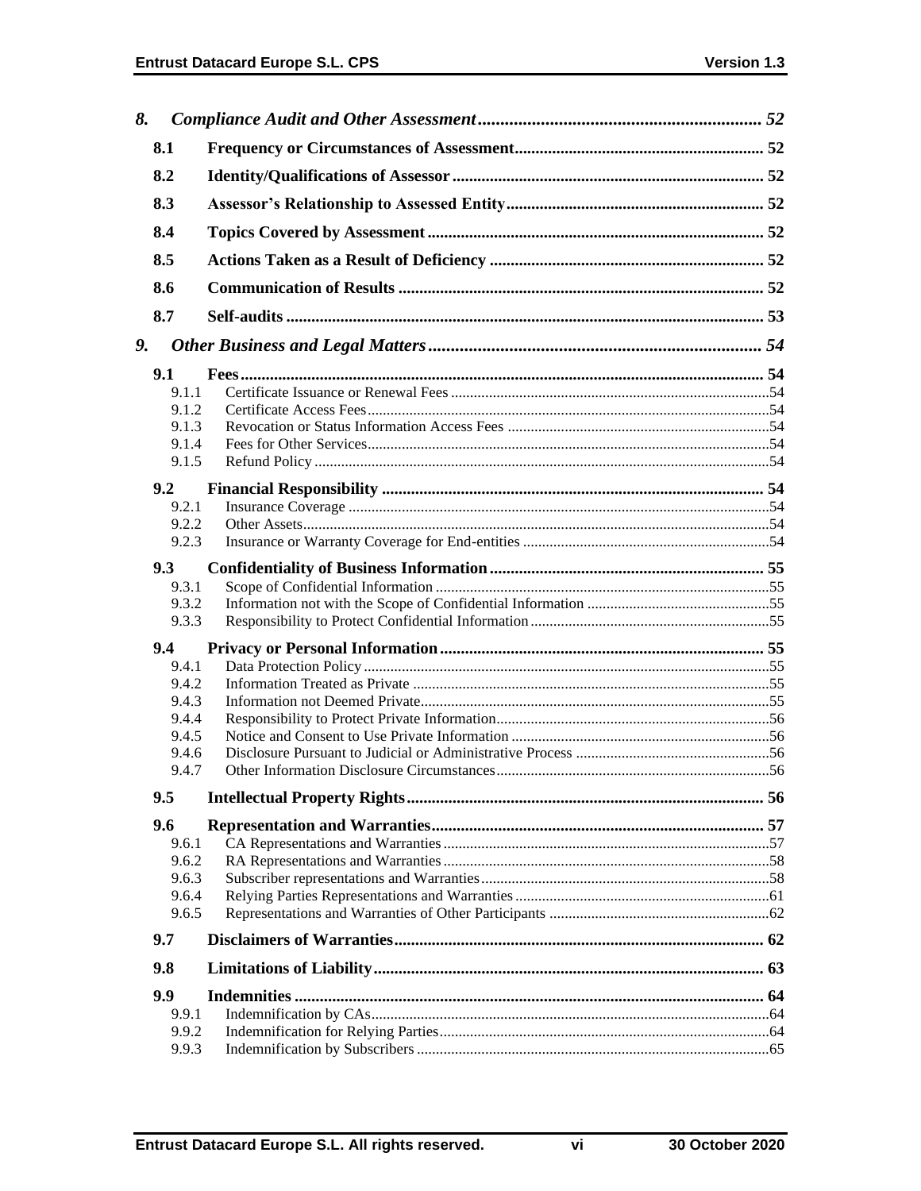| | | |
|---|---|---|
| *8.* | ***Compliance Audit and Other Assessment*** | ***52*** |
| **8.1** | **Frequency or Circumstances of Assessment** | **52** |
| **8.2** | **Identity/Qualifications of Assessor** | **52** |
| **8.3** | **Assessor's Relationship to Assessed Entity** | **52** |
| **8.4** | **Topics Covered by Assessment** | **52** |
| **8.5** | **Actions Taken as a Result of Deficiency** | **52** |
| **8.6** | **Communication of Results** | **52** |
| **8.7** | **Self-audits** | **53** |
| *9.* | ***Other Business and Legal Matters*** | ***54*** |
| **9.1** | **Fees** | **54** |
| 9.1.1 | Certificate Issuance or Renewal Fees | 54 |
| 9.1.2 | Certificate Access Fees | 54 |
| 9.1.3 | Revocation or Status Information Access Fees | 54 |
| 9.1.4 | Fees for Other Services | 54 |
| 9.1.5 | Refund Policy | 54 |
| **9.2** | **Financial Responsibility** | **54** |
| 9.2.1 | Insurance Coverage | 54 |
| 9.2.2 | Other Assets | 54 |
| 9.2.3 | Insurance or Warranty Coverage for End-entities | 54 |
| **9.3** | **Confidentiality of Business Information** | **55** |
| 9.3.1 | Scope of Confidential Information | 55 |
| 9.3.2 | Information not with the Scope of Confidential Information | 55 |
| 9.3.3 | Responsibility to Protect Confidential Information | 55 |
| **9.4** | **Privacy or Personal Information** | **55** |
| 9.4.1 | Data Protection Policy | 55 |
| 9.4.2 | Information Treated as Private | 55 |
| 9.4.3 | Information not Deemed Private | 55 |
| 9.4.4 | Responsibility to Protect Private Information | 56 |
| 9.4.5 | Notice and Consent to Use Private Information | 56 |
| 9.4.6 | Disclosure Pursuant to Judicial or Administrative Process | 56 |
| 9.4.7 | Other Information Disclosure Circumstances | 56 |
| **9.5** | **Intellectual Property Rights** | **56** |
| **9.6** | **Representation and Warranties** | **57** |
| 9.6.1 | CA Representations and Warranties | 57 |
| 9.6.2 | RA Representations and Warranties | 58 |
| 9.6.3 | Subscriber representations and Warranties | 58 |
| 9.6.4 | Relying Parties Representations and Warranties | 61 |
| 9.6.5 | Representations and Warranties of Other Participants | 62 |
| **9.7** | **Disclaimers of Warranties** | **62** |
| **9.8** | **Limitations of Liability** | **63** |
| **9.9** | **Indemnities** | **64** |
| 9.9.1 | Indemnification by CAs | 64 |
| 9.9.2 | Indemnification for Relying Parties | 64 |
| 9.9.3 | Indemnification by Subscribers | 65 |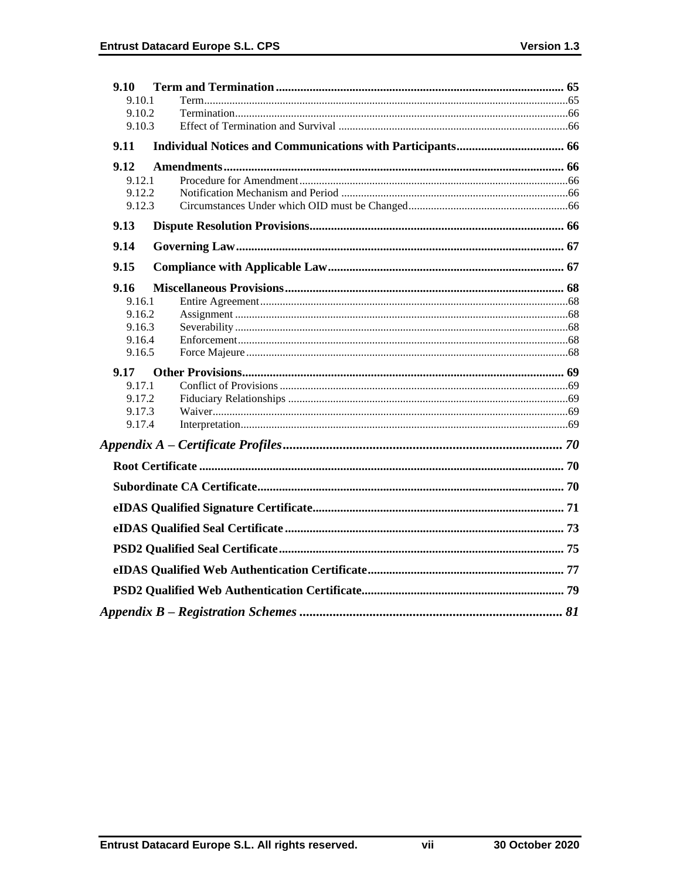- **9.10 Term and Termination** ..... 65
  - 9.10.1 Term ..... 65
  - 9.10.2 Termination ..... 66
  - 9.10.3 Effect of Termination and Survival ..... 66
- **9.11 Individual Notices and Communications with Participants** ..... 66
- **9.12 Amendments** ..... 66
  - 9.12.1 Procedure for Amendment ..... 66
  - 9.12.2 Notification Mechanism and Period ..... 66
  - 9.12.3 Circumstances Under which OID must be Changed ..... 66
- **9.13 Dispute Resolution Provisions** ..... 66
- **9.14 Governing Law** ..... 67
- **9.15 Compliance with Applicable Law** ..... 67
- **9.16 Miscellaneous Provisions** ..... 68
  - 9.16.1 Entire Agreement ..... 68
  - 9.16.2 Assignment ..... 68
  - 9.16.3 Severability ..... 68
  - 9.16.4 Enforcement ..... 68
  - 9.16.5 Force Majeure ..... 68
- **9.17 Other Provisions** ..... 69
  - 9.17.1 Conflict of Provisions ..... 69
  - 9.17.2 Fiduciary Relationships ..... 69
  - 9.17.3 Waiver ..... 69
  - 9.17.4 Interpretation ..... 69

***Appendix A – Certificate Profiles*** ..... *70*

- **Root Certificate** ..... 70
- **Subordinate CA Certificate** ..... 70
- **eIDAS Qualified Signature Certificate** ..... 71
- **eIDAS Qualified Seal Certificate** ..... 73
- **PSD2 Qualified Seal Certificate** ..... 75
- **eIDAS Qualified Web Authentication Certificate** ..... 77
- **PSD2 Qualified Web Authentication Certificate** ..... 79

***Appendix B – Registration Schemes*** ..... *81*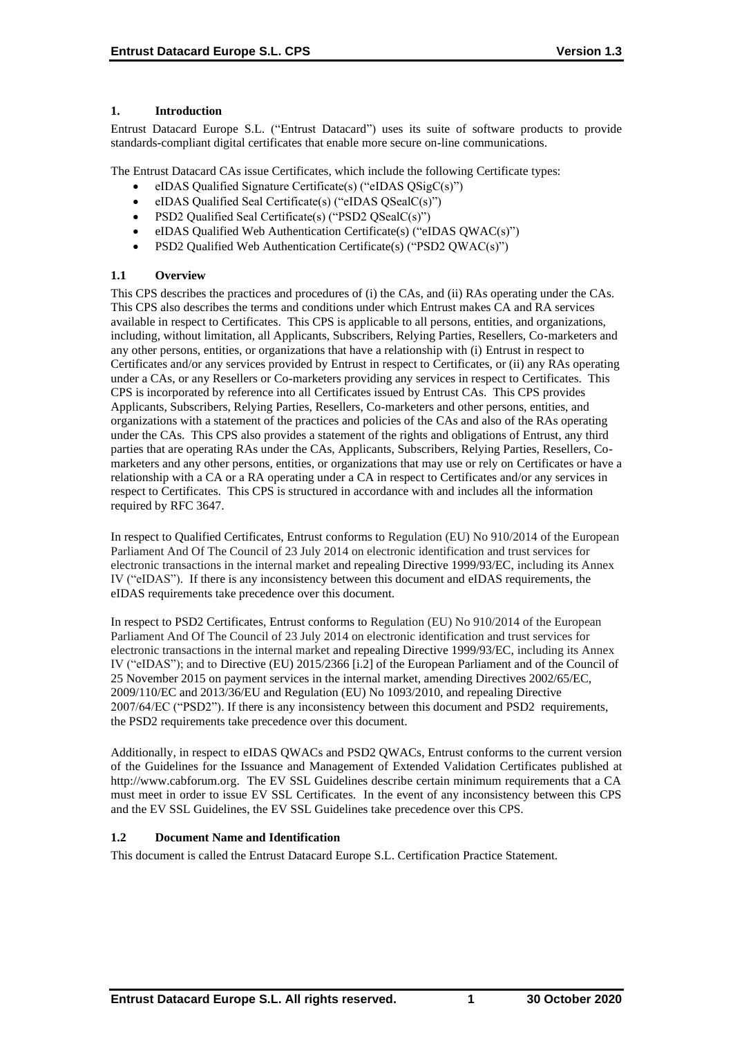## 1. Introduction

Entrust Datacard Europe S.L. ("Entrust Datacard") uses its suite of software products to provide standards-compliant digital certificates that enable more secure on-line communications.

The Entrust Datacard CAs issue Certificates, which include the following Certificate types:

- eIDAS Qualified Signature Certificate(s) ("eIDAS QSigC(s)")
- eIDAS Qualified Seal Certificate(s) ("eIDAS QSealC(s)")
- PSD2 Qualified Seal Certificate(s) ("PSD2 QSealC(s)")
- eIDAS Qualified Web Authentication Certificate(s) ("eIDAS QWAC(s)")
- PSD2 Qualified Web Authentication Certificate(s) ("PSD2 QWAC(s)")

### 1.1 Overview

This CPS describes the practices and procedures of (i) the CAs, and (ii) RAs operating under the CAs. This CPS also describes the terms and conditions under which Entrust makes CA and RA services available in respect to Certificates. This CPS is applicable to all persons, entities, and organizations, including, without limitation, all Applicants, Subscribers, Relying Parties, Resellers, Co-marketers and any other persons, entities, or organizations that have a relationship with (i) Entrust in respect to Certificates and/or any services provided by Entrust in respect to Certificates, or (ii) any RAs operating under a CAs, or any Resellers or Co-marketers providing any services in respect to Certificates. This CPS is incorporated by reference into all Certificates issued by Entrust CAs. This CPS provides Applicants, Subscribers, Relying Parties, Resellers, Co-marketers and other persons, entities, and organizations with a statement of the practices and policies of the CAs and also of the RAs operating under the CAs. This CPS also provides a statement of the rights and obligations of Entrust, any third parties that are operating RAs under the CAs, Applicants, Subscribers, Relying Parties, Resellers, Co-marketers and any other persons, entities, or organizations that may use or rely on Certificates or have a relationship with a CA or a RA operating under a CA in respect to Certificates and/or any services in respect to Certificates. This CPS is structured in accordance with and includes all the information required by RFC 3647.

In respect to Qualified Certificates, Entrust conforms to Regulation (EU) No 910/2014 of the European Parliament And Of The Council of 23 July 2014 on electronic identification and trust services for electronic transactions in the internal market and repealing Directive 1999/93/EC, including its Annex IV ("eIDAS"). If there is any inconsistency between this document and eIDAS requirements, the eIDAS requirements take precedence over this document.

In respect to PSD2 Certificates, Entrust conforms to Regulation (EU) No 910/2014 of the European Parliament And Of The Council of 23 July 2014 on electronic identification and trust services for electronic transactions in the internal market and repealing Directive 1999/93/EC, including its Annex IV ("eIDAS"); and to Directive (EU) 2015/2366 [i.2] of the European Parliament and of the Council of 25 November 2015 on payment services in the internal market, amending Directives 2002/65/EC, 2009/110/EC and 2013/36/EU and Regulation (EU) No 1093/2010, and repealing Directive 2007/64/EC ("PSD2"). If there is any inconsistency between this document and PSD2 requirements, the PSD2 requirements take precedence over this document.

Additionally, in respect to eIDAS QWACs and PSD2 QWACs, Entrust conforms to the current version of the Guidelines for the Issuance and Management of Extended Validation Certificates published at http://www.cabforum.org. The EV SSL Guidelines describe certain minimum requirements that a CA must meet in order to issue EV SSL Certificates. In the event of any inconsistency between this CPS and the EV SSL Guidelines, the EV SSL Guidelines take precedence over this CPS.

### 1.2 Document Name and Identification

This document is called the Entrust Datacard Europe S.L. Certification Practice Statement.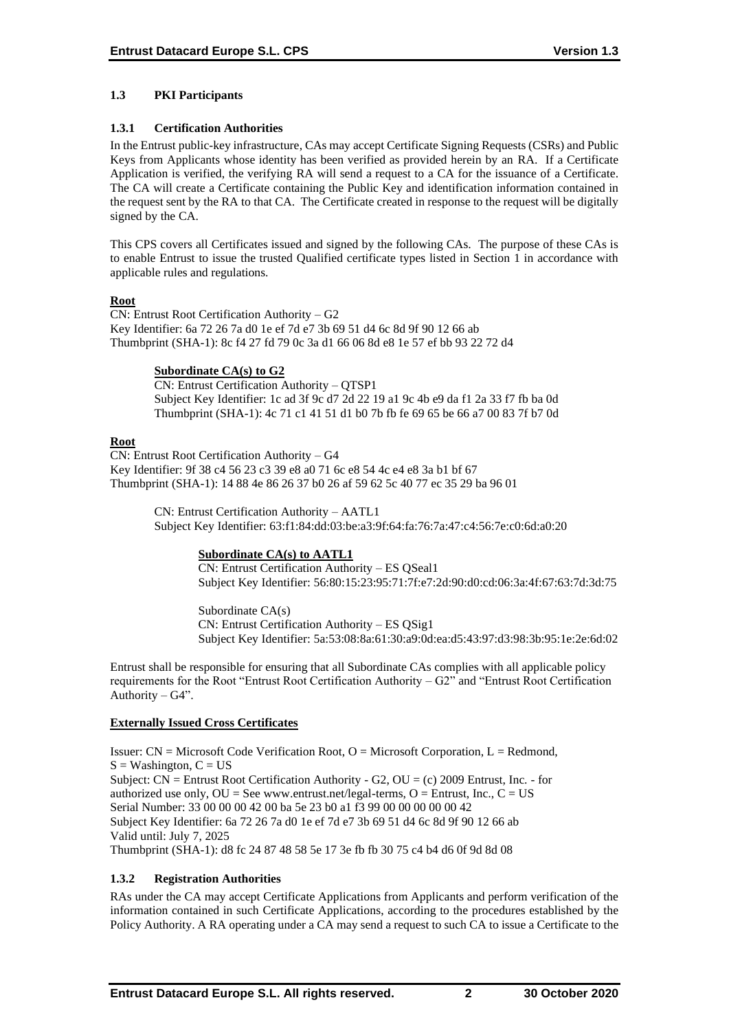### 1.3 PKI Participants

#### 1.3.1 Certification Authorities

In the Entrust public-key infrastructure, CAs may accept Certificate Signing Requests (CSRs) and Public Keys from Applicants whose identity has been verified as provided herein by an RA. If a Certificate Application is verified, the verifying RA will send a request to a CA for the issuance of a Certificate. The CA will create a Certificate containing the Public Key and identification information contained in the request sent by the RA to that CA. The Certificate created in response to the request will be digitally signed by the CA.

This CPS covers all Certificates issued and signed by the following CAs. The purpose of these CAs is to enable Entrust to issue the trusted Qualified certificate types listed in Section 1 in accordance with applicable rules and regulations.

**Root**

CN: Entrust Root Certification Authority – G2
Key Identifier: 6a 72 26 7a d0 1e ef 7d e7 3b 69 51 d4 6c 8d 9f 90 12 66 ab
Thumbprint (SHA-1): 8c f4 27 fd 79 0c 3a d1 66 06 8d e8 1e 57 ef bb 93 22 72 d4

> **Subordinate CA(s) to G2**
>
> CN: Entrust Certification Authority – QTSP1
> Subject Key Identifier: 1c ad 3f 9c d7 2d 22 19 a1 9c 4b e9 da f1 2a 33 f7 fb ba 0d
> Thumbprint (SHA-1): 4c 71 c1 41 51 d1 b0 7b fb fe 69 65 be 66 a7 00 83 7f b7 0d

**Root**

CN: Entrust Root Certification Authority – G4
Key Identifier: 9f 38 c4 56 23 c3 39 e8 a0 71 6c e8 54 4c e4 e8 3a b1 bf 67
Thumbprint (SHA-1): 14 88 4e 86 26 37 b0 26 af 59 62 5c 40 77 ec 35 29 ba 96 01

> CN: Entrust Certification Authority – AATL1
> Subject Key Identifier: 63:f1:84:dd:03:be:a3:9f:64:fa:76:7a:47:c4:56:7e:c0:6d:a0:20
>
> > **Subordinate CA(s) to AATL1**
> >
> > CN: Entrust Certification Authority – ES QSeal1
> > Subject Key Identifier: 56:80:15:23:95:71:7f:e7:2d:90:d0:cd:06:3a:4f:67:63:7d:3d:75
> >
> > Subordinate CA(s)
> > CN: Entrust Certification Authority – ES QSig1
> > Subject Key Identifier: 5a:53:08:8a:61:30:a9:0d:ea:d5:43:97:d3:98:3b:95:1e:2e:6d:02

Entrust shall be responsible for ensuring that all Subordinate CAs complies with all applicable policy requirements for the Root "Entrust Root Certification Authority – G2" and "Entrust Root Certification Authority – G4".

**Externally Issued Cross Certificates**

Issuer: CN = Microsoft Code Verification Root, O = Microsoft Corporation, L = Redmond, S = Washington, C = US
Subject: CN = Entrust Root Certification Authority - G2, OU = (c) 2009 Entrust, Inc. - for authorized use only, OU = See www.entrust.net/legal-terms, O = Entrust, Inc., C = US
Serial Number: 33 00 00 00 42 00 ba 5e 23 b0 a1 f3 99 00 00 00 00 00 42
Subject Key Identifier: 6a 72 26 7a d0 1e ef 7d e7 3b 69 51 d4 6c 8d 9f 90 12 66 ab
Valid until: July 7, 2025
Thumbprint (SHA-1): d8 fc 24 87 48 58 5e 17 3e fb fb 30 75 c4 b4 d6 0f 9d 8d 08

#### 1.3.2 Registration Authorities

RAs under the CA may accept Certificate Applications from Applicants and perform verification of the information contained in such Certificate Applications, according to the procedures established by the Policy Authority. A RA operating under a CA may send a request to such CA to issue a Certificate to the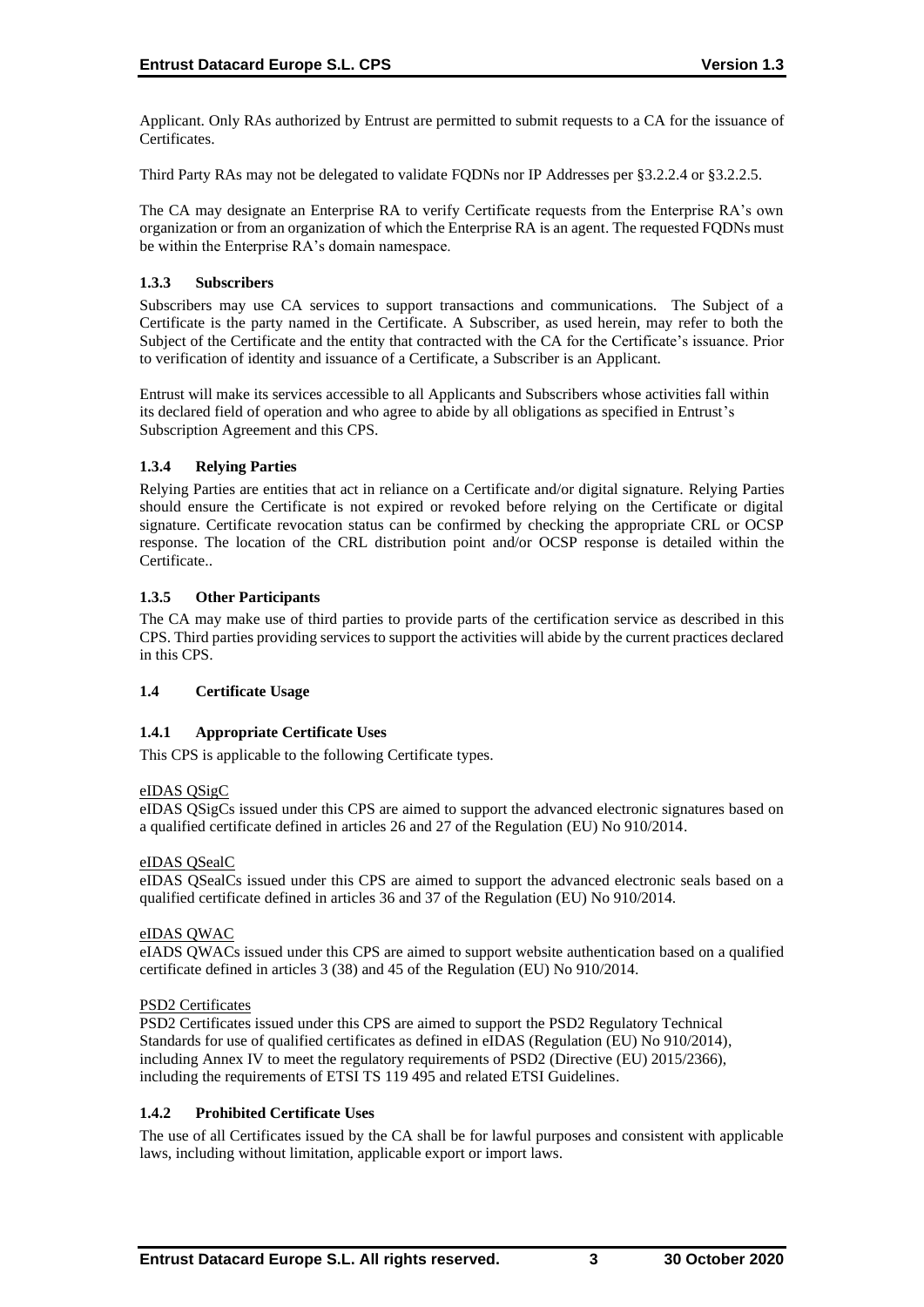Applicant. Only RAs authorized by Entrust are permitted to submit requests to a CA for the issuance of Certificates.

Third Party RAs may not be delegated to validate FQDNs nor IP Addresses per §3.2.2.4 or §3.2.2.5.

The CA may designate an Enterprise RA to verify Certificate requests from the Enterprise RA's own organization or from an organization of which the Enterprise RA is an agent. The requested FQDNs must be within the Enterprise RA's domain namespace.

### 1.3.3 Subscribers

Subscribers may use CA services to support transactions and communications. The Subject of a Certificate is the party named in the Certificate. A Subscriber, as used herein, may refer to both the Subject of the Certificate and the entity that contracted with the CA for the Certificate's issuance. Prior to verification of identity and issuance of a Certificate, a Subscriber is an Applicant.

Entrust will make its services accessible to all Applicants and Subscribers whose activities fall within its declared field of operation and who agree to abide by all obligations as specified in Entrust's Subscription Agreement and this CPS.

### 1.3.4 Relying Parties

Relying Parties are entities that act in reliance on a Certificate and/or digital signature. Relying Parties should ensure the Certificate is not expired or revoked before relying on the Certificate or digital signature. Certificate revocation status can be confirmed by checking the appropriate CRL or OCSP response. The location of the CRL distribution point and/or OCSP response is detailed within the Certificate..

### 1.3.5 Other Participants

The CA may make use of third parties to provide parts of the certification service as described in this CPS. Third parties providing services to support the activities will abide by the current practices declared in this CPS.

## 1.4 Certificate Usage

### 1.4.1 Appropriate Certificate Uses

This CPS is applicable to the following Certificate types.

eIDAS QSigC

eIDAS QSigCs issued under this CPS are aimed to support the advanced electronic signatures based on a qualified certificate defined in articles 26 and 27 of the Regulation (EU) No 910/2014.

eIDAS QSealC

eIDAS QSealCs issued under this CPS are aimed to support the advanced electronic seals based on a qualified certificate defined in articles 36 and 37 of the Regulation (EU) No 910/2014.

eIDAS QWAC

eIADS QWACs issued under this CPS are aimed to support website authentication based on a qualified certificate defined in articles 3 (38) and 45 of the Regulation (EU) No 910/2014.

PSD2 Certificates

PSD2 Certificates issued under this CPS are aimed to support the PSD2 Regulatory Technical Standards for use of qualified certificates as defined in eIDAS (Regulation (EU) No 910/2014), including Annex IV to meet the regulatory requirements of PSD2 (Directive (EU) 2015/2366), including the requirements of ETSI TS 119 495 and related ETSI Guidelines.

### 1.4.2 Prohibited Certificate Uses

The use of all Certificates issued by the CA shall be for lawful purposes and consistent with applicable laws, including without limitation, applicable export or import laws.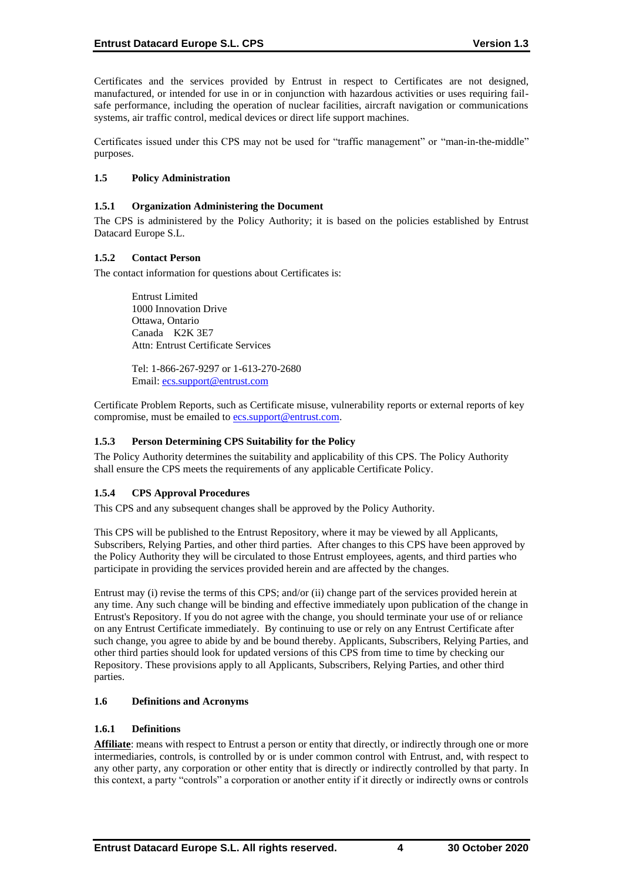Certificates and the services provided by Entrust in respect to Certificates are not designed, manufactured, or intended for use in or in conjunction with hazardous activities or uses requiring fail-safe performance, including the operation of nuclear facilities, aircraft navigation or communications systems, air traffic control, medical devices or direct life support machines.

Certificates issued under this CPS may not be used for "traffic management" or "man-in-the-middle" purposes.

### 1.5 Policy Administration

#### 1.5.1 Organization Administering the Document

The CPS is administered by the Policy Authority; it is based on the policies established by Entrust Datacard Europe S.L.

#### 1.5.2 Contact Person

The contact information for questions about Certificates is:

> Entrust Limited
> 1000 Innovation Drive
> Ottawa, Ontario
> Canada K2K 3E7
> Attn: Entrust Certificate Services
>
> Tel: 1-866-267-9297 or 1-613-270-2680
> Email: ecs.support@entrust.com

Certificate Problem Reports, such as Certificate misuse, vulnerability reports or external reports of key compromise, must be emailed to ecs.support@entrust.com.

#### 1.5.3 Person Determining CPS Suitability for the Policy

The Policy Authority determines the suitability and applicability of this CPS. The Policy Authority shall ensure the CPS meets the requirements of any applicable Certificate Policy.

#### 1.5.4 CPS Approval Procedures

This CPS and any subsequent changes shall be approved by the Policy Authority.

This CPS will be published to the Entrust Repository, where it may be viewed by all Applicants, Subscribers, Relying Parties, and other third parties. After changes to this CPS have been approved by the Policy Authority they will be circulated to those Entrust employees, agents, and third parties who participate in providing the services provided herein and are affected by the changes.

Entrust may (i) revise the terms of this CPS; and/or (ii) change part of the services provided herein at any time. Any such change will be binding and effective immediately upon publication of the change in Entrust's Repository. If you do not agree with the change, you should terminate your use of or reliance on any Entrust Certificate immediately. By continuing to use or rely on any Entrust Certificate after such change, you agree to abide by and be bound thereby. Applicants, Subscribers, Relying Parties, and other third parties should look for updated versions of this CPS from time to time by checking our Repository. These provisions apply to all Applicants, Subscribers, Relying Parties, and other third parties.

### 1.6 Definitions and Acronyms

#### 1.6.1 Definitions

**Affiliate**: means with respect to Entrust a person or entity that directly, or indirectly through one or more intermediaries, controls, is controlled by or is under common control with Entrust, and, with respect to any other party, any corporation or other entity that is directly or indirectly controlled by that party. In this context, a party "controls" a corporation or another entity if it directly or indirectly owns or controls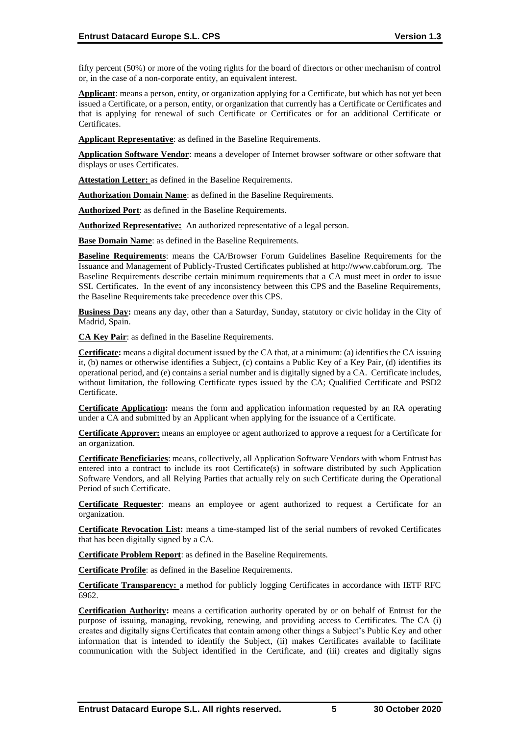fifty percent (50%) or more of the voting rights for the board of directors or other mechanism of control or, in the case of a non-corporate entity, an equivalent interest.

**Applicant**: means a person, entity, or organization applying for a Certificate, but which has not yet been issued a Certificate, or a person, entity, or organization that currently has a Certificate or Certificates and that is applying for renewal of such Certificate or Certificates or for an additional Certificate or Certificates.

**Applicant Representative**: as defined in the Baseline Requirements.

**Application Software Vendor**: means a developer of Internet browser software or other software that displays or uses Certificates.

**Attestation Letter:** as defined in the Baseline Requirements.

**Authorization Domain Name**: as defined in the Baseline Requirements.

**Authorized Port**: as defined in the Baseline Requirements.

**Authorized Representative:** An authorized representative of a legal person.

**Base Domain Name**: as defined in the Baseline Requirements.

**Baseline Requirements**: means the CA/Browser Forum Guidelines Baseline Requirements for the Issuance and Management of Publicly-Trusted Certificates published at http://www.cabforum.org. The Baseline Requirements describe certain minimum requirements that a CA must meet in order to issue SSL Certificates. In the event of any inconsistency between this CPS and the Baseline Requirements, the Baseline Requirements take precedence over this CPS.

**Business Day:** means any day, other than a Saturday, Sunday, statutory or civic holiday in the City of Madrid, Spain.

**CA Key Pair**: as defined in the Baseline Requirements.

**Certificate:** means a digital document issued by the CA that, at a minimum: (a) identifies the CA issuing it, (b) names or otherwise identifies a Subject, (c) contains a Public Key of a Key Pair, (d) identifies its operational period, and (e) contains a serial number and is digitally signed by a CA. Certificate includes, without limitation, the following Certificate types issued by the CA; Qualified Certificate and PSD2 Certificate.

**Certificate Application:** means the form and application information requested by an RA operating under a CA and submitted by an Applicant when applying for the issuance of a Certificate.

**Certificate Approver:** means an employee or agent authorized to approve a request for a Certificate for an organization.

**Certificate Beneficiaries**: means, collectively, all Application Software Vendors with whom Entrust has entered into a contract to include its root Certificate(s) in software distributed by such Application Software Vendors, and all Relying Parties that actually rely on such Certificate during the Operational Period of such Certificate.

**Certificate Requester**: means an employee or agent authorized to request a Certificate for an organization.

**Certificate Revocation List:** means a time-stamped list of the serial numbers of revoked Certificates that has been digitally signed by a CA.

**Certificate Problem Report**: as defined in the Baseline Requirements.

**Certificate Profile**: as defined in the Baseline Requirements.

**Certificate Transparency:** a method for publicly logging Certificates in accordance with IETF RFC 6962.

**Certification Authority:** means a certification authority operated by or on behalf of Entrust for the purpose of issuing, managing, revoking, renewing, and providing access to Certificates. The CA (i) creates and digitally signs Certificates that contain among other things a Subject's Public Key and other information that is intended to identify the Subject, (ii) makes Certificates available to facilitate communication with the Subject identified in the Certificate, and (iii) creates and digitally signs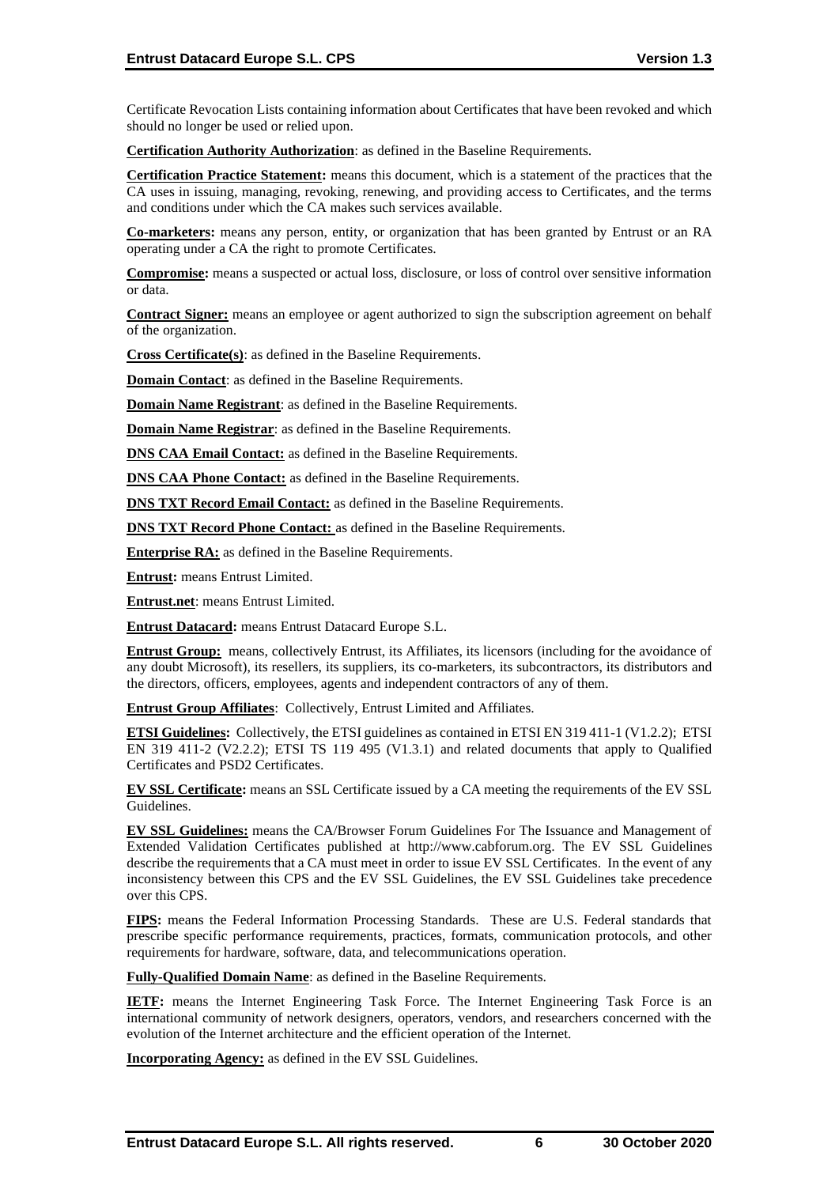Certificate Revocation Lists containing information about Certificates that have been revoked and which should no longer be used or relied upon.

**Certification Authority Authorization**: as defined in the Baseline Requirements.

**Certification Practice Statement:** means this document, which is a statement of the practices that the CA uses in issuing, managing, revoking, renewing, and providing access to Certificates, and the terms and conditions under which the CA makes such services available.

**Co-marketers:** means any person, entity, or organization that has been granted by Entrust or an RA operating under a CA the right to promote Certificates.

**Compromise:** means a suspected or actual loss, disclosure, or loss of control over sensitive information or data.

**Contract Signer:** means an employee or agent authorized to sign the subscription agreement on behalf of the organization.

**Cross Certificate(s)**: as defined in the Baseline Requirements.

**Domain Contact**: as defined in the Baseline Requirements.

**Domain Name Registrant**: as defined in the Baseline Requirements.

**Domain Name Registrar**: as defined in the Baseline Requirements.

**DNS CAA Email Contact:** as defined in the Baseline Requirements.

**DNS CAA Phone Contact:** as defined in the Baseline Requirements.

**DNS TXT Record Email Contact:** as defined in the Baseline Requirements.

**DNS TXT Record Phone Contact:** as defined in the Baseline Requirements.

**Enterprise RA:** as defined in the Baseline Requirements.

**Entrust:** means Entrust Limited.

**Entrust.net**: means Entrust Limited.

**Entrust Datacard:** means Entrust Datacard Europe S.L.

**Entrust Group:** means, collectively Entrust, its Affiliates, its licensors (including for the avoidance of any doubt Microsoft), its resellers, its suppliers, its co-marketers, its subcontractors, its distributors and the directors, officers, employees, agents and independent contractors of any of them.

**Entrust Group Affiliates**: Collectively, Entrust Limited and Affiliates.

**ETSI Guidelines:** Collectively, the ETSI guidelines as contained in ETSI EN 319 411-1 (V1.2.2); ETSI EN 319 411-2 (V2.2.2); ETSI TS 119 495 (V1.3.1) and related documents that apply to Qualified Certificates and PSD2 Certificates.

**EV SSL Certificate:** means an SSL Certificate issued by a CA meeting the requirements of the EV SSL Guidelines.

**EV SSL Guidelines:** means the CA/Browser Forum Guidelines For The Issuance and Management of Extended Validation Certificates published at http://www.cabforum.org. The EV SSL Guidelines describe the requirements that a CA must meet in order to issue EV SSL Certificates. In the event of any inconsistency between this CPS and the EV SSL Guidelines, the EV SSL Guidelines take precedence over this CPS.

**FIPS:** means the Federal Information Processing Standards. These are U.S. Federal standards that prescribe specific performance requirements, practices, formats, communication protocols, and other requirements for hardware, software, data, and telecommunications operation.

**Fully-Qualified Domain Name**: as defined in the Baseline Requirements.

**IETF:** means the Internet Engineering Task Force. The Internet Engineering Task Force is an international community of network designers, operators, vendors, and researchers concerned with the evolution of the Internet architecture and the efficient operation of the Internet.

**Incorporating Agency:** as defined in the EV SSL Guidelines.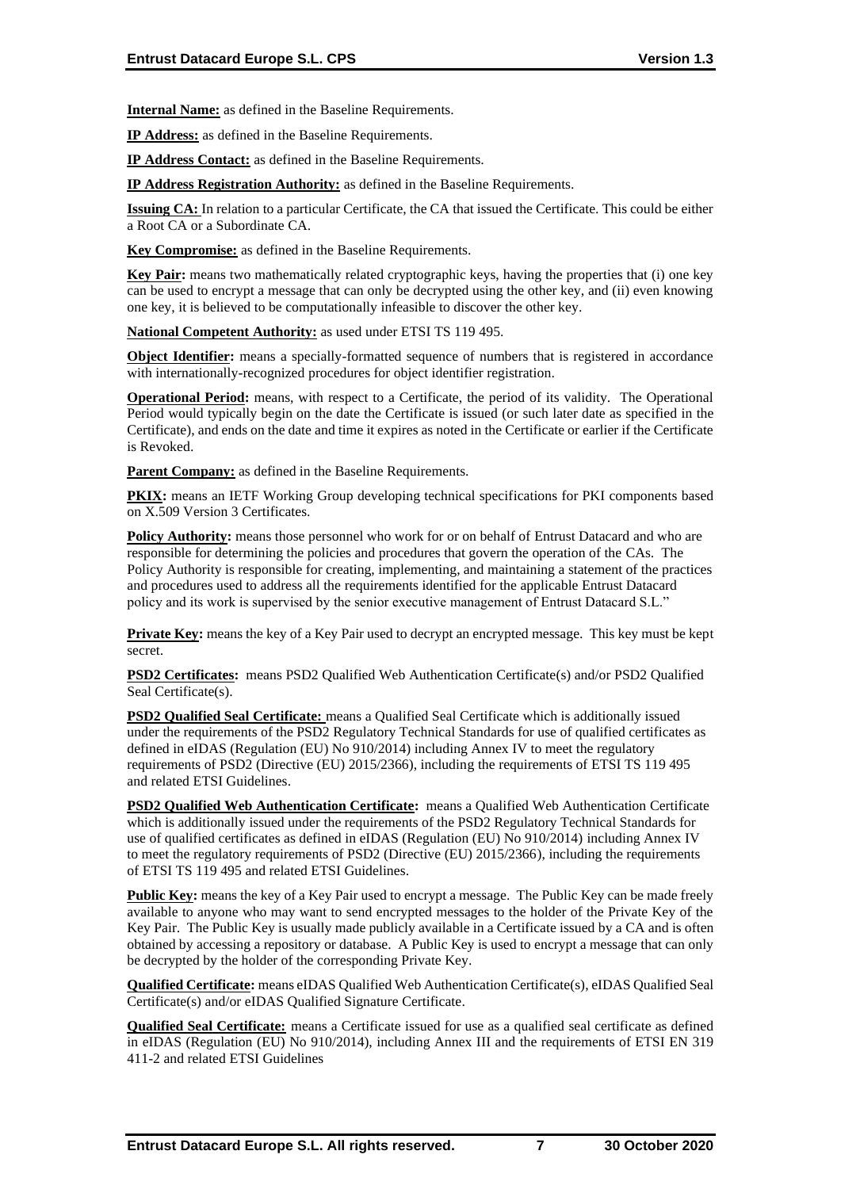**Internal Name:** as defined in the Baseline Requirements.

**IP Address:** as defined in the Baseline Requirements.

**IP Address Contact:** as defined in the Baseline Requirements.

**IP Address Registration Authority:** as defined in the Baseline Requirements.

**Issuing CA:** In relation to a particular Certificate, the CA that issued the Certificate. This could be either a Root CA or a Subordinate CA.

**Key Compromise:** as defined in the Baseline Requirements.

**Key Pair:** means two mathematically related cryptographic keys, having the properties that (i) one key can be used to encrypt a message that can only be decrypted using the other key, and (ii) even knowing one key, it is believed to be computationally infeasible to discover the other key.

**National Competent Authority:** as used under ETSI TS 119 495.

**Object Identifier:** means a specially-formatted sequence of numbers that is registered in accordance with internationally-recognized procedures for object identifier registration.

**Operational Period:** means, with respect to a Certificate, the period of its validity. The Operational Period would typically begin on the date the Certificate is issued (or such later date as specified in the Certificate), and ends on the date and time it expires as noted in the Certificate or earlier if the Certificate is Revoked.

**Parent Company:** as defined in the Baseline Requirements.

**PKIX:** means an IETF Working Group developing technical specifications for PKI components based on X.509 Version 3 Certificates.

**Policy Authority:** means those personnel who work for or on behalf of Entrust Datacard and who are responsible for determining the policies and procedures that govern the operation of the CAs. The Policy Authority is responsible for creating, implementing, and maintaining a statement of the practices and procedures used to address all the requirements identified for the applicable Entrust Datacard policy and its work is supervised by the senior executive management of Entrust Datacard S.L."

**Private Key:** means the key of a Key Pair used to decrypt an encrypted message. This key must be kept secret.

**PSD2 Certificates:** means PSD2 Qualified Web Authentication Certificate(s) and/or PSD2 Qualified Seal Certificate(s).

**PSD2 Qualified Seal Certificate:** means a Qualified Seal Certificate which is additionally issued under the requirements of the PSD2 Regulatory Technical Standards for use of qualified certificates as defined in eIDAS (Regulation (EU) No 910/2014) including Annex IV to meet the regulatory requirements of PSD2 (Directive (EU) 2015/2366), including the requirements of ETSI TS 119 495 and related ETSI Guidelines.

**PSD2 Qualified Web Authentication Certificate:** means a Qualified Web Authentication Certificate which is additionally issued under the requirements of the PSD2 Regulatory Technical Standards for use of qualified certificates as defined in eIDAS (Regulation (EU) No 910/2014) including Annex IV to meet the regulatory requirements of PSD2 (Directive (EU) 2015/2366), including the requirements of ETSI TS 119 495 and related ETSI Guidelines.

**Public Key:** means the key of a Key Pair used to encrypt a message. The Public Key can be made freely available to anyone who may want to send encrypted messages to the holder of the Private Key of the Key Pair. The Public Key is usually made publicly available in a Certificate issued by a CA and is often obtained by accessing a repository or database. A Public Key is used to encrypt a message that can only be decrypted by the holder of the corresponding Private Key.

**Qualified Certificate:** means eIDAS Qualified Web Authentication Certificate(s), eIDAS Qualified Seal Certificate(s) and/or eIDAS Qualified Signature Certificate.

**Qualified Seal Certificate:** means a Certificate issued for use as a qualified seal certificate as defined in eIDAS (Regulation (EU) No 910/2014), including Annex III and the requirements of ETSI EN 319 411-2 and related ETSI Guidelines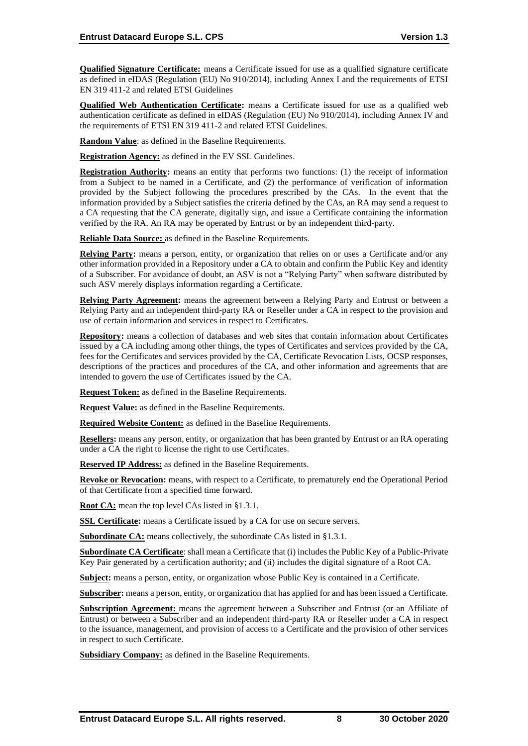**Qualified Signature Certificate:** means a Certificate issued for use as a qualified signature certificate as defined in eIDAS (Regulation (EU) No 910/2014), including Annex I and the requirements of ETSI EN 319 411-2 and related ETSI Guidelines

**Qualified Web Authentication Certificate:** means a Certificate issued for use as a qualified web authentication certificate as defined in eIDAS (Regulation (EU) No 910/2014), including Annex IV and the requirements of ETSI EN 319 411-2 and related ETSI Guidelines.

**Random Value**: as defined in the Baseline Requirements.

**Registration Agency:** as defined in the EV SSL Guidelines.

**Registration Authority:** means an entity that performs two functions: (1) the receipt of information from a Subject to be named in a Certificate, and (2) the performance of verification of information provided by the Subject following the procedures prescribed by the CAs. In the event that the information provided by a Subject satisfies the criteria defined by the CAs, an RA may send a request to a CA requesting that the CA generate, digitally sign, and issue a Certificate containing the information verified by the RA. An RA may be operated by Entrust or by an independent third-party.

**Reliable Data Source:** as defined in the Baseline Requirements.

**Relying Party:** means a person, entity, or organization that relies on or uses a Certificate and/or any other information provided in a Repository under a CA to obtain and confirm the Public Key and identity of a Subscriber. For avoidance of doubt, an ASV is not a "Relying Party" when software distributed by such ASV merely displays information regarding a Certificate.

**Relying Party Agreement:** means the agreement between a Relying Party and Entrust or between a Relying Party and an independent third-party RA or Reseller under a CA in respect to the provision and use of certain information and services in respect to Certificates.

**Repository:** means a collection of databases and web sites that contain information about Certificates issued by a CA including among other things, the types of Certificates and services provided by the CA, fees for the Certificates and services provided by the CA, Certificate Revocation Lists, OCSP responses, descriptions of the practices and procedures of the CA, and other information and agreements that are intended to govern the use of Certificates issued by the CA.

**Request Token:** as defined in the Baseline Requirements.

**Request Value:** as defined in the Baseline Requirements.

**Required Website Content:** as defined in the Baseline Requirements.

**Resellers:** means any person, entity, or organization that has been granted by Entrust or an RA operating under a CA the right to license the right to use Certificates.

**Reserved IP Address:** as defined in the Baseline Requirements.

**Revoke or Revocation:** means, with respect to a Certificate, to prematurely end the Operational Period of that Certificate from a specified time forward.

**Root CA:** mean the top level CAs listed in §1.3.1.

**SSL Certificate:** means a Certificate issued by a CA for use on secure servers.

**Subordinate CA:** means collectively, the subordinate CAs listed in §1.3.1.

**Subordinate CA Certificate**: shall mean a Certificate that (i) includes the Public Key of a Public-Private Key Pair generated by a certification authority; and (ii) includes the digital signature of a Root CA.

**Subject:** means a person, entity, or organization whose Public Key is contained in a Certificate.

**Subscriber:** means a person, entity, or organization that has applied for and has been issued a Certificate.

**Subscription Agreement:** means the agreement between a Subscriber and Entrust (or an Affiliate of Entrust) or between a Subscriber and an independent third-party RA or Reseller under a CA in respect to the issuance, management, and provision of access to a Certificate and the provision of other services in respect to such Certificate.

**Subsidiary Company:** as defined in the Baseline Requirements.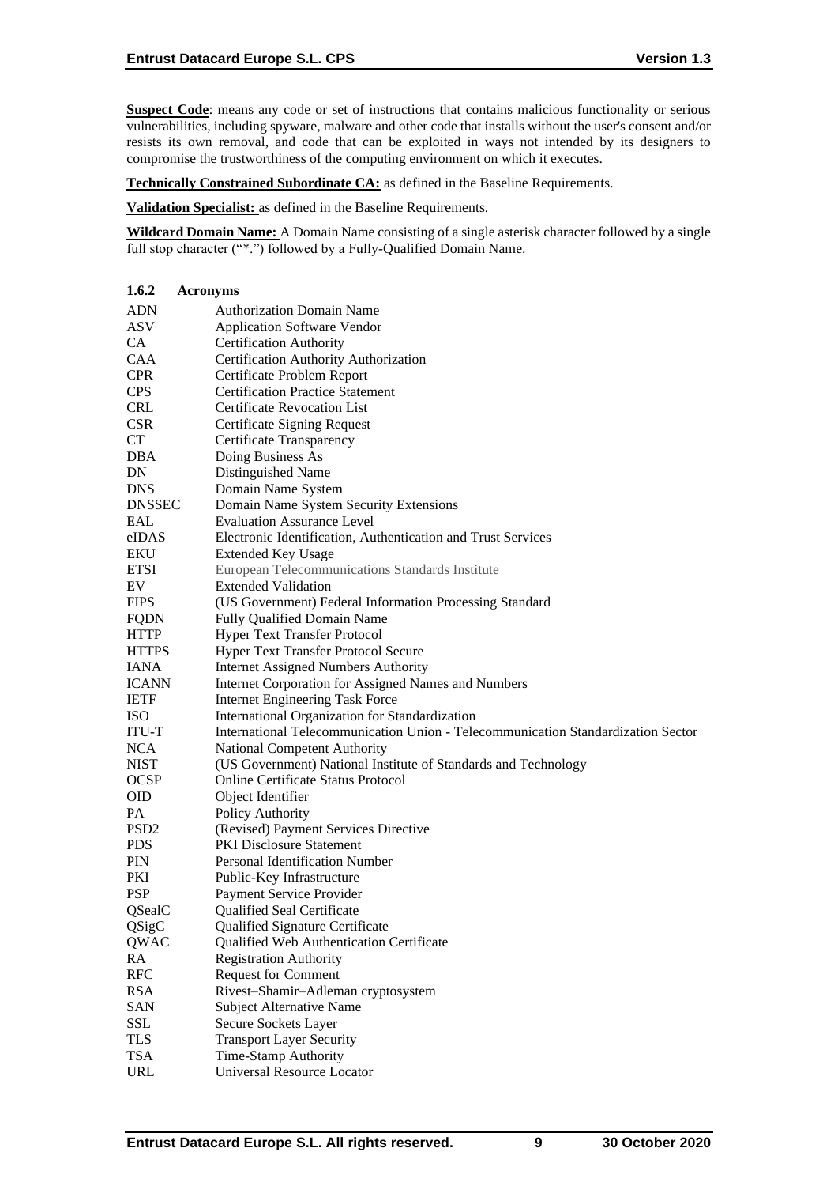**Suspect Code**: means any code or set of instructions that contains malicious functionality or serious vulnerabilities, including spyware, malware and other code that installs without the user's consent and/or resists its own removal, and code that can be exploited in ways not intended by its designers to compromise the trustworthiness of the computing environment on which it executes.

**Technically Constrained Subordinate CA:** as defined in the Baseline Requirements.

**Validation Specialist:** as defined in the Baseline Requirements.

**Wildcard Domain Name:** A Domain Name consisting of a single asterisk character followed by a single full stop character ("*.") followed by a Fully-Qualified Domain Name.

### 1.6.2 Acronyms

| | |
|---|---|
| ADN | Authorization Domain Name |
| ASV | Application Software Vendor |
| CA | Certification Authority |
| CAA | Certification Authority Authorization |
| CPR | Certificate Problem Report |
| CPS | Certification Practice Statement |
| CRL | Certificate Revocation List |
| CSR | Certificate Signing Request |
| CT | Certificate Transparency |
| DBA | Doing Business As |
| DN | Distinguished Name |
| DNS | Domain Name System |
| DNSSEC | Domain Name System Security Extensions |
| EAL | Evaluation Assurance Level |
| eIDAS | Electronic Identification, Authentication and Trust Services |
| EKU | Extended Key Usage |
| ETSI | European Telecommunications Standards Institute |
| EV | Extended Validation |
| FIPS | (US Government) Federal Information Processing Standard |
| FQDN | Fully Qualified Domain Name |
| HTTP | Hyper Text Transfer Protocol |
| HTTPS | Hyper Text Transfer Protocol Secure |
| IANA | Internet Assigned Numbers Authority |
| ICANN | Internet Corporation for Assigned Names and Numbers |
| IETF | Internet Engineering Task Force |
| ISO | International Organization for Standardization |
| ITU-T | International Telecommunication Union - Telecommunication Standardization Sector |
| NCA | National Competent Authority |
| NIST | (US Government) National Institute of Standards and Technology |
| OCSP | Online Certificate Status Protocol |
| OID | Object Identifier |
| PA | Policy Authority |
| PSD2 | (Revised) Payment Services Directive |
| PDS | PKI Disclosure Statement |
| PIN | Personal Identification Number |
| PKI | Public-Key Infrastructure |
| PSP | Payment Service Provider |
| QSealC | Qualified Seal Certificate |
| QSigC | Qualified Signature Certificate |
| QWAC | Qualified Web Authentication Certificate |
| RA | Registration Authority |
| RFC | Request for Comment |
| RSA | Rivest–Shamir–Adleman cryptosystem |
| SAN | Subject Alternative Name |
| SSL | Secure Sockets Layer |
| TLS | Transport Layer Security |
| TSA | Time-Stamp Authority |
| URL | Universal Resource Locator |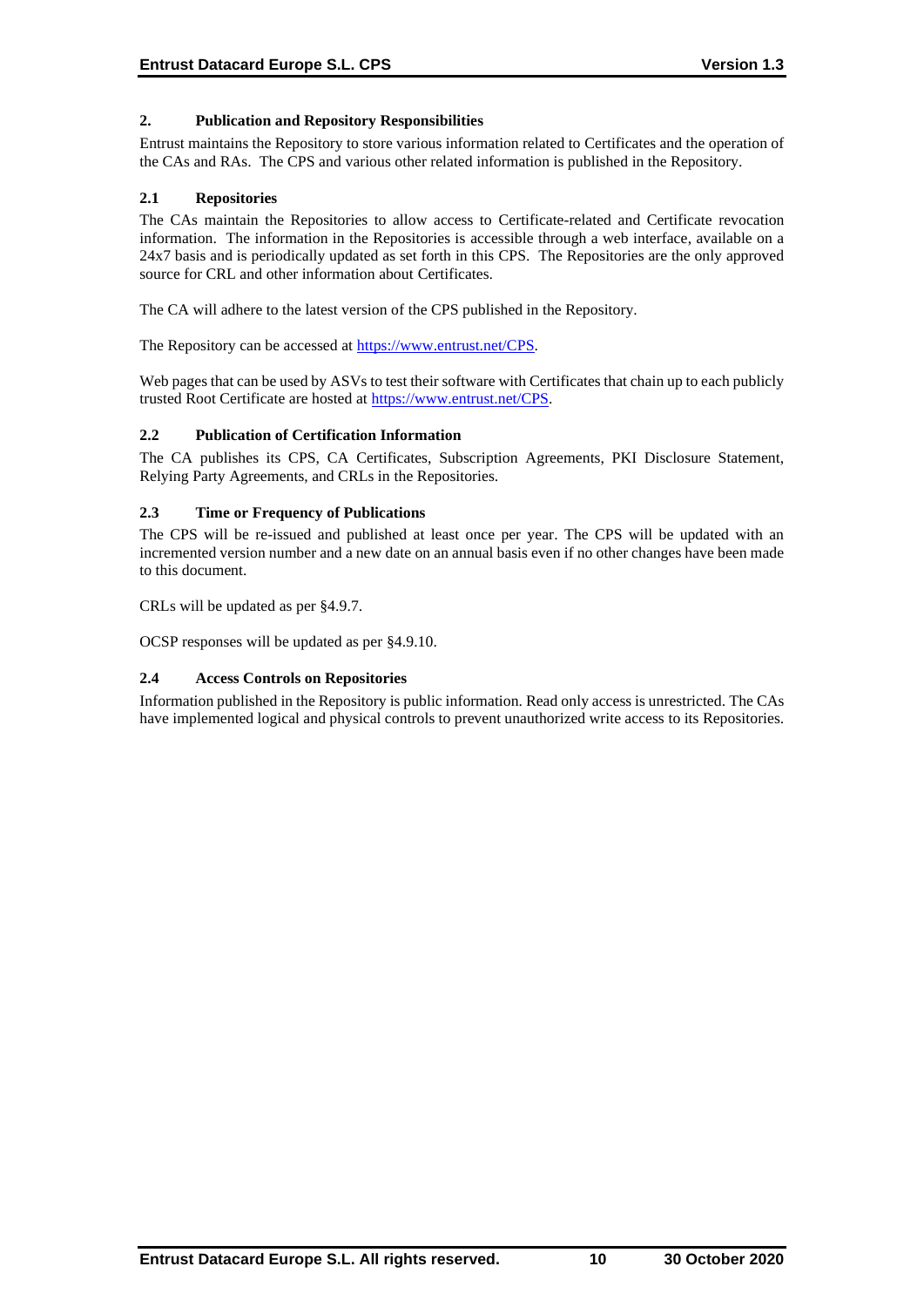## 2. Publication and Repository Responsibilities

Entrust maintains the Repository to store various information related to Certificates and the operation of the CAs and RAs. The CPS and various other related information is published in the Repository.

### 2.1 Repositories

The CAs maintain the Repositories to allow access to Certificate-related and Certificate revocation information. The information in the Repositories is accessible through a web interface, available on a 24x7 basis and is periodically updated as set forth in this CPS. The Repositories are the only approved source for CRL and other information about Certificates.

The CA will adhere to the latest version of the CPS published in the Repository.

The Repository can be accessed at https://www.entrust.net/CPS.

Web pages that can be used by ASVs to test their software with Certificates that chain up to each publicly trusted Root Certificate are hosted at https://www.entrust.net/CPS.

### 2.2 Publication of Certification Information

The CA publishes its CPS, CA Certificates, Subscription Agreements, PKI Disclosure Statement, Relying Party Agreements, and CRLs in the Repositories.

### 2.3 Time or Frequency of Publications

The CPS will be re-issued and published at least once per year. The CPS will be updated with an incremented version number and a new date on an annual basis even if no other changes have been made to this document.

CRLs will be updated as per §4.9.7.

OCSP responses will be updated as per §4.9.10.

### 2.4 Access Controls on Repositories

Information published in the Repository is public information. Read only access is unrestricted. The CAs have implemented logical and physical controls to prevent unauthorized write access to its Repositories.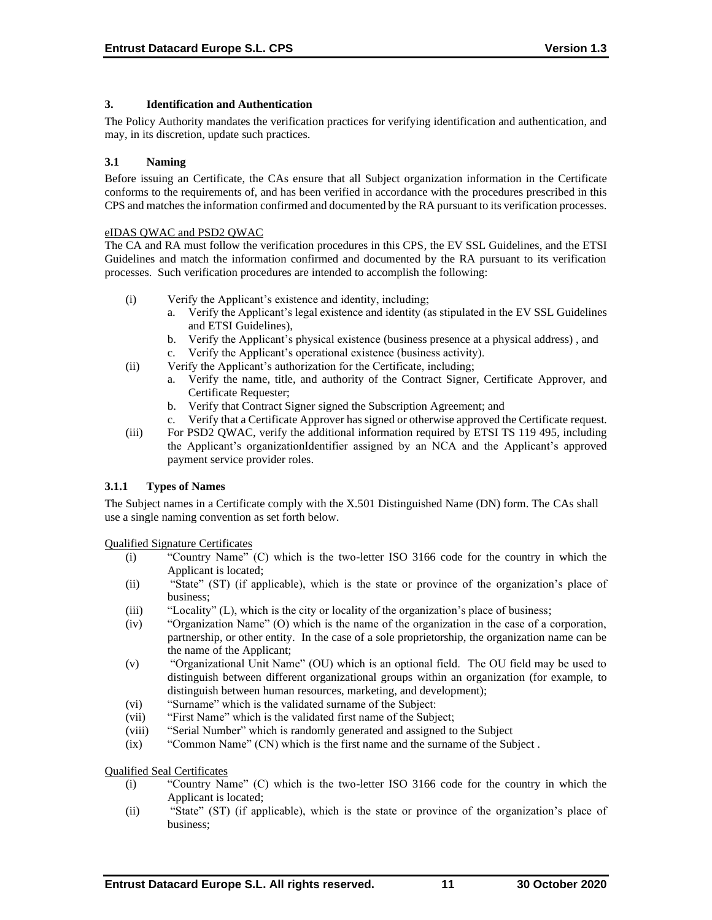## 3. Identification and Authentication

The Policy Authority mandates the verification practices for verifying identification and authentication, and may, in its discretion, update such practices.

### 3.1 Naming

Before issuing an Certificate, the CAs ensure that all Subject organization information in the Certificate conforms to the requirements of, and has been verified in accordance with the procedures prescribed in this CPS and matches the information confirmed and documented by the RA pursuant to its verification processes.

eIDAS QWAC and PSD2 QWAC

The CA and RA must follow the verification procedures in this CPS, the EV SSL Guidelines, and the ETSI Guidelines and match the information confirmed and documented by the RA pursuant to its verification processes. Such verification procedures are intended to accomplish the following:

- (i) Verify the Applicant's existence and identity, including;
  - a. Verify the Applicant's legal existence and identity (as stipulated in the EV SSL Guidelines and ETSI Guidelines),
  - b. Verify the Applicant's physical existence (business presence at a physical address) , and
  - c. Verify the Applicant's operational existence (business activity).
- (ii) Verify the Applicant's authorization for the Certificate, including;
  - a. Verify the name, title, and authority of the Contract Signer, Certificate Approver, and Certificate Requester;
  - b. Verify that Contract Signer signed the Subscription Agreement; and
  - c. Verify that a Certificate Approver has signed or otherwise approved the Certificate request.
- (iii) For PSD2 QWAC, verify the additional information required by ETSI TS 119 495, including the Applicant's organizationIdentifier assigned by an NCA and the Applicant's approved payment service provider roles.

#### 3.1.1 Types of Names

The Subject names in a Certificate comply with the X.501 Distinguished Name (DN) form. The CAs shall use a single naming convention as set forth below.

Qualified Signature Certificates

- (i) "Country Name" (C) which is the two-letter ISO 3166 code for the country in which the Applicant is located;
- (ii) "State" (ST) (if applicable), which is the state or province of the organization's place of business;
- (iii) "Locality" (L), which is the city or locality of the organization's place of business;
- (iv) "Organization Name" (O) which is the name of the organization in the case of a corporation, partnership, or other entity. In the case of a sole proprietorship, the organization name can be the name of the Applicant;
- (v) "Organizational Unit Name" (OU) which is an optional field. The OU field may be used to distinguish between different organizational groups within an organization (for example, to distinguish between human resources, marketing, and development);
- (vi) "Surname" which is the validated surname of the Subject:
- (vii) "First Name" which is the validated first name of the Subject;
- (viii) "Serial Number" which is randomly generated and assigned to the Subject
- (ix) "Common Name" (CN) which is the first name and the surname of the Subject .

Qualified Seal Certificates

- (i) "Country Name" (C) which is the two-letter ISO 3166 code for the country in which the Applicant is located;
- (ii) "State" (ST) (if applicable), which is the state or province of the organization's place of business;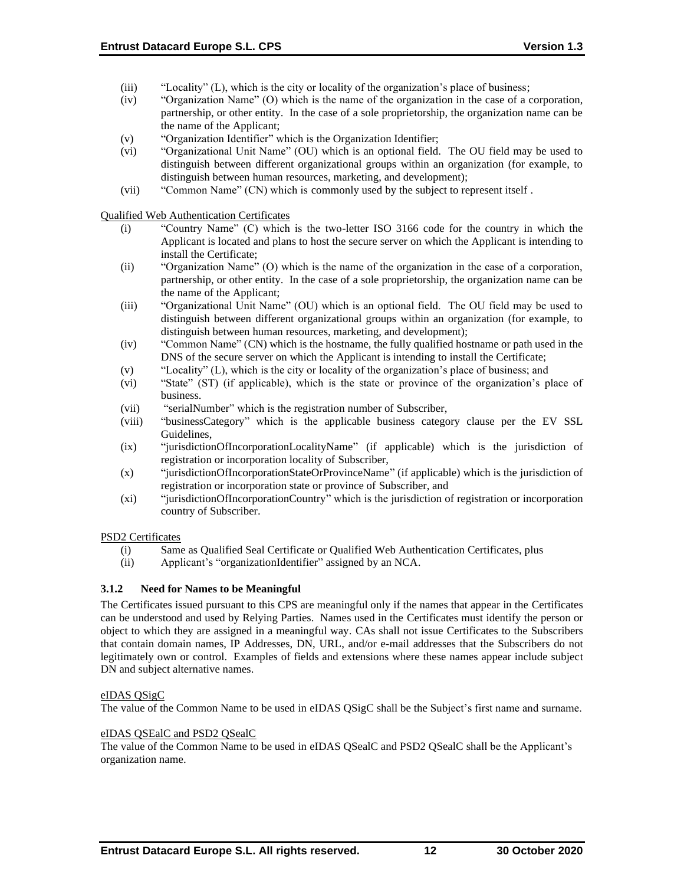(iii) "Locality" (L), which is the city or locality of the organization's place of business;

(iv) "Organization Name" (O) which is the name of the organization in the case of a corporation, partnership, or other entity. In the case of a sole proprietorship, the organization name can be the name of the Applicant;

(v) "Organization Identifier" which is the Organization Identifier;

(vi) "Organizational Unit Name" (OU) which is an optional field. The OU field may be used to distinguish between different organizational groups within an organization (for example, to distinguish between human resources, marketing, and development);

(vii) "Common Name" (CN) which is commonly used by the subject to represent itself .

Qualified Web Authentication Certificates

(i) "Country Name" (C) which is the two-letter ISO 3166 code for the country in which the Applicant is located and plans to host the secure server on which the Applicant is intending to install the Certificate;

(ii) "Organization Name" (O) which is the name of the organization in the case of a corporation, partnership, or other entity. In the case of a sole proprietorship, the organization name can be the name of the Applicant;

(iii) "Organizational Unit Name" (OU) which is an optional field. The OU field may be used to distinguish between different organizational groups within an organization (for example, to distinguish between human resources, marketing, and development);

(iv) "Common Name" (CN) which is the hostname, the fully qualified hostname or path used in the DNS of the secure server on which the Applicant is intending to install the Certificate;

(v) "Locality" (L), which is the city or locality of the organization's place of business; and

(vi) "State" (ST) (if applicable), which is the state or province of the organization's place of business.

(vii) "serialNumber" which is the registration number of Subscriber,

(viii) "businessCategory" which is the applicable business category clause per the EV SSL Guidelines,

(ix) "jurisdictionOfIncorporationLocalityName" (if applicable) which is the jurisdiction of registration or incorporation locality of Subscriber,

(x) "jurisdictionOfIncorporationStateOrProvinceName" (if applicable) which is the jurisdiction of registration or incorporation state or province of Subscriber, and

(xi) "jurisdictionOfIncorporationCountry" which is the jurisdiction of registration or incorporation country of Subscriber.

PSD2 Certificates

(i) Same as Qualified Seal Certificate or Qualified Web Authentication Certificates, plus

(ii) Applicant's "organizationIdentifier" assigned by an NCA.

### 3.1.2 Need for Names to be Meaningful

The Certificates issued pursuant to this CPS are meaningful only if the names that appear in the Certificates can be understood and used by Relying Parties. Names used in the Certificates must identify the person or object to which they are assigned in a meaningful way. CAs shall not issue Certificates to the Subscribers that contain domain names, IP Addresses, DN, URL, and/or e-mail addresses that the Subscribers do not legitimately own or control. Examples of fields and extensions where these names appear include subject DN and subject alternative names.

eIDAS QSigC

The value of the Common Name to be used in eIDAS QSigC shall be the Subject's first name and surname.

eIDAS QSEalC and PSD2 QSealC

The value of the Common Name to be used in eIDAS QSealC and PSD2 QSealC shall be the Applicant's organization name.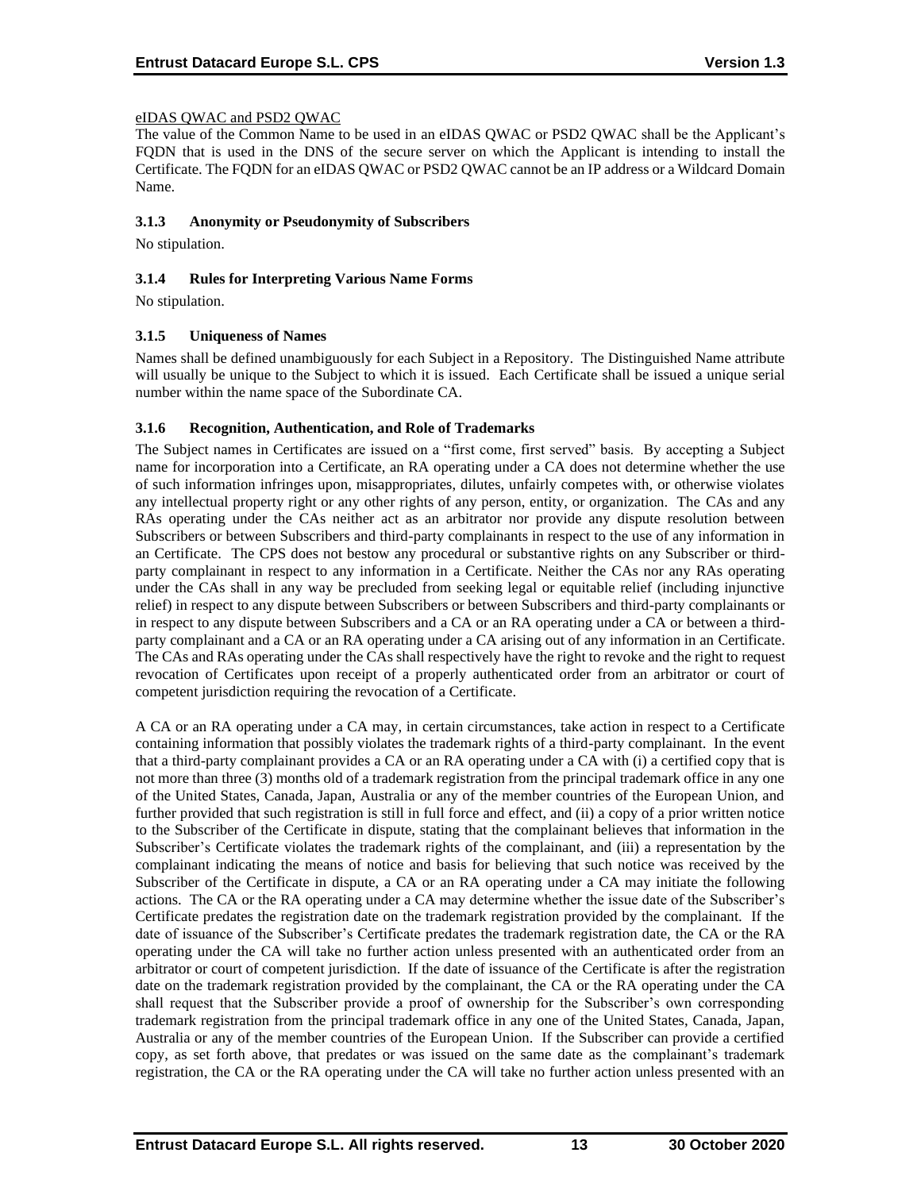eIDAS QWAC and PSD2 QWAC

The value of the Common Name to be used in an eIDAS QWAC or PSD2 QWAC shall be the Applicant's FQDN that is used in the DNS of the secure server on which the Applicant is intending to install the Certificate. The FQDN for an eIDAS QWAC or PSD2 QWAC cannot be an IP address or a Wildcard Domain Name.

### 3.1.3 Anonymity or Pseudonymity of Subscribers

No stipulation.

### 3.1.4 Rules for Interpreting Various Name Forms

No stipulation.

### 3.1.5 Uniqueness of Names

Names shall be defined unambiguously for each Subject in a Repository. The Distinguished Name attribute will usually be unique to the Subject to which it is issued. Each Certificate shall be issued a unique serial number within the name space of the Subordinate CA.

### 3.1.6 Recognition, Authentication, and Role of Trademarks

The Subject names in Certificates are issued on a "first come, first served" basis. By accepting a Subject name for incorporation into a Certificate, an RA operating under a CA does not determine whether the use of such information infringes upon, misappropriates, dilutes, unfairly competes with, or otherwise violates any intellectual property right or any other rights of any person, entity, or organization. The CAs and any RAs operating under the CAs neither act as an arbitrator nor provide any dispute resolution between Subscribers or between Subscribers and third-party complainants in respect to the use of any information in an Certificate. The CPS does not bestow any procedural or substantive rights on any Subscriber or third-party complainant in respect to any information in a Certificate. Neither the CAs nor any RAs operating under the CAs shall in any way be precluded from seeking legal or equitable relief (including injunctive relief) in respect to any dispute between Subscribers or between Subscribers and third-party complainants or in respect to any dispute between Subscribers and a CA or an RA operating under a CA or between a third-party complainant and a CA or an RA operating under a CA arising out of any information in an Certificate. The CAs and RAs operating under the CAs shall respectively have the right to revoke and the right to request revocation of Certificates upon receipt of a properly authenticated order from an arbitrator or court of competent jurisdiction requiring the revocation of a Certificate.

A CA or an RA operating under a CA may, in certain circumstances, take action in respect to a Certificate containing information that possibly violates the trademark rights of a third-party complainant. In the event that a third-party complainant provides a CA or an RA operating under a CA with (i) a certified copy that is not more than three (3) months old of a trademark registration from the principal trademark office in any one of the United States, Canada, Japan, Australia or any of the member countries of the European Union, and further provided that such registration is still in full force and effect, and (ii) a copy of a prior written notice to the Subscriber of the Certificate in dispute, stating that the complainant believes that information in the Subscriber's Certificate violates the trademark rights of the complainant, and (iii) a representation by the complainant indicating the means of notice and basis for believing that such notice was received by the Subscriber of the Certificate in dispute, a CA or an RA operating under a CA may initiate the following actions. The CA or the RA operating under a CA may determine whether the issue date of the Subscriber's Certificate predates the registration date on the trademark registration provided by the complainant. If the date of issuance of the Subscriber's Certificate predates the trademark registration date, the CA or the RA operating under the CA will take no further action unless presented with an authenticated order from an arbitrator or court of competent jurisdiction. If the date of issuance of the Certificate is after the registration date on the trademark registration provided by the complainant, the CA or the RA operating under the CA shall request that the Subscriber provide a proof of ownership for the Subscriber's own corresponding trademark registration from the principal trademark office in any one of the United States, Canada, Japan, Australia or any of the member countries of the European Union. If the Subscriber can provide a certified copy, as set forth above, that predates or was issued on the same date as the complainant's trademark registration, the CA or the RA operating under the CA will take no further action unless presented with an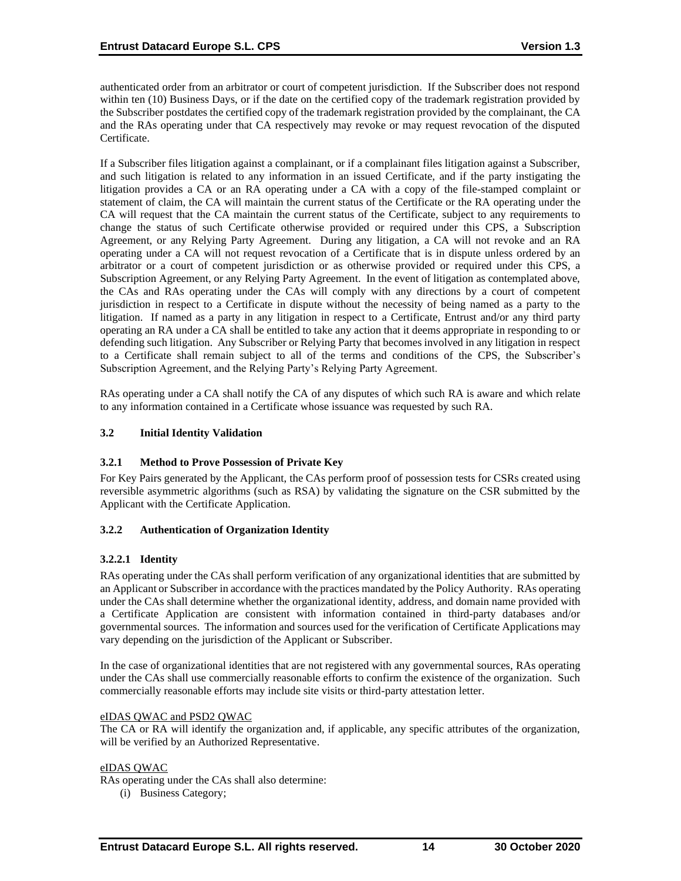authenticated order from an arbitrator or court of competent jurisdiction. If the Subscriber does not respond within ten (10) Business Days, or if the date on the certified copy of the trademark registration provided by the Subscriber postdates the certified copy of the trademark registration provided by the complainant, the CA and the RAs operating under that CA respectively may revoke or may request revocation of the disputed Certificate.

If a Subscriber files litigation against a complainant, or if a complainant files litigation against a Subscriber, and such litigation is related to any information in an issued Certificate, and if the party instigating the litigation provides a CA or an RA operating under a CA with a copy of the file-stamped complaint or statement of claim, the CA will maintain the current status of the Certificate or the RA operating under the CA will request that the CA maintain the current status of the Certificate, subject to any requirements to change the status of such Certificate otherwise provided or required under this CPS, a Subscription Agreement, or any Relying Party Agreement. During any litigation, a CA will not revoke and an RA operating under a CA will not request revocation of a Certificate that is in dispute unless ordered by an arbitrator or a court of competent jurisdiction or as otherwise provided or required under this CPS, a Subscription Agreement, or any Relying Party Agreement. In the event of litigation as contemplated above, the CAs and RAs operating under the CAs will comply with any directions by a court of competent jurisdiction in respect to a Certificate in dispute without the necessity of being named as a party to the litigation. If named as a party in any litigation in respect to a Certificate, Entrust and/or any third party operating an RA under a CA shall be entitled to take any action that it deems appropriate in responding to or defending such litigation. Any Subscriber or Relying Party that becomes involved in any litigation in respect to a Certificate shall remain subject to all of the terms and conditions of the CPS, the Subscriber's Subscription Agreement, and the Relying Party's Relying Party Agreement.

RAs operating under a CA shall notify the CA of any disputes of which such RA is aware and which relate to any information contained in a Certificate whose issuance was requested by such RA.

## 3.2 Initial Identity Validation

### 3.2.1 Method to Prove Possession of Private Key

For Key Pairs generated by the Applicant, the CAs perform proof of possession tests for CSRs created using reversible asymmetric algorithms (such as RSA) by validating the signature on the CSR submitted by the Applicant with the Certificate Application.

### 3.2.2 Authentication of Organization Identity

#### 3.2.2.1 Identity

RAs operating under the CAs shall perform verification of any organizational identities that are submitted by an Applicant or Subscriber in accordance with the practices mandated by the Policy Authority. RAs operating under the CAs shall determine whether the organizational identity, address, and domain name provided with a Certificate Application are consistent with information contained in third-party databases and/or governmental sources. The information and sources used for the verification of Certificate Applications may vary depending on the jurisdiction of the Applicant or Subscriber.

In the case of organizational identities that are not registered with any governmental sources, RAs operating under the CAs shall use commercially reasonable efforts to confirm the existence of the organization. Such commercially reasonable efforts may include site visits or third-party attestation letter.

<u>eIDAS QWAC and PSD2 QWAC</u>
The CA or RA will identify the organization and, if applicable, any specific attributes of the organization, will be verified by an Authorized Representative.

<u>eIDAS QWAC</u>
RAs operating under the CAs shall also determine:

(i) Business Category;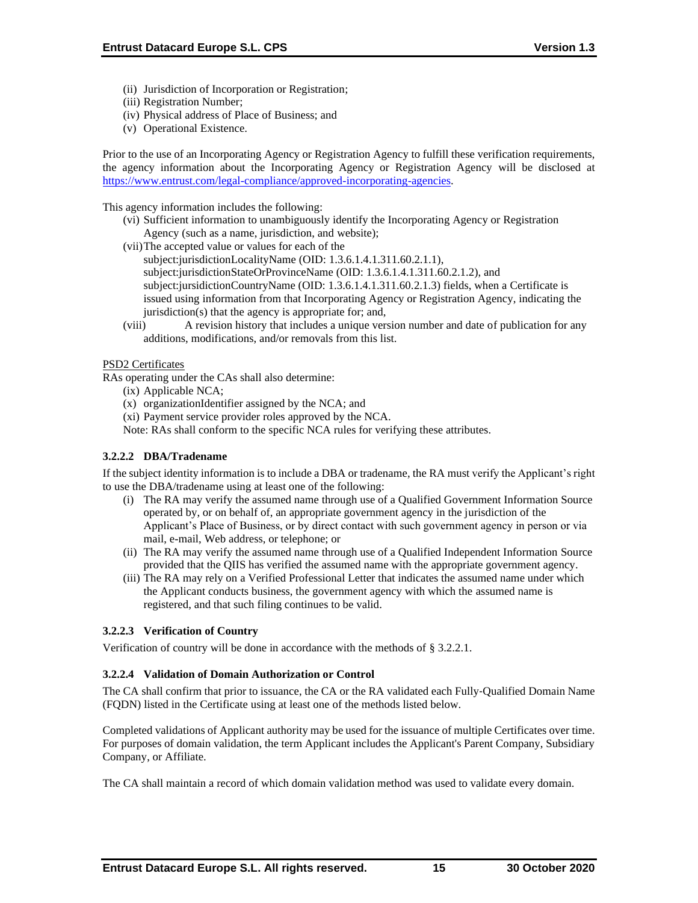(ii) Jurisdiction of Incorporation or Registration;
(iii) Registration Number;
(iv) Physical address of Place of Business; and
(v) Operational Existence.

Prior to the use of an Incorporating Agency or Registration Agency to fulfill these verification requirements, the agency information about the Incorporating Agency or Registration Agency will be disclosed at https://www.entrust.com/legal-compliance/approved-incorporating-agencies.

This agency information includes the following:

(vi) Sufficient information to unambiguously identify the Incorporating Agency or Registration Agency (such as a name, jurisdiction, and website);
(vii) The accepted value or values for each of the subject:jurisdictionLocalityName (OID: 1.3.6.1.4.1.311.60.2.1.1), subject:jurisdictionStateOrProvinceName (OID: 1.3.6.1.4.1.311.60.2.1.2), and subject:jursidictionCountryName (OID: 1.3.6.1.4.1.311.60.2.1.3) fields, when a Certificate is issued using information from that Incorporating Agency or Registration Agency, indicating the jurisdiction(s) that the agency is appropriate for; and,
(viii) A revision history that includes a unique version number and date of publication for any additions, modifications, and/or removals from this list.

PSD2 Certificates

RAs operating under the CAs shall also determine:

(ix) Applicable NCA;
(x) organizationIdentifier assigned by the NCA; and
(xi) Payment service provider roles approved by the NCA.

Note: RAs shall conform to the specific NCA rules for verifying these attributes.

#### 3.2.2.2 DBA/Tradename

If the subject identity information is to include a DBA or tradename, the RA must verify the Applicant's right to use the DBA/tradename using at least one of the following:

(i) The RA may verify the assumed name through use of a Qualified Government Information Source operated by, or on behalf of, an appropriate government agency in the jurisdiction of the Applicant's Place of Business, or by direct contact with such government agency in person or via mail, e-mail, Web address, or telephone; or
(ii) The RA may verify the assumed name through use of a Qualified Independent Information Source provided that the QIIS has verified the assumed name with the appropriate government agency.
(iii) The RA may rely on a Verified Professional Letter that indicates the assumed name under which the Applicant conducts business, the government agency with which the assumed name is registered, and that such filing continues to be valid.

#### 3.2.2.3 Verification of Country

Verification of country will be done in accordance with the methods of § 3.2.2.1.

#### 3.2.2.4 Validation of Domain Authorization or Control

The CA shall confirm that prior to issuance, the CA or the RA validated each Fully‐Qualified Domain Name (FQDN) listed in the Certificate using at least one of the methods listed below.

Completed validations of Applicant authority may be used for the issuance of multiple Certificates over time. For purposes of domain validation, the term Applicant includes the Applicant's Parent Company, Subsidiary Company, or Affiliate.

The CA shall maintain a record of which domain validation method was used to validate every domain.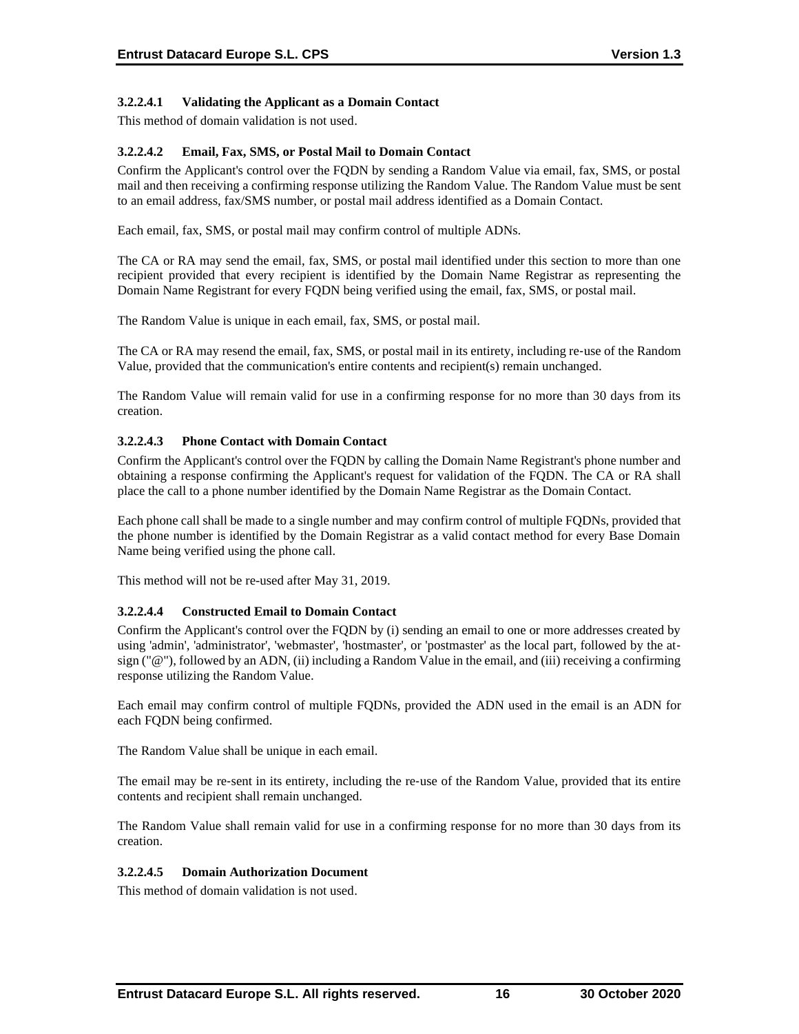#### 3.2.2.4.1 Validating the Applicant as a Domain Contact

This method of domain validation is not used.

#### 3.2.2.4.2 Email, Fax, SMS, or Postal Mail to Domain Contact

Confirm the Applicant's control over the FQDN by sending a Random Value via email, fax, SMS, or postal mail and then receiving a confirming response utilizing the Random Value. The Random Value must be sent to an email address, fax/SMS number, or postal mail address identified as a Domain Contact.

Each email, fax, SMS, or postal mail may confirm control of multiple ADNs.

The CA or RA may send the email, fax, SMS, or postal mail identified under this section to more than one recipient provided that every recipient is identified by the Domain Name Registrar as representing the Domain Name Registrant for every FQDN being verified using the email, fax, SMS, or postal mail.

The Random Value is unique in each email, fax, SMS, or postal mail.

The CA or RA may resend the email, fax, SMS, or postal mail in its entirety, including re-use of the Random Value, provided that the communication's entire contents and recipient(s) remain unchanged.

The Random Value will remain valid for use in a confirming response for no more than 30 days from its creation.

#### 3.2.2.4.3 Phone Contact with Domain Contact

Confirm the Applicant's control over the FQDN by calling the Domain Name Registrant's phone number and obtaining a response confirming the Applicant's request for validation of the FQDN. The CA or RA shall place the call to a phone number identified by the Domain Name Registrar as the Domain Contact.

Each phone call shall be made to a single number and may confirm control of multiple FQDNs, provided that the phone number is identified by the Domain Registrar as a valid contact method for every Base Domain Name being verified using the phone call.

This method will not be re-used after May 31, 2019.

#### 3.2.2.4.4 Constructed Email to Domain Contact

Confirm the Applicant's control over the FQDN by (i) sending an email to one or more addresses created by using 'admin', 'administrator', 'webmaster', 'hostmaster', or 'postmaster' as the local part, followed by the at-sign ("@"), followed by an ADN, (ii) including a Random Value in the email, and (iii) receiving a confirming response utilizing the Random Value.

Each email may confirm control of multiple FQDNs, provided the ADN used in the email is an ADN for each FQDN being confirmed.

The Random Value shall be unique in each email.

The email may be re-sent in its entirety, including the re-use of the Random Value, provided that its entire contents and recipient shall remain unchanged.

The Random Value shall remain valid for use in a confirming response for no more than 30 days from its creation.

#### 3.2.2.4.5 Domain Authorization Document

This method of domain validation is not used.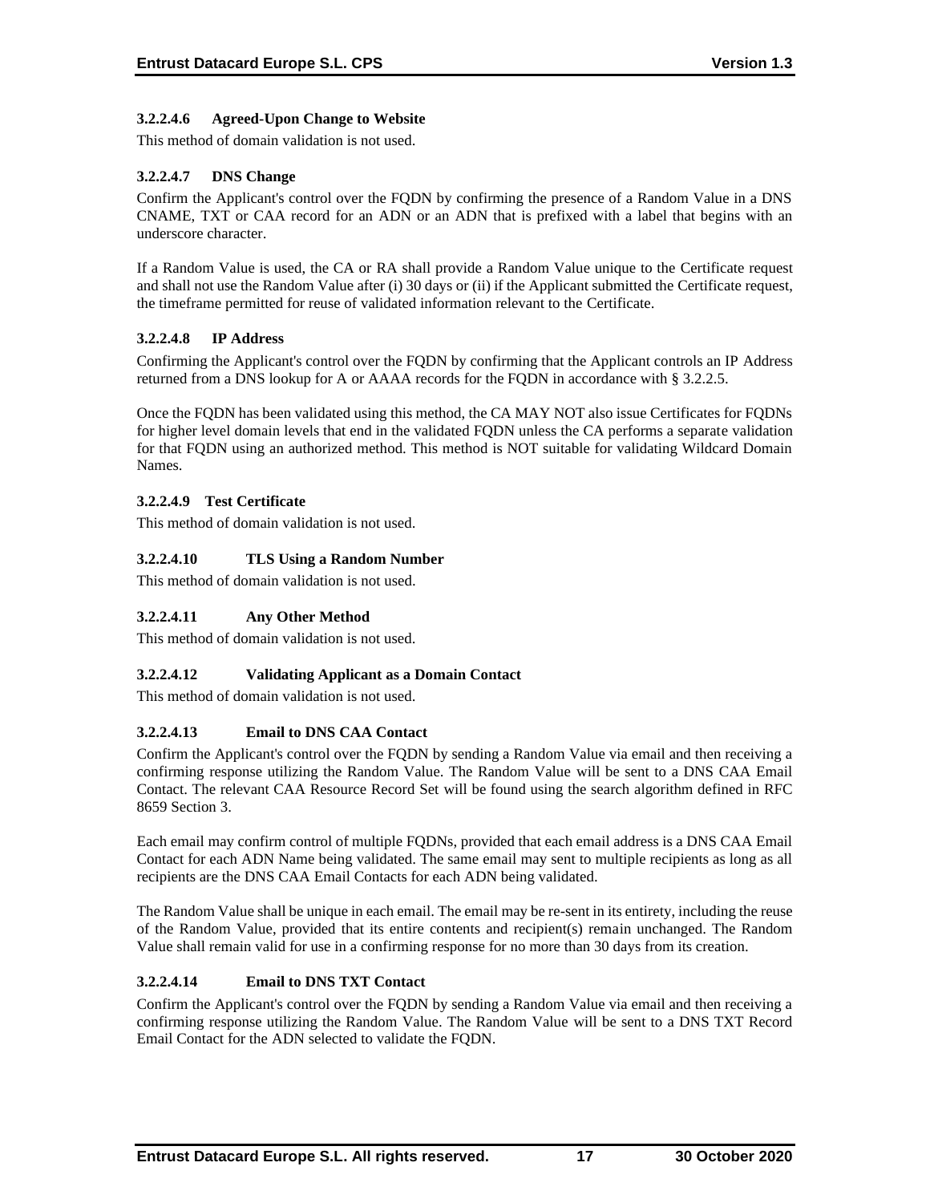#### 3.2.2.4.6 Agreed-Upon Change to Website

This method of domain validation is not used.

#### 3.2.2.4.7 DNS Change

Confirm the Applicant's control over the FQDN by confirming the presence of a Random Value in a DNS CNAME, TXT or CAA record for an ADN or an ADN that is prefixed with a label that begins with an underscore character.

If a Random Value is used, the CA or RA shall provide a Random Value unique to the Certificate request and shall not use the Random Value after (i) 30 days or (ii) if the Applicant submitted the Certificate request, the timeframe permitted for reuse of validated information relevant to the Certificate.

#### 3.2.2.4.8 IP Address

Confirming the Applicant's control over the FQDN by confirming that the Applicant controls an IP Address returned from a DNS lookup for A or AAAA records for the FQDN in accordance with § 3.2.2.5.

Once the FQDN has been validated using this method, the CA MAY NOT also issue Certificates for FQDNs for higher level domain levels that end in the validated FQDN unless the CA performs a separate validation for that FQDN using an authorized method. This method is NOT suitable for validating Wildcard Domain Names.

#### 3.2.2.4.9 Test Certificate

This method of domain validation is not used.

#### 3.2.2.4.10 TLS Using a Random Number

This method of domain validation is not used.

#### 3.2.2.4.11 Any Other Method

This method of domain validation is not used.

#### 3.2.2.4.12 Validating Applicant as a Domain Contact

This method of domain validation is not used.

#### 3.2.2.4.13 Email to DNS CAA Contact

Confirm the Applicant's control over the FQDN by sending a Random Value via email and then receiving a confirming response utilizing the Random Value. The Random Value will be sent to a DNS CAA Email Contact. The relevant CAA Resource Record Set will be found using the search algorithm defined in RFC 8659 Section 3.

Each email may confirm control of multiple FQDNs, provided that each email address is a DNS CAA Email Contact for each ADN Name being validated. The same email may sent to multiple recipients as long as all recipients are the DNS CAA Email Contacts for each ADN being validated.

The Random Value shall be unique in each email. The email may be re-sent in its entirety, including the reuse of the Random Value, provided that its entire contents and recipient(s) remain unchanged. The Random Value shall remain valid for use in a confirming response for no more than 30 days from its creation.

#### 3.2.2.4.14 Email to DNS TXT Contact

Confirm the Applicant's control over the FQDN by sending a Random Value via email and then receiving a confirming response utilizing the Random Value. The Random Value will be sent to a DNS TXT Record Email Contact for the ADN selected to validate the FQDN.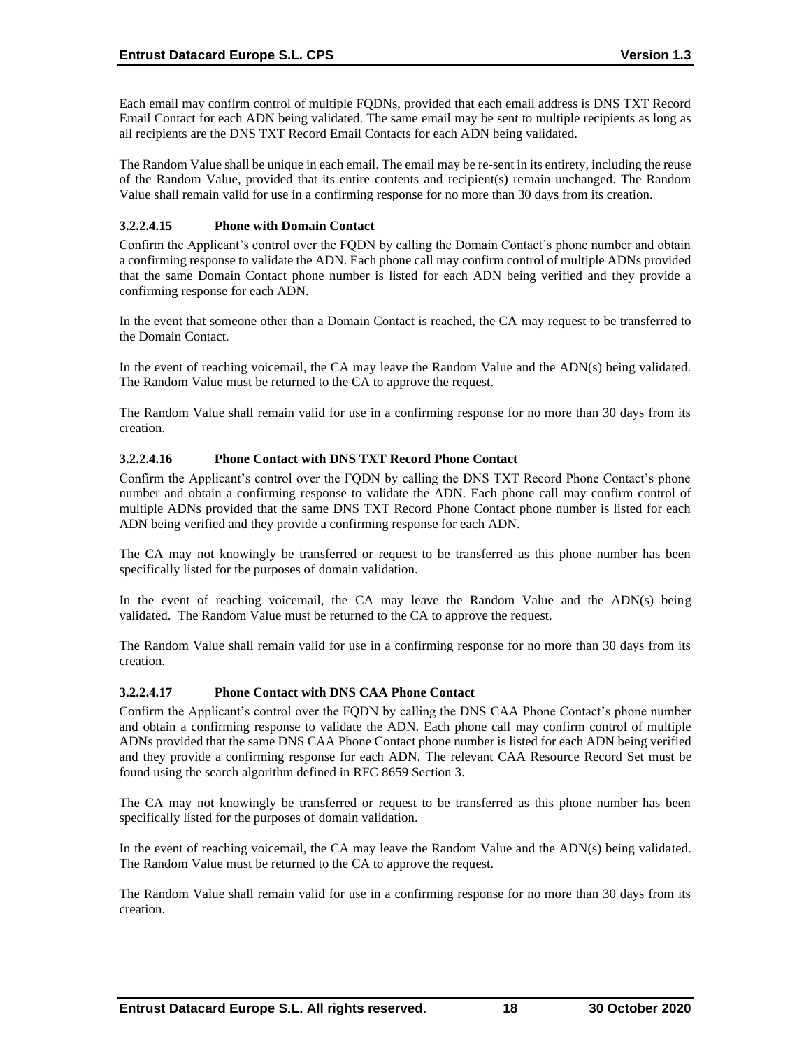Each email may confirm control of multiple FQDNs, provided that each email address is DNS TXT Record Email Contact for each ADN being validated. The same email may be sent to multiple recipients as long as all recipients are the DNS TXT Record Email Contacts for each ADN being validated.

The Random Value shall be unique in each email. The email may be re-sent in its entirety, including the reuse of the Random Value, provided that its entire contents and recipient(s) remain unchanged. The Random Value shall remain valid for use in a confirming response for no more than 30 days from its creation.

#### 3.2.2.4.15 Phone with Domain Contact

Confirm the Applicant's control over the FQDN by calling the Domain Contact's phone number and obtain a confirming response to validate the ADN. Each phone call may confirm control of multiple ADNs provided that the same Domain Contact phone number is listed for each ADN being verified and they provide a confirming response for each ADN.

In the event that someone other than a Domain Contact is reached, the CA may request to be transferred to the Domain Contact.

In the event of reaching voicemail, the CA may leave the Random Value and the ADN(s) being validated. The Random Value must be returned to the CA to approve the request.

The Random Value shall remain valid for use in a confirming response for no more than 30 days from its creation.

#### 3.2.2.4.16 Phone Contact with DNS TXT Record Phone Contact

Confirm the Applicant's control over the FQDN by calling the DNS TXT Record Phone Contact's phone number and obtain a confirming response to validate the ADN. Each phone call may confirm control of multiple ADNs provided that the same DNS TXT Record Phone Contact phone number is listed for each ADN being verified and they provide a confirming response for each ADN.

The CA may not knowingly be transferred or request to be transferred as this phone number has been specifically listed for the purposes of domain validation.

In the event of reaching voicemail, the CA may leave the Random Value and the ADN(s) being validated. The Random Value must be returned to the CA to approve the request.

The Random Value shall remain valid for use in a confirming response for no more than 30 days from its creation.

#### 3.2.2.4.17 Phone Contact with DNS CAA Phone Contact

Confirm the Applicant's control over the FQDN by calling the DNS CAA Phone Contact's phone number and obtain a confirming response to validate the ADN. Each phone call may confirm control of multiple ADNs provided that the same DNS CAA Phone Contact phone number is listed for each ADN being verified and they provide a confirming response for each ADN. The relevant CAA Resource Record Set must be found using the search algorithm defined in RFC 8659 Section 3.

The CA may not knowingly be transferred or request to be transferred as this phone number has been specifically listed for the purposes of domain validation.

In the event of reaching voicemail, the CA may leave the Random Value and the ADN(s) being validated. The Random Value must be returned to the CA to approve the request.

The Random Value shall remain valid for use in a confirming response for no more than 30 days from its creation.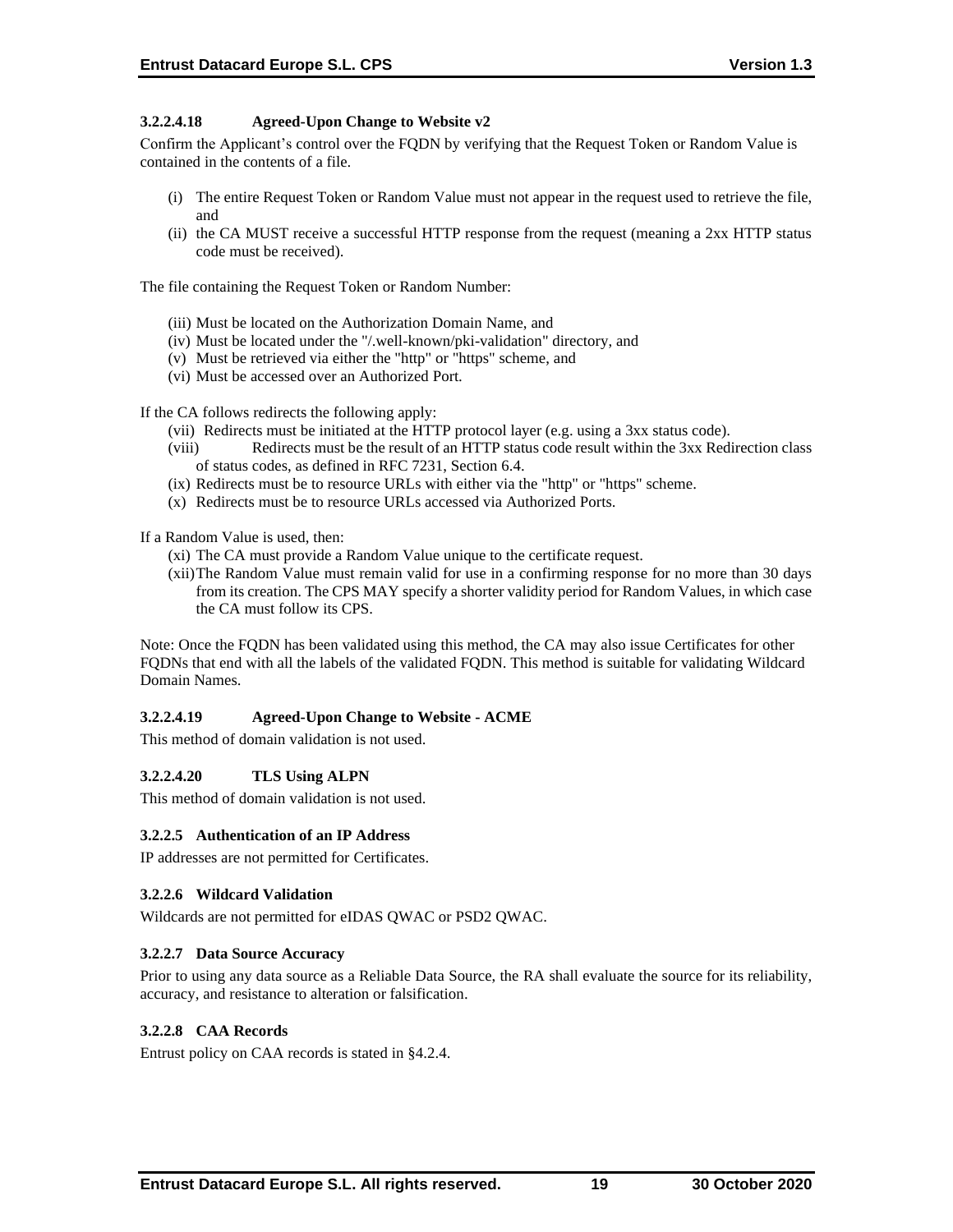#### 3.2.2.4.18 Agreed-Upon Change to Website v2

Confirm the Applicant's control over the FQDN by verifying that the Request Token or Random Value is contained in the contents of a file.

(i) The entire Request Token or Random Value must not appear in the request used to retrieve the file, and
(ii) the CA MUST receive a successful HTTP response from the request (meaning a 2xx HTTP status code must be received).

The file containing the Request Token or Random Number:

(iii) Must be located on the Authorization Domain Name, and
(iv) Must be located under the "/.well-known/pki-validation" directory, and
(v) Must be retrieved via either the "http" or "https" scheme, and
(vi) Must be accessed over an Authorized Port.

If the CA follows redirects the following apply:

(vii) Redirects must be initiated at the HTTP protocol layer (e.g. using a 3xx status code).
(viii) Redirects must be the result of an HTTP status code result within the 3xx Redirection class of status codes, as defined in RFC 7231, Section 6.4.
(ix) Redirects must be to resource URLs with either via the "http" or "https" scheme.
(x) Redirects must be to resource URLs accessed via Authorized Ports.

If a Random Value is used, then:

(xi) The CA must provide a Random Value unique to the certificate request.
(xii) The Random Value must remain valid for use in a confirming response for no more than 30 days from its creation. The CPS MAY specify a shorter validity period for Random Values, in which case the CA must follow its CPS.

Note: Once the FQDN has been validated using this method, the CA may also issue Certificates for other FQDNs that end with all the labels of the validated FQDN. This method is suitable for validating Wildcard Domain Names.

#### 3.2.2.4.19 Agreed-Upon Change to Website - ACME

This method of domain validation is not used.

#### 3.2.2.4.20 TLS Using ALPN

This method of domain validation is not used.

### 3.2.2.5 Authentication of an IP Address

IP addresses are not permitted for Certificates.

### 3.2.2.6 Wildcard Validation

Wildcards are not permitted for eIDAS QWAC or PSD2 QWAC.

### 3.2.2.7 Data Source Accuracy

Prior to using any data source as a Reliable Data Source, the RA shall evaluate the source for its reliability, accuracy, and resistance to alteration or falsification.

### 3.2.2.8 CAA Records

Entrust policy on CAA records is stated in §4.2.4.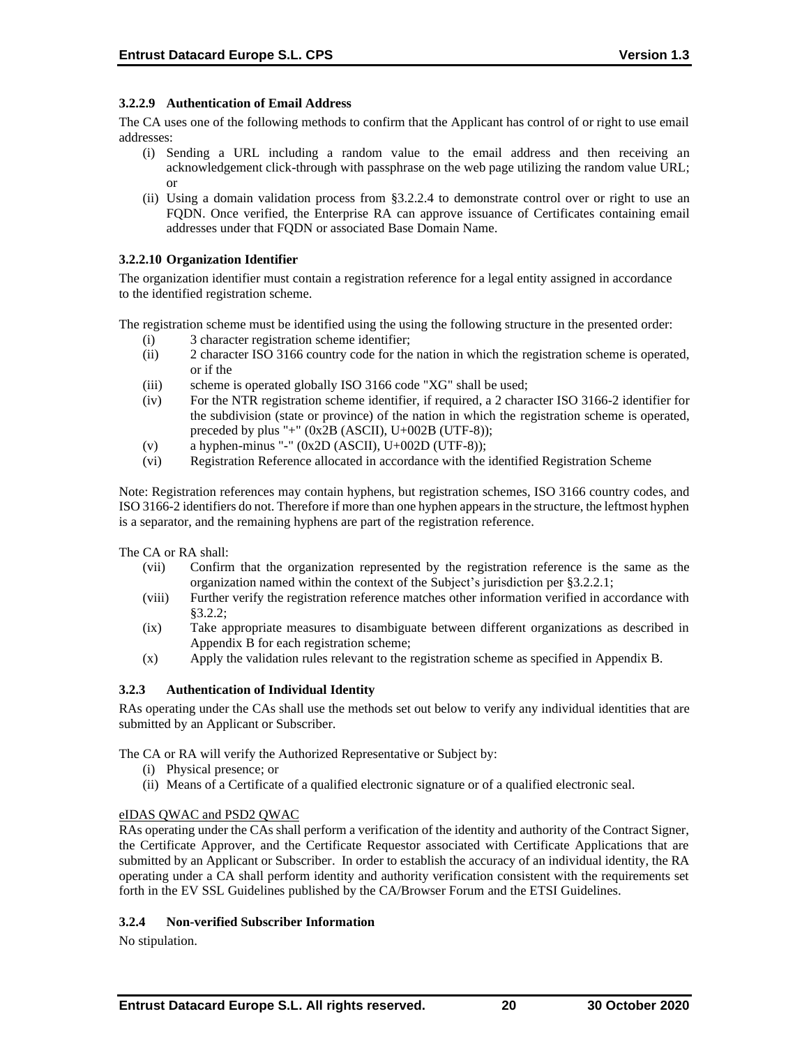#### 3.2.2.9 Authentication of Email Address

The CA uses one of the following methods to confirm that the Applicant has control of or right to use email addresses:

(i) Sending a URL including a random value to the email address and then receiving an acknowledgement click-through with passphrase on the web page utilizing the random value URL; or

(ii) Using a domain validation process from §3.2.2.4 to demonstrate control over or right to use an FQDN. Once verified, the Enterprise RA can approve issuance of Certificates containing email addresses under that FQDN or associated Base Domain Name.

#### 3.2.2.10 Organization Identifier

The organization identifier must contain a registration reference for a legal entity assigned in accordance to the identified registration scheme.

The registration scheme must be identified using the using the following structure in the presented order:

(i) 3 character registration scheme identifier;

(ii) 2 character ISO 3166 country code for the nation in which the registration scheme is operated, or if the

(iii) scheme is operated globally ISO 3166 code "XG" shall be used;

(iv) For the NTR registration scheme identifier, if required, a 2 character ISO 3166-2 identifier for the subdivision (state or province) of the nation in which the registration scheme is operated, preceded by plus "+" (0x2B (ASCII), U+002B (UTF-8));

(v) a hyphen-minus "-" (0x2D (ASCII), U+002D (UTF-8));

(vi) Registration Reference allocated in accordance with the identified Registration Scheme

Note: Registration references may contain hyphens, but registration schemes, ISO 3166 country codes, and ISO 3166-2 identifiers do not. Therefore if more than one hyphen appears in the structure, the leftmost hyphen is a separator, and the remaining hyphens are part of the registration reference.

The CA or RA shall:

(vii) Confirm that the organization represented by the registration reference is the same as the organization named within the context of the Subject's jurisdiction per §3.2.2.1;

(viii) Further verify the registration reference matches other information verified in accordance with §3.2.2;

(ix) Take appropriate measures to disambiguate between different organizations as described in Appendix B for each registration scheme;

(x) Apply the validation rules relevant to the registration scheme as specified in Appendix B.

### 3.2.3 Authentication of Individual Identity

RAs operating under the CAs shall use the methods set out below to verify any individual identities that are submitted by an Applicant or Subscriber.

The CA or RA will verify the Authorized Representative or Subject by:

(i) Physical presence; or

(ii) Means of a Certificate of a qualified electronic signature or of a qualified electronic seal.

eIDAS QWAC and PSD2 QWAC

RAs operating under the CAs shall perform a verification of the identity and authority of the Contract Signer, the Certificate Approver, and the Certificate Requestor associated with Certificate Applications that are submitted by an Applicant or Subscriber. In order to establish the accuracy of an individual identity, the RA operating under a CA shall perform identity and authority verification consistent with the requirements set forth in the EV SSL Guidelines published by the CA/Browser Forum and the ETSI Guidelines.

### 3.2.4 Non-verified Subscriber Information

No stipulation.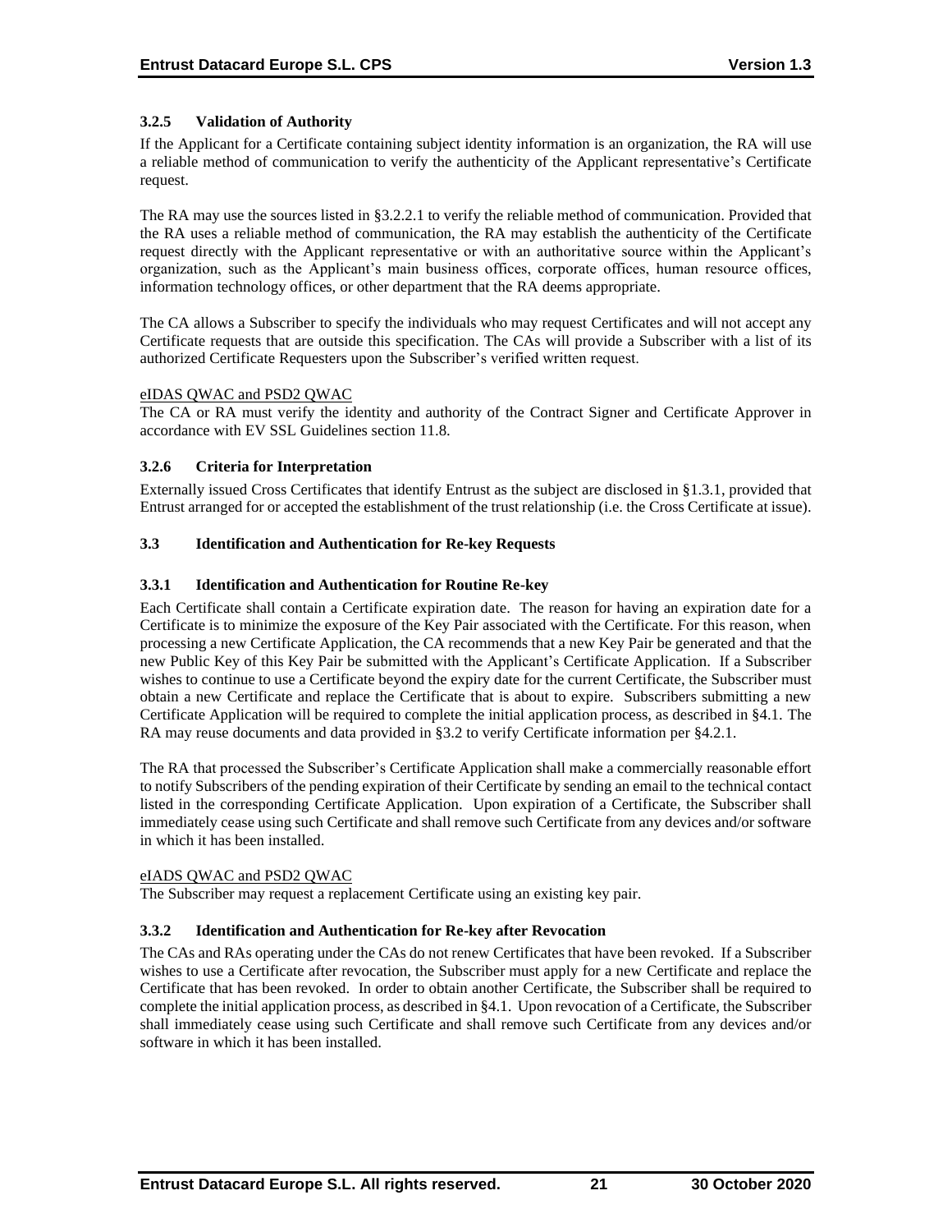### 3.2.5 Validation of Authority

If the Applicant for a Certificate containing subject identity information is an organization, the RA will use a reliable method of communication to verify the authenticity of the Applicant representative's Certificate request.

The RA may use the sources listed in §3.2.2.1 to verify the reliable method of communication. Provided that the RA uses a reliable method of communication, the RA may establish the authenticity of the Certificate request directly with the Applicant representative or with an authoritative source within the Applicant's organization, such as the Applicant's main business offices, corporate offices, human resource offices, information technology offices, or other department that the RA deems appropriate.

The CA allows a Subscriber to specify the individuals who may request Certificates and will not accept any Certificate requests that are outside this specification. The CAs will provide a Subscriber with a list of its authorized Certificate Requesters upon the Subscriber's verified written request.

eIDAS QWAC and PSD2 QWAC

The CA or RA must verify the identity and authority of the Contract Signer and Certificate Approver in accordance with EV SSL Guidelines section 11.8.

### 3.2.6 Criteria for Interpretation

Externally issued Cross Certificates that identify Entrust as the subject are disclosed in §1.3.1, provided that Entrust arranged for or accepted the establishment of the trust relationship (i.e. the Cross Certificate at issue).

## 3.3 Identification and Authentication for Re-key Requests

### 3.3.1 Identification and Authentication for Routine Re-key

Each Certificate shall contain a Certificate expiration date. The reason for having an expiration date for a Certificate is to minimize the exposure of the Key Pair associated with the Certificate. For this reason, when processing a new Certificate Application, the CA recommends that a new Key Pair be generated and that the new Public Key of this Key Pair be submitted with the Applicant's Certificate Application. If a Subscriber wishes to continue to use a Certificate beyond the expiry date for the current Certificate, the Subscriber must obtain a new Certificate and replace the Certificate that is about to expire. Subscribers submitting a new Certificate Application will be required to complete the initial application process, as described in §4.1. The RA may reuse documents and data provided in §3.2 to verify Certificate information per §4.2.1.

The RA that processed the Subscriber's Certificate Application shall make a commercially reasonable effort to notify Subscribers of the pending expiration of their Certificate by sending an email to the technical contact listed in the corresponding Certificate Application. Upon expiration of a Certificate, the Subscriber shall immediately cease using such Certificate and shall remove such Certificate from any devices and/or software in which it has been installed.

eIADS QWAC and PSD2 QWAC

The Subscriber may request a replacement Certificate using an existing key pair.

### 3.3.2 Identification and Authentication for Re-key after Revocation

The CAs and RAs operating under the CAs do not renew Certificates that have been revoked. If a Subscriber wishes to use a Certificate after revocation, the Subscriber must apply for a new Certificate and replace the Certificate that has been revoked. In order to obtain another Certificate, the Subscriber shall be required to complete the initial application process, as described in §4.1. Upon revocation of a Certificate, the Subscriber shall immediately cease using such Certificate and shall remove such Certificate from any devices and/or software in which it has been installed.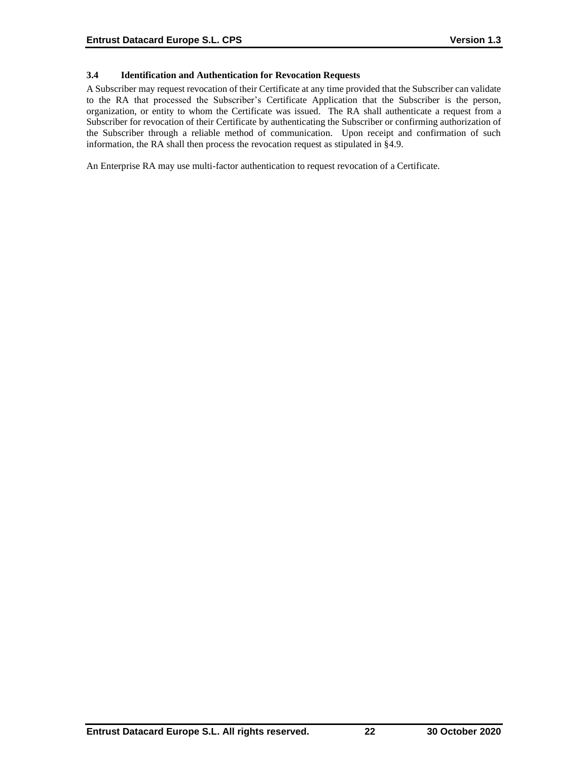### 3.4 Identification and Authentication for Revocation Requests

A Subscriber may request revocation of their Certificate at any time provided that the Subscriber can validate to the RA that processed the Subscriber's Certificate Application that the Subscriber is the person, organization, or entity to whom the Certificate was issued. The RA shall authenticate a request from a Subscriber for revocation of their Certificate by authenticating the Subscriber or confirming authorization of the Subscriber through a reliable method of communication. Upon receipt and confirmation of such information, the RA shall then process the revocation request as stipulated in §4.9.

An Enterprise RA may use multi-factor authentication to request revocation of a Certificate.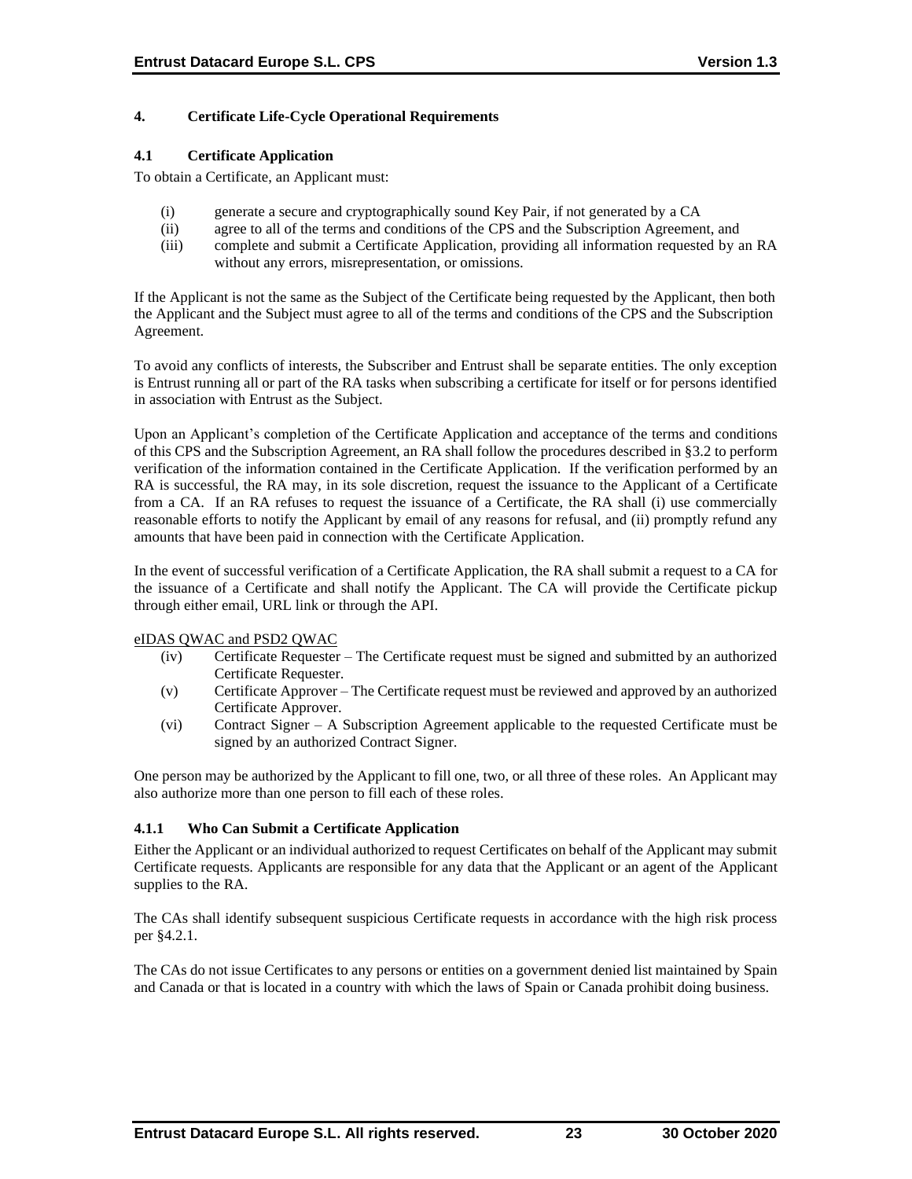# 4. Certificate Life-Cycle Operational Requirements

## 4.1 Certificate Application

To obtain a Certificate, an Applicant must:

(i) generate a secure and cryptographically sound Key Pair, if not generated by a CA
(ii) agree to all of the terms and conditions of the CPS and the Subscription Agreement, and
(iii) complete and submit a Certificate Application, providing all information requested by an RA without any errors, misrepresentation, or omissions.

If the Applicant is not the same as the Subject of the Certificate being requested by the Applicant, then both the Applicant and the Subject must agree to all of the terms and conditions of the CPS and the Subscription Agreement.

To avoid any conflicts of interests, the Subscriber and Entrust shall be separate entities. The only exception is Entrust running all or part of the RA tasks when subscribing a certificate for itself or for persons identified in association with Entrust as the Subject.

Upon an Applicant's completion of the Certificate Application and acceptance of the terms and conditions of this CPS and the Subscription Agreement, an RA shall follow the procedures described in §3.2 to perform verification of the information contained in the Certificate Application. If the verification performed by an RA is successful, the RA may, in its sole discretion, request the issuance to the Applicant of a Certificate from a CA. If an RA refuses to request the issuance of a Certificate, the RA shall (i) use commercially reasonable efforts to notify the Applicant by email of any reasons for refusal, and (ii) promptly refund any amounts that have been paid in connection with the Certificate Application.

In the event of successful verification of a Certificate Application, the RA shall submit a request to a CA for the issuance of a Certificate and shall notify the Applicant. The CA will provide the Certificate pickup through either email, URL link or through the API.

<u>eIDAS QWAC and PSD2 QWAC</u>

(iv) Certificate Requester – The Certificate request must be signed and submitted by an authorized Certificate Requester.
(v) Certificate Approver – The Certificate request must be reviewed and approved by an authorized Certificate Approver.
(vi) Contract Signer – A Subscription Agreement applicable to the requested Certificate must be signed by an authorized Contract Signer.

One person may be authorized by the Applicant to fill one, two, or all three of these roles. An Applicant may also authorize more than one person to fill each of these roles.

### 4.1.1 Who Can Submit a Certificate Application

Either the Applicant or an individual authorized to request Certificates on behalf of the Applicant may submit Certificate requests. Applicants are responsible for any data that the Applicant or an agent of the Applicant supplies to the RA.

The CAs shall identify subsequent suspicious Certificate requests in accordance with the high risk process per §4.2.1.

The CAs do not issue Certificates to any persons or entities on a government denied list maintained by Spain and Canada or that is located in a country with which the laws of Spain or Canada prohibit doing business.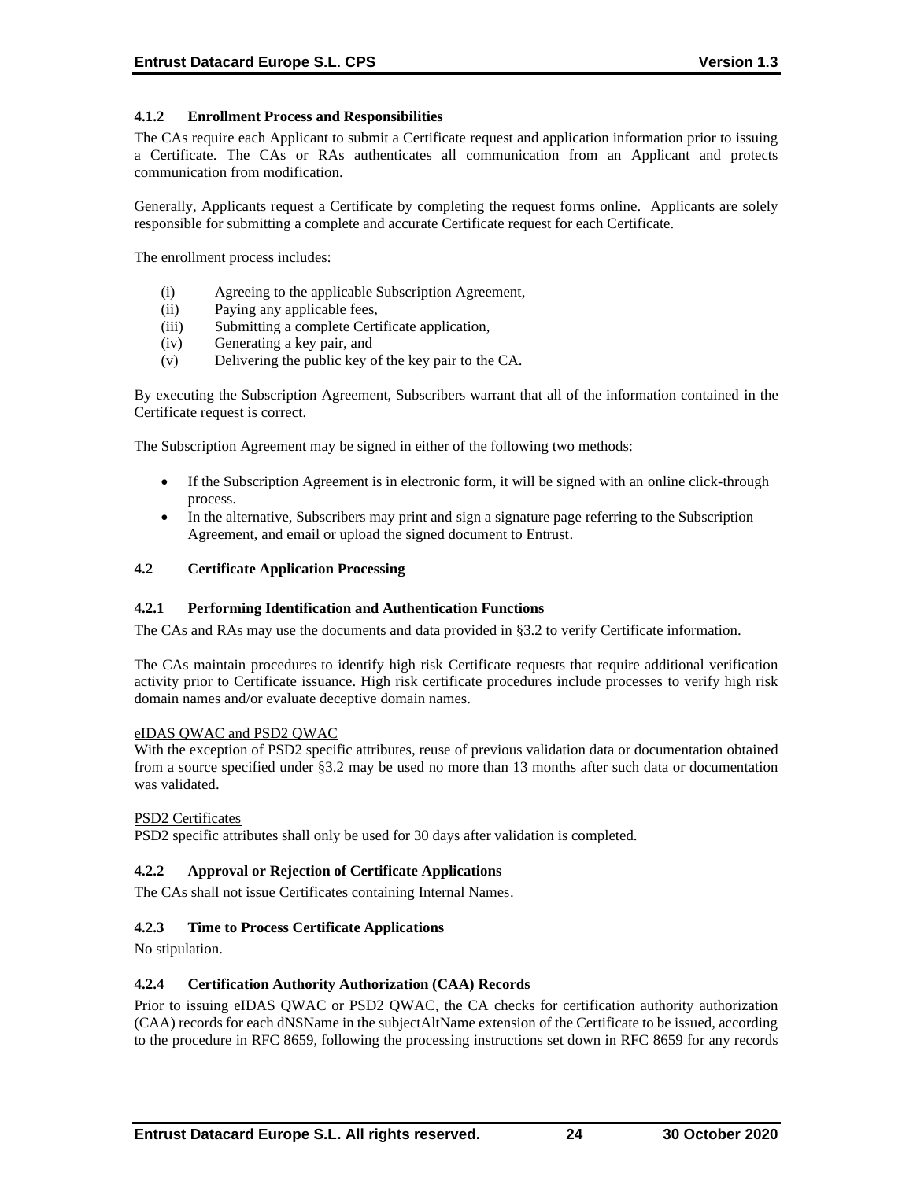#### 4.1.2 Enrollment Process and Responsibilities

The CAs require each Applicant to submit a Certificate request and application information prior to issuing a Certificate. The CAs or RAs authenticates all communication from an Applicant and protects communication from modification.

Generally, Applicants request a Certificate by completing the request forms online. Applicants are solely responsible for submitting a complete and accurate Certificate request for each Certificate.

The enrollment process includes:

(i) Agreeing to the applicable Subscription Agreement,
(ii) Paying any applicable fees,
(iii) Submitting a complete Certificate application,
(iv) Generating a key pair, and
(v) Delivering the public key of the key pair to the CA.

By executing the Subscription Agreement, Subscribers warrant that all of the information contained in the Certificate request is correct.

The Subscription Agreement may be signed in either of the following two methods:

- If the Subscription Agreement is in electronic form, it will be signed with an online click-through process.
- In the alternative, Subscribers may print and sign a signature page referring to the Subscription Agreement, and email or upload the signed document to Entrust.

### 4.2 Certificate Application Processing

#### 4.2.1 Performing Identification and Authentication Functions

The CAs and RAs may use the documents and data provided in §3.2 to verify Certificate information.

The CAs maintain procedures to identify high risk Certificate requests that require additional verification activity prior to Certificate issuance. High risk certificate procedures include processes to verify high risk domain names and/or evaluate deceptive domain names.

eIDAS QWAC and PSD2 QWAC

With the exception of PSD2 specific attributes, reuse of previous validation data or documentation obtained from a source specified under §3.2 may be used no more than 13 months after such data or documentation was validated.

PSD2 Certificates

PSD2 specific attributes shall only be used for 30 days after validation is completed.

#### 4.2.2 Approval or Rejection of Certificate Applications

The CAs shall not issue Certificates containing Internal Names.

#### 4.2.3 Time to Process Certificate Applications

No stipulation.

#### 4.2.4 Certification Authority Authorization (CAA) Records

Prior to issuing eIDAS QWAC or PSD2 QWAC, the CA checks for certification authority authorization (CAA) records for each dNSName in the subjectAltName extension of the Certificate to be issued, according to the procedure in RFC 8659, following the processing instructions set down in RFC 8659 for any records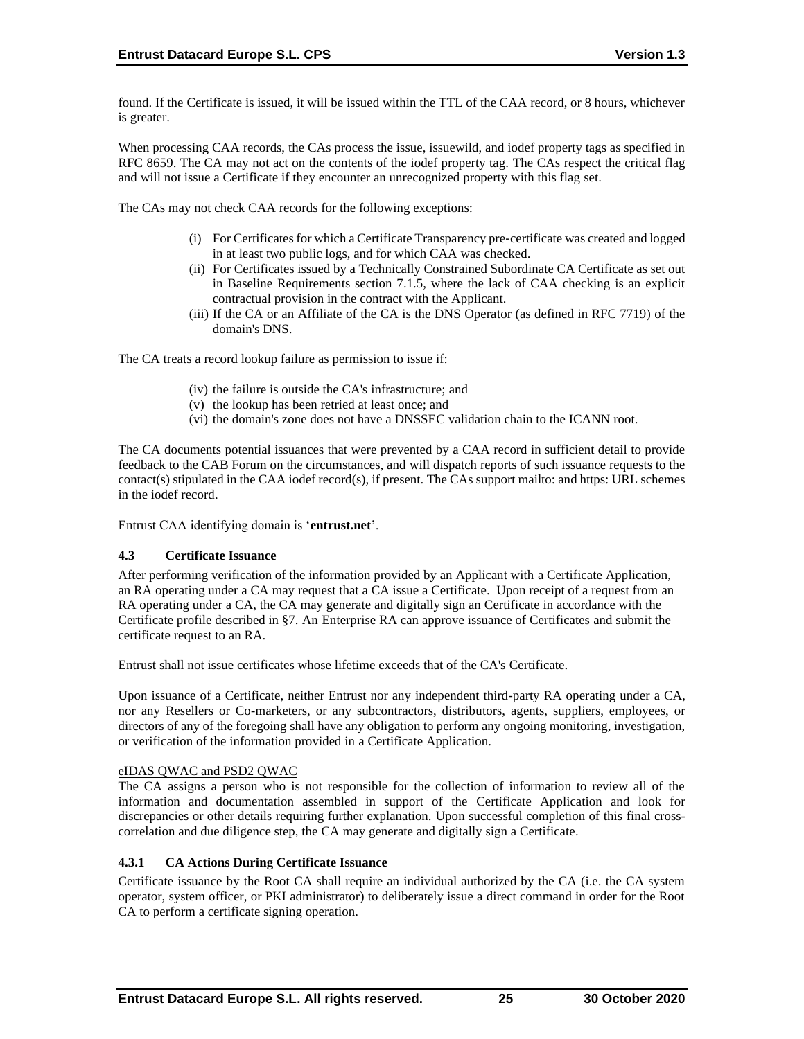found. If the Certificate is issued, it will be issued within the TTL of the CAA record, or 8 hours, whichever is greater.

When processing CAA records, the CAs process the issue, issuewild, and iodef property tags as specified in RFC 8659. The CA may not act on the contents of the iodef property tag. The CAs respect the critical flag and will not issue a Certificate if they encounter an unrecognized property with this flag set.

The CAs may not check CAA records for the following exceptions:

(i) For Certificates for which a Certificate Transparency pre-certificate was created and logged in at least two public logs, and for which CAA was checked.
(ii) For Certificates issued by a Technically Constrained Subordinate CA Certificate as set out in Baseline Requirements section 7.1.5, where the lack of CAA checking is an explicit contractual provision in the contract with the Applicant.
(iii) If the CA or an Affiliate of the CA is the DNS Operator (as defined in RFC 7719) of the domain's DNS.

The CA treats a record lookup failure as permission to issue if:

(iv) the failure is outside the CA's infrastructure; and
(v) the lookup has been retried at least once; and
(vi) the domain's zone does not have a DNSSEC validation chain to the ICANN root.

The CA documents potential issuances that were prevented by a CAA record in sufficient detail to provide feedback to the CAB Forum on the circumstances, and will dispatch reports of such issuance requests to the contact(s) stipulated in the CAA iodef record(s), if present. The CAs support mailto: and https: URL schemes in the iodef record.

Entrust CAA identifying domain is '**entrust.net**'.

### 4.3 Certificate Issuance

After performing verification of the information provided by an Applicant with a Certificate Application, an RA operating under a CA may request that a CA issue a Certificate. Upon receipt of a request from an RA operating under a CA, the CA may generate and digitally sign an Certificate in accordance with the Certificate profile described in §7. An Enterprise RA can approve issuance of Certificates and submit the certificate request to an RA.

Entrust shall not issue certificates whose lifetime exceeds that of the CA's Certificate.

Upon issuance of a Certificate, neither Entrust nor any independent third-party RA operating under a CA, nor any Resellers or Co-marketers, or any subcontractors, distributors, agents, suppliers, employees, or directors of any of the foregoing shall have any obligation to perform any ongoing monitoring, investigation, or verification of the information provided in a Certificate Application.

eIDAS QWAC and PSD2 QWAC

The CA assigns a person who is not responsible for the collection of information to review all of the information and documentation assembled in support of the Certificate Application and look for discrepancies or other details requiring further explanation. Upon successful completion of this final cross-correlation and due diligence step, the CA may generate and digitally sign a Certificate.

#### 4.3.1 CA Actions During Certificate Issuance

Certificate issuance by the Root CA shall require an individual authorized by the CA (i.e. the CA system operator, system officer, or PKI administrator) to deliberately issue a direct command in order for the Root CA to perform a certificate signing operation.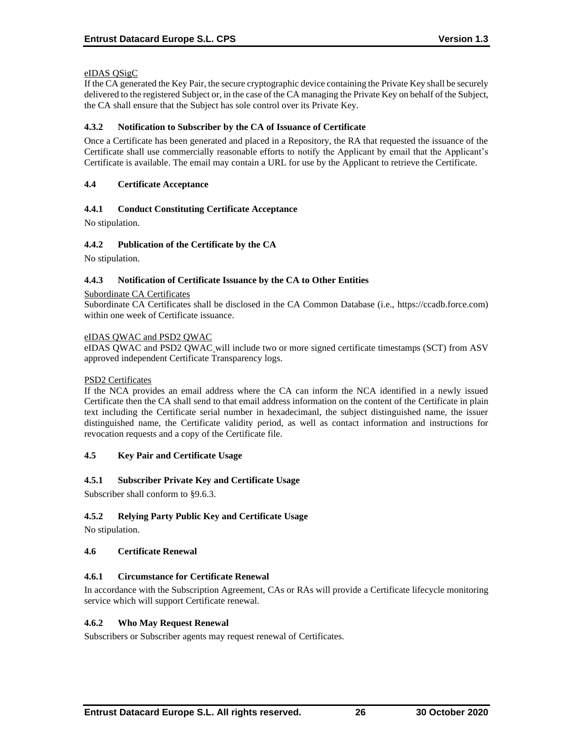eIDAS QSigC

If the CA generated the Key Pair, the secure cryptographic device containing the Private Key shall be securely delivered to the registered Subject or, in the case of the CA managing the Private Key on behalf of the Subject, the CA shall ensure that the Subject has sole control over its Private Key.

### 4.3.2 Notification to Subscriber by the CA of Issuance of Certificate

Once a Certificate has been generated and placed in a Repository, the RA that requested the issuance of the Certificate shall use commercially reasonable efforts to notify the Applicant by email that the Applicant's Certificate is available. The email may contain a URL for use by the Applicant to retrieve the Certificate.

## 4.4 Certificate Acceptance

### 4.4.1 Conduct Constituting Certificate Acceptance

No stipulation.

### 4.4.2 Publication of the Certificate by the CA

No stipulation.

### 4.4.3 Notification of Certificate Issuance by the CA to Other Entities

Subordinate CA Certificates

Subordinate CA Certificates shall be disclosed in the CA Common Database (i.e., https://ccadb.force.com) within one week of Certificate issuance.

eIDAS QWAC and PSD2 QWAC

eIDAS QWAC and PSD2 QWAC will include two or more signed certificate timestamps (SCT) from ASV approved independent Certificate Transparency logs.

PSD2 Certificates

If the NCA provides an email address where the CA can inform the NCA identified in a newly issued Certificate then the CA shall send to that email address information on the content of the Certificate in plain text including the Certificate serial number in hexadecimanl, the subject distinguished name, the issuer distinguished name, the Certificate validity period, as well as contact information and instructions for revocation requests and a copy of the Certificate file.

## 4.5 Key Pair and Certificate Usage

### 4.5.1 Subscriber Private Key and Certificate Usage

Subscriber shall conform to §9.6.3.

### 4.5.2 Relying Party Public Key and Certificate Usage

No stipulation.

## 4.6 Certificate Renewal

### 4.6.1 Circumstance for Certificate Renewal

In accordance with the Subscription Agreement, CAs or RAs will provide a Certificate lifecycle monitoring service which will support Certificate renewal.

### 4.6.2 Who May Request Renewal

Subscribers or Subscriber agents may request renewal of Certificates.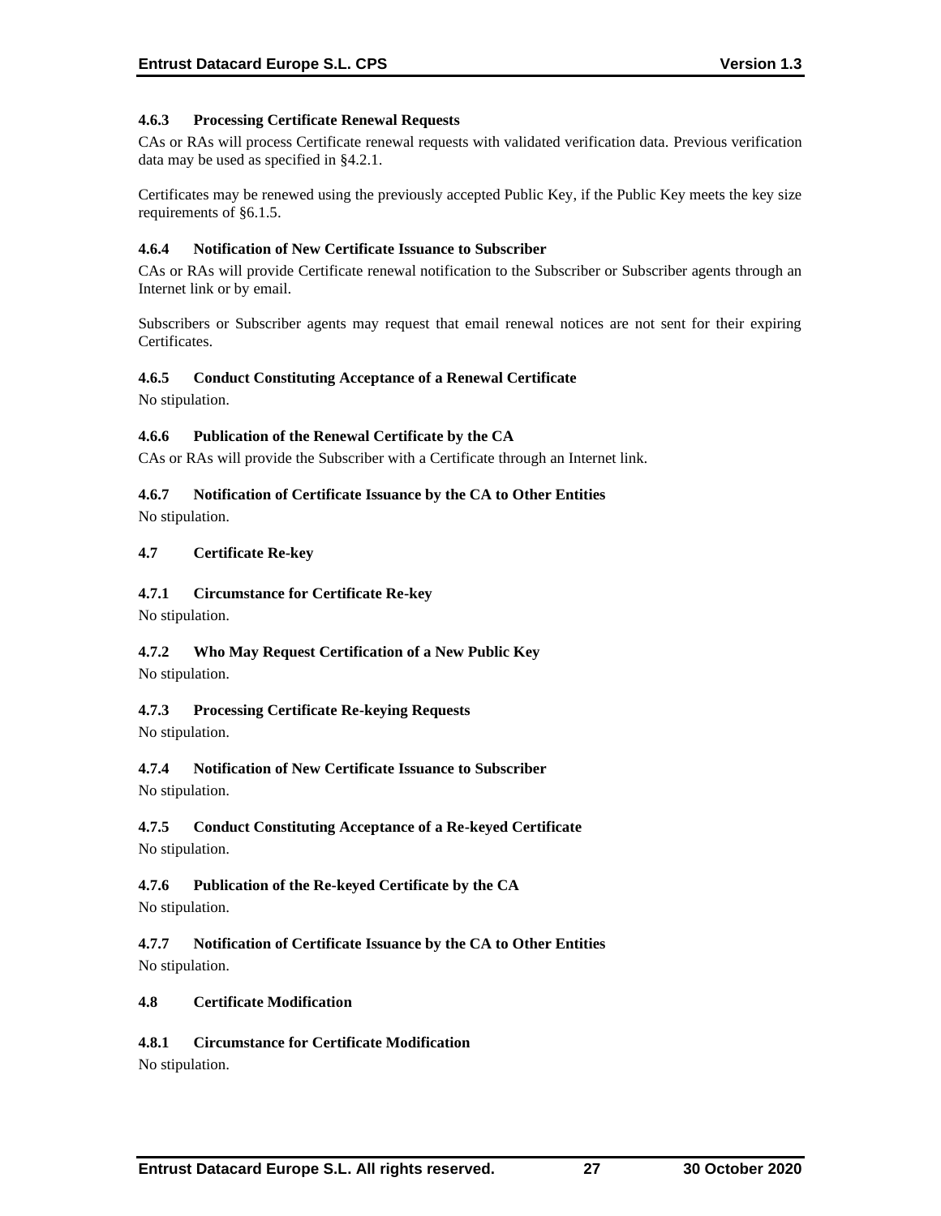#### 4.6.3 Processing Certificate Renewal Requests

CAs or RAs will process Certificate renewal requests with validated verification data. Previous verification data may be used as specified in §4.2.1.

Certificates may be renewed using the previously accepted Public Key, if the Public Key meets the key size requirements of §6.1.5.

#### 4.6.4 Notification of New Certificate Issuance to Subscriber

CAs or RAs will provide Certificate renewal notification to the Subscriber or Subscriber agents through an Internet link or by email.

Subscribers or Subscriber agents may request that email renewal notices are not sent for their expiring Certificates.

#### 4.6.5 Conduct Constituting Acceptance of a Renewal Certificate

No stipulation.

#### 4.6.6 Publication of the Renewal Certificate by the CA

CAs or RAs will provide the Subscriber with a Certificate through an Internet link.

#### 4.6.7 Notification of Certificate Issuance by the CA to Other Entities

No stipulation.

### 4.7 Certificate Re-key

#### 4.7.1 Circumstance for Certificate Re-key

No stipulation.

#### 4.7.2 Who May Request Certification of a New Public Key

No stipulation.

#### 4.7.3 Processing Certificate Re-keying Requests

No stipulation.

#### 4.7.4 Notification of New Certificate Issuance to Subscriber

No stipulation.

#### 4.7.5 Conduct Constituting Acceptance of a Re-keyed Certificate

No stipulation.

#### 4.7.6 Publication of the Re-keyed Certificate by the CA

No stipulation.

#### 4.7.7 Notification of Certificate Issuance by the CA to Other Entities

No stipulation.

### 4.8 Certificate Modification

#### 4.8.1 Circumstance for Certificate Modification

No stipulation.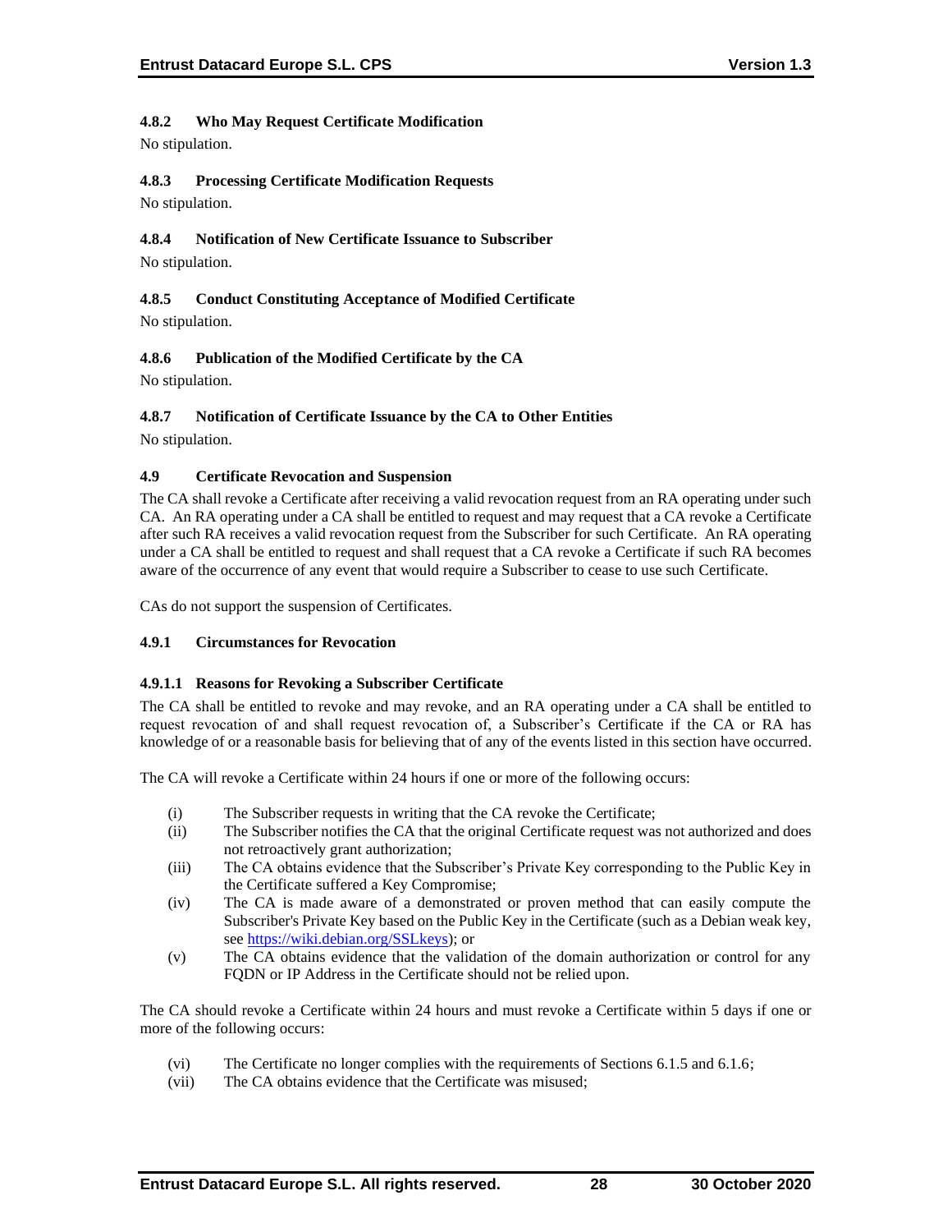#### 4.8.2 Who May Request Certificate Modification

No stipulation.

#### 4.8.3 Processing Certificate Modification Requests

No stipulation.

#### 4.8.4 Notification of New Certificate Issuance to Subscriber

No stipulation.

#### 4.8.5 Conduct Constituting Acceptance of Modified Certificate

No stipulation.

#### 4.8.6 Publication of the Modified Certificate by the CA

No stipulation.

#### 4.8.7 Notification of Certificate Issuance by the CA to Other Entities

No stipulation.

### 4.9 Certificate Revocation and Suspension

The CA shall revoke a Certificate after receiving a valid revocation request from an RA operating under such CA. An RA operating under a CA shall be entitled to request and may request that a CA revoke a Certificate after such RA receives a valid revocation request from the Subscriber for such Certificate. An RA operating under a CA shall be entitled to request and shall request that a CA revoke a Certificate if such RA becomes aware of the occurrence of any event that would require a Subscriber to cease to use such Certificate.

CAs do not support the suspension of Certificates.

#### 4.9.1 Circumstances for Revocation

##### 4.9.1.1 Reasons for Revoking a Subscriber Certificate

The CA shall be entitled to revoke and may revoke, and an RA operating under a CA shall be entitled to request revocation of and shall request revocation of, a Subscriber's Certificate if the CA or RA has knowledge of or a reasonable basis for believing that of any of the events listed in this section have occurred.

The CA will revoke a Certificate within 24 hours if one or more of the following occurs:

(i) The Subscriber requests in writing that the CA revoke the Certificate;
(ii) The Subscriber notifies the CA that the original Certificate request was not authorized and does not retroactively grant authorization;
(iii) The CA obtains evidence that the Subscriber's Private Key corresponding to the Public Key in the Certificate suffered a Key Compromise;
(iv) The CA is made aware of a demonstrated or proven method that can easily compute the Subscriber's Private Key based on the Public Key in the Certificate (such as a Debian weak key, see https://wiki.debian.org/SSLkeys); or
(v) The CA obtains evidence that the validation of the domain authorization or control for any FQDN or IP Address in the Certificate should not be relied upon.

The CA should revoke a Certificate within 24 hours and must revoke a Certificate within 5 days if one or more of the following occurs:

(vi) The Certificate no longer complies with the requirements of Sections 6.1.5 and 6.1.6;
(vii) The CA obtains evidence that the Certificate was misused;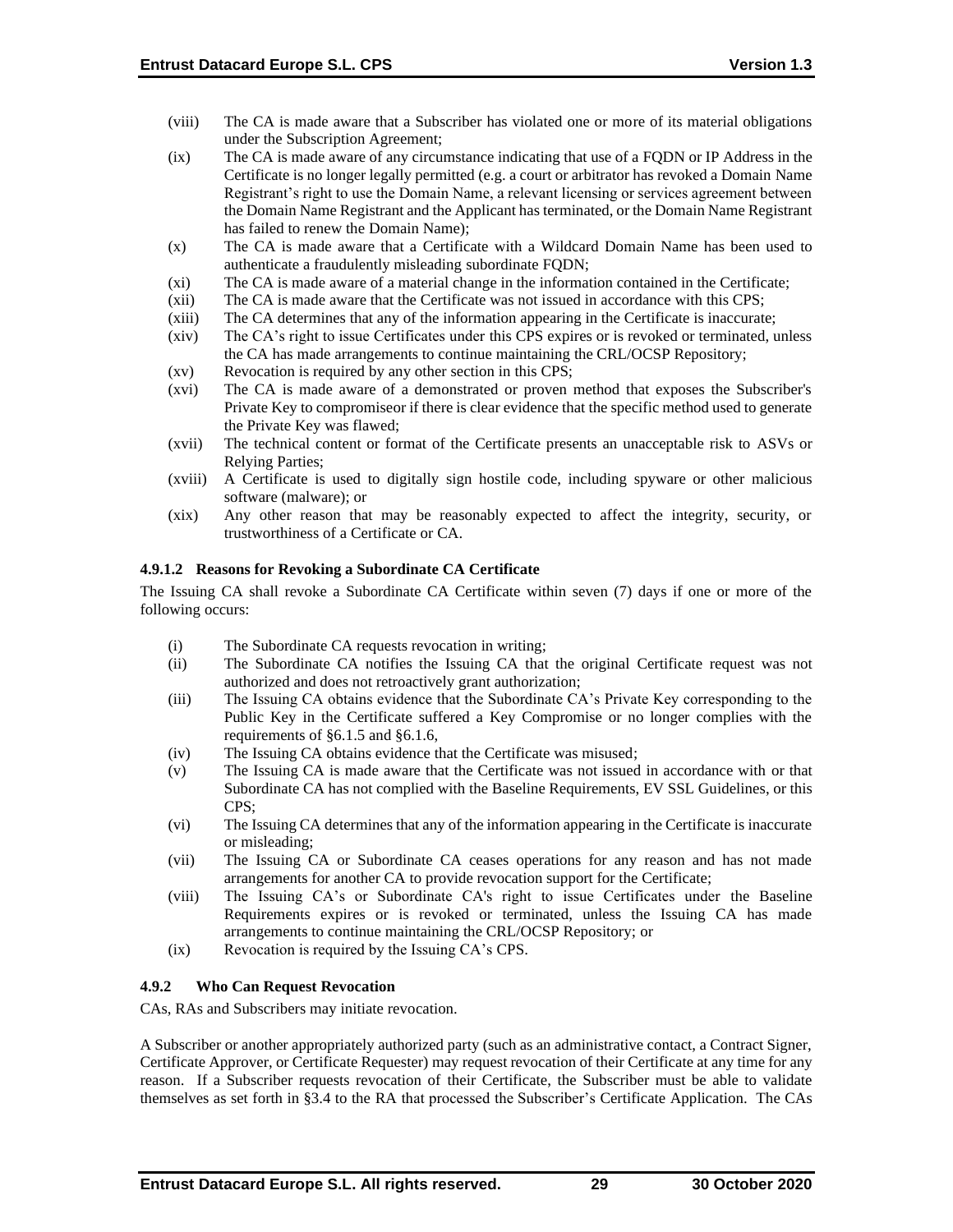(viii) The CA is made aware that a Subscriber has violated one or more of its material obligations under the Subscription Agreement;

(ix) The CA is made aware of any circumstance indicating that use of a FQDN or IP Address in the Certificate is no longer legally permitted (e.g. a court or arbitrator has revoked a Domain Name Registrant's right to use the Domain Name, a relevant licensing or services agreement between the Domain Name Registrant and the Applicant has terminated, or the Domain Name Registrant has failed to renew the Domain Name);

(x) The CA is made aware that a Certificate with a Wildcard Domain Name has been used to authenticate a fraudulently misleading subordinate FQDN;

(xi) The CA is made aware of a material change in the information contained in the Certificate;

(xii) The CA is made aware that the Certificate was not issued in accordance with this CPS;

(xiii) The CA determines that any of the information appearing in the Certificate is inaccurate;

(xiv) The CA's right to issue Certificates under this CPS expires or is revoked or terminated, unless the CA has made arrangements to continue maintaining the CRL/OCSP Repository;

(xv) Revocation is required by any other section in this CPS;

(xvi) The CA is made aware of a demonstrated or proven method that exposes the Subscriber's Private Key to compromiseor if there is clear evidence that the specific method used to generate the Private Key was flawed;

(xvii) The technical content or format of the Certificate presents an unacceptable risk to ASVs or Relying Parties;

(xviii) A Certificate is used to digitally sign hostile code, including spyware or other malicious software (malware); or

(xix) Any other reason that may be reasonably expected to affect the integrity, security, or trustworthiness of a Certificate or CA.

#### 4.9.1.2 Reasons for Revoking a Subordinate CA Certificate

The Issuing CA shall revoke a Subordinate CA Certificate within seven (7) days if one or more of the following occurs:

(i) The Subordinate CA requests revocation in writing;

(ii) The Subordinate CA notifies the Issuing CA that the original Certificate request was not authorized and does not retroactively grant authorization;

(iii) The Issuing CA obtains evidence that the Subordinate CA's Private Key corresponding to the Public Key in the Certificate suffered a Key Compromise or no longer complies with the requirements of §6.1.5 and §6.1.6,

(iv) The Issuing CA obtains evidence that the Certificate was misused;

(v) The Issuing CA is made aware that the Certificate was not issued in accordance with or that Subordinate CA has not complied with the Baseline Requirements, EV SSL Guidelines, or this CPS;

(vi) The Issuing CA determines that any of the information appearing in the Certificate is inaccurate or misleading;

(vii) The Issuing CA or Subordinate CA ceases operations for any reason and has not made arrangements for another CA to provide revocation support for the Certificate;

(viii) The Issuing CA's or Subordinate CA's right to issue Certificates under the Baseline Requirements expires or is revoked or terminated, unless the Issuing CA has made arrangements to continue maintaining the CRL/OCSP Repository; or

(ix) Revocation is required by the Issuing CA's CPS.

### 4.9.2 Who Can Request Revocation

CAs, RAs and Subscribers may initiate revocation.

A Subscriber or another appropriately authorized party (such as an administrative contact, a Contract Signer, Certificate Approver, or Certificate Requester) may request revocation of their Certificate at any time for any reason. If a Subscriber requests revocation of their Certificate, the Subscriber must be able to validate themselves as set forth in §3.4 to the RA that processed the Subscriber's Certificate Application. The CAs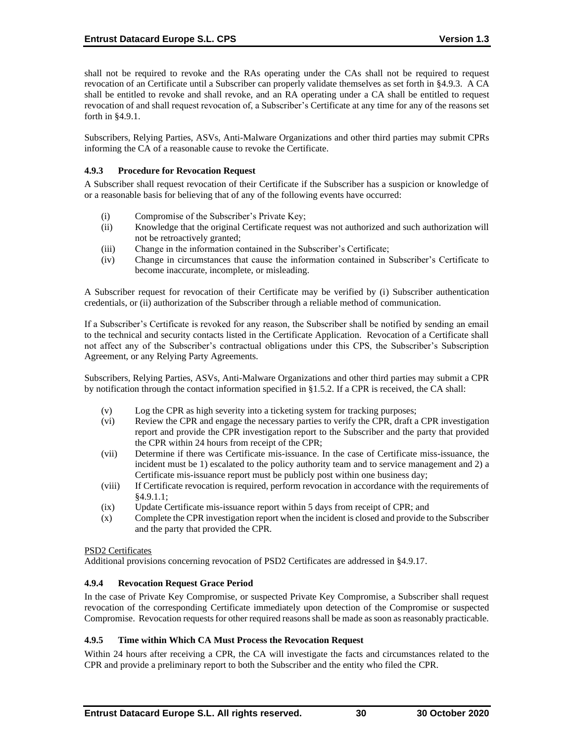shall not be required to revoke and the RAs operating under the CAs shall not be required to request revocation of an Certificate until a Subscriber can properly validate themselves as set forth in §4.9.3. A CA shall be entitled to revoke and shall revoke, and an RA operating under a CA shall be entitled to request revocation of and shall request revocation of, a Subscriber's Certificate at any time for any of the reasons set forth in §4.9.1.

Subscribers, Relying Parties, ASVs, Anti-Malware Organizations and other third parties may submit CPRs informing the CA of a reasonable cause to revoke the Certificate.

### 4.9.3 Procedure for Revocation Request

A Subscriber shall request revocation of their Certificate if the Subscriber has a suspicion or knowledge of or a reasonable basis for believing that of any of the following events have occurred:

- (i) Compromise of the Subscriber's Private Key;
- (ii) Knowledge that the original Certificate request was not authorized and such authorization will not be retroactively granted;
- (iii) Change in the information contained in the Subscriber's Certificate;
- (iv) Change in circumstances that cause the information contained in Subscriber's Certificate to become inaccurate, incomplete, or misleading.

A Subscriber request for revocation of their Certificate may be verified by (i) Subscriber authentication credentials, or (ii) authorization of the Subscriber through a reliable method of communication.

If a Subscriber's Certificate is revoked for any reason, the Subscriber shall be notified by sending an email to the technical and security contacts listed in the Certificate Application. Revocation of a Certificate shall not affect any of the Subscriber's contractual obligations under this CPS, the Subscriber's Subscription Agreement, or any Relying Party Agreements.

Subscribers, Relying Parties, ASVs, Anti-Malware Organizations and other third parties may submit a CPR by notification through the contact information specified in §1.5.2. If a CPR is received, the CA shall:

- (v) Log the CPR as high severity into a ticketing system for tracking purposes;
- (vi) Review the CPR and engage the necessary parties to verify the CPR, draft a CPR investigation report and provide the CPR investigation report to the Subscriber and the party that provided the CPR within 24 hours from receipt of the CPR;
- (vii) Determine if there was Certificate mis-issuance. In the case of Certificate miss-issuance, the incident must be 1) escalated to the policy authority team and to service management and 2) a Certificate mis-issuance report must be publicly post within one business day;
- (viii) If Certificate revocation is required, perform revocation in accordance with the requirements of §4.9.1.1;
- (ix) Update Certificate mis-issuance report within 5 days from receipt of CPR; and
- (x) Complete the CPR investigation report when the incident is closed and provide to the Subscriber and the party that provided the CPR.

PSD2 Certificates

Additional provisions concerning revocation of PSD2 Certificates are addressed in §4.9.17.

### 4.9.4 Revocation Request Grace Period

In the case of Private Key Compromise, or suspected Private Key Compromise, a Subscriber shall request revocation of the corresponding Certificate immediately upon detection of the Compromise or suspected Compromise. Revocation requests for other required reasons shall be made as soon as reasonably practicable.

### 4.9.5 Time within Which CA Must Process the Revocation Request

Within 24 hours after receiving a CPR, the CA will investigate the facts and circumstances related to the CPR and provide a preliminary report to both the Subscriber and the entity who filed the CPR.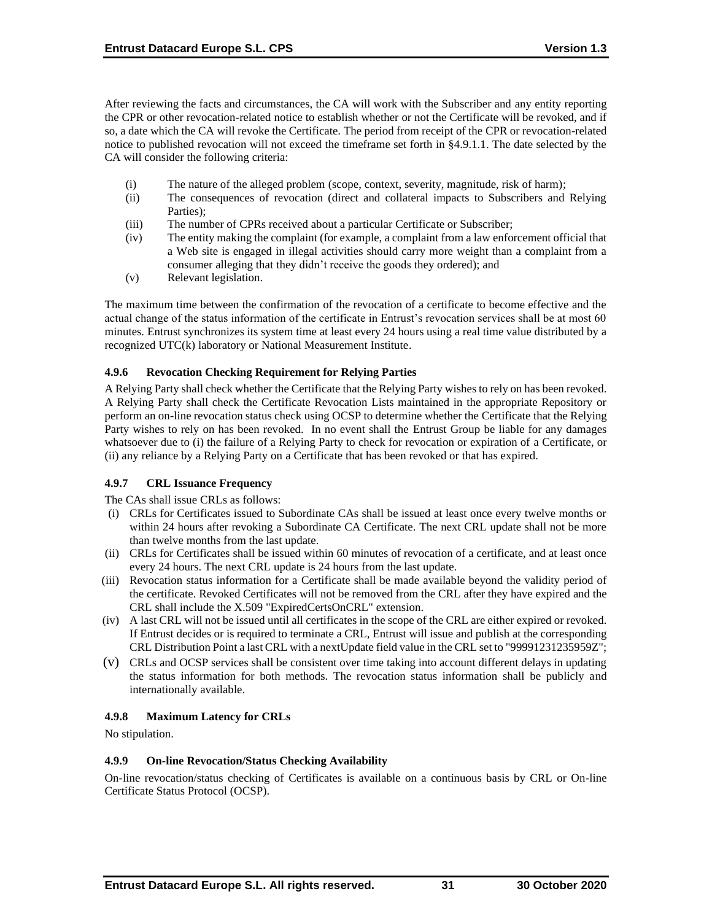After reviewing the facts and circumstances, the CA will work with the Subscriber and any entity reporting the CPR or other revocation-related notice to establish whether or not the Certificate will be revoked, and if so, a date which the CA will revoke the Certificate. The period from receipt of the CPR or revocation-related notice to published revocation will not exceed the timeframe set forth in §4.9.1.1. The date selected by the CA will consider the following criteria:

- (i) The nature of the alleged problem (scope, context, severity, magnitude, risk of harm);
- (ii) The consequences of revocation (direct and collateral impacts to Subscribers and Relying Parties);
- (iii) The number of CPRs received about a particular Certificate or Subscriber;
- (iv) The entity making the complaint (for example, a complaint from a law enforcement official that a Web site is engaged in illegal activities should carry more weight than a complaint from a consumer alleging that they didn't receive the goods they ordered); and
- (v) Relevant legislation.

The maximum time between the confirmation of the revocation of a certificate to become effective and the actual change of the status information of the certificate in Entrust's revocation services shall be at most 60 minutes. Entrust synchronizes its system time at least every 24 hours using a real time value distributed by a recognized UTC(k) laboratory or National Measurement Institute.

#### 4.9.6 Revocation Checking Requirement for Relying Parties

A Relying Party shall check whether the Certificate that the Relying Party wishes to rely on has been revoked. A Relying Party shall check the Certificate Revocation Lists maintained in the appropriate Repository or perform an on-line revocation status check using OCSP to determine whether the Certificate that the Relying Party wishes to rely on has been revoked. In no event shall the Entrust Group be liable for any damages whatsoever due to (i) the failure of a Relying Party to check for revocation or expiration of a Certificate, or (ii) any reliance by a Relying Party on a Certificate that has been revoked or that has expired.

#### 4.9.7 CRL Issuance Frequency

The CAs shall issue CRLs as follows:

- (i) CRLs for Certificates issued to Subordinate CAs shall be issued at least once every twelve months or within 24 hours after revoking a Subordinate CA Certificate. The next CRL update shall not be more than twelve months from the last update.
- (ii) CRLs for Certificates shall be issued within 60 minutes of revocation of a certificate, and at least once every 24 hours. The next CRL update is 24 hours from the last update.
- (iii) Revocation status information for a Certificate shall be made available beyond the validity period of the certificate. Revoked Certificates will not be removed from the CRL after they have expired and the CRL shall include the X.509 "ExpiredCertsOnCRL" extension.
- (iv) A last CRL will not be issued until all certificates in the scope of the CRL are either expired or revoked. If Entrust decides or is required to terminate a CRL, Entrust will issue and publish at the corresponding CRL Distribution Point a last CRL with a nextUpdate field value in the CRL set to "99991231235959Z";
- (v) CRLs and OCSP services shall be consistent over time taking into account different delays in updating the status information for both methods. The revocation status information shall be publicly and internationally available.

#### 4.9.8 Maximum Latency for CRLs

No stipulation.

#### 4.9.9 On-line Revocation/Status Checking Availability

On-line revocation/status checking of Certificates is available on a continuous basis by CRL or On-line Certificate Status Protocol (OCSP).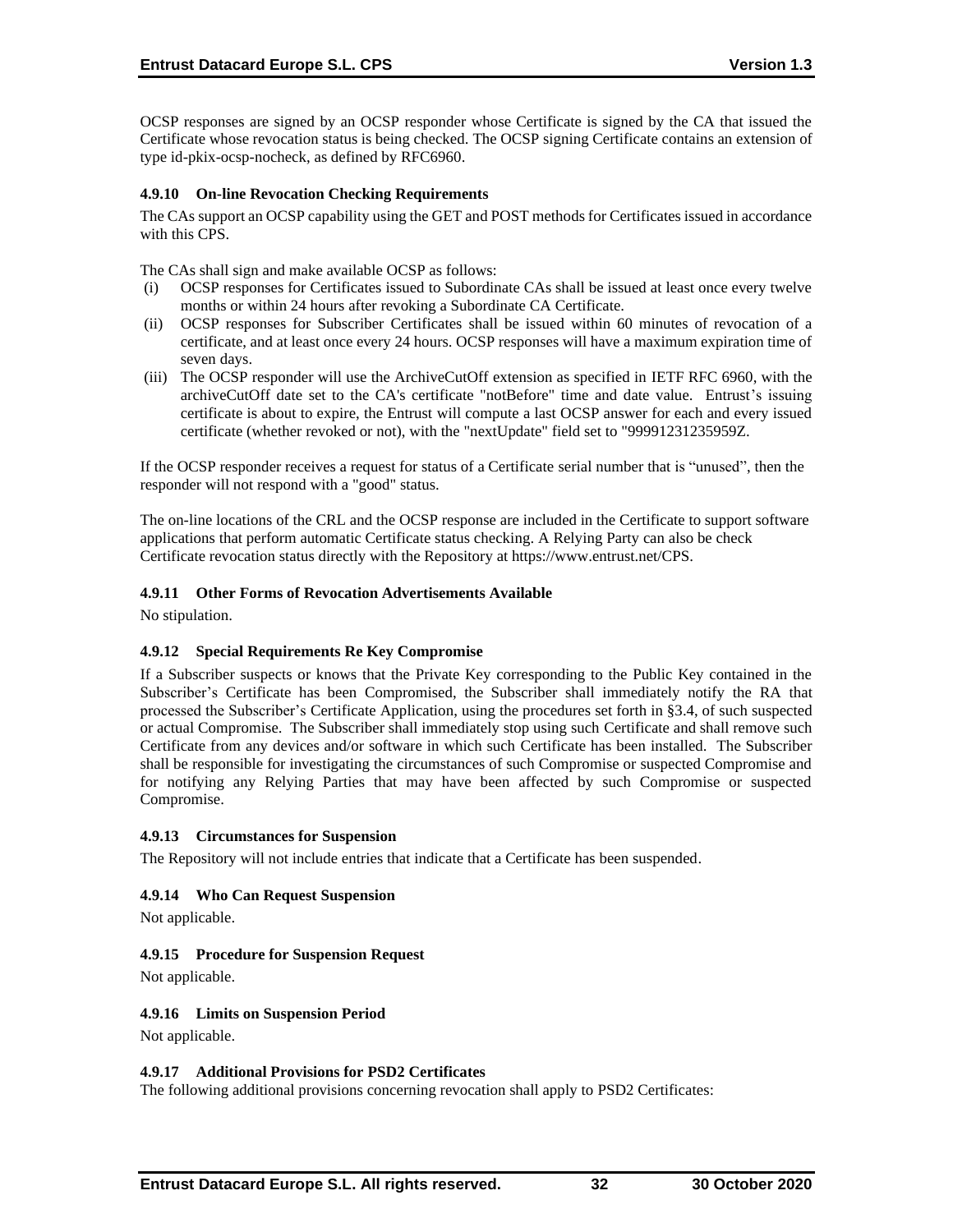OCSP responses are signed by an OCSP responder whose Certificate is signed by the CA that issued the Certificate whose revocation status is being checked. The OCSP signing Certificate contains an extension of type id-pkix-ocsp-nocheck, as defined by RFC6960.

#### 4.9.10 On-line Revocation Checking Requirements

The CAs support an OCSP capability using the GET and POST methods for Certificates issued in accordance with this CPS.

The CAs shall sign and make available OCSP as follows:

(i) OCSP responses for Certificates issued to Subordinate CAs shall be issued at least once every twelve months or within 24 hours after revoking a Subordinate CA Certificate.

(ii) OCSP responses for Subscriber Certificates shall be issued within 60 minutes of revocation of a certificate, and at least once every 24 hours. OCSP responses will have a maximum expiration time of seven days.

(iii) The OCSP responder will use the ArchiveCutOff extension as specified in IETF RFC 6960, with the archiveCutOff date set to the CA's certificate "notBefore" time and date value. Entrust's issuing certificate is about to expire, the Entrust will compute a last OCSP answer for each and every issued certificate (whether revoked or not), with the "nextUpdate" field set to "99991231235959Z.

If the OCSP responder receives a request for status of a Certificate serial number that is "unused", then the responder will not respond with a "good" status.

The on-line locations of the CRL and the OCSP response are included in the Certificate to support software applications that perform automatic Certificate status checking. A Relying Party can also be check Certificate revocation status directly with the Repository at https://www.entrust.net/CPS.

#### 4.9.11 Other Forms of Revocation Advertisements Available

No stipulation.

#### 4.9.12 Special Requirements Re Key Compromise

If a Subscriber suspects or knows that the Private Key corresponding to the Public Key contained in the Subscriber's Certificate has been Compromised, the Subscriber shall immediately notify the RA that processed the Subscriber's Certificate Application, using the procedures set forth in §3.4, of such suspected or actual Compromise. The Subscriber shall immediately stop using such Certificate and shall remove such Certificate from any devices and/or software in which such Certificate has been installed. The Subscriber shall be responsible for investigating the circumstances of such Compromise or suspected Compromise and for notifying any Relying Parties that may have been affected by such Compromise or suspected Compromise.

#### 4.9.13 Circumstances for Suspension

The Repository will not include entries that indicate that a Certificate has been suspended.

#### 4.9.14 Who Can Request Suspension

Not applicable.

#### 4.9.15 Procedure for Suspension Request

Not applicable.

#### 4.9.16 Limits on Suspension Period

Not applicable.

#### 4.9.17 Additional Provisions for PSD2 Certificates

The following additional provisions concerning revocation shall apply to PSD2 Certificates: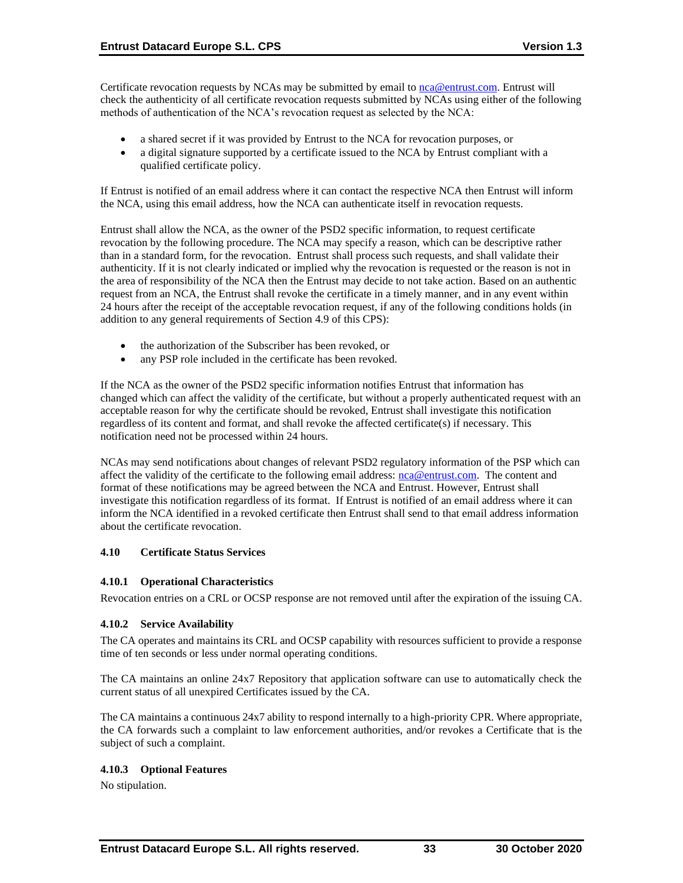Certificate revocation requests by NCAs may be submitted by email to nca@entrust.com. Entrust will check the authenticity of all certificate revocation requests submitted by NCAs using either of the following methods of authentication of the NCA's revocation request as selected by the NCA:

- a shared secret if it was provided by Entrust to the NCA for revocation purposes, or
- a digital signature supported by a certificate issued to the NCA by Entrust compliant with a qualified certificate policy.

If Entrust is notified of an email address where it can contact the respective NCA then Entrust will inform the NCA, using this email address, how the NCA can authenticate itself in revocation requests.

Entrust shall allow the NCA, as the owner of the PSD2 specific information, to request certificate revocation by the following procedure. The NCA may specify a reason, which can be descriptive rather than in a standard form, for the revocation. Entrust shall process such requests, and shall validate their authenticity. If it is not clearly indicated or implied why the revocation is requested or the reason is not in the area of responsibility of the NCA then the Entrust may decide to not take action. Based on an authentic request from an NCA, the Entrust shall revoke the certificate in a timely manner, and in any event within 24 hours after the receipt of the acceptable revocation request, if any of the following conditions holds (in addition to any general requirements of Section 4.9 of this CPS):

- the authorization of the Subscriber has been revoked, or
- any PSP role included in the certificate has been revoked.

If the NCA as the owner of the PSD2 specific information notifies Entrust that information has changed which can affect the validity of the certificate, but without a properly authenticated request with an acceptable reason for why the certificate should be revoked, Entrust shall investigate this notification regardless of its content and format, and shall revoke the affected certificate(s) if necessary. This notification need not be processed within 24 hours.

NCAs may send notifications about changes of relevant PSD2 regulatory information of the PSP which can affect the validity of the certificate to the following email address: nca@entrust.com. The content and format of these notifications may be agreed between the NCA and Entrust. However, Entrust shall investigate this notification regardless of its format. If Entrust is notified of an email address where it can inform the NCA identified in a revoked certificate then Entrust shall send to that email address information about the certificate revocation.

### 4.10 Certificate Status Services

#### 4.10.1 Operational Characteristics

Revocation entries on a CRL or OCSP response are not removed until after the expiration of the issuing CA.

#### 4.10.2 Service Availability

The CA operates and maintains its CRL and OCSP capability with resources sufficient to provide a response time of ten seconds or less under normal operating conditions.

The CA maintains an online 24x7 Repository that application software can use to automatically check the current status of all unexpired Certificates issued by the CA.

The CA maintains a continuous 24x7 ability to respond internally to a high-priority CPR. Where appropriate, the CA forwards such a complaint to law enforcement authorities, and/or revokes a Certificate that is the subject of such a complaint.

#### 4.10.3 Optional Features

No stipulation.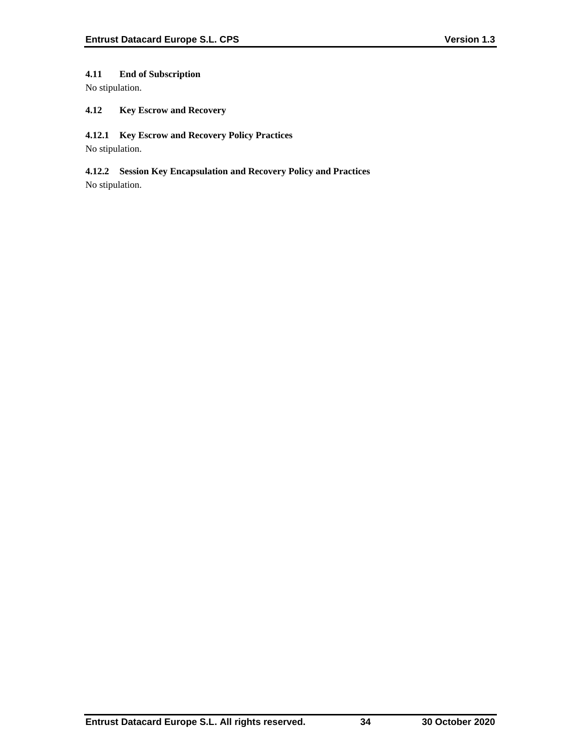### 4.11 End of Subscription

No stipulation.

### 4.12 Key Escrow and Recovery

#### 4.12.1 Key Escrow and Recovery Policy Practices

No stipulation.

#### 4.12.2 Session Key Encapsulation and Recovery Policy and Practices

No stipulation.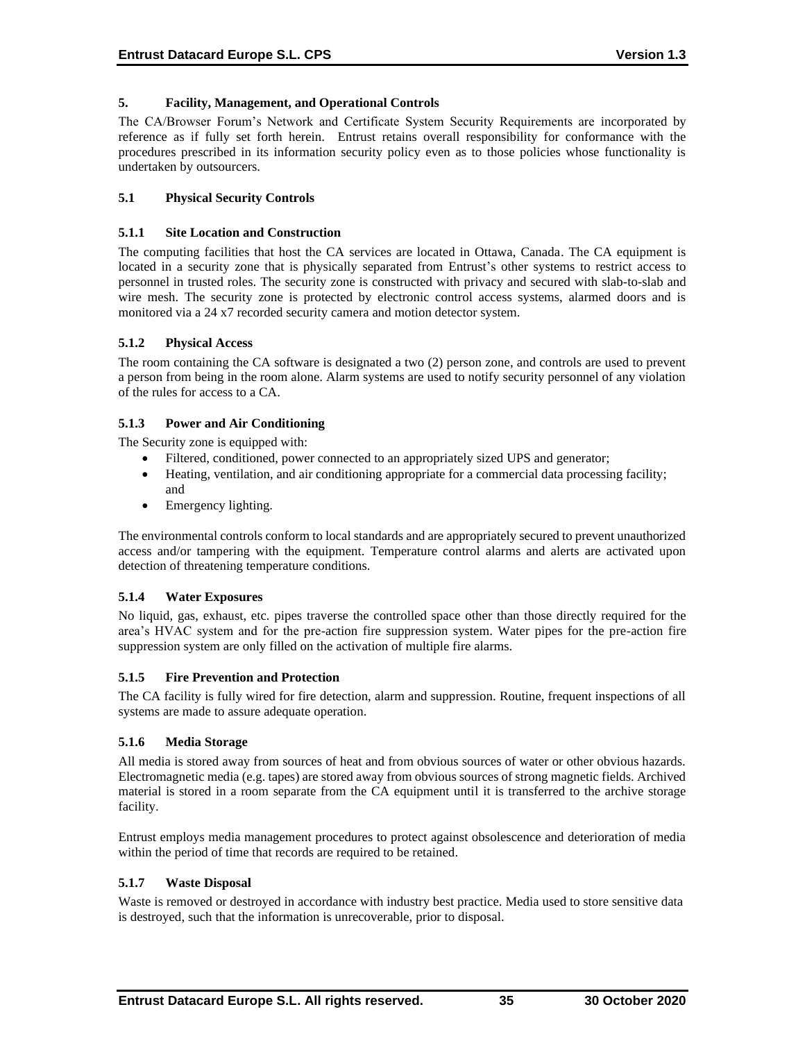## 5. Facility, Management, and Operational Controls

The CA/Browser Forum's Network and Certificate System Security Requirements are incorporated by reference as if fully set forth herein. Entrust retains overall responsibility for conformance with the procedures prescribed in its information security policy even as to those policies whose functionality is undertaken by outsourcers.

### 5.1 Physical Security Controls

#### 5.1.1 Site Location and Construction

The computing facilities that host the CA services are located in Ottawa, Canada. The CA equipment is located in a security zone that is physically separated from Entrust's other systems to restrict access to personnel in trusted roles. The security zone is constructed with privacy and secured with slab-to-slab and wire mesh. The security zone is protected by electronic control access systems, alarmed doors and is monitored via a 24 x7 recorded security camera and motion detector system.

#### 5.1.2 Physical Access

The room containing the CA software is designated a two (2) person zone, and controls are used to prevent a person from being in the room alone. Alarm systems are used to notify security personnel of any violation of the rules for access to a CA.

#### 5.1.3 Power and Air Conditioning

The Security zone is equipped with:

- Filtered, conditioned, power connected to an appropriately sized UPS and generator;
- Heating, ventilation, and air conditioning appropriate for a commercial data processing facility; and
- Emergency lighting.

The environmental controls conform to local standards and are appropriately secured to prevent unauthorized access and/or tampering with the equipment. Temperature control alarms and alerts are activated upon detection of threatening temperature conditions.

#### 5.1.4 Water Exposures

No liquid, gas, exhaust, etc. pipes traverse the controlled space other than those directly required for the area's HVAC system and for the pre-action fire suppression system. Water pipes for the pre-action fire suppression system are only filled on the activation of multiple fire alarms.

#### 5.1.5 Fire Prevention and Protection

The CA facility is fully wired for fire detection, alarm and suppression. Routine, frequent inspections of all systems are made to assure adequate operation.

#### 5.1.6 Media Storage

All media is stored away from sources of heat and from obvious sources of water or other obvious hazards. Electromagnetic media (e.g. tapes) are stored away from obvious sources of strong magnetic fields. Archived material is stored in a room separate from the CA equipment until it is transferred to the archive storage facility.

Entrust employs media management procedures to protect against obsolescence and deterioration of media within the period of time that records are required to be retained.

#### 5.1.7 Waste Disposal

Waste is removed or destroyed in accordance with industry best practice. Media used to store sensitive data is destroyed, such that the information is unrecoverable, prior to disposal.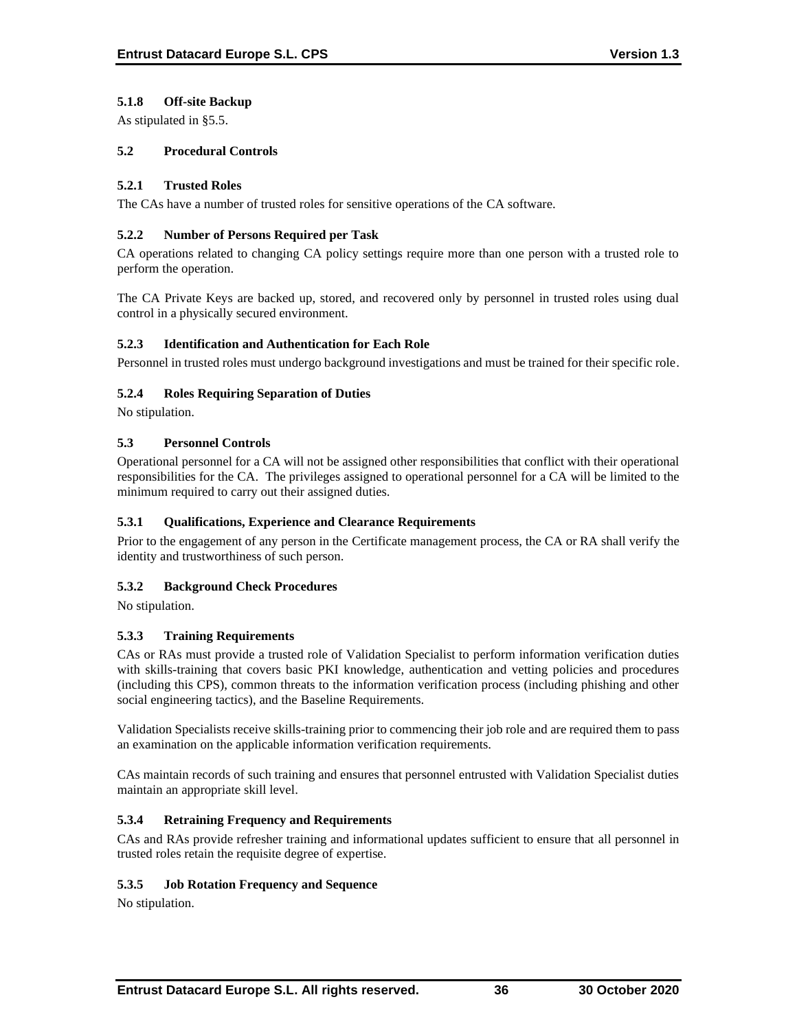#### 5.1.8 Off-site Backup

As stipulated in §5.5.

### 5.2 Procedural Controls

#### 5.2.1 Trusted Roles

The CAs have a number of trusted roles for sensitive operations of the CA software.

#### 5.2.2 Number of Persons Required per Task

CA operations related to changing CA policy settings require more than one person with a trusted role to perform the operation.

The CA Private Keys are backed up, stored, and recovered only by personnel in trusted roles using dual control in a physically secured environment.

#### 5.2.3 Identification and Authentication for Each Role

Personnel in trusted roles must undergo background investigations and must be trained for their specific role.

#### 5.2.4 Roles Requiring Separation of Duties

No stipulation.

### 5.3 Personnel Controls

Operational personnel for a CA will not be assigned other responsibilities that conflict with their operational responsibilities for the CA. The privileges assigned to operational personnel for a CA will be limited to the minimum required to carry out their assigned duties.

#### 5.3.1 Qualifications, Experience and Clearance Requirements

Prior to the engagement of any person in the Certificate management process, the CA or RA shall verify the identity and trustworthiness of such person.

#### 5.3.2 Background Check Procedures

No stipulation.

#### 5.3.3 Training Requirements

CAs or RAs must provide a trusted role of Validation Specialist to perform information verification duties with skills-training that covers basic PKI knowledge, authentication and vetting policies and procedures (including this CPS), common threats to the information verification process (including phishing and other social engineering tactics), and the Baseline Requirements.

Validation Specialists receive skills-training prior to commencing their job role and are required them to pass an examination on the applicable information verification requirements.

CAs maintain records of such training and ensures that personnel entrusted with Validation Specialist duties maintain an appropriate skill level.

#### 5.3.4 Retraining Frequency and Requirements

CAs and RAs provide refresher training and informational updates sufficient to ensure that all personnel in trusted roles retain the requisite degree of expertise.

#### 5.3.5 Job Rotation Frequency and Sequence

No stipulation.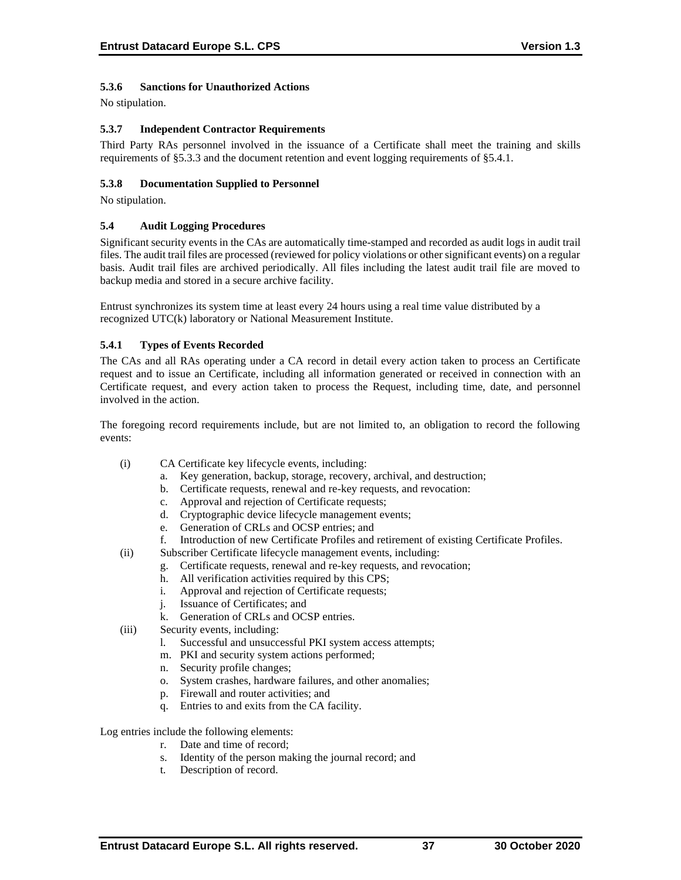#### 5.3.6 Sanctions for Unauthorized Actions

No stipulation.

#### 5.3.7 Independent Contractor Requirements

Third Party RAs personnel involved in the issuance of a Certificate shall meet the training and skills requirements of §5.3.3 and the document retention and event logging requirements of §5.4.1.

#### 5.3.8 Documentation Supplied to Personnel

No stipulation.

### 5.4 Audit Logging Procedures

Significant security events in the CAs are automatically time-stamped and recorded as audit logs in audit trail files. The audit trail files are processed (reviewed for policy violations or other significant events) on a regular basis. Audit trail files are archived periodically. All files including the latest audit trail file are moved to backup media and stored in a secure archive facility.

Entrust synchronizes its system time at least every 24 hours using a real time value distributed by a recognized UTC(k) laboratory or National Measurement Institute.

#### 5.4.1 Types of Events Recorded

The CAs and all RAs operating under a CA record in detail every action taken to process an Certificate request and to issue an Certificate, including all information generated or received in connection with an Certificate request, and every action taken to process the Request, including time, date, and personnel involved in the action.

The foregoing record requirements include, but are not limited to, an obligation to record the following events:

(i) CA Certificate key lifecycle events, including:
  a. Key generation, backup, storage, recovery, archival, and destruction;
  b. Certificate requests, renewal and re-key requests, and revocation:
  c. Approval and rejection of Certificate requests;
  d. Cryptographic device lifecycle management events;
  e. Generation of CRLs and OCSP entries; and
  f. Introduction of new Certificate Profiles and retirement of existing Certificate Profiles.

(ii) Subscriber Certificate lifecycle management events, including:
  g. Certificate requests, renewal and re-key requests, and revocation;
  h. All verification activities required by this CPS;
  i. Approval and rejection of Certificate requests;
  j. Issuance of Certificates; and
  k. Generation of CRLs and OCSP entries.

(iii) Security events, including:
  l. Successful and unsuccessful PKI system access attempts;
  m. PKI and security system actions performed;
  n. Security profile changes;
  o. System crashes, hardware failures, and other anomalies;
  p. Firewall and router activities; and
  q. Entries to and exits from the CA facility.

Log entries include the following elements:

  r. Date and time of record;
  s. Identity of the person making the journal record; and
  t. Description of record.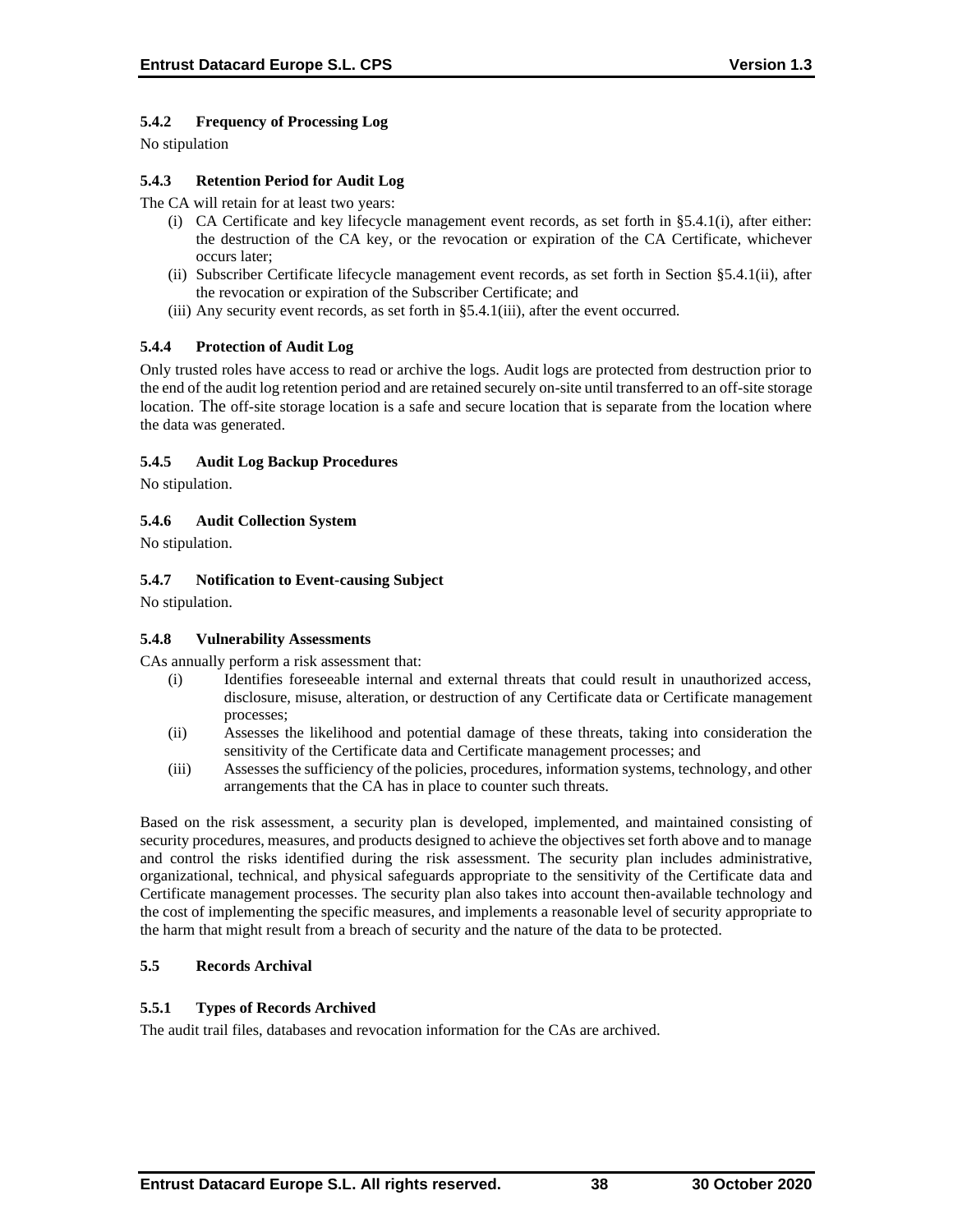### 5.4.2 Frequency of Processing Log

No stipulation

### 5.4.3 Retention Period for Audit Log

The CA will retain for at least two years:

(i) CA Certificate and key lifecycle management event records, as set forth in §5.4.1(i), after either: the destruction of the CA key, or the revocation or expiration of the CA Certificate, whichever occurs later;

(ii) Subscriber Certificate lifecycle management event records, as set forth in Section §5.4.1(ii), after the revocation or expiration of the Subscriber Certificate; and

(iii) Any security event records, as set forth in §5.4.1(iii), after the event occurred.

### 5.4.4 Protection of Audit Log

Only trusted roles have access to read or archive the logs. Audit logs are protected from destruction prior to the end of the audit log retention period and are retained securely on-site until transferred to an off-site storage location. The off-site storage location is a safe and secure location that is separate from the location where the data was generated.

### 5.4.5 Audit Log Backup Procedures

No stipulation.

### 5.4.6 Audit Collection System

No stipulation.

### 5.4.7 Notification to Event-causing Subject

No stipulation.

### 5.4.8 Vulnerability Assessments

CAs annually perform a risk assessment that:

(i) Identifies foreseeable internal and external threats that could result in unauthorized access, disclosure, misuse, alteration, or destruction of any Certificate data or Certificate management processes;

(ii) Assesses the likelihood and potential damage of these threats, taking into consideration the sensitivity of the Certificate data and Certificate management processes; and

(iii) Assesses the sufficiency of the policies, procedures, information systems, technology, and other arrangements that the CA has in place to counter such threats.

Based on the risk assessment, a security plan is developed, implemented, and maintained consisting of security procedures, measures, and products designed to achieve the objectives set forth above and to manage and control the risks identified during the risk assessment. The security plan includes administrative, organizational, technical, and physical safeguards appropriate to the sensitivity of the Certificate data and Certificate management processes. The security plan also takes into account then-available technology and the cost of implementing the specific measures, and implements a reasonable level of security appropriate to the harm that might result from a breach of security and the nature of the data to be protected.

## 5.5 Records Archival

### 5.5.1 Types of Records Archived

The audit trail files, databases and revocation information for the CAs are archived.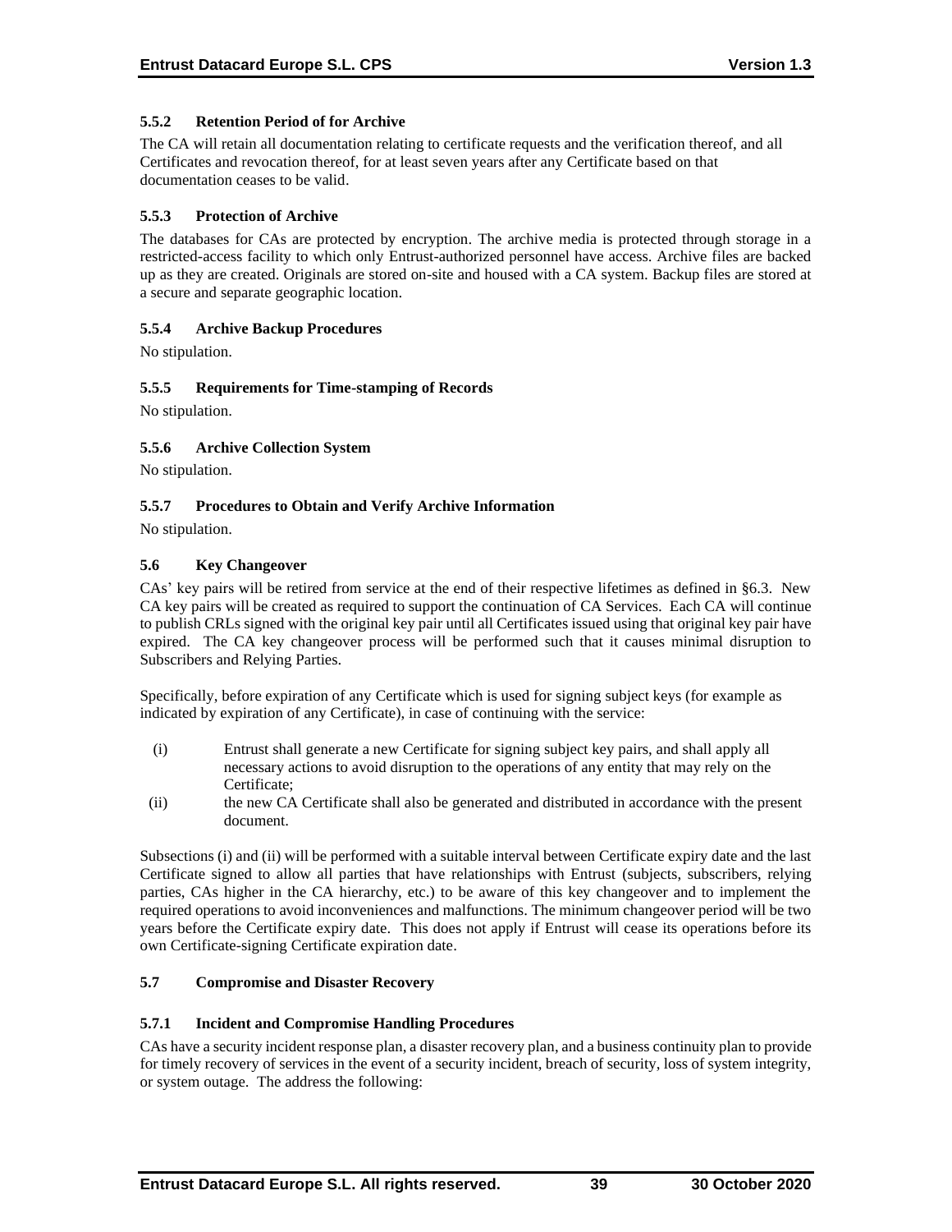### 5.5.2 Retention Period of for Archive

The CA will retain all documentation relating to certificate requests and the verification thereof, and all Certificates and revocation thereof, for at least seven years after any Certificate based on that documentation ceases to be valid.

### 5.5.3 Protection of Archive

The databases for CAs are protected by encryption. The archive media is protected through storage in a restricted-access facility to which only Entrust-authorized personnel have access. Archive files are backed up as they are created. Originals are stored on-site and housed with a CA system. Backup files are stored at a secure and separate geographic location.

### 5.5.4 Archive Backup Procedures

No stipulation.

### 5.5.5 Requirements for Time-stamping of Records

No stipulation.

### 5.5.6 Archive Collection System

No stipulation.

### 5.5.7 Procedures to Obtain and Verify Archive Information

No stipulation.

## 5.6 Key Changeover

CAs' key pairs will be retired from service at the end of their respective lifetimes as defined in §6.3. New CA key pairs will be created as required to support the continuation of CA Services. Each CA will continue to publish CRLs signed with the original key pair until all Certificates issued using that original key pair have expired. The CA key changeover process will be performed such that it causes minimal disruption to Subscribers and Relying Parties.

Specifically, before expiration of any Certificate which is used for signing subject keys (for example as indicated by expiration of any Certificate), in case of continuing with the service:

(i) Entrust shall generate a new Certificate for signing subject key pairs, and shall apply all necessary actions to avoid disruption to the operations of any entity that may rely on the Certificate;

(ii) the new CA Certificate shall also be generated and distributed in accordance with the present document.

Subsections (i) and (ii) will be performed with a suitable interval between Certificate expiry date and the last Certificate signed to allow all parties that have relationships with Entrust (subjects, subscribers, relying parties, CAs higher in the CA hierarchy, etc.) to be aware of this key changeover and to implement the required operations to avoid inconveniences and malfunctions. The minimum changeover period will be two years before the Certificate expiry date. This does not apply if Entrust will cease its operations before its own Certificate-signing Certificate expiration date.

## 5.7 Compromise and Disaster Recovery

### 5.7.1 Incident and Compromise Handling Procedures

CAs have a security incident response plan, a disaster recovery plan, and a business continuity plan to provide for timely recovery of services in the event of a security incident, breach of security, loss of system integrity, or system outage. The address the following: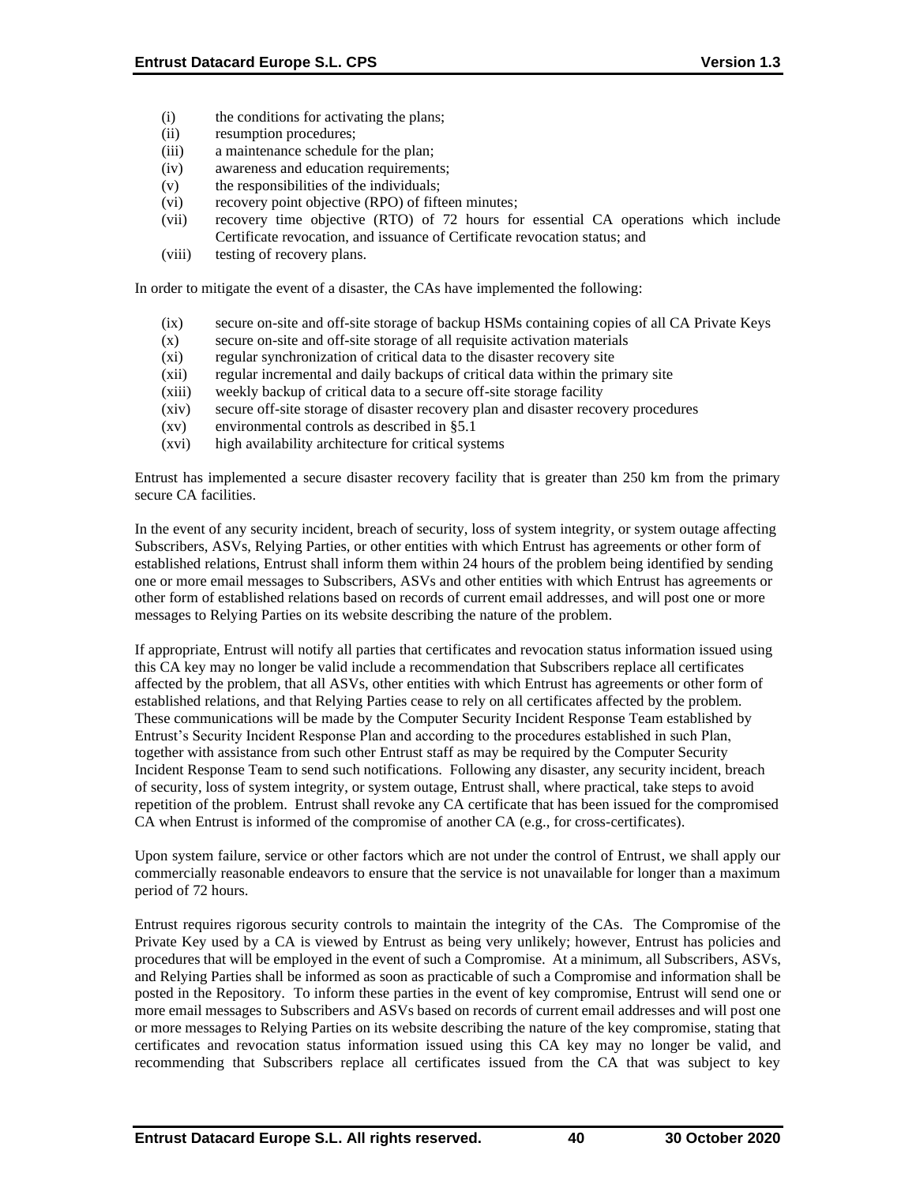(i) the conditions for activating the plans;
(ii) resumption procedures;
(iii) a maintenance schedule for the plan;
(iv) awareness and education requirements;
(v) the responsibilities of the individuals;
(vi) recovery point objective (RPO) of fifteen minutes;
(vii) recovery time objective (RTO) of 72 hours for essential CA operations which include Certificate revocation, and issuance of Certificate revocation status; and
(viii) testing of recovery plans.

In order to mitigate the event of a disaster, the CAs have implemented the following:

(ix) secure on-site and off-site storage of backup HSMs containing copies of all CA Private Keys
(x) secure on-site and off-site storage of all requisite activation materials
(xi) regular synchronization of critical data to the disaster recovery site
(xii) regular incremental and daily backups of critical data within the primary site
(xiii) weekly backup of critical data to a secure off-site storage facility
(xiv) secure off-site storage of disaster recovery plan and disaster recovery procedures
(xv) environmental controls as described in §5.1
(xvi) high availability architecture for critical systems

Entrust has implemented a secure disaster recovery facility that is greater than 250 km from the primary secure CA facilities.

In the event of any security incident, breach of security, loss of system integrity, or system outage affecting Subscribers, ASVs, Relying Parties, or other entities with which Entrust has agreements or other form of established relations, Entrust shall inform them within 24 hours of the problem being identified by sending one or more email messages to Subscribers, ASVs and other entities with which Entrust has agreements or other form of established relations based on records of current email addresses, and will post one or more messages to Relying Parties on its website describing the nature of the problem.

If appropriate, Entrust will notify all parties that certificates and revocation status information issued using this CA key may no longer be valid include a recommendation that Subscribers replace all certificates affected by the problem, that all ASVs, other entities with which Entrust has agreements or other form of established relations, and that Relying Parties cease to rely on all certificates affected by the problem. These communications will be made by the Computer Security Incident Response Team established by Entrust's Security Incident Response Plan and according to the procedures established in such Plan, together with assistance from such other Entrust staff as may be required by the Computer Security Incident Response Team to send such notifications. Following any disaster, any security incident, breach of security, loss of system integrity, or system outage, Entrust shall, where practical, take steps to avoid repetition of the problem. Entrust shall revoke any CA certificate that has been issued for the compromised CA when Entrust is informed of the compromise of another CA (e.g., for cross-certificates).

Upon system failure, service or other factors which are not under the control of Entrust, we shall apply our commercially reasonable endeavors to ensure that the service is not unavailable for longer than a maximum period of 72 hours.

Entrust requires rigorous security controls to maintain the integrity of the CAs. The Compromise of the Private Key used by a CA is viewed by Entrust as being very unlikely; however, Entrust has policies and procedures that will be employed in the event of such a Compromise. At a minimum, all Subscribers, ASVs, and Relying Parties shall be informed as soon as practicable of such a Compromise and information shall be posted in the Repository. To inform these parties in the event of key compromise, Entrust will send one or more email messages to Subscribers and ASVs based on records of current email addresses and will post one or more messages to Relying Parties on its website describing the nature of the key compromise, stating that certificates and revocation status information issued using this CA key may no longer be valid, and recommending that Subscribers replace all certificates issued from the CA that was subject to key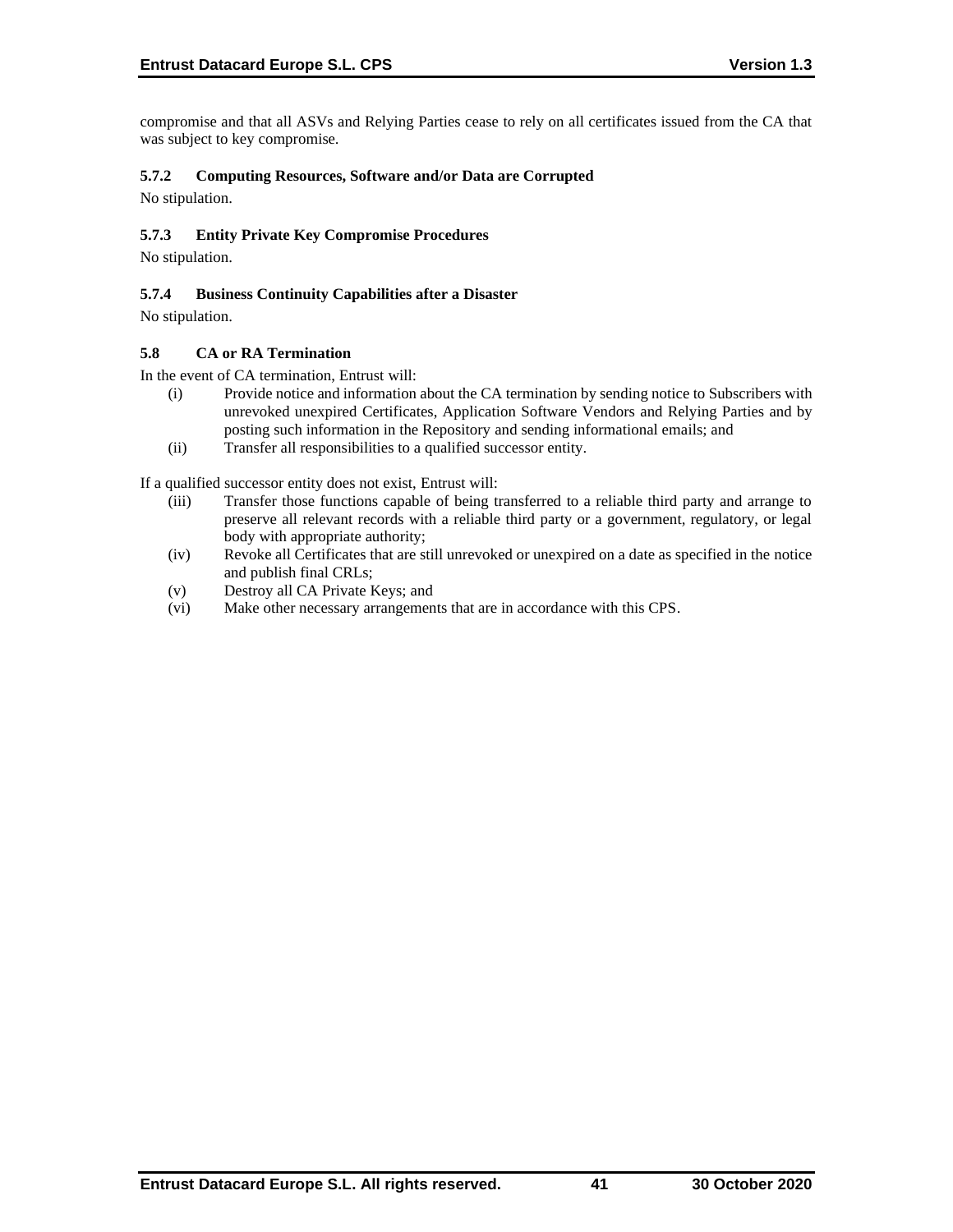compromise and that all ASVs and Relying Parties cease to rely on all certificates issued from the CA that was subject to key compromise.

### 5.7.2 Computing Resources, Software and/or Data are Corrupted

No stipulation.

### 5.7.3 Entity Private Key Compromise Procedures

No stipulation.

### 5.7.4 Business Continuity Capabilities after a Disaster

No stipulation.

## 5.8 CA or RA Termination

In the event of CA termination, Entrust will:

(i) Provide notice and information about the CA termination by sending notice to Subscribers with unrevoked unexpired Certificates, Application Software Vendors and Relying Parties and by posting such information in the Repository and sending informational emails; and

(ii) Transfer all responsibilities to a qualified successor entity.

If a qualified successor entity does not exist, Entrust will:

(iii) Transfer those functions capable of being transferred to a reliable third party and arrange to preserve all relevant records with a reliable third party or a government, regulatory, or legal body with appropriate authority;

(iv) Revoke all Certificates that are still unrevoked or unexpired on a date as specified in the notice and publish final CRLs;

(v) Destroy all CA Private Keys; and

(vi) Make other necessary arrangements that are in accordance with this CPS.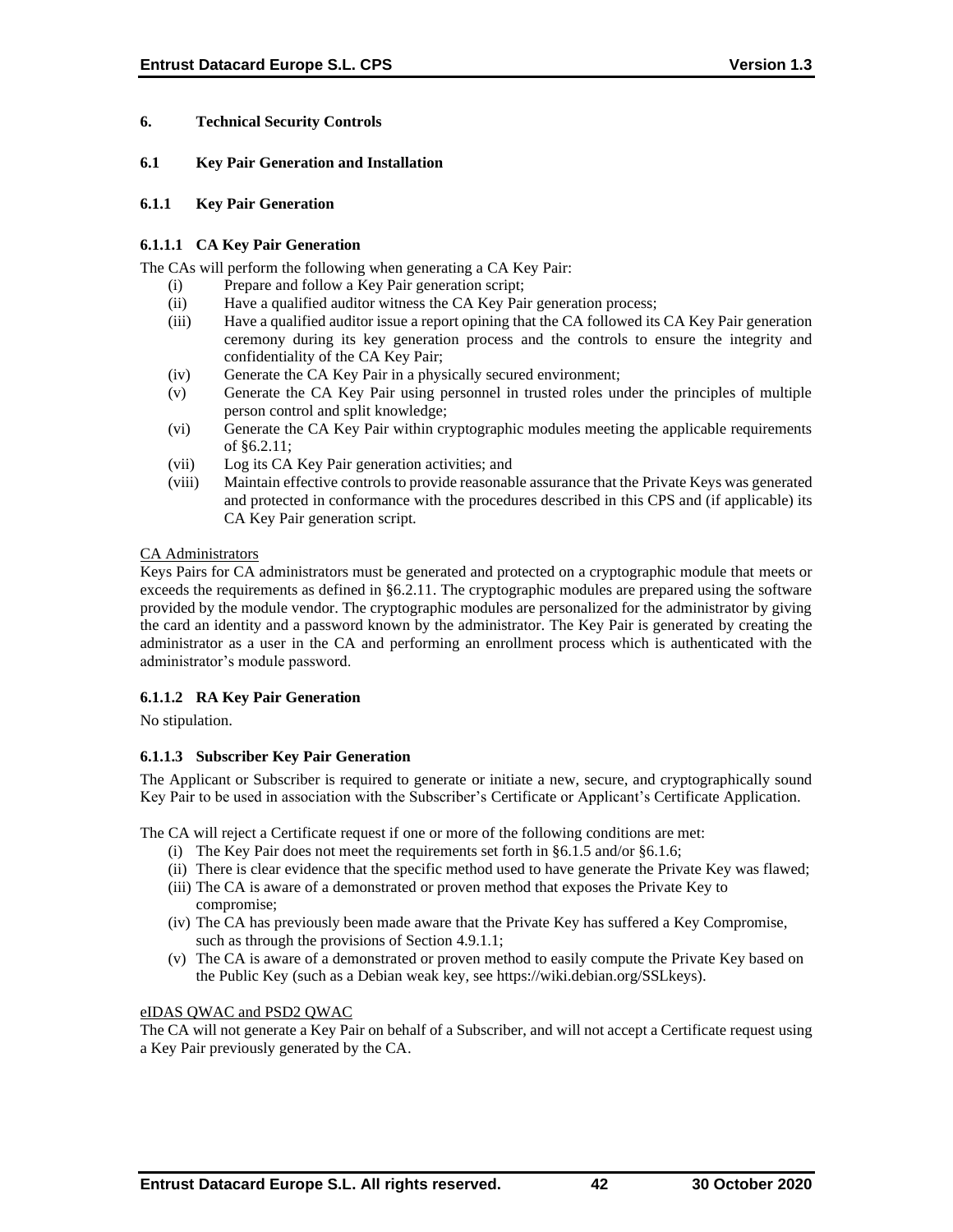# 6. Technical Security Controls

## 6.1 Key Pair Generation and Installation

### 6.1.1 Key Pair Generation

#### 6.1.1.1 CA Key Pair Generation

The CAs will perform the following when generating a CA Key Pair:

- (i) Prepare and follow a Key Pair generation script;
- (ii) Have a qualified auditor witness the CA Key Pair generation process;
- (iii) Have a qualified auditor issue a report opining that the CA followed its CA Key Pair generation ceremony during its key generation process and the controls to ensure the integrity and confidentiality of the CA Key Pair;
- (iv) Generate the CA Key Pair in a physically secured environment;
- (v) Generate the CA Key Pair using personnel in trusted roles under the principles of multiple person control and split knowledge;
- (vi) Generate the CA Key Pair within cryptographic modules meeting the applicable requirements of §6.2.11;
- (vii) Log its CA Key Pair generation activities; and
- (viii) Maintain effective controls to provide reasonable assurance that the Private Keys was generated and protected in conformance with the procedures described in this CPS and (if applicable) its CA Key Pair generation script.

<u>CA Administrators</u>

Keys Pairs for CA administrators must be generated and protected on a cryptographic module that meets or exceeds the requirements as defined in §6.2.11. The cryptographic modules are prepared using the software provided by the module vendor. The cryptographic modules are personalized for the administrator by giving the card an identity and a password known by the administrator. The Key Pair is generated by creating the administrator as a user in the CA and performing an enrollment process which is authenticated with the administrator's module password.

#### 6.1.1.2 RA Key Pair Generation

No stipulation.

#### 6.1.1.3 Subscriber Key Pair Generation

The Applicant or Subscriber is required to generate or initiate a new, secure, and cryptographically sound Key Pair to be used in association with the Subscriber's Certificate or Applicant's Certificate Application.

The CA will reject a Certificate request if one or more of the following conditions are met:

- (i) The Key Pair does not meet the requirements set forth in §6.1.5 and/or §6.1.6;
- (ii) There is clear evidence that the specific method used to have generate the Private Key was flawed;
- (iii) The CA is aware of a demonstrated or proven method that exposes the Private Key to compromise;
- (iv) The CA has previously been made aware that the Private Key has suffered a Key Compromise, such as through the provisions of Section 4.9.1.1;
- (v) The CA is aware of a demonstrated or proven method to easily compute the Private Key based on the Public Key (such as a Debian weak key, see https://wiki.debian.org/SSLkeys).

<u>eIDAS QWAC and PSD2 QWAC</u>

The CA will not generate a Key Pair on behalf of a Subscriber, and will not accept a Certificate request using a Key Pair previously generated by the CA.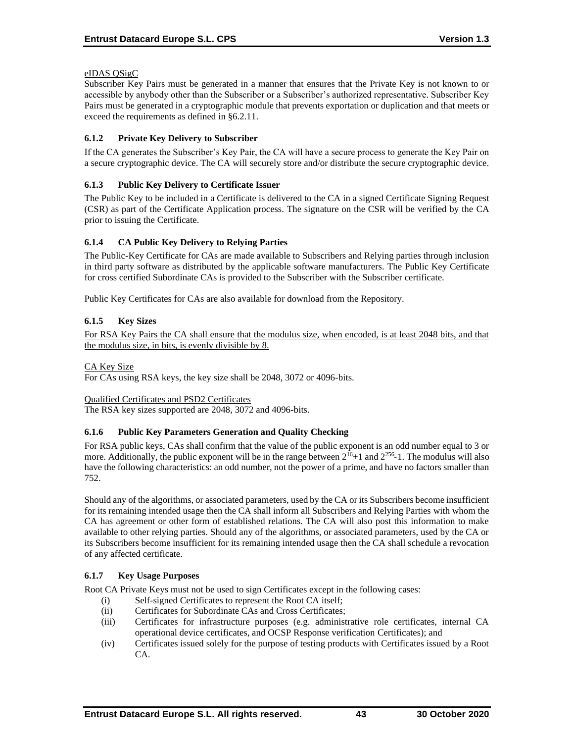eIDAS QSigC

Subscriber Key Pairs must be generated in a manner that ensures that the Private Key is not known to or accessible by anybody other than the Subscriber or a Subscriber's authorized representative. Subscriber Key Pairs must be generated in a cryptographic module that prevents exportation or duplication and that meets or exceed the requirements as defined in §6.2.11.

### 6.1.2 Private Key Delivery to Subscriber

If the CA generates the Subscriber's Key Pair, the CA will have a secure process to generate the Key Pair on a secure cryptographic device. The CA will securely store and/or distribute the secure cryptographic device.

### 6.1.3 Public Key Delivery to Certificate Issuer

The Public Key to be included in a Certificate is delivered to the CA in a signed Certificate Signing Request (CSR) as part of the Certificate Application process. The signature on the CSR will be verified by the CA prior to issuing the Certificate.

### 6.1.4 CA Public Key Delivery to Relying Parties

The Public-Key Certificate for CAs are made available to Subscribers and Relying parties through inclusion in third party software as distributed by the applicable software manufacturers. The Public Key Certificate for cross certified Subordinate CAs is provided to the Subscriber with the Subscriber certificate.

Public Key Certificates for CAs are also available for download from the Repository.

### 6.1.5 Key Sizes

For RSA Key Pairs the CA shall ensure that the modulus size, when encoded, is at least 2048 bits, and that the modulus size, in bits, is evenly divisible by 8.

CA Key Size

For CAs using RSA keys, the key size shall be 2048, 3072 or 4096-bits.

Qualified Certificates and PSD2 Certificates

The RSA key sizes supported are 2048, 3072 and 4096-bits.

### 6.1.6 Public Key Parameters Generation and Quality Checking

For RSA public keys, CAs shall confirm that the value of the public exponent is an odd number equal to 3 or more. Additionally, the public exponent will be in the range between $2^{16}+1$ and $2^{256}-1$. The modulus will also have the following characteristics: an odd number, not the power of a prime, and have no factors smaller than 752.

Should any of the algorithms, or associated parameters, used by the CA or its Subscribers become insufficient for its remaining intended usage then the CA shall inform all Subscribers and Relying Parties with whom the CA has agreement or other form of established relations. The CA will also post this information to make available to other relying parties. Should any of the algorithms, or associated parameters, used by the CA or its Subscribers become insufficient for its remaining intended usage then the CA shall schedule a revocation of any affected certificate.

### 6.1.7 Key Usage Purposes

Root CA Private Keys must not be used to sign Certificates except in the following cases:

(i) Self-signed Certificates to represent the Root CA itself;
(ii) Certificates for Subordinate CAs and Cross Certificates;
(iii) Certificates for infrastructure purposes (e.g. administrative role certificates, internal CA operational device certificates, and OCSP Response verification Certificates); and
(iv) Certificates issued solely for the purpose of testing products with Certificates issued by a Root CA.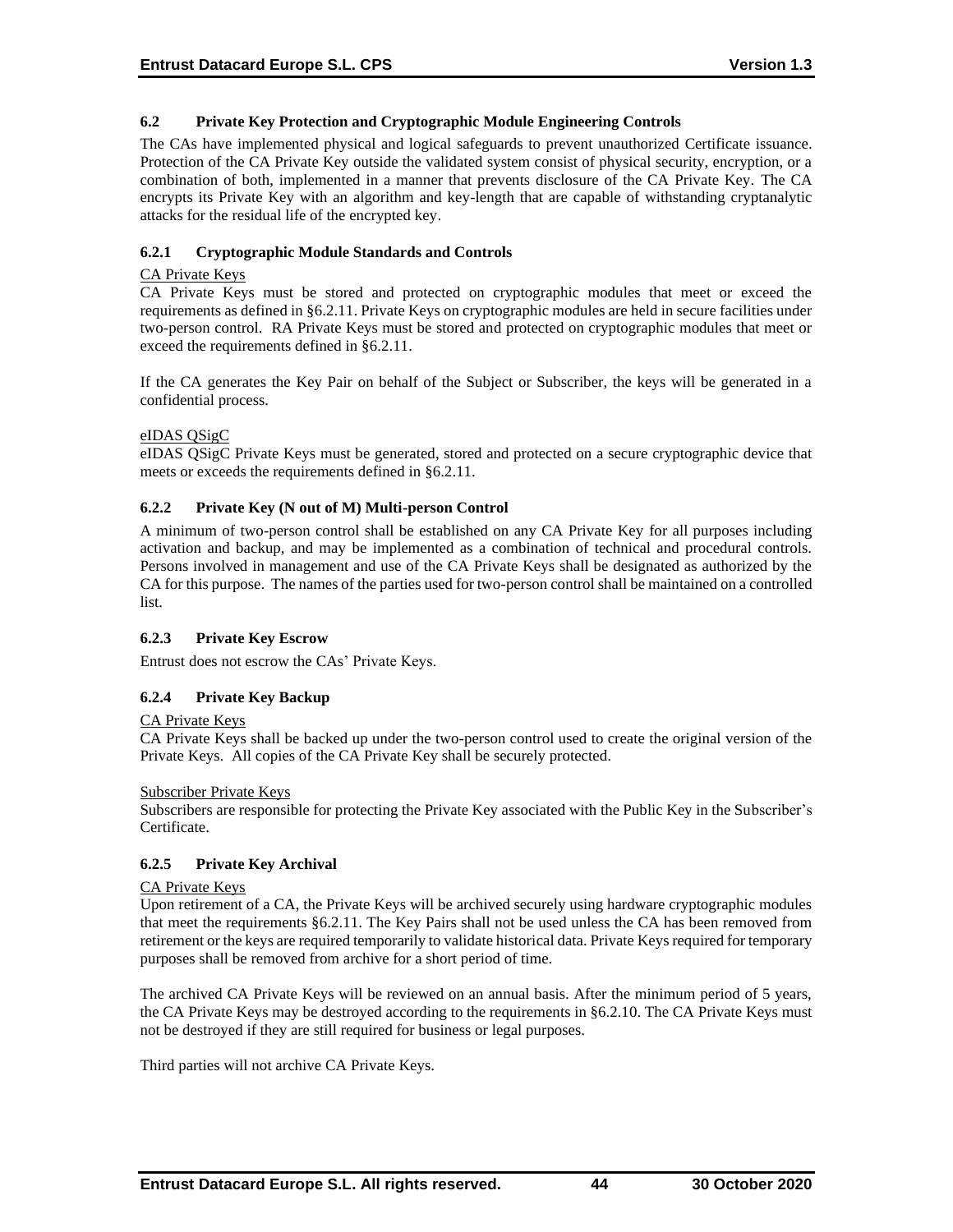## 6.2 Private Key Protection and Cryptographic Module Engineering Controls

The CAs have implemented physical and logical safeguards to prevent unauthorized Certificate issuance. Protection of the CA Private Key outside the validated system consist of physical security, encryption, or a combination of both, implemented in a manner that prevents disclosure of the CA Private Key. The CA encrypts its Private Key with an algorithm and key-length that are capable of withstanding cryptanalytic attacks for the residual life of the encrypted key.

### 6.2.1 Cryptographic Module Standards and Controls

<u>CA Private Keys</u>

CA Private Keys must be stored and protected on cryptographic modules that meet or exceed the requirements as defined in §6.2.11. Private Keys on cryptographic modules are held in secure facilities under two-person control. RA Private Keys must be stored and protected on cryptographic modules that meet or exceed the requirements defined in §6.2.11.

If the CA generates the Key Pair on behalf of the Subject or Subscriber, the keys will be generated in a confidential process.

<u>eIDAS QSigC</u>

eIDAS QSigC Private Keys must be generated, stored and protected on a secure cryptographic device that meets or exceeds the requirements defined in §6.2.11.

### 6.2.2 Private Key (N out of M) Multi-person Control

A minimum of two-person control shall be established on any CA Private Key for all purposes including activation and backup, and may be implemented as a combination of technical and procedural controls. Persons involved in management and use of the CA Private Keys shall be designated as authorized by the CA for this purpose. The names of the parties used for two-person control shall be maintained on a controlled list.

### 6.2.3 Private Key Escrow

Entrust does not escrow the CAs' Private Keys.

### 6.2.4 Private Key Backup

<u>CA Private Keys</u>

CA Private Keys shall be backed up under the two-person control used to create the original version of the Private Keys. All copies of the CA Private Key shall be securely protected.

<u>Subscriber Private Keys</u>

Subscribers are responsible for protecting the Private Key associated with the Public Key in the Subscriber's Certificate.

### 6.2.5 Private Key Archival

<u>CA Private Keys</u>

Upon retirement of a CA, the Private Keys will be archived securely using hardware cryptographic modules that meet the requirements §6.2.11. The Key Pairs shall not be used unless the CA has been removed from retirement or the keys are required temporarily to validate historical data. Private Keys required for temporary purposes shall be removed from archive for a short period of time.

The archived CA Private Keys will be reviewed on an annual basis. After the minimum period of 5 years, the CA Private Keys may be destroyed according to the requirements in §6.2.10. The CA Private Keys must not be destroyed if they are still required for business or legal purposes.

Third parties will not archive CA Private Keys.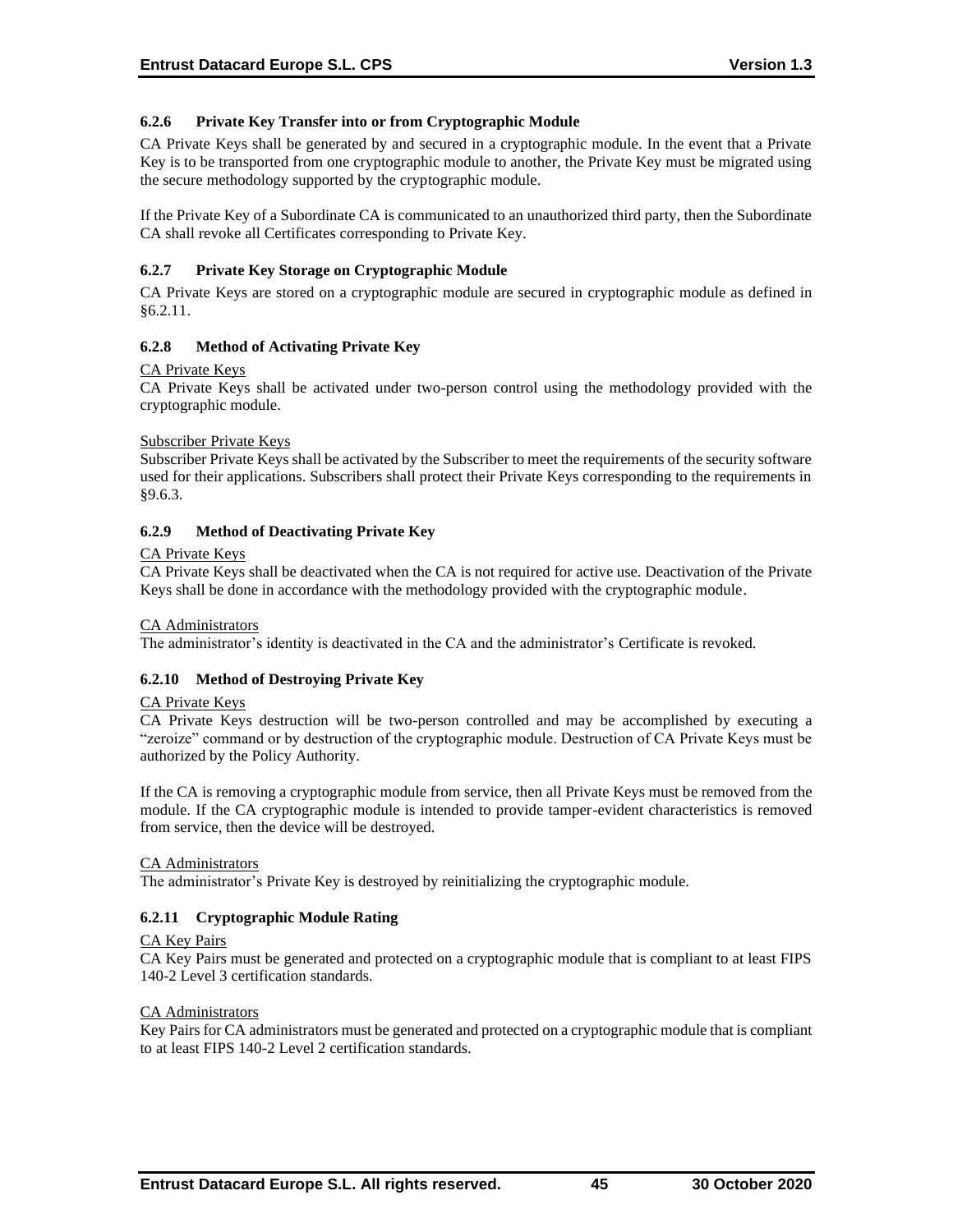### 6.2.6 Private Key Transfer into or from Cryptographic Module

CA Private Keys shall be generated by and secured in a cryptographic module. In the event that a Private Key is to be transported from one cryptographic module to another, the Private Key must be migrated using the secure methodology supported by the cryptographic module.

If the Private Key of a Subordinate CA is communicated to an unauthorized third party, then the Subordinate CA shall revoke all Certificates corresponding to Private Key.

### 6.2.7 Private Key Storage on Cryptographic Module

CA Private Keys are stored on a cryptographic module are secured in cryptographic module as defined in §6.2.11.

### 6.2.8 Method of Activating Private Key

<u>CA Private Keys</u>
CA Private Keys shall be activated under two-person control using the methodology provided with the cryptographic module.

<u>Subscriber Private Keys</u>
Subscriber Private Keys shall be activated by the Subscriber to meet the requirements of the security software used for their applications. Subscribers shall protect their Private Keys corresponding to the requirements in §9.6.3.

### 6.2.9 Method of Deactivating Private Key

<u>CA Private Keys</u>
CA Private Keys shall be deactivated when the CA is not required for active use. Deactivation of the Private Keys shall be done in accordance with the methodology provided with the cryptographic module.

<u>CA Administrators</u>
The administrator's identity is deactivated in the CA and the administrator's Certificate is revoked.

### 6.2.10 Method of Destroying Private Key

<u>CA Private Keys</u>
CA Private Keys destruction will be two-person controlled and may be accomplished by executing a "zeroize" command or by destruction of the cryptographic module. Destruction of CA Private Keys must be authorized by the Policy Authority.

If the CA is removing a cryptographic module from service, then all Private Keys must be removed from the module. If the CA cryptographic module is intended to provide tamper-evident characteristics is removed from service, then the device will be destroyed.

<u>CA Administrators</u>
The administrator's Private Key is destroyed by reinitializing the cryptographic module.

### 6.2.11 Cryptographic Module Rating

<u>CA Key Pairs</u>
CA Key Pairs must be generated and protected on a cryptographic module that is compliant to at least FIPS 140-2 Level 3 certification standards.

<u>CA Administrators</u>
Key Pairs for CA administrators must be generated and protected on a cryptographic module that is compliant to at least FIPS 140-2 Level 2 certification standards.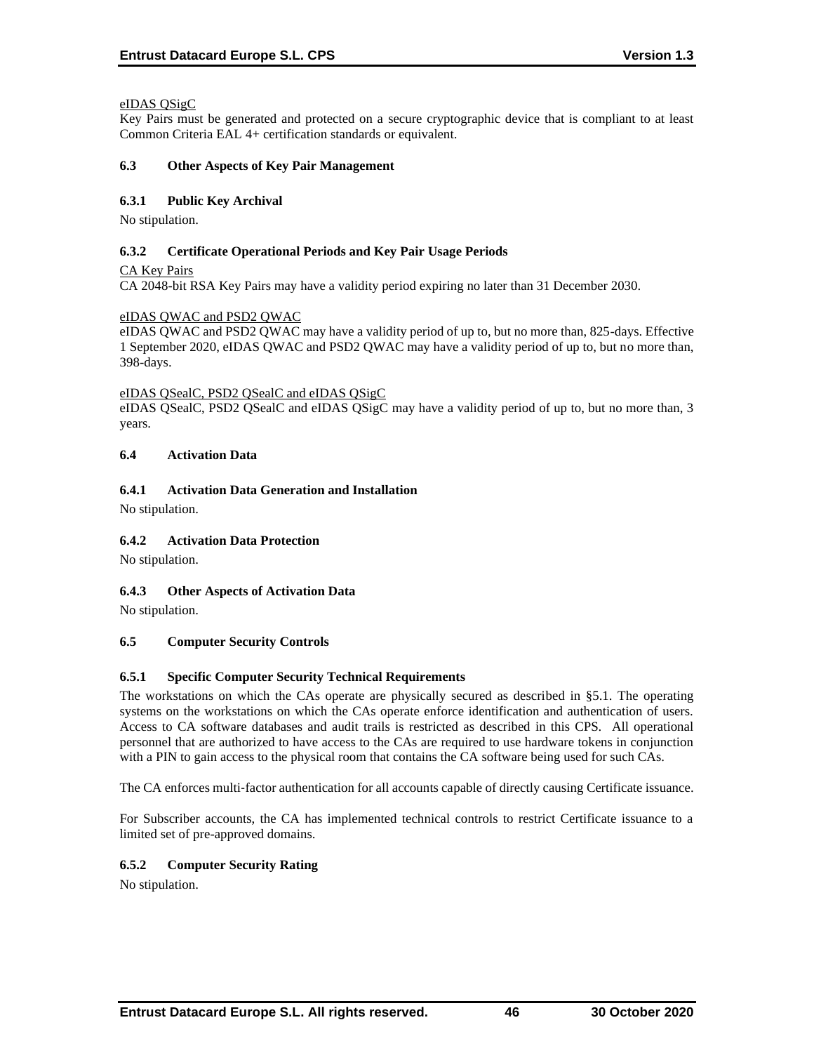eIDAS QSigC

Key Pairs must be generated and protected on a secure cryptographic device that is compliant to at least Common Criteria EAL 4+ certification standards or equivalent.

### 6.3 Other Aspects of Key Pair Management

#### 6.3.1 Public Key Archival

No stipulation.

#### 6.3.2 Certificate Operational Periods and Key Pair Usage Periods

CA Key Pairs

CA 2048-bit RSA Key Pairs may have a validity period expiring no later than 31 December 2030.

eIDAS QWAC and PSD2 QWAC

eIDAS QWAC and PSD2 QWAC may have a validity period of up to, but no more than, 825-days. Effective 1 September 2020, eIDAS QWAC and PSD2 QWAC may have a validity period of up to, but no more than, 398-days.

eIDAS QSealC, PSD2 QSealC and eIDAS QSigC

eIDAS QSealC, PSD2 QSealC and eIDAS QSigC may have a validity period of up to, but no more than, 3 years.

### 6.4 Activation Data

#### 6.4.1 Activation Data Generation and Installation

No stipulation.

#### 6.4.2 Activation Data Protection

No stipulation.

#### 6.4.3 Other Aspects of Activation Data

No stipulation.

### 6.5 Computer Security Controls

#### 6.5.1 Specific Computer Security Technical Requirements

The workstations on which the CAs operate are physically secured as described in §5.1. The operating systems on the workstations on which the CAs operate enforce identification and authentication of users. Access to CA software databases and audit trails is restricted as described in this CPS. All operational personnel that are authorized to have access to the CAs are required to use hardware tokens in conjunction with a PIN to gain access to the physical room that contains the CA software being used for such CAs.

The CA enforces multi-factor authentication for all accounts capable of directly causing Certificate issuance.

For Subscriber accounts, the CA has implemented technical controls to restrict Certificate issuance to a limited set of pre-approved domains.

#### 6.5.2 Computer Security Rating

No stipulation.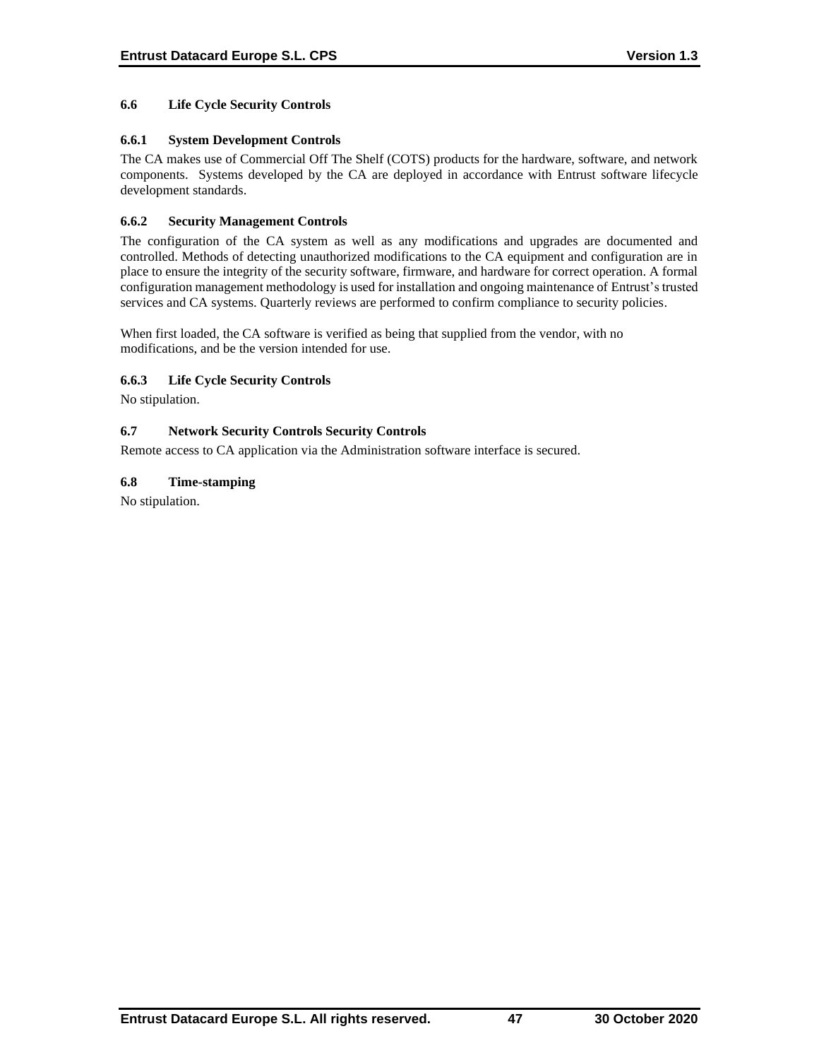### 6.6 Life Cycle Security Controls

#### 6.6.1 System Development Controls

The CA makes use of Commercial Off The Shelf (COTS) products for the hardware, software, and network components. Systems developed by the CA are deployed in accordance with Entrust software lifecycle development standards.

#### 6.6.2 Security Management Controls

The configuration of the CA system as well as any modifications and upgrades are documented and controlled. Methods of detecting unauthorized modifications to the CA equipment and configuration are in place to ensure the integrity of the security software, firmware, and hardware for correct operation. A formal configuration management methodology is used for installation and ongoing maintenance of Entrust's trusted services and CA systems. Quarterly reviews are performed to confirm compliance to security policies.

When first loaded, the CA software is verified as being that supplied from the vendor, with no modifications, and be the version intended for use.

#### 6.6.3 Life Cycle Security Controls

No stipulation.

### 6.7 Network Security Controls Security Controls

Remote access to CA application via the Administration software interface is secured.

### 6.8 Time-stamping

No stipulation.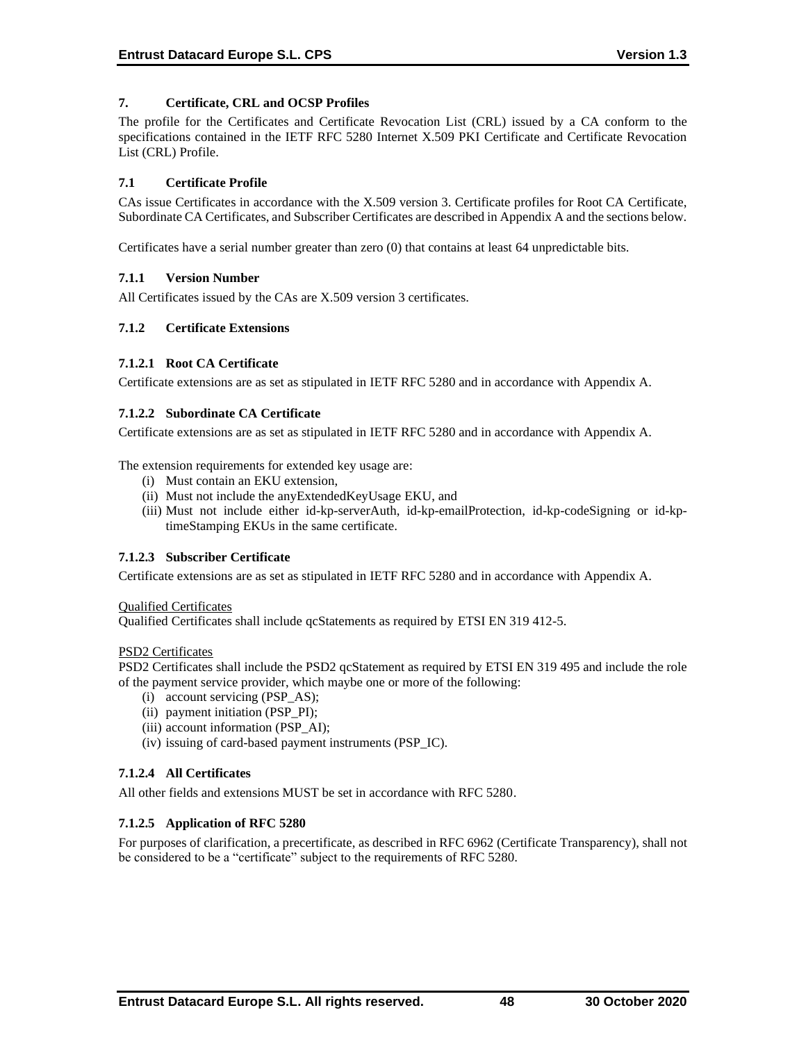## 7. Certificate, CRL and OCSP Profiles

The profile for the Certificates and Certificate Revocation List (CRL) issued by a CA conform to the specifications contained in the IETF RFC 5280 Internet X.509 PKI Certificate and Certificate Revocation List (CRL) Profile.

### 7.1 Certificate Profile

CAs issue Certificates in accordance with the X.509 version 3. Certificate profiles for Root CA Certificate, Subordinate CA Certificates, and Subscriber Certificates are described in Appendix A and the sections below.

Certificates have a serial number greater than zero (0) that contains at least 64 unpredictable bits.

#### 7.1.1 Version Number

All Certificates issued by the CAs are X.509 version 3 certificates.

#### 7.1.2 Certificate Extensions

##### 7.1.2.1 Root CA Certificate

Certificate extensions are as set as stipulated in IETF RFC 5280 and in accordance with Appendix A.

##### 7.1.2.2 Subordinate CA Certificate

Certificate extensions are as set as stipulated in IETF RFC 5280 and in accordance with Appendix A.

The extension requirements for extended key usage are:

(i) Must contain an EKU extension,
(ii) Must not include the anyExtendedKeyUsage EKU, and
(iii) Must not include either id-kp-serverAuth, id-kp-emailProtection, id-kp-codeSigning or id-kp-timeStamping EKUs in the same certificate.

##### 7.1.2.3 Subscriber Certificate

Certificate extensions are as set as stipulated in IETF RFC 5280 and in accordance with Appendix A.

Qualified Certificates
Qualified Certificates shall include qcStatements as required by ETSI EN 319 412-5.

PSD2 Certificates
PSD2 Certificates shall include the PSD2 qcStatement as required by ETSI EN 319 495 and include the role of the payment service provider, which maybe one or more of the following:

(i) account servicing (PSP_AS);
(ii) payment initiation (PSP_PI);
(iii) account information (PSP_AI);
(iv) issuing of card-based payment instruments (PSP_IC).

##### 7.1.2.4 All Certificates

All other fields and extensions MUST be set in accordance with RFC 5280.

##### 7.1.2.5 Application of RFC 5280

For purposes of clarification, a precertificate, as described in RFC 6962 (Certificate Transparency), shall not be considered to be a "certificate" subject to the requirements of RFC 5280.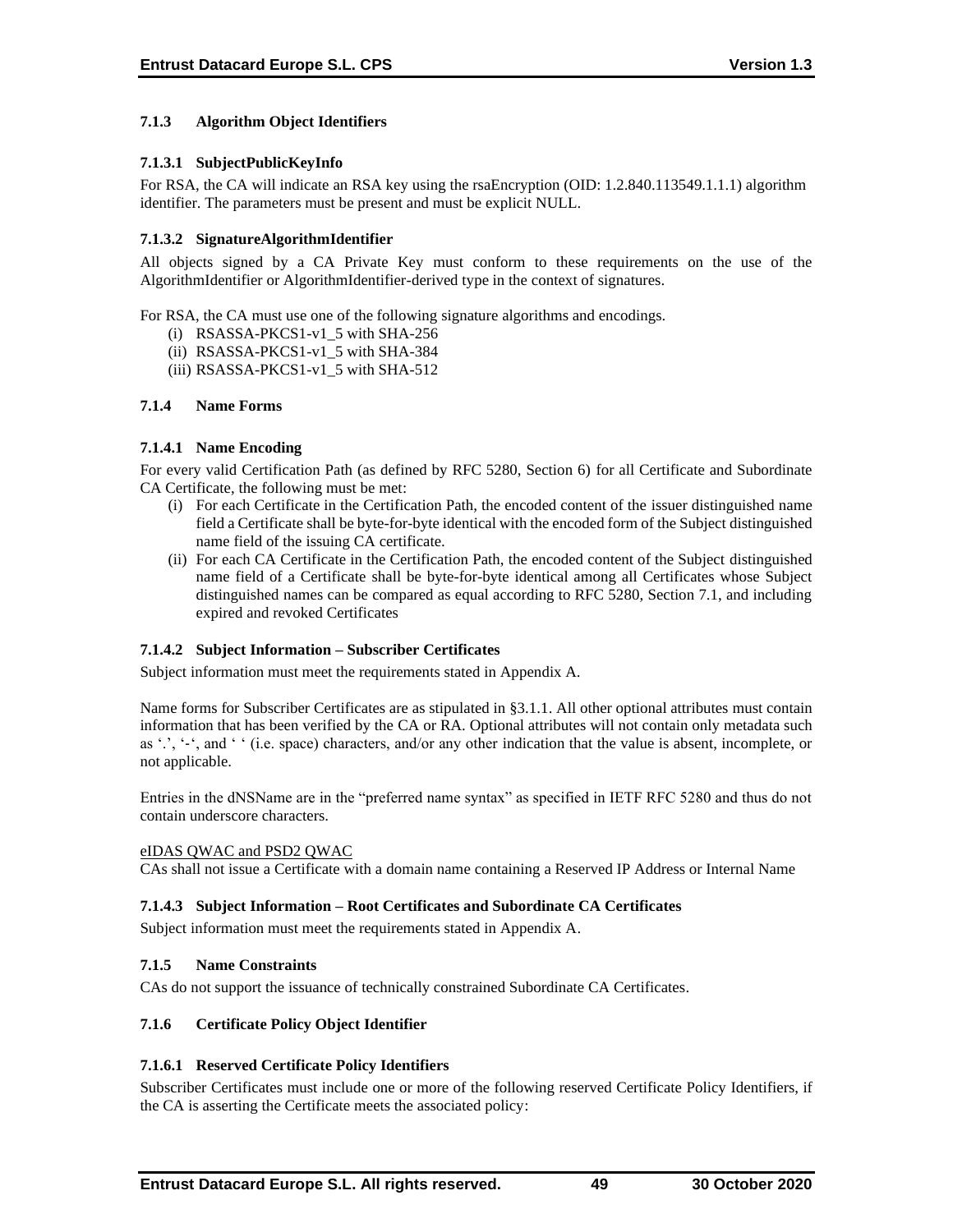### 7.1.3 Algorithm Object Identifiers

#### 7.1.3.1 SubjectPublicKeyInfo

For RSA, the CA will indicate an RSA key using the rsaEncryption (OID: 1.2.840.113549.1.1.1) algorithm identifier. The parameters must be present and must be explicit NULL.

#### 7.1.3.2 SignatureAlgorithmIdentifier

All objects signed by a CA Private Key must conform to these requirements on the use of the AlgorithmIdentifier or AlgorithmIdentifier-derived type in the context of signatures.

For RSA, the CA must use one of the following signature algorithms and encodings.

(i) RSASSA-PKCS1-v1_5 with SHA-256
(ii) RSASSA-PKCS1-v1_5 with SHA-384
(iii) RSASSA-PKCS1-v1_5 with SHA-512

### 7.1.4 Name Forms

#### 7.1.4.1 Name Encoding

For every valid Certification Path (as defined by RFC 5280, Section 6) for all Certificate and Subordinate CA Certificate, the following must be met:

(i) For each Certificate in the Certification Path, the encoded content of the issuer distinguished name field a Certificate shall be byte-for-byte identical with the encoded form of the Subject distinguished name field of the issuing CA certificate.
(ii) For each CA Certificate in the Certification Path, the encoded content of the Subject distinguished name field of a Certificate shall be byte-for-byte identical among all Certificates whose Subject distinguished names can be compared as equal according to RFC 5280, Section 7.1, and including expired and revoked Certificates

#### 7.1.4.2 Subject Information – Subscriber Certificates

Subject information must meet the requirements stated in Appendix A.

Name forms for Subscriber Certificates are as stipulated in §3.1.1. All other optional attributes must contain information that has been verified by the CA or RA. Optional attributes will not contain only metadata such as '.', '-', and ' ' (i.e. space) characters, and/or any other indication that the value is absent, incomplete, or not applicable.

Entries in the dNSName are in the "preferred name syntax" as specified in IETF RFC 5280 and thus do not contain underscore characters.

eIDAS QWAC and PSD2 QWAC

CAs shall not issue a Certificate with a domain name containing a Reserved IP Address or Internal Name

#### 7.1.4.3 Subject Information – Root Certificates and Subordinate CA Certificates

Subject information must meet the requirements stated in Appendix A.

### 7.1.5 Name Constraints

CAs do not support the issuance of technically constrained Subordinate CA Certificates.

### 7.1.6 Certificate Policy Object Identifier

#### 7.1.6.1 Reserved Certificate Policy Identifiers

Subscriber Certificates must include one or more of the following reserved Certificate Policy Identifiers, if the CA is asserting the Certificate meets the associated policy: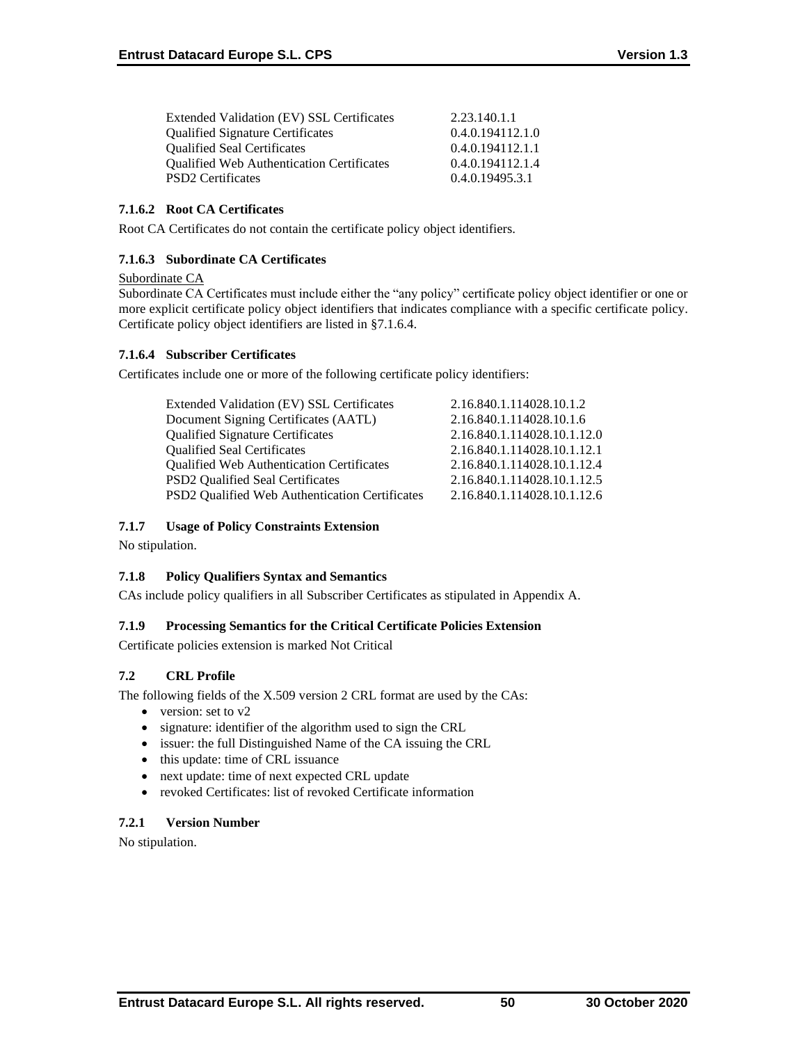| | |
|---|---|
| Extended Validation (EV) SSL Certificates | 2.23.140.1.1 |
| Qualified Signature Certificates | 0.4.0.194112.1.0 |
| Qualified Seal Certificates | 0.4.0.194112.1.1 |
| Qualified Web Authentication Certificates | 0.4.0.194112.1.4 |
| PSD2 Certificates | 0.4.0.19495.3.1 |

#### 7.1.6.2 Root CA Certificates

Root CA Certificates do not contain the certificate policy object identifiers.

#### 7.1.6.3 Subordinate CA Certificates

Subordinate CA

Subordinate CA Certificates must include either the "any policy" certificate policy object identifier or one or more explicit certificate policy object identifiers that indicates compliance with a specific certificate policy. Certificate policy object identifiers are listed in §7.1.6.4.

#### 7.1.6.4 Subscriber Certificates

Certificates include one or more of the following certificate policy identifiers:

| | |
|---|---|
| Extended Validation (EV) SSL Certificates | 2.16.840.1.114028.10.1.2 |
| Document Signing Certificates (AATL) | 2.16.840.1.114028.10.1.6 |
| Qualified Signature Certificates | 2.16.840.1.114028.10.1.12.0 |
| Qualified Seal Certificates | 2.16.840.1.114028.10.1.12.1 |
| Qualified Web Authentication Certificates | 2.16.840.1.114028.10.1.12.4 |
| PSD2 Qualified Seal Certificates | 2.16.840.1.114028.10.1.12.5 |
| PSD2 Qualified Web Authentication Certificates | 2.16.840.1.114028.10.1.12.6 |

### 7.1.7 Usage of Policy Constraints Extension

No stipulation.

### 7.1.8 Policy Qualifiers Syntax and Semantics

CAs include policy qualifiers in all Subscriber Certificates as stipulated in Appendix A.

### 7.1.9 Processing Semantics for the Critical Certificate Policies Extension

Certificate policies extension is marked Not Critical

## 7.2 CRL Profile

The following fields of the X.509 version 2 CRL format are used by the CAs:

- version: set to v2
- signature: identifier of the algorithm used to sign the CRL
- issuer: the full Distinguished Name of the CA issuing the CRL
- this update: time of CRL issuance
- next update: time of next expected CRL update
- revoked Certificates: list of revoked Certificate information

### 7.2.1 Version Number

No stipulation.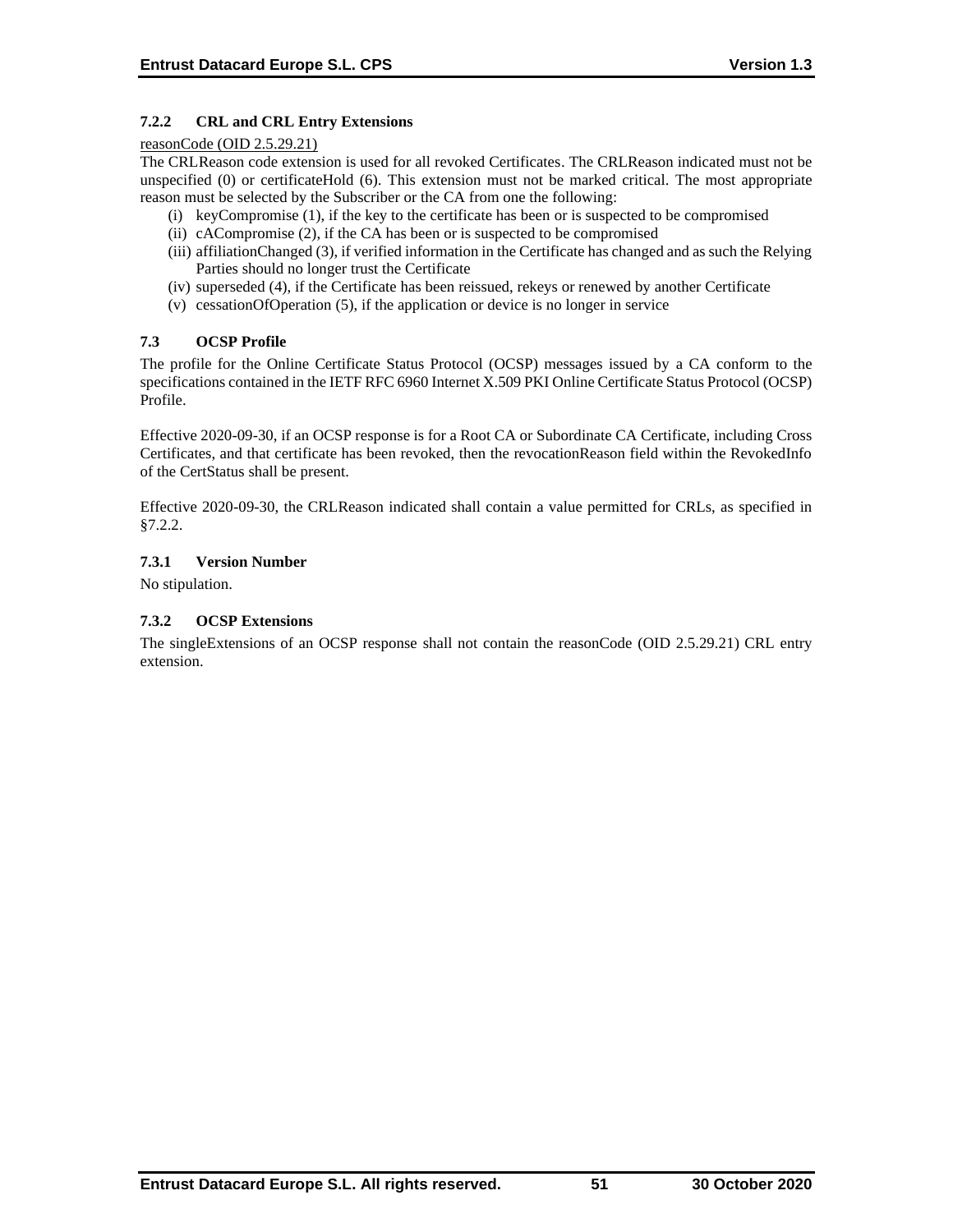### 7.2.2 CRL and CRL Entry Extensions

reasonCode (OID 2.5.29.21)

The CRLReason code extension is used for all revoked Certificates. The CRLReason indicated must not be unspecified (0) or certificateHold (6). This extension must not be marked critical. The most appropriate reason must be selected by the Subscriber or the CA from one the following:

(i) keyCompromise (1), if the key to the certificate has been or is suspected to be compromised
(ii) cACompromise (2), if the CA has been or is suspected to be compromised
(iii) affiliationChanged (3), if verified information in the Certificate has changed and as such the Relying Parties should no longer trust the Certificate
(iv) superseded (4), if the Certificate has been reissued, rekeys or renewed by another Certificate
(v) cessationOfOperation (5), if the application or device is no longer in service

## 7.3 OCSP Profile

The profile for the Online Certificate Status Protocol (OCSP) messages issued by a CA conform to the specifications contained in the IETF RFC 6960 Internet X.509 PKI Online Certificate Status Protocol (OCSP) Profile.

Effective 2020-09-30, if an OCSP response is for a Root CA or Subordinate CA Certificate, including Cross Certificates, and that certificate has been revoked, then the revocationReason field within the RevokedInfo of the CertStatus shall be present.

Effective 2020-09-30, the CRLReason indicated shall contain a value permitted for CRLs, as specified in §7.2.2.

### 7.3.1 Version Number

No stipulation.

### 7.3.2 OCSP Extensions

The singleExtensions of an OCSP response shall not contain the reasonCode (OID 2.5.29.21) CRL entry extension.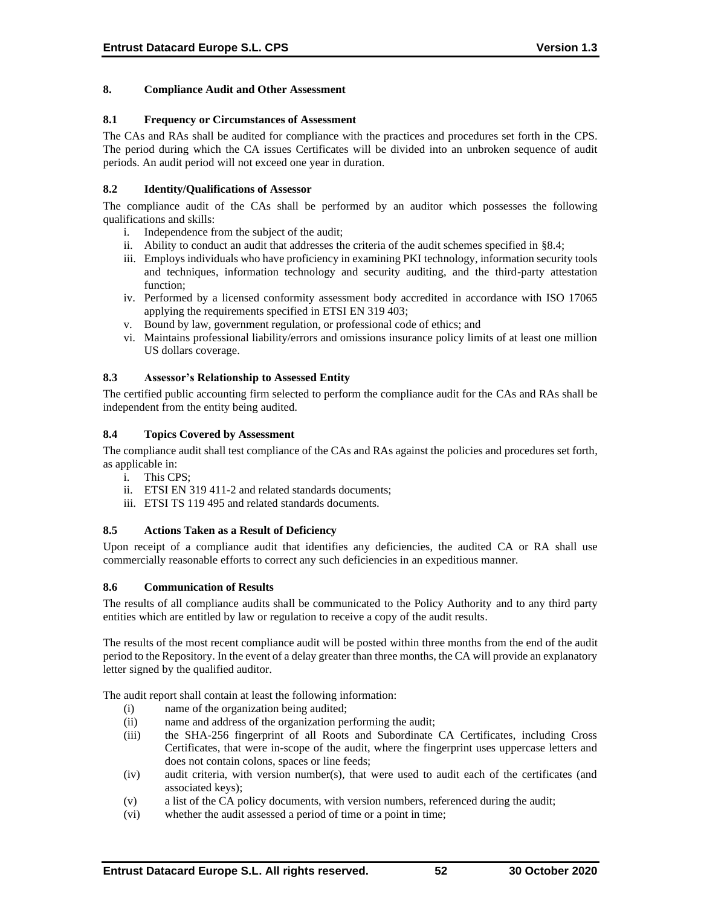## 8. Compliance Audit and Other Assessment

### 8.1 Frequency or Circumstances of Assessment

The CAs and RAs shall be audited for compliance with the practices and procedures set forth in the CPS. The period during which the CA issues Certificates will be divided into an unbroken sequence of audit periods. An audit period will not exceed one year in duration.

### 8.2 Identity/Qualifications of Assessor

The compliance audit of the CAs shall be performed by an auditor which possesses the following qualifications and skills:

i. Independence from the subject of the audit;
ii. Ability to conduct an audit that addresses the criteria of the audit schemes specified in §8.4;
iii. Employs individuals who have proficiency in examining PKI technology, information security tools and techniques, information technology and security auditing, and the third-party attestation function;
iv. Performed by a licensed conformity assessment body accredited in accordance with ISO 17065 applying the requirements specified in ETSI EN 319 403;
v. Bound by law, government regulation, or professional code of ethics; and
vi. Maintains professional liability/errors and omissions insurance policy limits of at least one million US dollars coverage.

### 8.3 Assessor's Relationship to Assessed Entity

The certified public accounting firm selected to perform the compliance audit for the CAs and RAs shall be independent from the entity being audited.

### 8.4 Topics Covered by Assessment

The compliance audit shall test compliance of the CAs and RAs against the policies and procedures set forth, as applicable in:

i. This CPS;
ii. ETSI EN 319 411-2 and related standards documents;
iii. ETSI TS 119 495 and related standards documents.

### 8.5 Actions Taken as a Result of Deficiency

Upon receipt of a compliance audit that identifies any deficiencies, the audited CA or RA shall use commercially reasonable efforts to correct any such deficiencies in an expeditious manner.

### 8.6 Communication of Results

The results of all compliance audits shall be communicated to the Policy Authority and to any third party entities which are entitled by law or regulation to receive a copy of the audit results.

The results of the most recent compliance audit will be posted within three months from the end of the audit period to the Repository. In the event of a delay greater than three months, the CA will provide an explanatory letter signed by the qualified auditor.

The audit report shall contain at least the following information:

(i) name of the organization being audited;
(ii) name and address of the organization performing the audit;
(iii) the SHA-256 fingerprint of all Roots and Subordinate CA Certificates, including Cross Certificates, that were in-scope of the audit, where the fingerprint uses uppercase letters and does not contain colons, spaces or line feeds;
(iv) audit criteria, with version number(s), that were used to audit each of the certificates (and associated keys);
(v) a list of the CA policy documents, with version numbers, referenced during the audit;
(vi) whether the audit assessed a period of time or a point in time;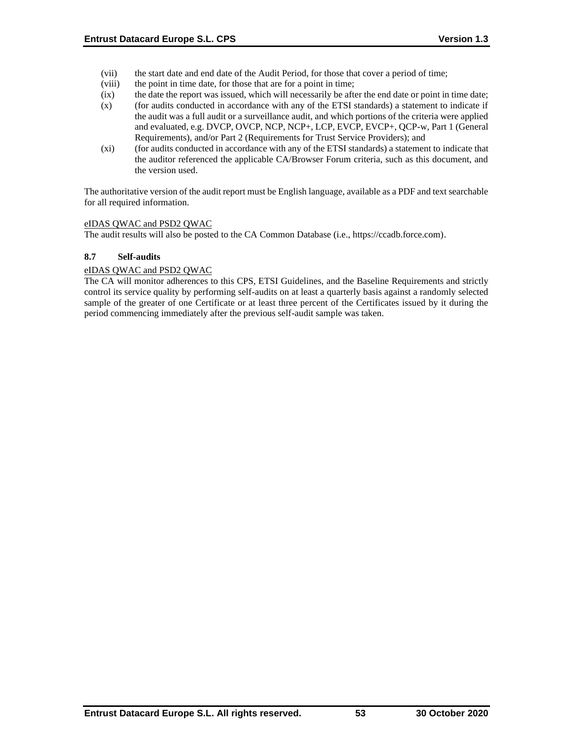(vii) the start date and end date of the Audit Period, for those that cover a period of time;

(viii) the point in time date, for those that are for a point in time;

(ix) the date the report was issued, which will necessarily be after the end date or point in time date;

(x) (for audits conducted in accordance with any of the ETSI standards) a statement to indicate if the audit was a full audit or a surveillance audit, and which portions of the criteria were applied and evaluated, e.g. DVCP, OVCP, NCP, NCP+, LCP, EVCP, EVCP+, QCP-w, Part 1 (General Requirements), and/or Part 2 (Requirements for Trust Service Providers); and

(xi) (for audits conducted in accordance with any of the ETSI standards) a statement to indicate that the auditor referenced the applicable CA/Browser Forum criteria, such as this document, and the version used.

The authoritative version of the audit report must be English language, available as a PDF and text searchable for all required information.

eIDAS QWAC and PSD2 QWAC

The audit results will also be posted to the CA Common Database (i.e., https://ccadb.force.com).

### 8.7 Self-audits

eIDAS QWAC and PSD2 QWAC

The CA will monitor adherences to this CPS, ETSI Guidelines, and the Baseline Requirements and strictly control its service quality by performing self-audits on at least a quarterly basis against a randomly selected sample of the greater of one Certificate or at least three percent of the Certificates issued by it during the period commencing immediately after the previous self-audit sample was taken.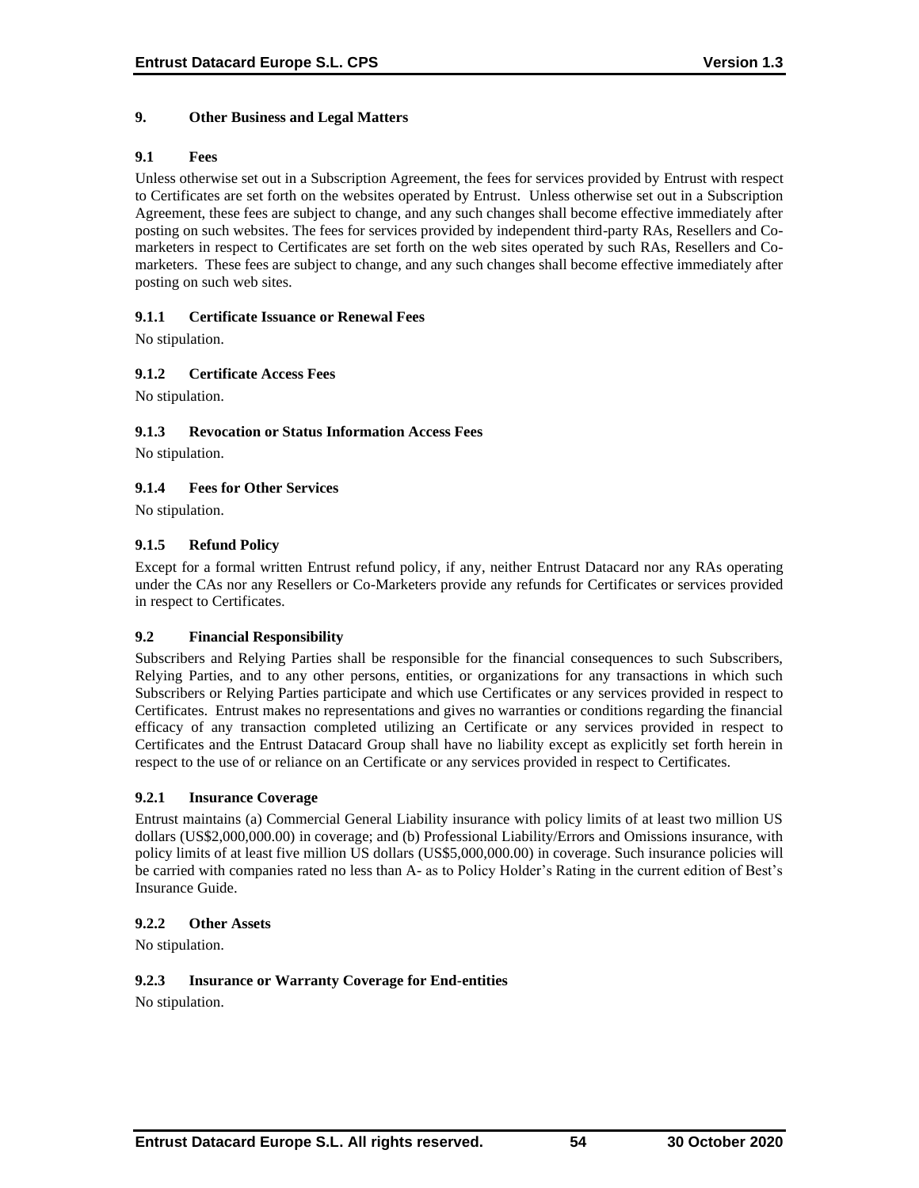# 9. Other Business and Legal Matters

## 9.1 Fees

Unless otherwise set out in a Subscription Agreement, the fees for services provided by Entrust with respect to Certificates are set forth on the websites operated by Entrust. Unless otherwise set out in a Subscription Agreement, these fees are subject to change, and any such changes shall become effective immediately after posting on such websites. The fees for services provided by independent third-party RAs, Resellers and Co-marketers in respect to Certificates are set forth on the web sites operated by such RAs, Resellers and Co-marketers. These fees are subject to change, and any such changes shall become effective immediately after posting on such web sites.

### 9.1.1 Certificate Issuance or Renewal Fees

No stipulation.

### 9.1.2 Certificate Access Fees

No stipulation.

### 9.1.3 Revocation or Status Information Access Fees

No stipulation.

### 9.1.4 Fees for Other Services

No stipulation.

### 9.1.5 Refund Policy

Except for a formal written Entrust refund policy, if any, neither Entrust Datacard nor any RAs operating under the CAs nor any Resellers or Co-Marketers provide any refunds for Certificates or services provided in respect to Certificates.

## 9.2 Financial Responsibility

Subscribers and Relying Parties shall be responsible for the financial consequences to such Subscribers, Relying Parties, and to any other persons, entities, or organizations for any transactions in which such Subscribers or Relying Parties participate and which use Certificates or any services provided in respect to Certificates. Entrust makes no representations and gives no warranties or conditions regarding the financial efficacy of any transaction completed utilizing an Certificate or any services provided in respect to Certificates and the Entrust Datacard Group shall have no liability except as explicitly set forth herein in respect to the use of or reliance on an Certificate or any services provided in respect to Certificates.

### 9.2.1 Insurance Coverage

Entrust maintains (a) Commercial General Liability insurance with policy limits of at least two million US dollars (US$2,000,000.00) in coverage; and (b) Professional Liability/Errors and Omissions insurance, with policy limits of at least five million US dollars (US$5,000,000.00) in coverage. Such insurance policies will be carried with companies rated no less than A- as to Policy Holder's Rating in the current edition of Best's Insurance Guide.

### 9.2.2 Other Assets

No stipulation.

### 9.2.3 Insurance or Warranty Coverage for End-entities

No stipulation.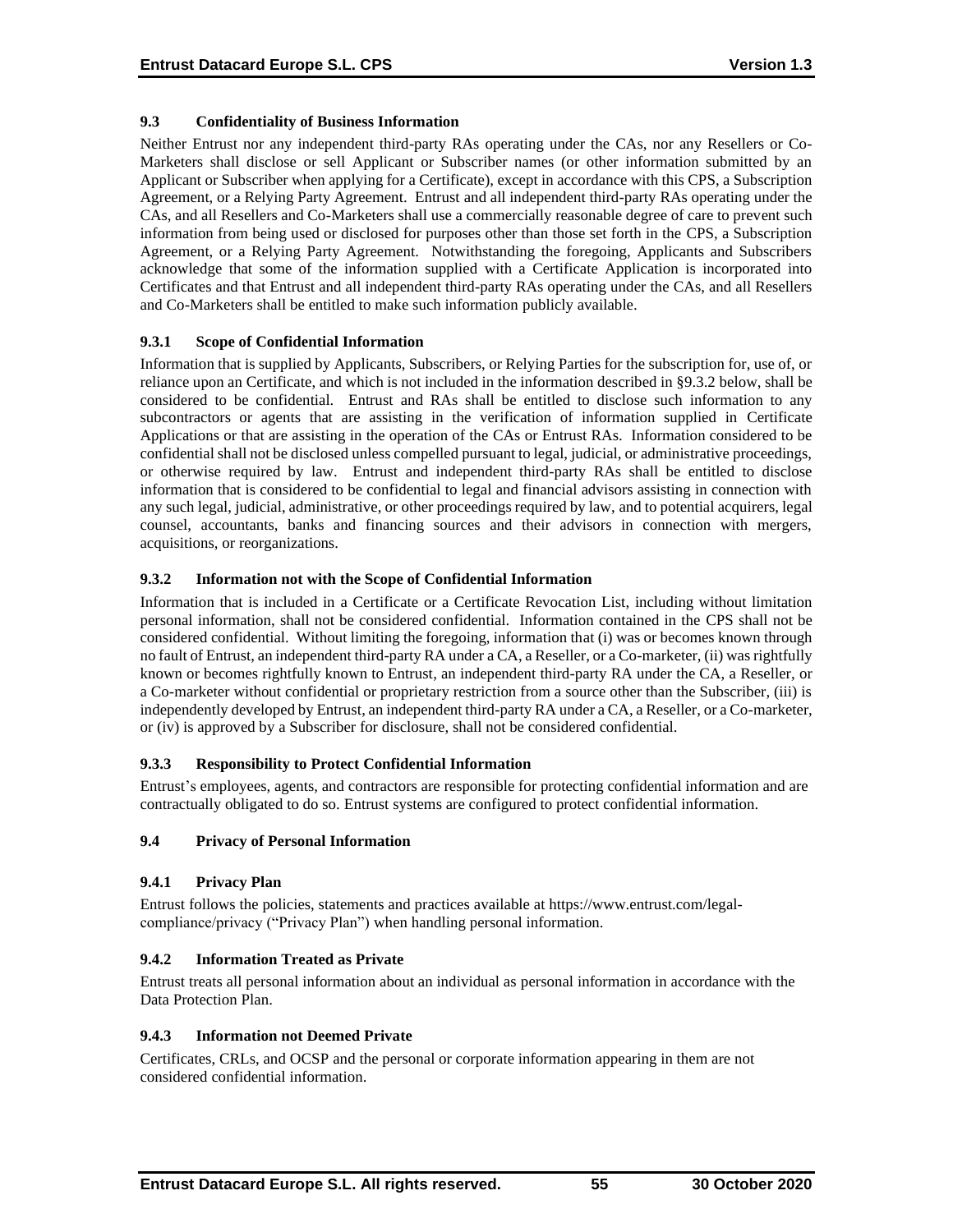### 9.3 Confidentiality of Business Information

Neither Entrust nor any independent third-party RAs operating under the CAs, nor any Resellers or Co-Marketers shall disclose or sell Applicant or Subscriber names (or other information submitted by an Applicant or Subscriber when applying for a Certificate), except in accordance with this CPS, a Subscription Agreement, or a Relying Party Agreement. Entrust and all independent third-party RAs operating under the CAs, and all Resellers and Co-Marketers shall use a commercially reasonable degree of care to prevent such information from being used or disclosed for purposes other than those set forth in the CPS, a Subscription Agreement, or a Relying Party Agreement. Notwithstanding the foregoing, Applicants and Subscribers acknowledge that some of the information supplied with a Certificate Application is incorporated into Certificates and that Entrust and all independent third-party RAs operating under the CAs, and all Resellers and Co-Marketers shall be entitled to make such information publicly available.

#### 9.3.1 Scope of Confidential Information

Information that is supplied by Applicants, Subscribers, or Relying Parties for the subscription for, use of, or reliance upon an Certificate, and which is not included in the information described in §9.3.2 below, shall be considered to be confidential. Entrust and RAs shall be entitled to disclose such information to any subcontractors or agents that are assisting in the verification of information supplied in Certificate Applications or that are assisting in the operation of the CAs or Entrust RAs. Information considered to be confidential shall not be disclosed unless compelled pursuant to legal, judicial, or administrative proceedings, or otherwise required by law. Entrust and independent third-party RAs shall be entitled to disclose information that is considered to be confidential to legal and financial advisors assisting in connection with any such legal, judicial, administrative, or other proceedings required by law, and to potential acquirers, legal counsel, accountants, banks and financing sources and their advisors in connection with mergers, acquisitions, or reorganizations.

#### 9.3.2 Information not with the Scope of Confidential Information

Information that is included in a Certificate or a Certificate Revocation List, including without limitation personal information, shall not be considered confidential. Information contained in the CPS shall not be considered confidential. Without limiting the foregoing, information that (i) was or becomes known through no fault of Entrust, an independent third-party RA under a CA, a Reseller, or a Co-marketer, (ii) was rightfully known or becomes rightfully known to Entrust, an independent third-party RA under the CA, a Reseller, or a Co-marketer without confidential or proprietary restriction from a source other than the Subscriber, (iii) is independently developed by Entrust, an independent third-party RA under a CA, a Reseller, or a Co-marketer, or (iv) is approved by a Subscriber for disclosure, shall not be considered confidential.

#### 9.3.3 Responsibility to Protect Confidential Information

Entrust's employees, agents, and contractors are responsible for protecting confidential information and are contractually obligated to do so. Entrust systems are configured to protect confidential information.

### 9.4 Privacy of Personal Information

#### 9.4.1 Privacy Plan

Entrust follows the policies, statements and practices available at https://www.entrust.com/legal-compliance/privacy ("Privacy Plan") when handling personal information.

#### 9.4.2 Information Treated as Private

Entrust treats all personal information about an individual as personal information in accordance with the Data Protection Plan.

#### 9.4.3 Information not Deemed Private

Certificates, CRLs, and OCSP and the personal or corporate information appearing in them are not considered confidential information.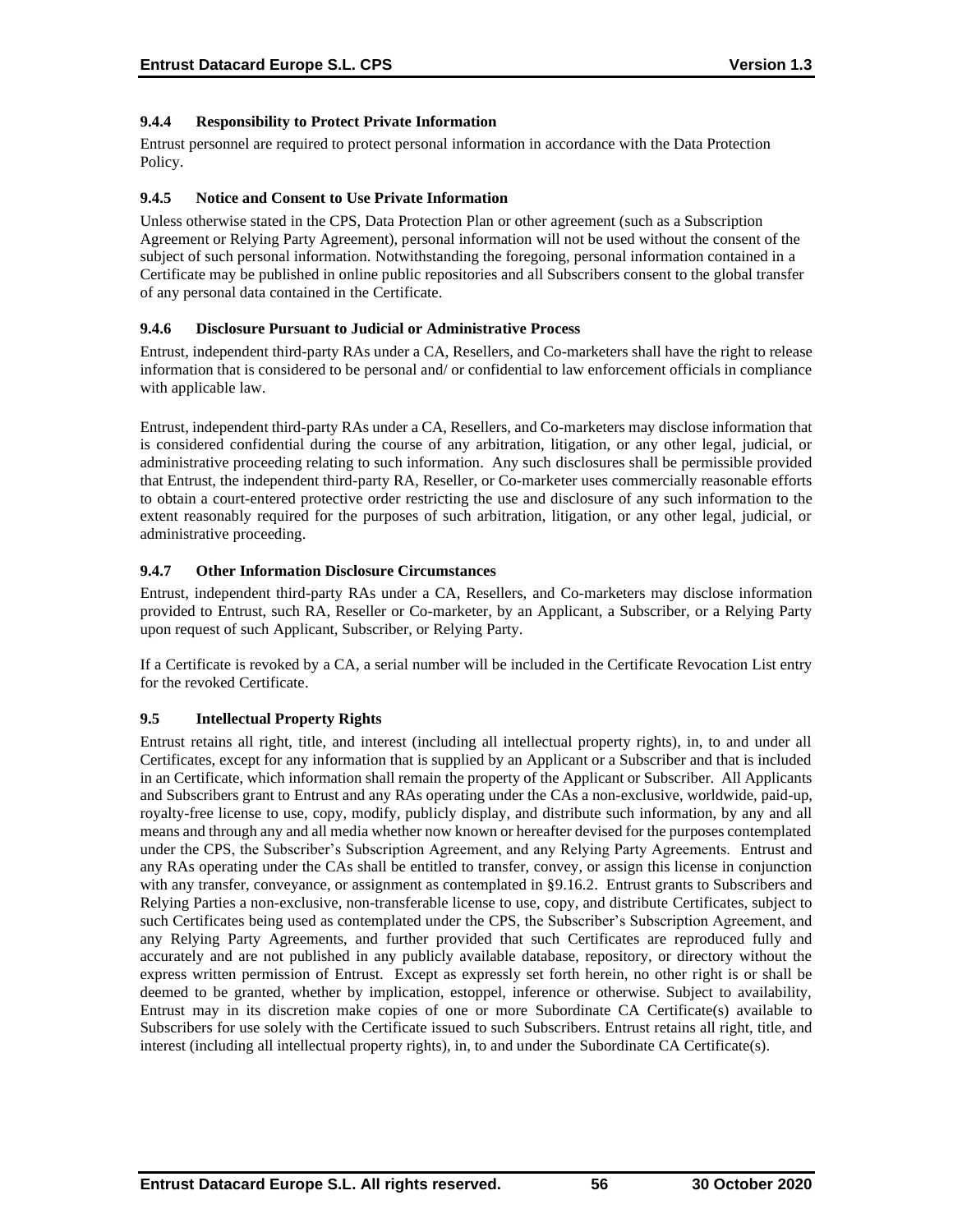### 9.4.4 Responsibility to Protect Private Information

Entrust personnel are required to protect personal information in accordance with the Data Protection Policy.

### 9.4.5 Notice and Consent to Use Private Information

Unless otherwise stated in the CPS, Data Protection Plan or other agreement (such as a Subscription Agreement or Relying Party Agreement), personal information will not be used without the consent of the subject of such personal information. Notwithstanding the foregoing, personal information contained in a Certificate may be published in online public repositories and all Subscribers consent to the global transfer of any personal data contained in the Certificate.

### 9.4.6 Disclosure Pursuant to Judicial or Administrative Process

Entrust, independent third-party RAs under a CA, Resellers, and Co-marketers shall have the right to release information that is considered to be personal and/ or confidential to law enforcement officials in compliance with applicable law.

Entrust, independent third-party RAs under a CA, Resellers, and Co-marketers may disclose information that is considered confidential during the course of any arbitration, litigation, or any other legal, judicial, or administrative proceeding relating to such information. Any such disclosures shall be permissible provided that Entrust, the independent third-party RA, Reseller, or Co-marketer uses commercially reasonable efforts to obtain a court-entered protective order restricting the use and disclosure of any such information to the extent reasonably required for the purposes of such arbitration, litigation, or any other legal, judicial, or administrative proceeding.

### 9.4.7 Other Information Disclosure Circumstances

Entrust, independent third-party RAs under a CA, Resellers, and Co-marketers may disclose information provided to Entrust, such RA, Reseller or Co-marketer, by an Applicant, a Subscriber, or a Relying Party upon request of such Applicant, Subscriber, or Relying Party.

If a Certificate is revoked by a CA, a serial number will be included in the Certificate Revocation List entry for the revoked Certificate.

## 9.5 Intellectual Property Rights

Entrust retains all right, title, and interest (including all intellectual property rights), in, to and under all Certificates, except for any information that is supplied by an Applicant or a Subscriber and that is included in an Certificate, which information shall remain the property of the Applicant or Subscriber. All Applicants and Subscribers grant to Entrust and any RAs operating under the CAs a non-exclusive, worldwide, paid-up, royalty-free license to use, copy, modify, publicly display, and distribute such information, by any and all means and through any and all media whether now known or hereafter devised for the purposes contemplated under the CPS, the Subscriber's Subscription Agreement, and any Relying Party Agreements. Entrust and any RAs operating under the CAs shall be entitled to transfer, convey, or assign this license in conjunction with any transfer, conveyance, or assignment as contemplated in §9.16.2. Entrust grants to Subscribers and Relying Parties a non-exclusive, non-transferable license to use, copy, and distribute Certificates, subject to such Certificates being used as contemplated under the CPS, the Subscriber's Subscription Agreement, and any Relying Party Agreements, and further provided that such Certificates are reproduced fully and accurately and are not published in any publicly available database, repository, or directory without the express written permission of Entrust. Except as expressly set forth herein, no other right is or shall be deemed to be granted, whether by implication, estoppel, inference or otherwise. Subject to availability, Entrust may in its discretion make copies of one or more Subordinate CA Certificate(s) available to Subscribers for use solely with the Certificate issued to such Subscribers. Entrust retains all right, title, and interest (including all intellectual property rights), in, to and under the Subordinate CA Certificate(s).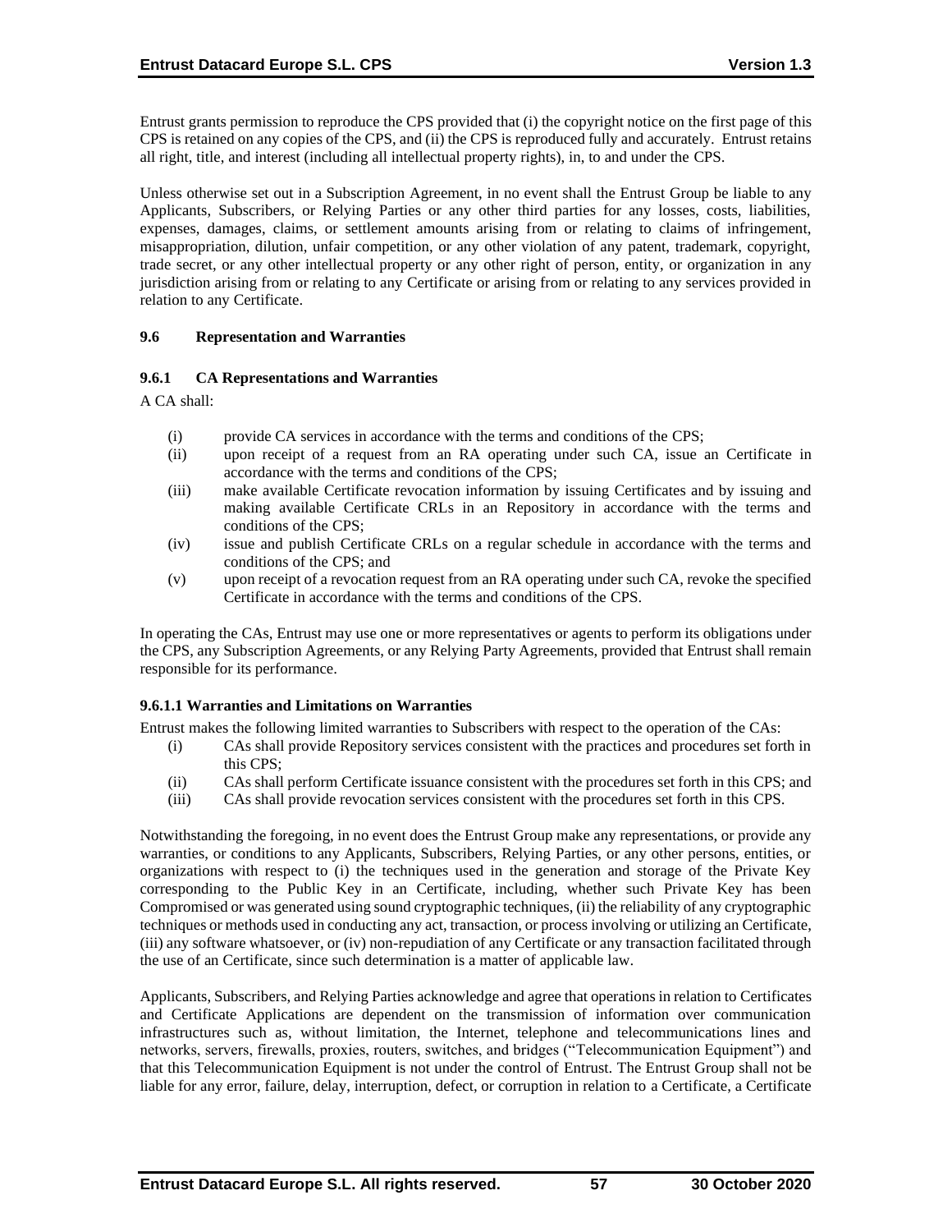Entrust grants permission to reproduce the CPS provided that (i) the copyright notice on the first page of this CPS is retained on any copies of the CPS, and (ii) the CPS is reproduced fully and accurately. Entrust retains all right, title, and interest (including all intellectual property rights), in, to and under the CPS.

Unless otherwise set out in a Subscription Agreement, in no event shall the Entrust Group be liable to any Applicants, Subscribers, or Relying Parties or any other third parties for any losses, costs, liabilities, expenses, damages, claims, or settlement amounts arising from or relating to claims of infringement, misappropriation, dilution, unfair competition, or any other violation of any patent, trademark, copyright, trade secret, or any other intellectual property or any other right of person, entity, or organization in any jurisdiction arising from or relating to any Certificate or arising from or relating to any services provided in relation to any Certificate.

### 9.6 Representation and Warranties

#### 9.6.1 CA Representations and Warranties

A CA shall:

- (i) provide CA services in accordance with the terms and conditions of the CPS;
- (ii) upon receipt of a request from an RA operating under such CA, issue an Certificate in accordance with the terms and conditions of the CPS;
- (iii) make available Certificate revocation information by issuing Certificates and by issuing and making available Certificate CRLs in an Repository in accordance with the terms and conditions of the CPS;
- (iv) issue and publish Certificate CRLs on a regular schedule in accordance with the terms and conditions of the CPS; and
- (v) upon receipt of a revocation request from an RA operating under such CA, revoke the specified Certificate in accordance with the terms and conditions of the CPS.

In operating the CAs, Entrust may use one or more representatives or agents to perform its obligations under the CPS, any Subscription Agreements, or any Relying Party Agreements, provided that Entrust shall remain responsible for its performance.

##### 9.6.1.1 Warranties and Limitations on Warranties

Entrust makes the following limited warranties to Subscribers with respect to the operation of the CAs:

- (i) CAs shall provide Repository services consistent with the practices and procedures set forth in this CPS;
- (ii) CAs shall perform Certificate issuance consistent with the procedures set forth in this CPS; and
- (iii) CAs shall provide revocation services consistent with the procedures set forth in this CPS.

Notwithstanding the foregoing, in no event does the Entrust Group make any representations, or provide any warranties, or conditions to any Applicants, Subscribers, Relying Parties, or any other persons, entities, or organizations with respect to (i) the techniques used in the generation and storage of the Private Key corresponding to the Public Key in an Certificate, including, whether such Private Key has been Compromised or was generated using sound cryptographic techniques, (ii) the reliability of any cryptographic techniques or methods used in conducting any act, transaction, or process involving or utilizing an Certificate, (iii) any software whatsoever, or (iv) non-repudiation of any Certificate or any transaction facilitated through the use of an Certificate, since such determination is a matter of applicable law.

Applicants, Subscribers, and Relying Parties acknowledge and agree that operations in relation to Certificates and Certificate Applications are dependent on the transmission of information over communication infrastructures such as, without limitation, the Internet, telephone and telecommunications lines and networks, servers, firewalls, proxies, routers, switches, and bridges ("Telecommunication Equipment") and that this Telecommunication Equipment is not under the control of Entrust. The Entrust Group shall not be liable for any error, failure, delay, interruption, defect, or corruption in relation to a Certificate, a Certificate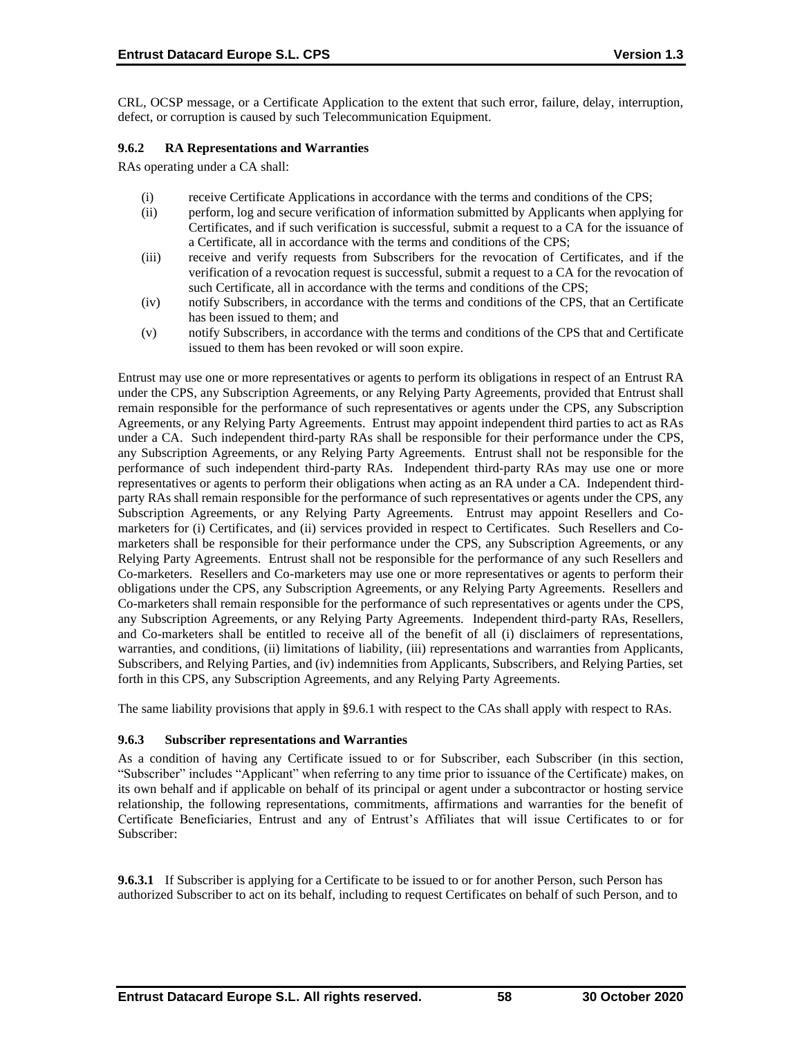CRL, OCSP message, or a Certificate Application to the extent that such error, failure, delay, interruption, defect, or corruption is caused by such Telecommunication Equipment.

### 9.6.2 RA Representations and Warranties

RAs operating under a CA shall:

(i) receive Certificate Applications in accordance with the terms and conditions of the CPS;

(ii) perform, log and secure verification of information submitted by Applicants when applying for Certificates, and if such verification is successful, submit a request to a CA for the issuance of a Certificate, all in accordance with the terms and conditions of the CPS;

(iii) receive and verify requests from Subscribers for the revocation of Certificates, and if the verification of a revocation request is successful, submit a request to a CA for the revocation of such Certificate, all in accordance with the terms and conditions of the CPS;

(iv) notify Subscribers, in accordance with the terms and conditions of the CPS, that an Certificate has been issued to them; and

(v) notify Subscribers, in accordance with the terms and conditions of the CPS that and Certificate issued to them has been revoked or will soon expire.

Entrust may use one or more representatives or agents to perform its obligations in respect of an Entrust RA under the CPS, any Subscription Agreements, or any Relying Party Agreements, provided that Entrust shall remain responsible for the performance of such representatives or agents under the CPS, any Subscription Agreements, or any Relying Party Agreements. Entrust may appoint independent third parties to act as RAs under a CA. Such independent third-party RAs shall be responsible for their performance under the CPS, any Subscription Agreements, or any Relying Party Agreements. Entrust shall not be responsible for the performance of such independent third-party RAs. Independent third-party RAs may use one or more representatives or agents to perform their obligations when acting as an RA under a CA. Independent third-party RAs shall remain responsible for the performance of such representatives or agents under the CPS, any Subscription Agreements, or any Relying Party Agreements. Entrust may appoint Resellers and Co-marketers for (i) Certificates, and (ii) services provided in respect to Certificates. Such Resellers and Co-marketers shall be responsible for their performance under the CPS, any Subscription Agreements, or any Relying Party Agreements. Entrust shall not be responsible for the performance of any such Resellers and Co-marketers. Resellers and Co-marketers may use one or more representatives or agents to perform their obligations under the CPS, any Subscription Agreements, or any Relying Party Agreements. Resellers and Co-marketers shall remain responsible for the performance of such representatives or agents under the CPS, any Subscription Agreements, or any Relying Party Agreements. Independent third-party RAs, Resellers, and Co-marketers shall be entitled to receive all of the benefit of all (i) disclaimers of representations, warranties, and conditions, (ii) limitations of liability, (iii) representations and warranties from Applicants, Subscribers, and Relying Parties, and (iv) indemnities from Applicants, Subscribers, and Relying Parties, set forth in this CPS, any Subscription Agreements, and any Relying Party Agreements.

The same liability provisions that apply in §9.6.1 with respect to the CAs shall apply with respect to RAs.

### 9.6.3 Subscriber representations and Warranties

As a condition of having any Certificate issued to or for Subscriber, each Subscriber (in this section, "Subscriber" includes "Applicant" when referring to any time prior to issuance of the Certificate) makes, on its own behalf and if applicable on behalf of its principal or agent under a subcontractor or hosting service relationship, the following representations, commitments, affirmations and warranties for the benefit of Certificate Beneficiaries, Entrust and any of Entrust's Affiliates that will issue Certificates to or for Subscriber:

**9.6.3.1** If Subscriber is applying for a Certificate to be issued to or for another Person, such Person has authorized Subscriber to act on its behalf, including to request Certificates on behalf of such Person, and to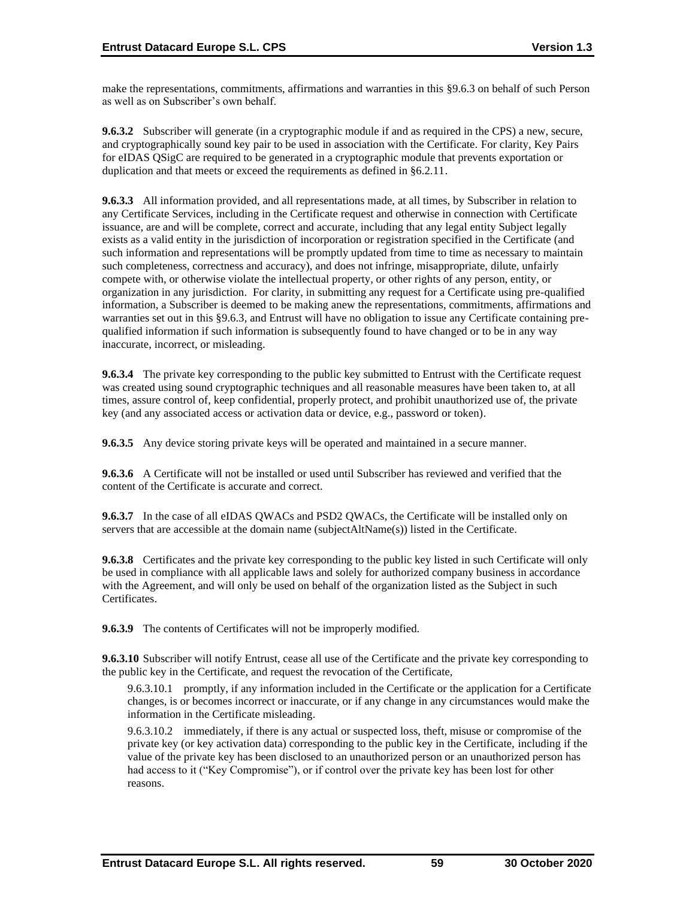make the representations, commitments, affirmations and warranties in this §9.6.3 on behalf of such Person as well as on Subscriber's own behalf.

**9.6.3.2** Subscriber will generate (in a cryptographic module if and as required in the CPS) a new, secure, and cryptographically sound key pair to be used in association with the Certificate. For clarity, Key Pairs for eIDAS QSigC are required to be generated in a cryptographic module that prevents exportation or duplication and that meets or exceed the requirements as defined in §6.2.11.

**9.6.3.3** All information provided, and all representations made, at all times, by Subscriber in relation to any Certificate Services, including in the Certificate request and otherwise in connection with Certificate issuance, are and will be complete, correct and accurate, including that any legal entity Subject legally exists as a valid entity in the jurisdiction of incorporation or registration specified in the Certificate (and such information and representations will be promptly updated from time to time as necessary to maintain such completeness, correctness and accuracy), and does not infringe, misappropriate, dilute, unfairly compete with, or otherwise violate the intellectual property, or other rights of any person, entity, or organization in any jurisdiction. For clarity, in submitting any request for a Certificate using pre-qualified information, a Subscriber is deemed to be making anew the representations, commitments, affirmations and warranties set out in this §9.6.3, and Entrust will have no obligation to issue any Certificate containing pre-qualified information if such information is subsequently found to have changed or to be in any way inaccurate, incorrect, or misleading.

**9.6.3.4** The private key corresponding to the public key submitted to Entrust with the Certificate request was created using sound cryptographic techniques and all reasonable measures have been taken to, at all times, assure control of, keep confidential, properly protect, and prohibit unauthorized use of, the private key (and any associated access or activation data or device, e.g., password or token).

**9.6.3.5** Any device storing private keys will be operated and maintained in a secure manner.

**9.6.3.6** A Certificate will not be installed or used until Subscriber has reviewed and verified that the content of the Certificate is accurate and correct.

**9.6.3.7** In the case of all eIDAS QWACs and PSD2 QWACs, the Certificate will be installed only on servers that are accessible at the domain name (subjectAltName(s)) listed in the Certificate.

**9.6.3.8** Certificates and the private key corresponding to the public key listed in such Certificate will only be used in compliance with all applicable laws and solely for authorized company business in accordance with the Agreement, and will only be used on behalf of the organization listed as the Subject in such Certificates.

**9.6.3.9** The contents of Certificates will not be improperly modified.

**9.6.3.10** Subscriber will notify Entrust, cease all use of the Certificate and the private key corresponding to the public key in the Certificate, and request the revocation of the Certificate,

9.6.3.10.1 promptly, if any information included in the Certificate or the application for a Certificate changes, is or becomes incorrect or inaccurate, or if any change in any circumstances would make the information in the Certificate misleading.

9.6.3.10.2 immediately, if there is any actual or suspected loss, theft, misuse or compromise of the private key (or key activation data) corresponding to the public key in the Certificate, including if the value of the private key has been disclosed to an unauthorized person or an unauthorized person has had access to it ("Key Compromise"), or if control over the private key has been lost for other reasons.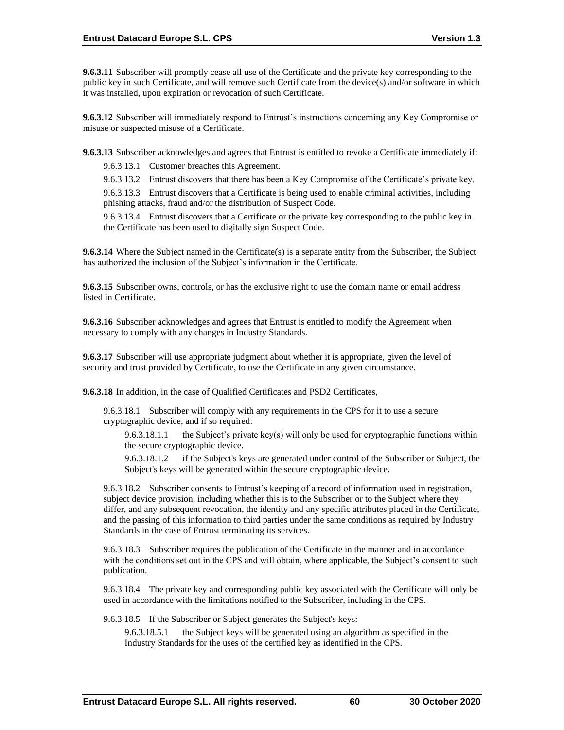**9.6.3.11** Subscriber will promptly cease all use of the Certificate and the private key corresponding to the public key in such Certificate, and will remove such Certificate from the device(s) and/or software in which it was installed, upon expiration or revocation of such Certificate.

**9.6.3.12** Subscriber will immediately respond to Entrust's instructions concerning any Key Compromise or misuse or suspected misuse of a Certificate.

**9.6.3.13** Subscriber acknowledges and agrees that Entrust is entitled to revoke a Certificate immediately if:

9.6.3.13.1 Customer breaches this Agreement.

9.6.3.13.2 Entrust discovers that there has been a Key Compromise of the Certificate's private key.

9.6.3.13.3 Entrust discovers that a Certificate is being used to enable criminal activities, including phishing attacks, fraud and/or the distribution of Suspect Code.

9.6.3.13.4 Entrust discovers that a Certificate or the private key corresponding to the public key in the Certificate has been used to digitally sign Suspect Code.

**9.6.3.14** Where the Subject named in the Certificate(s) is a separate entity from the Subscriber, the Subject has authorized the inclusion of the Subject's information in the Certificate.

**9.6.3.15** Subscriber owns, controls, or has the exclusive right to use the domain name or email address listed in Certificate.

**9.6.3.16** Subscriber acknowledges and agrees that Entrust is entitled to modify the Agreement when necessary to comply with any changes in Industry Standards.

**9.6.3.17** Subscriber will use appropriate judgment about whether it is appropriate, given the level of security and trust provided by Certificate, to use the Certificate in any given circumstance.

**9.6.3.18** In addition, in the case of Qualified Certificates and PSD2 Certificates,

9.6.3.18.1 Subscriber will comply with any requirements in the CPS for it to use a secure cryptographic device, and if so required:

9.6.3.18.1.1 the Subject's private key(s) will only be used for cryptographic functions within the secure cryptographic device.

9.6.3.18.1.2 if the Subject's keys are generated under control of the Subscriber or Subject, the Subject's keys will be generated within the secure cryptographic device.

9.6.3.18.2 Subscriber consents to Entrust's keeping of a record of information used in registration, subject device provision, including whether this is to the Subscriber or to the Subject where they differ, and any subsequent revocation, the identity and any specific attributes placed in the Certificate, and the passing of this information to third parties under the same conditions as required by Industry Standards in the case of Entrust terminating its services.

9.6.3.18.3 Subscriber requires the publication of the Certificate in the manner and in accordance with the conditions set out in the CPS and will obtain, where applicable, the Subject's consent to such publication.

9.6.3.18.4 The private key and corresponding public key associated with the Certificate will only be used in accordance with the limitations notified to the Subscriber, including in the CPS.

9.6.3.18.5 If the Subscriber or Subject generates the Subject's keys:

9.6.3.18.5.1 the Subject keys will be generated using an algorithm as specified in the Industry Standards for the uses of the certified key as identified in the CPS.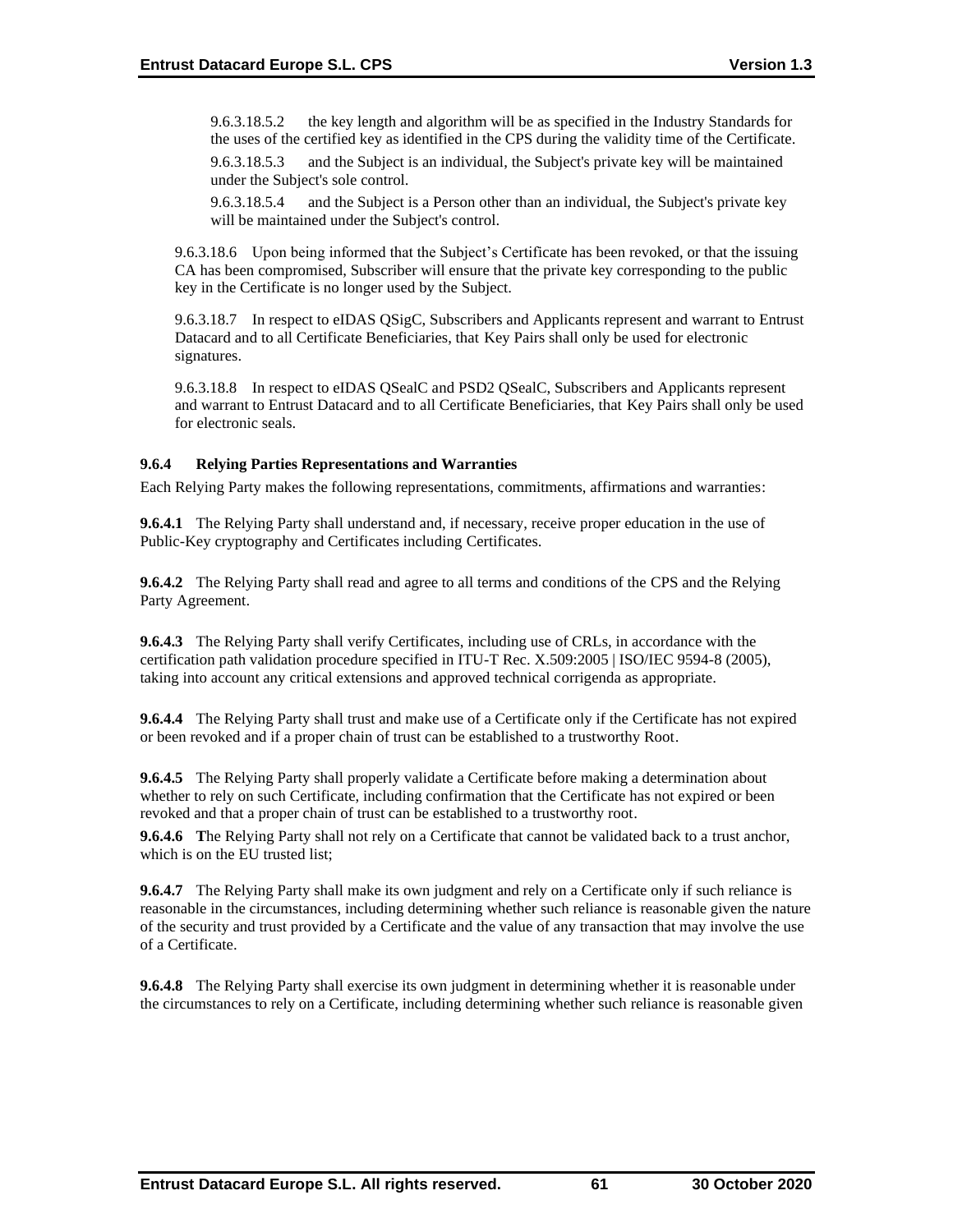9.6.3.18.5.2 the key length and algorithm will be as specified in the Industry Standards for the uses of the certified key as identified in the CPS during the validity time of the Certificate.

9.6.3.18.5.3 and the Subject is an individual, the Subject's private key will be maintained under the Subject's sole control.

9.6.3.18.5.4 and the Subject is a Person other than an individual, the Subject's private key will be maintained under the Subject's control.

9.6.3.18.6 Upon being informed that the Subject's Certificate has been revoked, or that the issuing CA has been compromised, Subscriber will ensure that the private key corresponding to the public key in the Certificate is no longer used by the Subject.

9.6.3.18.7 In respect to eIDAS QSigC, Subscribers and Applicants represent and warrant to Entrust Datacard and to all Certificate Beneficiaries, that Key Pairs shall only be used for electronic signatures.

9.6.3.18.8 In respect to eIDAS QSealC and PSD2 QSealC, Subscribers and Applicants represent and warrant to Entrust Datacard and to all Certificate Beneficiaries, that Key Pairs shall only be used for electronic seals.

### 9.6.4 Relying Parties Representations and Warranties

Each Relying Party makes the following representations, commitments, affirmations and warranties:

**9.6.4.1** The Relying Party shall understand and, if necessary, receive proper education in the use of Public-Key cryptography and Certificates including Certificates.

**9.6.4.2** The Relying Party shall read and agree to all terms and conditions of the CPS and the Relying Party Agreement.

**9.6.4.3** The Relying Party shall verify Certificates, including use of CRLs, in accordance with the certification path validation procedure specified in ITU-T Rec. X.509:2005 | ISO/IEC 9594-8 (2005), taking into account any critical extensions and approved technical corrigenda as appropriate.

**9.6.4.4** The Relying Party shall trust and make use of a Certificate only if the Certificate has not expired or been revoked and if a proper chain of trust can be established to a trustworthy Root.

**9.6.4.5** The Relying Party shall properly validate a Certificate before making a determination about whether to rely on such Certificate, including confirmation that the Certificate has not expired or been revoked and that a proper chain of trust can be established to a trustworthy root.

**9.6.4.6 T**he Relying Party shall not rely on a Certificate that cannot be validated back to a trust anchor, which is on the EU trusted list;

**9.6.4.7** The Relying Party shall make its own judgment and rely on a Certificate only if such reliance is reasonable in the circumstances, including determining whether such reliance is reasonable given the nature of the security and trust provided by a Certificate and the value of any transaction that may involve the use of a Certificate.

**9.6.4.8** The Relying Party shall exercise its own judgment in determining whether it is reasonable under the circumstances to rely on a Certificate, including determining whether such reliance is reasonable given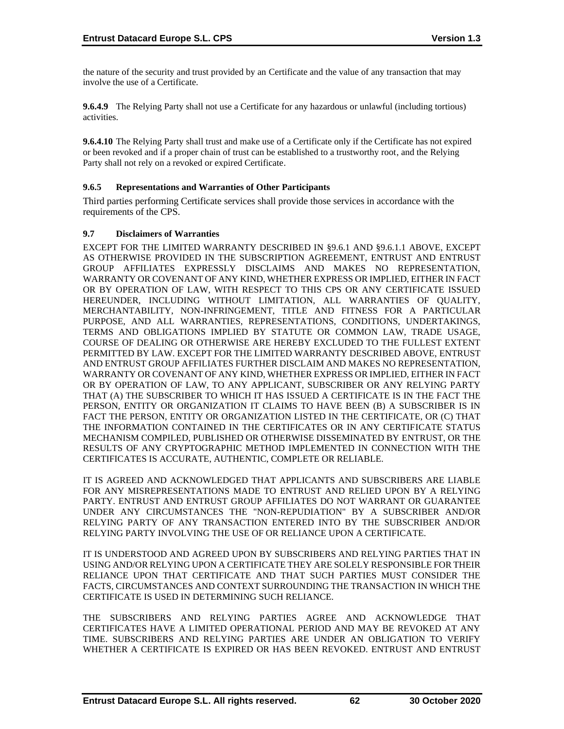the nature of the security and trust provided by an Certificate and the value of any transaction that may involve the use of a Certificate.

**9.6.4.9** The Relying Party shall not use a Certificate for any hazardous or unlawful (including tortious) activities.

**9.6.4.10** The Relying Party shall trust and make use of a Certificate only if the Certificate has not expired or been revoked and if a proper chain of trust can be established to a trustworthy root, and the Relying Party shall not rely on a revoked or expired Certificate.

### 9.6.5 Representations and Warranties of Other Participants

Third parties performing Certificate services shall provide those services in accordance with the requirements of the CPS.

## 9.7 Disclaimers of Warranties

EXCEPT FOR THE LIMITED WARRANTY DESCRIBED IN §9.6.1 AND §9.6.1.1 ABOVE, EXCEPT AS OTHERWISE PROVIDED IN THE SUBSCRIPTION AGREEMENT, ENTRUST AND ENTRUST GROUP AFFILIATES EXPRESSLY DISCLAIMS AND MAKES NO REPRESENTATION, WARRANTY OR COVENANT OF ANY KIND, WHETHER EXPRESS OR IMPLIED, EITHER IN FACT OR BY OPERATION OF LAW, WITH RESPECT TO THIS CPS OR ANY CERTIFICATE ISSUED HEREUNDER, INCLUDING WITHOUT LIMITATION, ALL WARRANTIES OF QUALITY, MERCHANTABILITY, NON-INFRINGEMENT, TITLE AND FITNESS FOR A PARTICULAR PURPOSE, AND ALL WARRANTIES, REPRESENTATIONS, CONDITIONS, UNDERTAKINGS, TERMS AND OBLIGATIONS IMPLIED BY STATUTE OR COMMON LAW, TRADE USAGE, COURSE OF DEALING OR OTHERWISE ARE HEREBY EXCLUDED TO THE FULLEST EXTENT PERMITTED BY LAW. EXCEPT FOR THE LIMITED WARRANTY DESCRIBED ABOVE, ENTRUST AND ENTRUST GROUP AFFILIATES FURTHER DISCLAIM AND MAKES NO REPRESENTATION, WARRANTY OR COVENANT OF ANY KIND, WHETHER EXPRESS OR IMPLIED, EITHER IN FACT OR BY OPERATION OF LAW, TO ANY APPLICANT, SUBSCRIBER OR ANY RELYING PARTY THAT (A) THE SUBSCRIBER TO WHICH IT HAS ISSUED A CERTIFICATE IS IN THE FACT THE PERSON, ENTITY OR ORGANIZATION IT CLAIMS TO HAVE BEEN (B) A SUBSCRIBER IS IN FACT THE PERSON, ENTITY OR ORGANIZATION LISTED IN THE CERTIFICATE, OR (C) THAT THE INFORMATION CONTAINED IN THE CERTIFICATES OR IN ANY CERTIFICATE STATUS MECHANISM COMPILED, PUBLISHED OR OTHERWISE DISSEMINATED BY ENTRUST, OR THE RESULTS OF ANY CRYPTOGRAPHIC METHOD IMPLEMENTED IN CONNECTION WITH THE CERTIFICATES IS ACCURATE, AUTHENTIC, COMPLETE OR RELIABLE.

IT IS AGREED AND ACKNOWLEDGED THAT APPLICANTS AND SUBSCRIBERS ARE LIABLE FOR ANY MISREPRESENTATIONS MADE TO ENTRUST AND RELIED UPON BY A RELYING PARTY. ENTRUST AND ENTRUST GROUP AFFILIATES DO NOT WARRANT OR GUARANTEE UNDER ANY CIRCUMSTANCES THE "NON-REPUDIATION" BY A SUBSCRIBER AND/OR RELYING PARTY OF ANY TRANSACTION ENTERED INTO BY THE SUBSCRIBER AND/OR RELYING PARTY INVOLVING THE USE OF OR RELIANCE UPON A CERTIFICATE.

IT IS UNDERSTOOD AND AGREED UPON BY SUBSCRIBERS AND RELYING PARTIES THAT IN USING AND/OR RELYING UPON A CERTIFICATE THEY ARE SOLELY RESPONSIBLE FOR THEIR RELIANCE UPON THAT CERTIFICATE AND THAT SUCH PARTIES MUST CONSIDER THE FACTS, CIRCUMSTANCES AND CONTEXT SURROUNDING THE TRANSACTION IN WHICH THE CERTIFICATE IS USED IN DETERMINING SUCH RELIANCE.

THE SUBSCRIBERS AND RELYING PARTIES AGREE AND ACKNOWLEDGE THAT CERTIFICATES HAVE A LIMITED OPERATIONAL PERIOD AND MAY BE REVOKED AT ANY TIME. SUBSCRIBERS AND RELYING PARTIES ARE UNDER AN OBLIGATION TO VERIFY WHETHER A CERTIFICATE IS EXPIRED OR HAS BEEN REVOKED. ENTRUST AND ENTRUST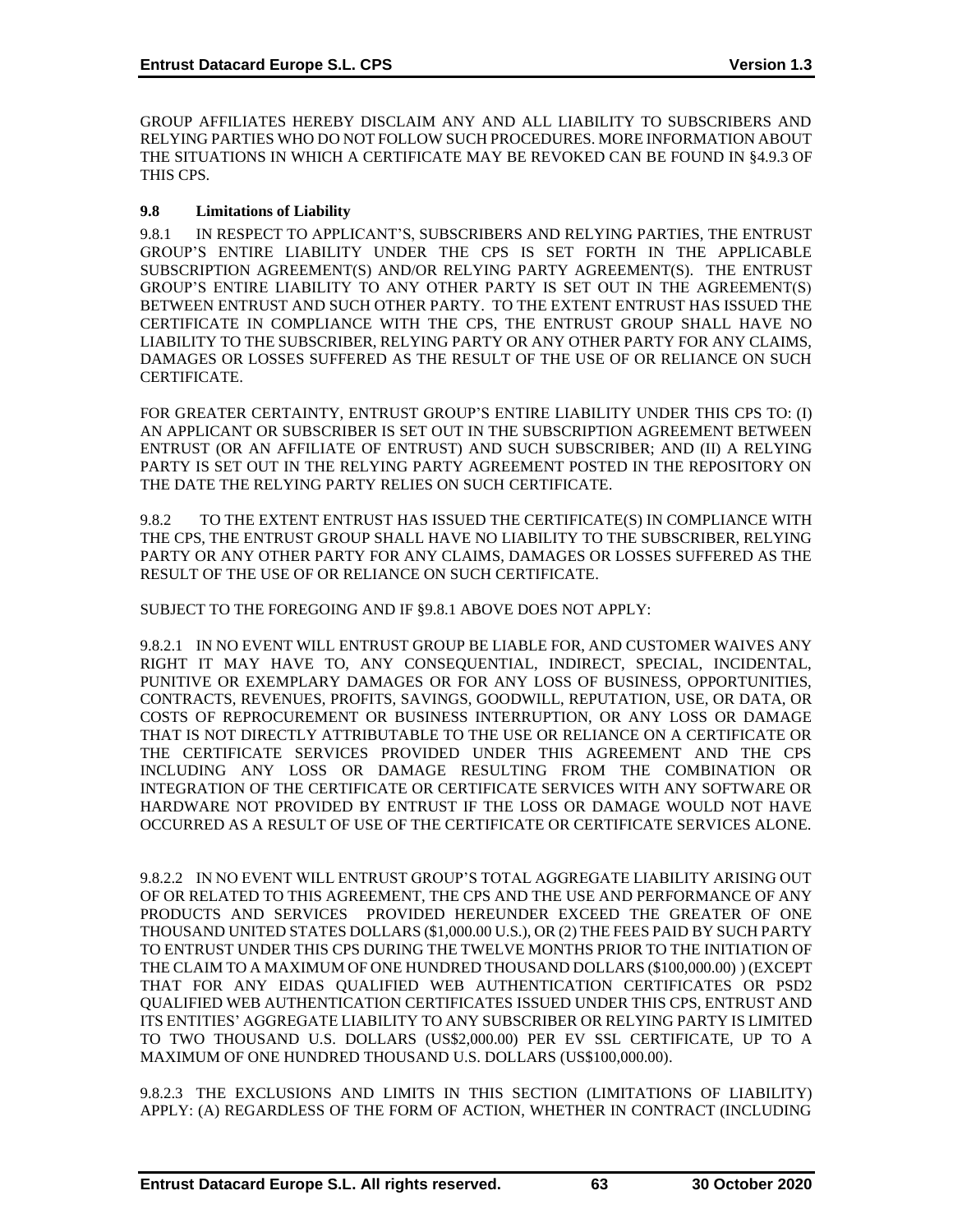GROUP AFFILIATES HEREBY DISCLAIM ANY AND ALL LIABILITY TO SUBSCRIBERS AND RELYING PARTIES WHO DO NOT FOLLOW SUCH PROCEDURES. MORE INFORMATION ABOUT THE SITUATIONS IN WHICH A CERTIFICATE MAY BE REVOKED CAN BE FOUND IN §4.9.3 OF THIS CPS.

### 9.8 Limitations of Liability

9.8.1 IN RESPECT TO APPLICANT'S, SUBSCRIBERS AND RELYING PARTIES, THE ENTRUST GROUP'S ENTIRE LIABILITY UNDER THE CPS IS SET FORTH IN THE APPLICABLE SUBSCRIPTION AGREEMENT(S) AND/OR RELYING PARTY AGREEMENT(S). THE ENTRUST GROUP'S ENTIRE LIABILITY TO ANY OTHER PARTY IS SET OUT IN THE AGREEMENT(S) BETWEEN ENTRUST AND SUCH OTHER PARTY. TO THE EXTENT ENTRUST HAS ISSUED THE CERTIFICATE IN COMPLIANCE WITH THE CPS, THE ENTRUST GROUP SHALL HAVE NO LIABILITY TO THE SUBSCRIBER, RELYING PARTY OR ANY OTHER PARTY FOR ANY CLAIMS, DAMAGES OR LOSSES SUFFERED AS THE RESULT OF THE USE OF OR RELIANCE ON SUCH CERTIFICATE.

FOR GREATER CERTAINTY, ENTRUST GROUP'S ENTIRE LIABILITY UNDER THIS CPS TO: (I) AN APPLICANT OR SUBSCRIBER IS SET OUT IN THE SUBSCRIPTION AGREEMENT BETWEEN ENTRUST (OR AN AFFILIATE OF ENTRUST) AND SUCH SUBSCRIBER; AND (II) A RELYING PARTY IS SET OUT IN THE RELYING PARTY AGREEMENT POSTED IN THE REPOSITORY ON THE DATE THE RELYING PARTY RELIES ON SUCH CERTIFICATE.

9.8.2 TO THE EXTENT ENTRUST HAS ISSUED THE CERTIFICATE(S) IN COMPLIANCE WITH THE CPS, THE ENTRUST GROUP SHALL HAVE NO LIABILITY TO THE SUBSCRIBER, RELYING PARTY OR ANY OTHER PARTY FOR ANY CLAIMS, DAMAGES OR LOSSES SUFFERED AS THE RESULT OF THE USE OF OR RELIANCE ON SUCH CERTIFICATE.

SUBJECT TO THE FOREGOING AND IF §9.8.1 ABOVE DOES NOT APPLY:

9.8.2.1 IN NO EVENT WILL ENTRUST GROUP BE LIABLE FOR, AND CUSTOMER WAIVES ANY RIGHT IT MAY HAVE TO, ANY CONSEQUENTIAL, INDIRECT, SPECIAL, INCIDENTAL, PUNITIVE OR EXEMPLARY DAMAGES OR FOR ANY LOSS OF BUSINESS, OPPORTUNITIES, CONTRACTS, REVENUES, PROFITS, SAVINGS, GOODWILL, REPUTATION, USE, OR DATA, OR COSTS OF REPROCUREMENT OR BUSINESS INTERRUPTION, OR ANY LOSS OR DAMAGE THAT IS NOT DIRECTLY ATTRIBUTABLE TO THE USE OR RELIANCE ON A CERTIFICATE OR THE CERTIFICATE SERVICES PROVIDED UNDER THIS AGREEMENT AND THE CPS INCLUDING ANY LOSS OR DAMAGE RESULTING FROM THE COMBINATION OR INTEGRATION OF THE CERTIFICATE OR CERTIFICATE SERVICES WITH ANY SOFTWARE OR HARDWARE NOT PROVIDED BY ENTRUST IF THE LOSS OR DAMAGE WOULD NOT HAVE OCCURRED AS A RESULT OF USE OF THE CERTIFICATE OR CERTIFICATE SERVICES ALONE.

9.8.2.2 IN NO EVENT WILL ENTRUST GROUP'S TOTAL AGGREGATE LIABILITY ARISING OUT OF OR RELATED TO THIS AGREEMENT, THE CPS AND THE USE AND PERFORMANCE OF ANY PRODUCTS AND SERVICES PROVIDED HEREUNDER EXCEED THE GREATER OF ONE THOUSAND UNITED STATES DOLLARS ($1,000.00 U.S.), OR (2) THE FEES PAID BY SUCH PARTY TO ENTRUST UNDER THIS CPS DURING THE TWELVE MONTHS PRIOR TO THE INITIATION OF THE CLAIM TO A MAXIMUM OF ONE HUNDRED THOUSAND DOLLARS ($100,000.00) ) (EXCEPT THAT FOR ANY EIDAS QUALIFIED WEB AUTHENTICATION CERTIFICATES OR PSD2 QUALIFIED WEB AUTHENTICATION CERTIFICATES ISSUED UNDER THIS CPS, ENTRUST AND ITS ENTITIES' AGGREGATE LIABILITY TO ANY SUBSCRIBER OR RELYING PARTY IS LIMITED TO TWO THOUSAND U.S. DOLLARS (US$2,000.00) PER EV SSL CERTIFICATE, UP TO A MAXIMUM OF ONE HUNDRED THOUSAND U.S. DOLLARS (US$100,000.00).

9.8.2.3 THE EXCLUSIONS AND LIMITS IN THIS SECTION (LIMITATIONS OF LIABILITY) APPLY: (A) REGARDLESS OF THE FORM OF ACTION, WHETHER IN CONTRACT (INCLUDING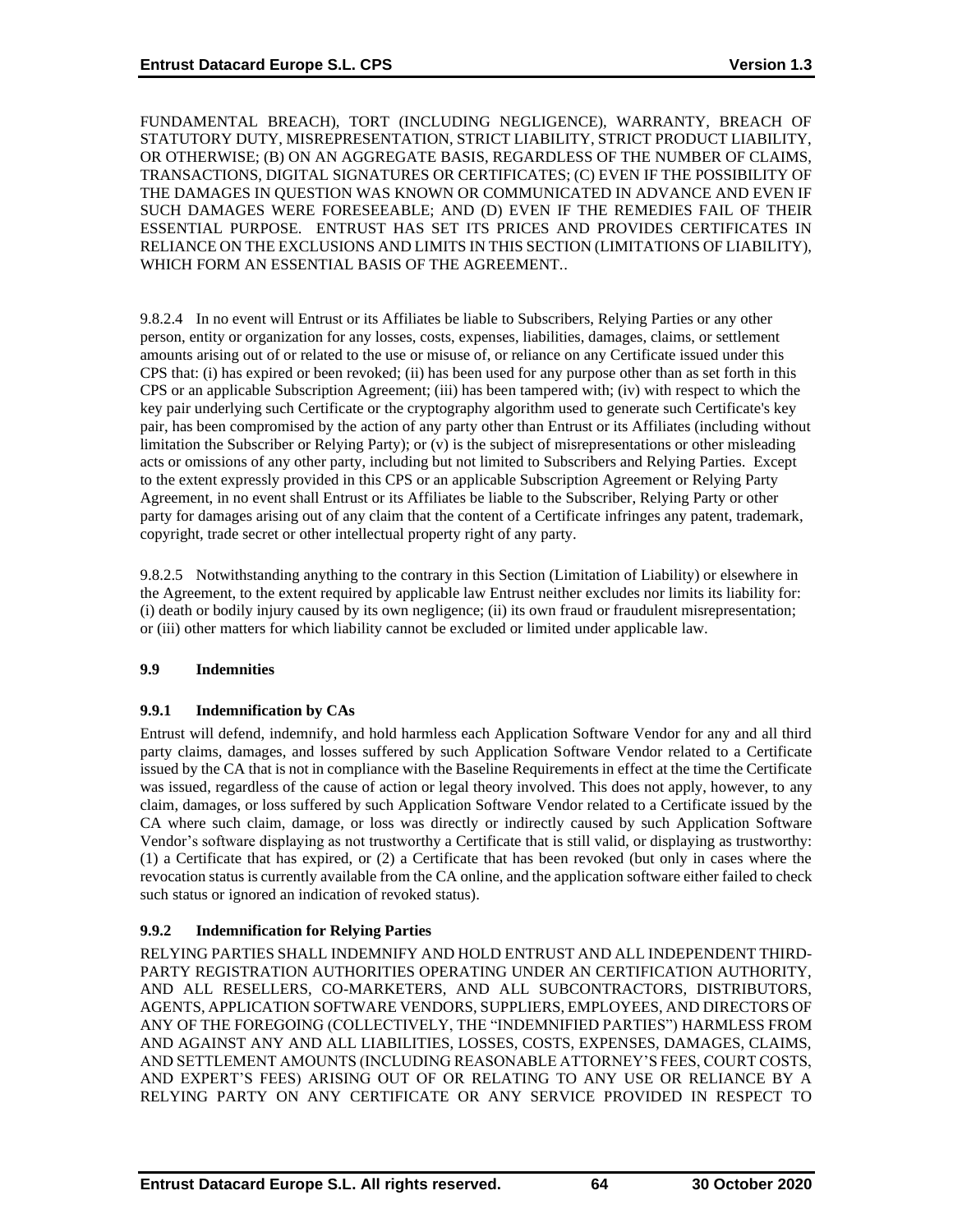FUNDAMENTAL BREACH), TORT (INCLUDING NEGLIGENCE), WARRANTY, BREACH OF STATUTORY DUTY, MISREPRESENTATION, STRICT LIABILITY, STRICT PRODUCT LIABILITY, OR OTHERWISE; (B) ON AN AGGREGATE BASIS, REGARDLESS OF THE NUMBER OF CLAIMS, TRANSACTIONS, DIGITAL SIGNATURES OR CERTIFICATES; (C) EVEN IF THE POSSIBILITY OF THE DAMAGES IN QUESTION WAS KNOWN OR COMMUNICATED IN ADVANCE AND EVEN IF SUCH DAMAGES WERE FORESEEABLE; AND (D) EVEN IF THE REMEDIES FAIL OF THEIR ESSENTIAL PURPOSE. ENTRUST HAS SET ITS PRICES AND PROVIDES CERTIFICATES IN RELIANCE ON THE EXCLUSIONS AND LIMITS IN THIS SECTION (LIMITATIONS OF LIABILITY), WHICH FORM AN ESSENTIAL BASIS OF THE AGREEMENT..

9.8.2.4 In no event will Entrust or its Affiliates be liable to Subscribers, Relying Parties or any other person, entity or organization for any losses, costs, expenses, liabilities, damages, claims, or settlement amounts arising out of or related to the use or misuse of, or reliance on any Certificate issued under this CPS that: (i) has expired or been revoked; (ii) has been used for any purpose other than as set forth in this CPS or an applicable Subscription Agreement; (iii) has been tampered with; (iv) with respect to which the key pair underlying such Certificate or the cryptography algorithm used to generate such Certificate's key pair, has been compromised by the action of any party other than Entrust or its Affiliates (including without limitation the Subscriber or Relying Party); or (v) is the subject of misrepresentations or other misleading acts or omissions of any other party, including but not limited to Subscribers and Relying Parties. Except to the extent expressly provided in this CPS or an applicable Subscription Agreement or Relying Party Agreement, in no event shall Entrust or its Affiliates be liable to the Subscriber, Relying Party or other party for damages arising out of any claim that the content of a Certificate infringes any patent, trademark, copyright, trade secret or other intellectual property right of any party.

9.8.2.5 Notwithstanding anything to the contrary in this Section (Limitation of Liability) or elsewhere in the Agreement, to the extent required by applicable law Entrust neither excludes nor limits its liability for: (i) death or bodily injury caused by its own negligence; (ii) its own fraud or fraudulent misrepresentation; or (iii) other matters for which liability cannot be excluded or limited under applicable law.

### 9.9 Indemnities

#### 9.9.1 Indemnification by CAs

Entrust will defend, indemnify, and hold harmless each Application Software Vendor for any and all third party claims, damages, and losses suffered by such Application Software Vendor related to a Certificate issued by the CA that is not in compliance with the Baseline Requirements in effect at the time the Certificate was issued, regardless of the cause of action or legal theory involved. This does not apply, however, to any claim, damages, or loss suffered by such Application Software Vendor related to a Certificate issued by the CA where such claim, damage, or loss was directly or indirectly caused by such Application Software Vendor's software displaying as not trustworthy a Certificate that is still valid, or displaying as trustworthy: (1) a Certificate that has expired, or (2) a Certificate that has been revoked (but only in cases where the revocation status is currently available from the CA online, and the application software either failed to check such status or ignored an indication of revoked status).

#### 9.9.2 Indemnification for Relying Parties

RELYING PARTIES SHALL INDEMNIFY AND HOLD ENTRUST AND ALL INDEPENDENT THIRD-PARTY REGISTRATION AUTHORITIES OPERATING UNDER AN CERTIFICATION AUTHORITY, AND ALL RESELLERS, CO-MARKETERS, AND ALL SUBCONTRACTORS, DISTRIBUTORS, AGENTS, APPLICATION SOFTWARE VENDORS, SUPPLIERS, EMPLOYEES, AND DIRECTORS OF ANY OF THE FOREGOING (COLLECTIVELY, THE "INDEMNIFIED PARTIES") HARMLESS FROM AND AGAINST ANY AND ALL LIABILITIES, LOSSES, COSTS, EXPENSES, DAMAGES, CLAIMS, AND SETTLEMENT AMOUNTS (INCLUDING REASONABLE ATTORNEY'S FEES, COURT COSTS, AND EXPERT'S FEES) ARISING OUT OF OR RELATING TO ANY USE OR RELIANCE BY A RELYING PARTY ON ANY CERTIFICATE OR ANY SERVICE PROVIDED IN RESPECT TO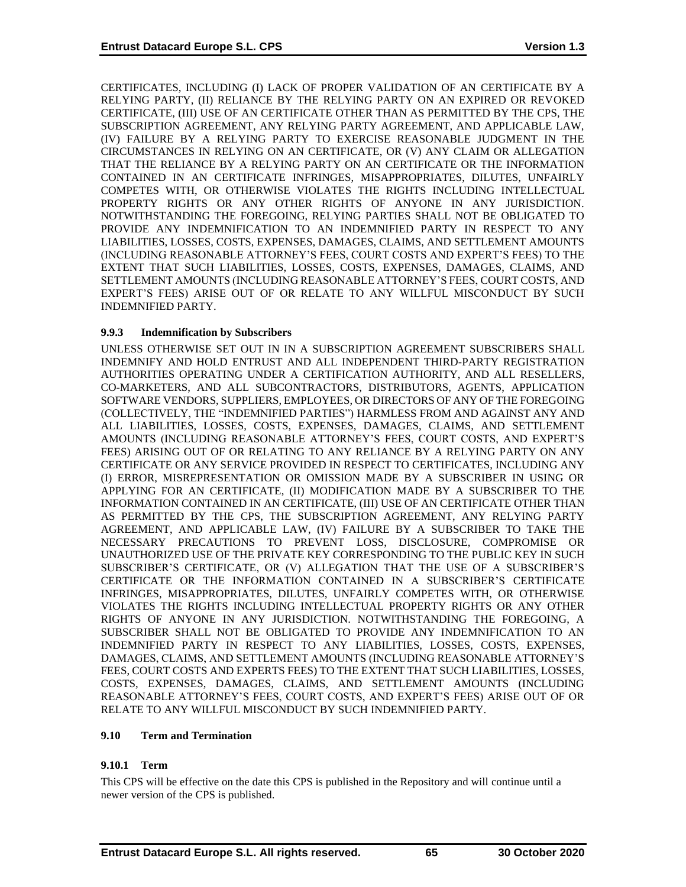CERTIFICATES, INCLUDING (I) LACK OF PROPER VALIDATION OF AN CERTIFICATE BY A RELYING PARTY, (II) RELIANCE BY THE RELYING PARTY ON AN EXPIRED OR REVOKED CERTIFICATE, (III) USE OF AN CERTIFICATE OTHER THAN AS PERMITTED BY THE CPS, THE SUBSCRIPTION AGREEMENT, ANY RELYING PARTY AGREEMENT, AND APPLICABLE LAW, (IV) FAILURE BY A RELYING PARTY TO EXERCISE REASONABLE JUDGMENT IN THE CIRCUMSTANCES IN RELYING ON AN CERTIFICATE, OR (V) ANY CLAIM OR ALLEGATION THAT THE RELIANCE BY A RELYING PARTY ON AN CERTIFICATE OR THE INFORMATION CONTAINED IN AN CERTIFICATE INFRINGES, MISAPPROPRIATES, DILUTES, UNFAIRLY COMPETES WITH, OR OTHERWISE VIOLATES THE RIGHTS INCLUDING INTELLECTUAL PROPERTY RIGHTS OR ANY OTHER RIGHTS OF ANYONE IN ANY JURISDICTION. NOTWITHSTANDING THE FOREGOING, RELYING PARTIES SHALL NOT BE OBLIGATED TO PROVIDE ANY INDEMNIFICATION TO AN INDEMNIFIED PARTY IN RESPECT TO ANY LIABILITIES, LOSSES, COSTS, EXPENSES, DAMAGES, CLAIMS, AND SETTLEMENT AMOUNTS (INCLUDING REASONABLE ATTORNEY'S FEES, COURT COSTS AND EXPERT'S FEES) TO THE EXTENT THAT SUCH LIABILITIES, LOSSES, COSTS, EXPENSES, DAMAGES, CLAIMS, AND SETTLEMENT AMOUNTS (INCLUDING REASONABLE ATTORNEY'S FEES, COURT COSTS, AND EXPERT'S FEES) ARISE OUT OF OR RELATE TO ANY WILLFUL MISCONDUCT BY SUCH INDEMNIFIED PARTY.

### 9.9.3 Indemnification by Subscribers

UNLESS OTHERWISE SET OUT IN IN A SUBSCRIPTION AGREEMENT SUBSCRIBERS SHALL INDEMNIFY AND HOLD ENTRUST AND ALL INDEPENDENT THIRD-PARTY REGISTRATION AUTHORITIES OPERATING UNDER A CERTIFICATION AUTHORITY, AND ALL RESELLERS, CO-MARKETERS, AND ALL SUBCONTRACTORS, DISTRIBUTORS, AGENTS, APPLICATION SOFTWARE VENDORS, SUPPLIERS, EMPLOYEES, OR DIRECTORS OF ANY OF THE FOREGOING (COLLECTIVELY, THE "INDEMNIFIED PARTIES") HARMLESS FROM AND AGAINST ANY AND ALL LIABILITIES, LOSSES, COSTS, EXPENSES, DAMAGES, CLAIMS, AND SETTLEMENT AMOUNTS (INCLUDING REASONABLE ATTORNEY'S FEES, COURT COSTS, AND EXPERT'S FEES) ARISING OUT OF OR RELATING TO ANY RELIANCE BY A RELYING PARTY ON ANY CERTIFICATE OR ANY SERVICE PROVIDED IN RESPECT TO CERTIFICATES, INCLUDING ANY (I) ERROR, MISREPRESENTATION OR OMISSION MADE BY A SUBSCRIBER IN USING OR APPLYING FOR AN CERTIFICATE, (II) MODIFICATION MADE BY A SUBSCRIBER TO THE INFORMATION CONTAINED IN AN CERTIFICATE, (III) USE OF AN CERTIFICATE OTHER THAN AS PERMITTED BY THE CPS, THE SUBSCRIPTION AGREEMENT, ANY RELYING PARTY AGREEMENT, AND APPLICABLE LAW, (IV) FAILURE BY A SUBSCRIBER TO TAKE THE NECESSARY PRECAUTIONS TO PREVENT LOSS, DISCLOSURE, COMPROMISE OR UNAUTHORIZED USE OF THE PRIVATE KEY CORRESPONDING TO THE PUBLIC KEY IN SUCH SUBSCRIBER'S CERTIFICATE, OR (V) ALLEGATION THAT THE USE OF A SUBSCRIBER'S CERTIFICATE OR THE INFORMATION CONTAINED IN A SUBSCRIBER'S CERTIFICATE INFRINGES, MISAPPROPRIATES, DILUTES, UNFAIRLY COMPETES WITH, OR OTHERWISE VIOLATES THE RIGHTS INCLUDING INTELLECTUAL PROPERTY RIGHTS OR ANY OTHER RIGHTS OF ANYONE IN ANY JURISDICTION. NOTWITHSTANDING THE FOREGOING, A SUBSCRIBER SHALL NOT BE OBLIGATED TO PROVIDE ANY INDEMNIFICATION TO AN INDEMNIFIED PARTY IN RESPECT TO ANY LIABILITIES, LOSSES, COSTS, EXPENSES, DAMAGES, CLAIMS, AND SETTLEMENT AMOUNTS (INCLUDING REASONABLE ATTORNEY'S FEES, COURT COSTS AND EXPERTS FEES) TO THE EXTENT THAT SUCH LIABILITIES, LOSSES, COSTS, EXPENSES, DAMAGES, CLAIMS, AND SETTLEMENT AMOUNTS (INCLUDING REASONABLE ATTORNEY'S FEES, COURT COSTS, AND EXPERT'S FEES) ARISE OUT OF OR RELATE TO ANY WILLFUL MISCONDUCT BY SUCH INDEMNIFIED PARTY.

## 9.10 Term and Termination

### 9.10.1 Term

This CPS will be effective on the date this CPS is published in the Repository and will continue until a newer version of the CPS is published.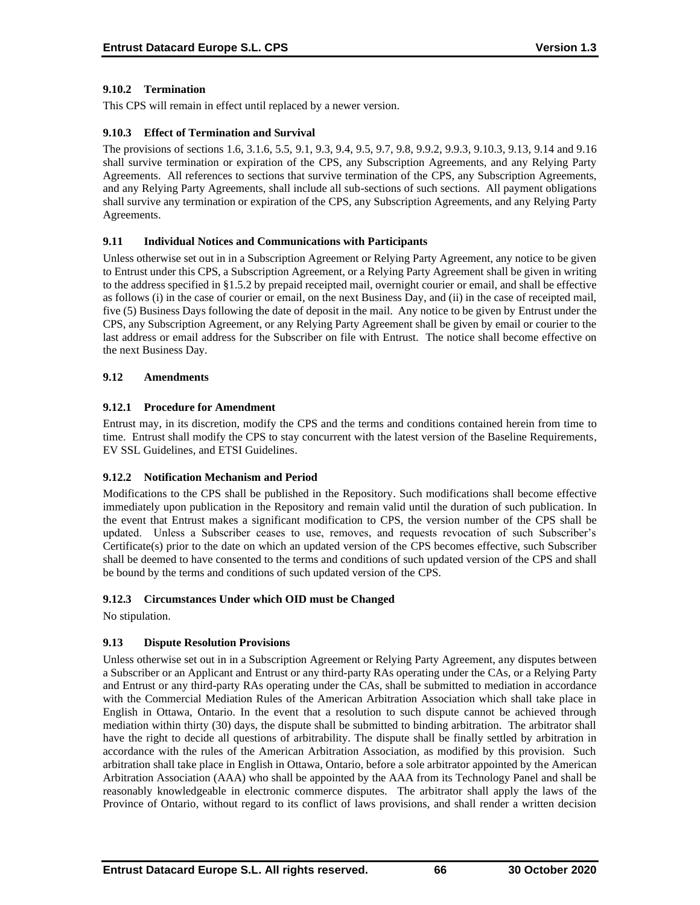### 9.10.2 Termination

This CPS will remain in effect until replaced by a newer version.

### 9.10.3 Effect of Termination and Survival

The provisions of sections 1.6, 3.1.6, 5.5, 9.1, 9.3, 9.4, 9.5, 9.7, 9.8, 9.9.2, 9.9.3, 9.10.3, 9.13, 9.14 and 9.16 shall survive termination or expiration of the CPS, any Subscription Agreements, and any Relying Party Agreements. All references to sections that survive termination of the CPS, any Subscription Agreements, and any Relying Party Agreements, shall include all sub-sections of such sections. All payment obligations shall survive any termination or expiration of the CPS, any Subscription Agreements, and any Relying Party Agreements.

## 9.11 Individual Notices and Communications with Participants

Unless otherwise set out in in a Subscription Agreement or Relying Party Agreement, any notice to be given to Entrust under this CPS, a Subscription Agreement, or a Relying Party Agreement shall be given in writing to the address specified in §1.5.2 by prepaid receipted mail, overnight courier or email, and shall be effective as follows (i) in the case of courier or email, on the next Business Day, and (ii) in the case of receipted mail, five (5) Business Days following the date of deposit in the mail. Any notice to be given by Entrust under the CPS, any Subscription Agreement, or any Relying Party Agreement shall be given by email or courier to the last address or email address for the Subscriber on file with Entrust. The notice shall become effective on the next Business Day.

## 9.12 Amendments

### 9.12.1 Procedure for Amendment

Entrust may, in its discretion, modify the CPS and the terms and conditions contained herein from time to time. Entrust shall modify the CPS to stay concurrent with the latest version of the Baseline Requirements, EV SSL Guidelines, and ETSI Guidelines.

### 9.12.2 Notification Mechanism and Period

Modifications to the CPS shall be published in the Repository. Such modifications shall become effective immediately upon publication in the Repository and remain valid until the duration of such publication. In the event that Entrust makes a significant modification to CPS, the version number of the CPS shall be updated. Unless a Subscriber ceases to use, removes, and requests revocation of such Subscriber's Certificate(s) prior to the date on which an updated version of the CPS becomes effective, such Subscriber shall be deemed to have consented to the terms and conditions of such updated version of the CPS and shall be bound by the terms and conditions of such updated version of the CPS.

### 9.12.3 Circumstances Under which OID must be Changed

No stipulation.

## 9.13 Dispute Resolution Provisions

Unless otherwise set out in in a Subscription Agreement or Relying Party Agreement, any disputes between a Subscriber or an Applicant and Entrust or any third-party RAs operating under the CAs, or a Relying Party and Entrust or any third-party RAs operating under the CAs, shall be submitted to mediation in accordance with the Commercial Mediation Rules of the American Arbitration Association which shall take place in English in Ottawa, Ontario. In the event that a resolution to such dispute cannot be achieved through mediation within thirty (30) days, the dispute shall be submitted to binding arbitration. The arbitrator shall have the right to decide all questions of arbitrability. The dispute shall be finally settled by arbitration in accordance with the rules of the American Arbitration Association, as modified by this provision. Such arbitration shall take place in English in Ottawa, Ontario, before a sole arbitrator appointed by the American Arbitration Association (AAA) who shall be appointed by the AAA from its Technology Panel and shall be reasonably knowledgeable in electronic commerce disputes. The arbitrator shall apply the laws of the Province of Ontario, without regard to its conflict of laws provisions, and shall render a written decision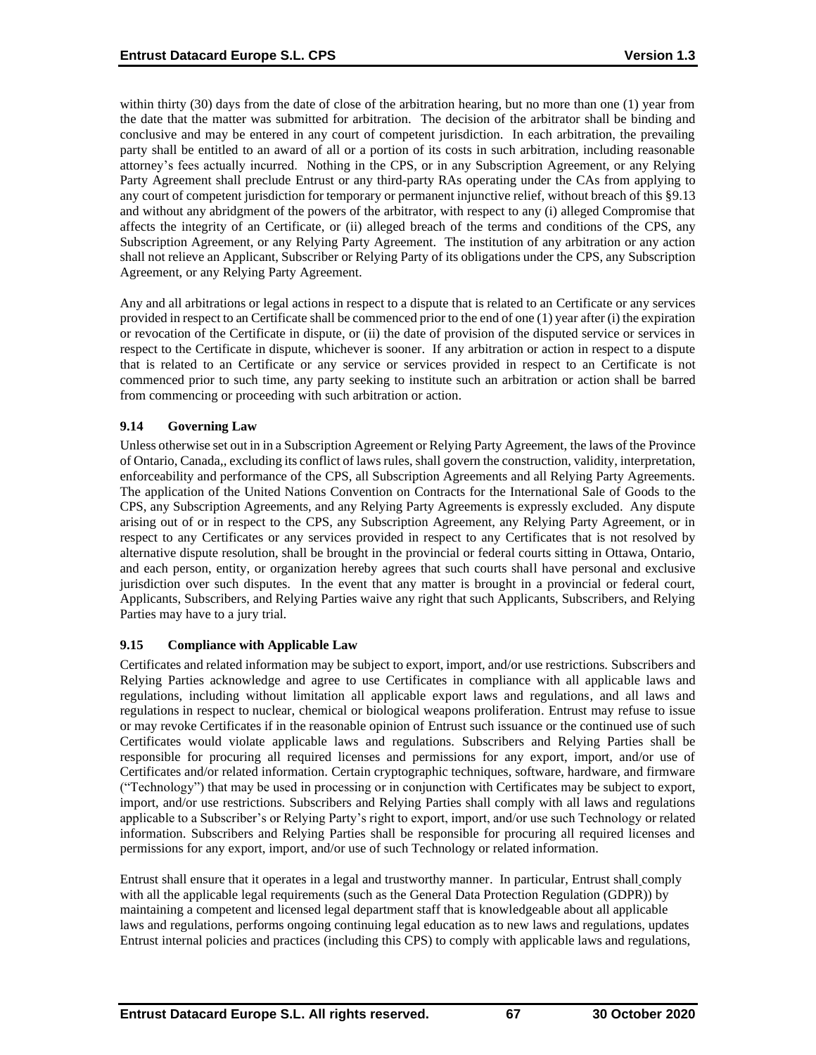within thirty (30) days from the date of close of the arbitration hearing, but no more than one (1) year from the date that the matter was submitted for arbitration. The decision of the arbitrator shall be binding and conclusive and may be entered in any court of competent jurisdiction. In each arbitration, the prevailing party shall be entitled to an award of all or a portion of its costs in such arbitration, including reasonable attorney's fees actually incurred. Nothing in the CPS, or in any Subscription Agreement, or any Relying Party Agreement shall preclude Entrust or any third-party RAs operating under the CAs from applying to any court of competent jurisdiction for temporary or permanent injunctive relief, without breach of this §9.13 and without any abridgment of the powers of the arbitrator, with respect to any (i) alleged Compromise that affects the integrity of an Certificate, or (ii) alleged breach of the terms and conditions of the CPS, any Subscription Agreement, or any Relying Party Agreement. The institution of any arbitration or any action shall not relieve an Applicant, Subscriber or Relying Party of its obligations under the CPS, any Subscription Agreement, or any Relying Party Agreement.

Any and all arbitrations or legal actions in respect to a dispute that is related to an Certificate or any services provided in respect to an Certificate shall be commenced prior to the end of one (1) year after (i) the expiration or revocation of the Certificate in dispute, or (ii) the date of provision of the disputed service or services in respect to the Certificate in dispute, whichever is sooner. If any arbitration or action in respect to a dispute that is related to an Certificate or any service or services provided in respect to an Certificate is not commenced prior to such time, any party seeking to institute such an arbitration or action shall be barred from commencing or proceeding with such arbitration or action.

### 9.14 Governing Law

Unless otherwise set out in in a Subscription Agreement or Relying Party Agreement, the laws of the Province of Ontario, Canada,, excluding its conflict of laws rules, shall govern the construction, validity, interpretation, enforceability and performance of the CPS, all Subscription Agreements and all Relying Party Agreements. The application of the United Nations Convention on Contracts for the International Sale of Goods to the CPS, any Subscription Agreements, and any Relying Party Agreements is expressly excluded. Any dispute arising out of or in respect to the CPS, any Subscription Agreement, any Relying Party Agreement, or in respect to any Certificates or any services provided in respect to any Certificates that is not resolved by alternative dispute resolution, shall be brought in the provincial or federal courts sitting in Ottawa, Ontario, and each person, entity, or organization hereby agrees that such courts shall have personal and exclusive jurisdiction over such disputes. In the event that any matter is brought in a provincial or federal court, Applicants, Subscribers, and Relying Parties waive any right that such Applicants, Subscribers, and Relying Parties may have to a jury trial.

### 9.15 Compliance with Applicable Law

Certificates and related information may be subject to export, import, and/or use restrictions. Subscribers and Relying Parties acknowledge and agree to use Certificates in compliance with all applicable laws and regulations, including without limitation all applicable export laws and regulations, and all laws and regulations in respect to nuclear, chemical or biological weapons proliferation. Entrust may refuse to issue or may revoke Certificates if in the reasonable opinion of Entrust such issuance or the continued use of such Certificates would violate applicable laws and regulations. Subscribers and Relying Parties shall be responsible for procuring all required licenses and permissions for any export, import, and/or use of Certificates and/or related information. Certain cryptographic techniques, software, hardware, and firmware ("Technology") that may be used in processing or in conjunction with Certificates may be subject to export, import, and/or use restrictions. Subscribers and Relying Parties shall comply with all laws and regulations applicable to a Subscriber's or Relying Party's right to export, import, and/or use such Technology or related information. Subscribers and Relying Parties shall be responsible for procuring all required licenses and permissions for any export, import, and/or use of such Technology or related information.

Entrust shall ensure that it operates in a legal and trustworthy manner. In particular, Entrust shall comply with all the applicable legal requirements (such as the General Data Protection Regulation (GDPR)) by maintaining a competent and licensed legal department staff that is knowledgeable about all applicable laws and regulations, performs ongoing continuing legal education as to new laws and regulations, updates Entrust internal policies and practices (including this CPS) to comply with applicable laws and regulations,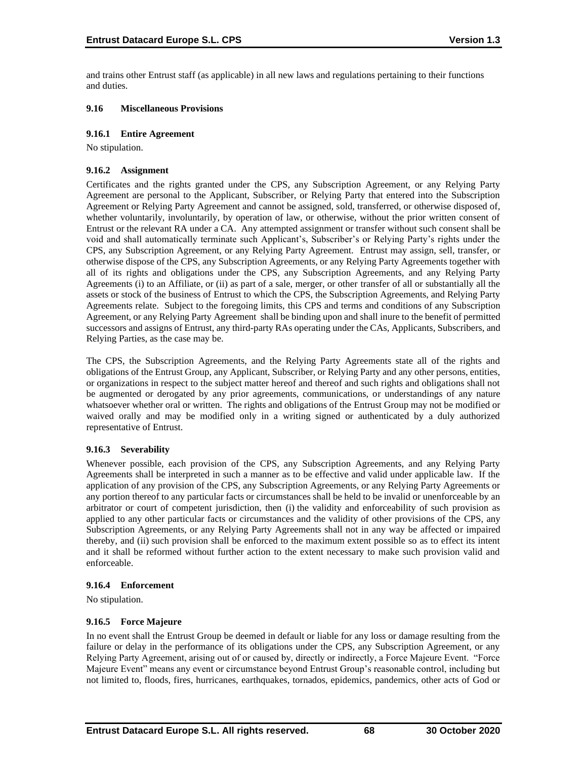and trains other Entrust staff (as applicable) in all new laws and regulations pertaining to their functions and duties.

### 9.16 Miscellaneous Provisions

#### 9.16.1 Entire Agreement

No stipulation.

#### 9.16.2 Assignment

Certificates and the rights granted under the CPS, any Subscription Agreement, or any Relying Party Agreement are personal to the Applicant, Subscriber, or Relying Party that entered into the Subscription Agreement or Relying Party Agreement and cannot be assigned, sold, transferred, or otherwise disposed of, whether voluntarily, involuntarily, by operation of law, or otherwise, without the prior written consent of Entrust or the relevant RA under a CA. Any attempted assignment or transfer without such consent shall be void and shall automatically terminate such Applicant's, Subscriber's or Relying Party's rights under the CPS, any Subscription Agreement, or any Relying Party Agreement. Entrust may assign, sell, transfer, or otherwise dispose of the CPS, any Subscription Agreements, or any Relying Party Agreements together with all of its rights and obligations under the CPS, any Subscription Agreements, and any Relying Party Agreements (i) to an Affiliate, or (ii) as part of a sale, merger, or other transfer of all or substantially all the assets or stock of the business of Entrust to which the CPS, the Subscription Agreements, and Relying Party Agreements relate. Subject to the foregoing limits, this CPS and terms and conditions of any Subscription Agreement, or any Relying Party Agreement shall be binding upon and shall inure to the benefit of permitted successors and assigns of Entrust, any third-party RAs operating under the CAs, Applicants, Subscribers, and Relying Parties, as the case may be.

The CPS, the Subscription Agreements, and the Relying Party Agreements state all of the rights and obligations of the Entrust Group, any Applicant, Subscriber, or Relying Party and any other persons, entities, or organizations in respect to the subject matter hereof and thereof and such rights and obligations shall not be augmented or derogated by any prior agreements, communications, or understandings of any nature whatsoever whether oral or written. The rights and obligations of the Entrust Group may not be modified or waived orally and may be modified only in a writing signed or authenticated by a duly authorized representative of Entrust.

#### 9.16.3 Severability

Whenever possible, each provision of the CPS, any Subscription Agreements, and any Relying Party Agreements shall be interpreted in such a manner as to be effective and valid under applicable law. If the application of any provision of the CPS, any Subscription Agreements, or any Relying Party Agreements or any portion thereof to any particular facts or circumstances shall be held to be invalid or unenforceable by an arbitrator or court of competent jurisdiction, then (i) the validity and enforceability of such provision as applied to any other particular facts or circumstances and the validity of other provisions of the CPS, any Subscription Agreements, or any Relying Party Agreements shall not in any way be affected or impaired thereby, and (ii) such provision shall be enforced to the maximum extent possible so as to effect its intent and it shall be reformed without further action to the extent necessary to make such provision valid and enforceable.

#### 9.16.4 Enforcement

No stipulation.

#### 9.16.5 Force Majeure

In no event shall the Entrust Group be deemed in default or liable for any loss or damage resulting from the failure or delay in the performance of its obligations under the CPS, any Subscription Agreement, or any Relying Party Agreement, arising out of or caused by, directly or indirectly, a Force Majeure Event. "Force Majeure Event" means any event or circumstance beyond Entrust Group's reasonable control, including but not limited to, floods, fires, hurricanes, earthquakes, tornados, epidemics, pandemics, other acts of God or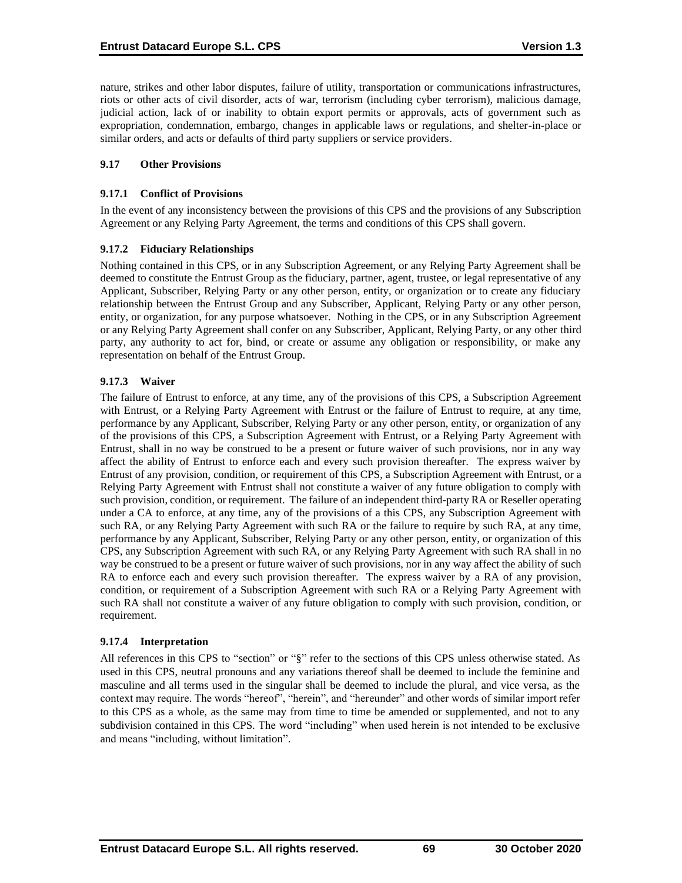nature, strikes and other labor disputes, failure of utility, transportation or communications infrastructures, riots or other acts of civil disorder, acts of war, terrorism (including cyber terrorism), malicious damage, judicial action, lack of or inability to obtain export permits or approvals, acts of government such as expropriation, condemnation, embargo, changes in applicable laws or regulations, and shelter-in-place or similar orders, and acts or defaults of third party suppliers or service providers.

### 9.17 Other Provisions

#### 9.17.1 Conflict of Provisions

In the event of any inconsistency between the provisions of this CPS and the provisions of any Subscription Agreement or any Relying Party Agreement, the terms and conditions of this CPS shall govern.

#### 9.17.2 Fiduciary Relationships

Nothing contained in this CPS, or in any Subscription Agreement, or any Relying Party Agreement shall be deemed to constitute the Entrust Group as the fiduciary, partner, agent, trustee, or legal representative of any Applicant, Subscriber, Relying Party or any other person, entity, or organization or to create any fiduciary relationship between the Entrust Group and any Subscriber, Applicant, Relying Party or any other person, entity, or organization, for any purpose whatsoever. Nothing in the CPS, or in any Subscription Agreement or any Relying Party Agreement shall confer on any Subscriber, Applicant, Relying Party, or any other third party, any authority to act for, bind, or create or assume any obligation or responsibility, or make any representation on behalf of the Entrust Group.

#### 9.17.3 Waiver

The failure of Entrust to enforce, at any time, any of the provisions of this CPS, a Subscription Agreement with Entrust, or a Relying Party Agreement with Entrust or the failure of Entrust to require, at any time, performance by any Applicant, Subscriber, Relying Party or any other person, entity, or organization of any of the provisions of this CPS, a Subscription Agreement with Entrust, or a Relying Party Agreement with Entrust, shall in no way be construed to be a present or future waiver of such provisions, nor in any way affect the ability of Entrust to enforce each and every such provision thereafter. The express waiver by Entrust of any provision, condition, or requirement of this CPS, a Subscription Agreement with Entrust, or a Relying Party Agreement with Entrust shall not constitute a waiver of any future obligation to comply with such provision, condition, or requirement. The failure of an independent third-party RA or Reseller operating under a CA to enforce, at any time, any of the provisions of a this CPS, any Subscription Agreement with such RA, or any Relying Party Agreement with such RA or the failure to require by such RA, at any time, performance by any Applicant, Subscriber, Relying Party or any other person, entity, or organization of this CPS, any Subscription Agreement with such RA, or any Relying Party Agreement with such RA shall in no way be construed to be a present or future waiver of such provisions, nor in any way affect the ability of such RA to enforce each and every such provision thereafter. The express waiver by a RA of any provision, condition, or requirement of a Subscription Agreement with such RA or a Relying Party Agreement with such RA shall not constitute a waiver of any future obligation to comply with such provision, condition, or requirement.

#### 9.17.4 Interpretation

All references in this CPS to "section" or "§" refer to the sections of this CPS unless otherwise stated. As used in this CPS, neutral pronouns and any variations thereof shall be deemed to include the feminine and masculine and all terms used in the singular shall be deemed to include the plural, and vice versa, as the context may require. The words "hereof", "herein", and "hereunder" and other words of similar import refer to this CPS as a whole, as the same may from time to time be amended or supplemented, and not to any subdivision contained in this CPS. The word "including" when used herein is not intended to be exclusive and means "including, without limitation".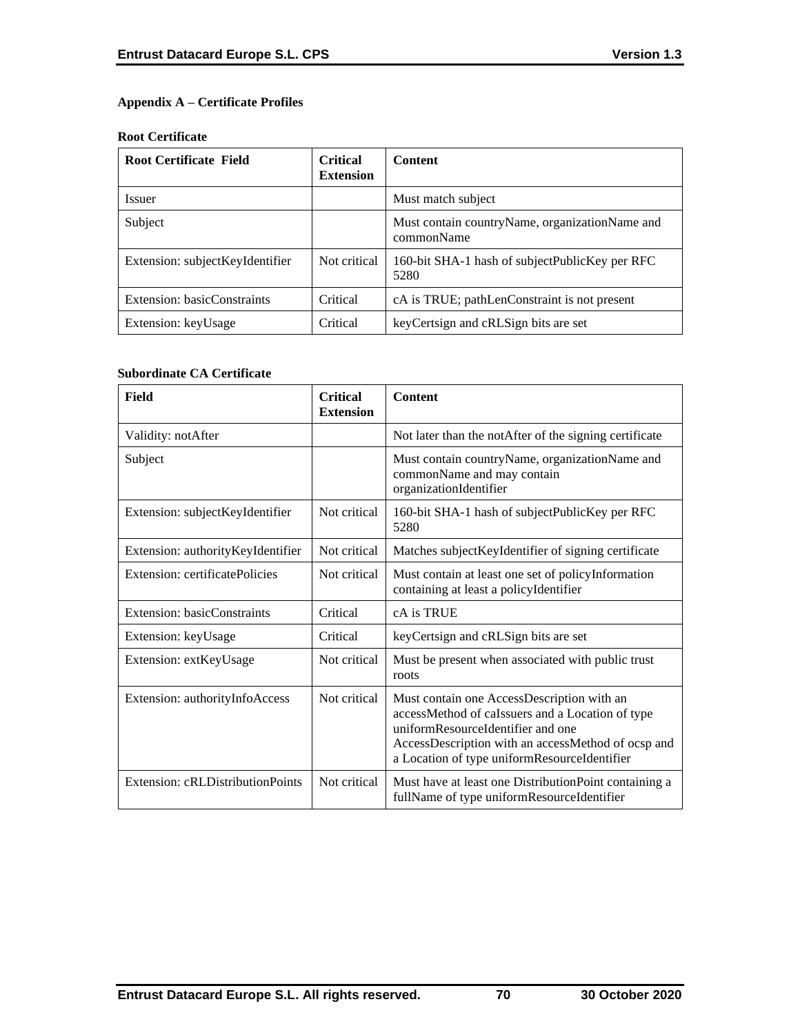## Appendix A – Certificate Profiles

### Root Certificate

| Root Certificate Field | Critical Extension | Content |
| --- | --- | --- |
| Issuer | | Must match subject |
| Subject | | Must contain countryName, organizationName and commonName |
| Extension: subjectKeyIdentifier | Not critical | 160-bit SHA-1 hash of subjectPublicKey per RFC 5280 |
| Extension: basicConstraints | Critical | cA is TRUE; pathLenConstraint is not present |
| Extension: keyUsage | Critical | keyCertsign and cRLSign bits are set |

### Subordinate CA Certificate

| Field | Critical Extension | Content |
| --- | --- | --- |
| Validity: notAfter | | Not later than the notAfter of the signing certificate |
| Subject | | Must contain countryName, organizationName and commonName and may contain organizationIdentifier |
| Extension: subjectKeyIdentifier | Not critical | 160-bit SHA-1 hash of subjectPublicKey per RFC 5280 |
| Extension: authorityKeyIdentifier | Not critical | Matches subjectKeyIdentifier of signing certificate |
| Extension: certificatePolicies | Not critical | Must contain at least one set of policyInformation containing at least a policyIdentifier |
| Extension: basicConstraints | Critical | cA is TRUE |
| Extension: keyUsage | Critical | keyCertsign and cRLSign bits are set |
| Extension: extKeyUsage | Not critical | Must be present when associated with public trust roots |
| Extension: authorityInfoAccess | Not critical | Must contain one AccessDescription with an accessMethod of caIssuers and a Location of type uniformResourceIdentifier and one AccessDescription with an accessMethod of ocsp and a Location of type uniformResourceIdentifier |
| Extension: cRLDistributionPoints | Not critical | Must have at least one DistributionPoint containing a fullName of type uniformResourceIdentifier |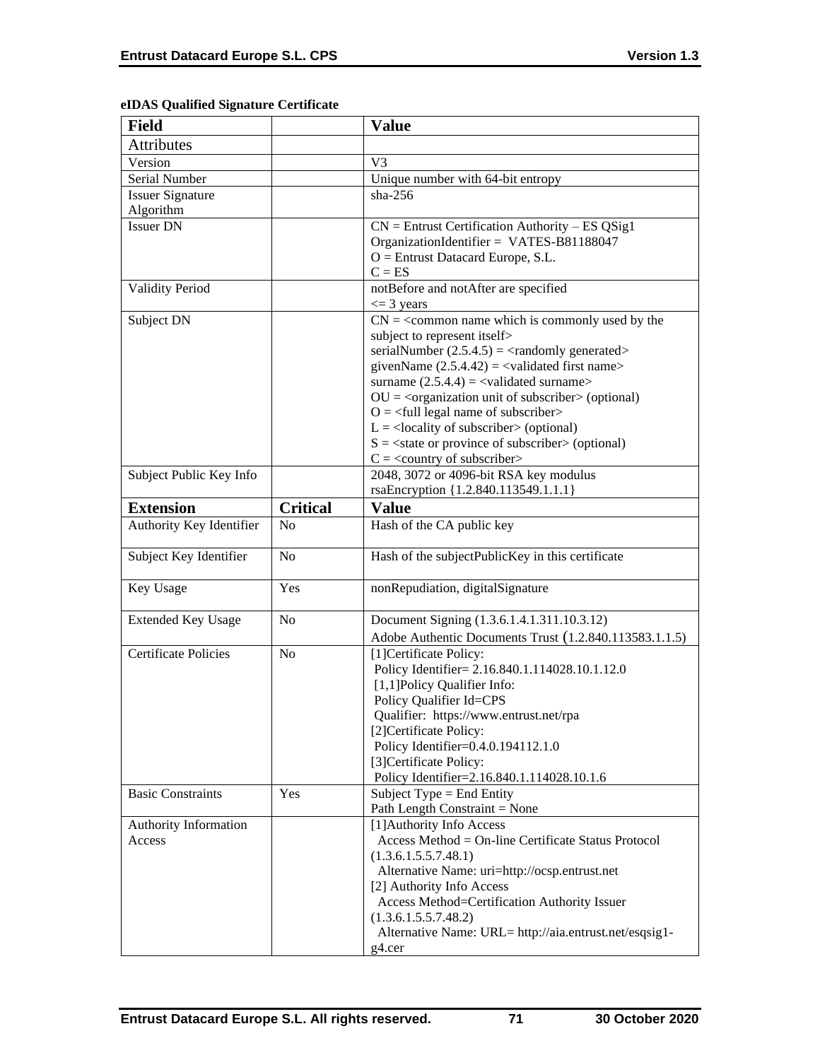**eIDAS Qualified Signature Certificate**

| Field | | Value |
|---|---|---|
| Attributes | | |
| Version | | V3 |
| Serial Number | | Unique number with 64-bit entropy |
| Issuer Signature Algorithm | | sha-256 |
| Issuer DN | | CN = Entrust Certification Authority – ES QSig1<br>OrganizationIdentifier = VATES-B81188047<br>O = Entrust Datacard Europe, S.L.<br>C = ES |
| Validity Period | | notBefore and notAfter are specified<br><= 3 years |
| Subject DN | | CN = <common name which is commonly used by the subject to represent itself><br>serialNumber (2.5.4.5) = <randomly generated><br>givenName (2.5.4.42) = <validated first name><br>surname (2.5.4.4) = <validated surname><br>OU = <organization unit of subscriber> (optional)<br>O = <full legal name of subscriber><br>L = <locality of subscriber> (optional)<br>S = <state or province of subscriber> (optional)<br>C = <country of subscriber> |
| Subject Public Key Info | | 2048, 3072 or 4096-bit RSA key modulus<br>rsaEncryption {1.2.840.113549.1.1.1} |
| **Extension** | **Critical** | **Value** |
| Authority Key Identifier | No | Hash of the CA public key |
| Subject Key Identifier | No | Hash of the subjectPublicKey in this certificate |
| Key Usage | Yes | nonRepudiation, digitalSignature |
| Extended Key Usage | No | Document Signing (1.3.6.1.4.1.311.10.3.12)<br>Adobe Authentic Documents Trust (1.2.840.113583.1.1.5) |
| Certificate Policies | No | [1]Certificate Policy:<br>Policy Identifier= 2.16.840.1.114028.10.1.12.0<br>[1,1]Policy Qualifier Info:<br>Policy Qualifier Id=CPS<br>Qualifier: https://www.entrust.net/rpa<br>[2]Certificate Policy:<br>Policy Identifier=0.4.0.194112.1.0<br>[3]Certificate Policy:<br>Policy Identifier=2.16.840.1.114028.10.1.6 |
| Basic Constraints | Yes | Subject Type = End Entity<br>Path Length Constraint = None |
| Authority Information Access | | [1]Authority Info Access<br>Access Method = On-line Certificate Status Protocol (1.3.6.1.5.5.7.48.1)<br>Alternative Name: uri=http://ocsp.entrust.net<br>[2] Authority Info Access<br>Access Method=Certification Authority Issuer (1.3.6.1.5.5.7.48.2)<br>Alternative Name: URL= http://aia.entrust.net/esqsig1-g4.cer |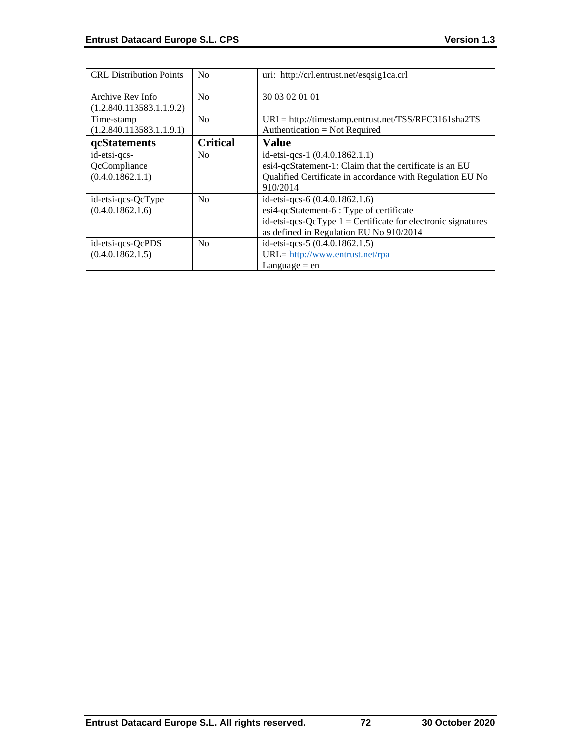| CRL Distribution Points | No | uri: http://crl.entrust.net/esqsig1ca.crl |
|---|---|---|
| Archive Rev Info (1.2.840.113583.1.1.9.2) | No | 30 03 02 01 01 |
| Time-stamp (1.2.840.113583.1.1.9.1) | No | URI = http://timestamp.entrust.net/TSS/RFC3161sha2TS<br>Authentication = Not Required |
| **qcStatements** | **Critical** | **Value** |
| id-etsi-qcs-QcCompliance (0.4.0.1862.1.1) | No | id-etsi-qcs-1 (0.4.0.1862.1.1)<br>esi4-qcStatement-1: Claim that the certificate is an EU Qualified Certificate in accordance with Regulation EU No 910/2014 |
| id-etsi-qcs-QcType (0.4.0.1862.1.6) | No | id-etsi-qcs-6 (0.4.0.1862.1.6)<br>esi4-qcStatement-6 : Type of certificate<br>id-etsi-qcs-QcType 1 = Certificate for electronic signatures as defined in Regulation EU No 910/2014 |
| id-etsi-qcs-QcPDS (0.4.0.1862.1.5) | No | id-etsi-qcs-5 (0.4.0.1862.1.5)<br>URL= http://www.entrust.net/rpa<br>Language = en |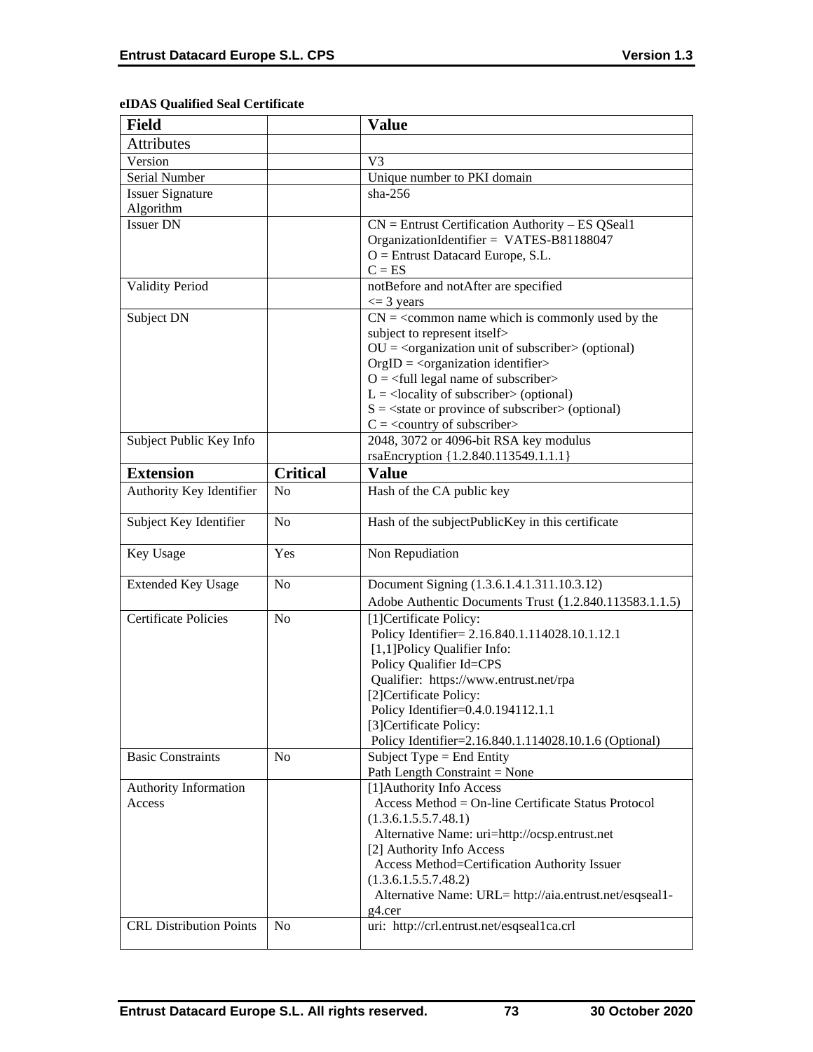**eIDAS Qualified Seal Certificate**

| Field | | Value |
|---|---|---|
| Attributes | | |
| Version | | V3 |
| Serial Number | | Unique number to PKI domain |
| Issuer Signature Algorithm | | sha-256 |
| Issuer DN | | CN = Entrust Certification Authority – ES QSeal1<br>OrganizationIdentifier = VATES-B81188047<br>O = Entrust Datacard Europe, S.L.<br>C = ES |
| Validity Period | | notBefore and notAfter are specified<br><= 3 years |
| Subject DN | | CN = <common name which is commonly used by the subject to represent itself><br>OU = <organization unit of subscriber> (optional)<br>OrgID = <organization identifier><br>O = <full legal name of subscriber><br>L = <locality of subscriber> (optional)<br>S = <state or province of subscriber> (optional)<br>C = <country of subscriber> |
| Subject Public Key Info | | 2048, 3072 or 4096-bit RSA key modulus<br>rsaEncryption {1.2.840.113549.1.1.1} |
| **Extension** | **Critical** | **Value** |
| Authority Key Identifier | No | Hash of the CA public key |
| Subject Key Identifier | No | Hash of the subjectPublicKey in this certificate |
| Key Usage | Yes | Non Repudiation |
| Extended Key Usage | No | Document Signing (1.3.6.1.4.1.311.10.3.12)<br>Adobe Authentic Documents Trust (1.2.840.113583.1.1.5) |
| Certificate Policies | No | [1]Certificate Policy:<br>Policy Identifier= 2.16.840.1.114028.10.1.12.1<br>[1,1]Policy Qualifier Info:<br>Policy Qualifier Id=CPS<br>Qualifier: https://www.entrust.net/rpa<br>[2]Certificate Policy:<br>Policy Identifier=0.4.0.194112.1.1<br>[3]Certificate Policy:<br>Policy Identifier=2.16.840.1.114028.10.1.6 (Optional) |
| Basic Constraints | No | Subject Type = End Entity<br>Path Length Constraint = None |
| Authority Information Access | | [1]Authority Info Access<br>Access Method = On-line Certificate Status Protocol (1.3.6.1.5.5.7.48.1)<br>Alternative Name: uri=http://ocsp.entrust.net<br>[2] Authority Info Access<br>Access Method=Certification Authority Issuer (1.3.6.1.5.5.7.48.2)<br>Alternative Name: URL= http://aia.entrust.net/esqseal1-g4.cer |
| CRL Distribution Points | No | uri: http://crl.entrust.net/esqseal1ca.crl |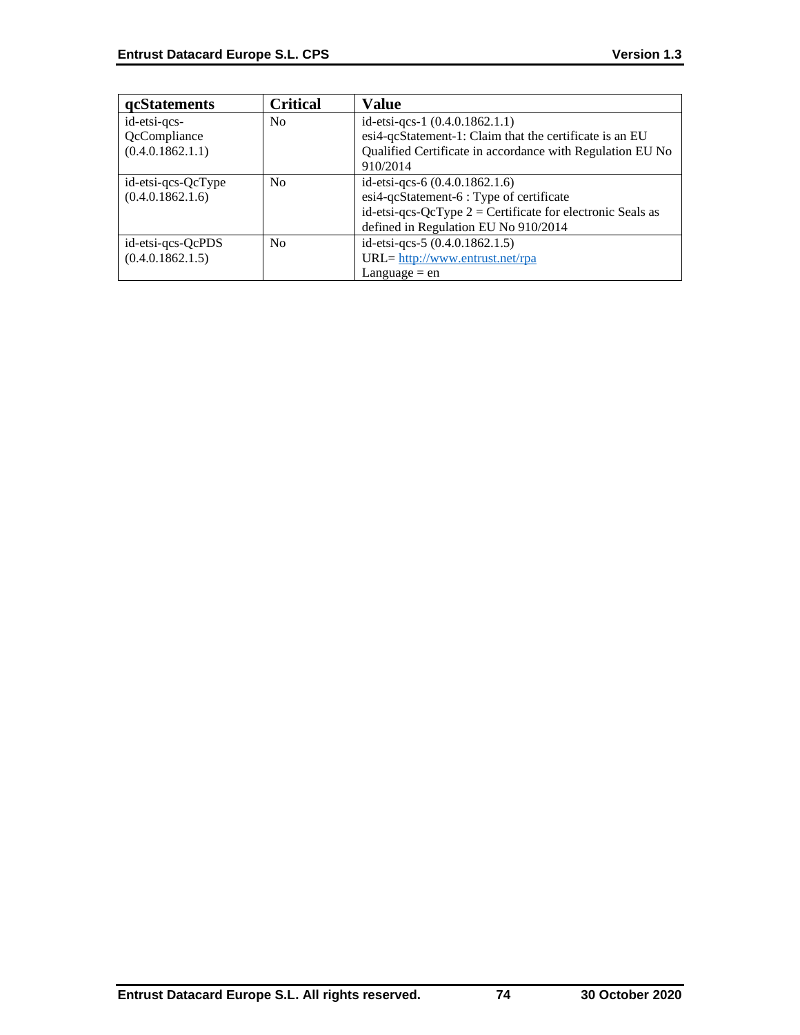| qcStatements | Critical | Value |
|---|---|---|
| id-etsi-qcs-QcCompliance (0.4.0.1862.1.1) | No | id-etsi-qcs-1 (0.4.0.1862.1.1)<br>esi4-qcStatement-1: Claim that the certificate is an EU Qualified Certificate in accordance with Regulation EU No 910/2014 |
| id-etsi-qcs-QcType (0.4.0.1862.1.6) | No | id-etsi-qcs-6 (0.4.0.1862.1.6)<br>esi4-qcStatement-6 : Type of certificate<br>id-etsi-qcs-QcType 2 = Certificate for electronic Seals as defined in Regulation EU No 910/2014 |
| id-etsi-qcs-QcPDS (0.4.0.1862.1.5) | No | id-etsi-qcs-5 (0.4.0.1862.1.5)<br>URL= http://www.entrust.net/rpa<br>Language = en |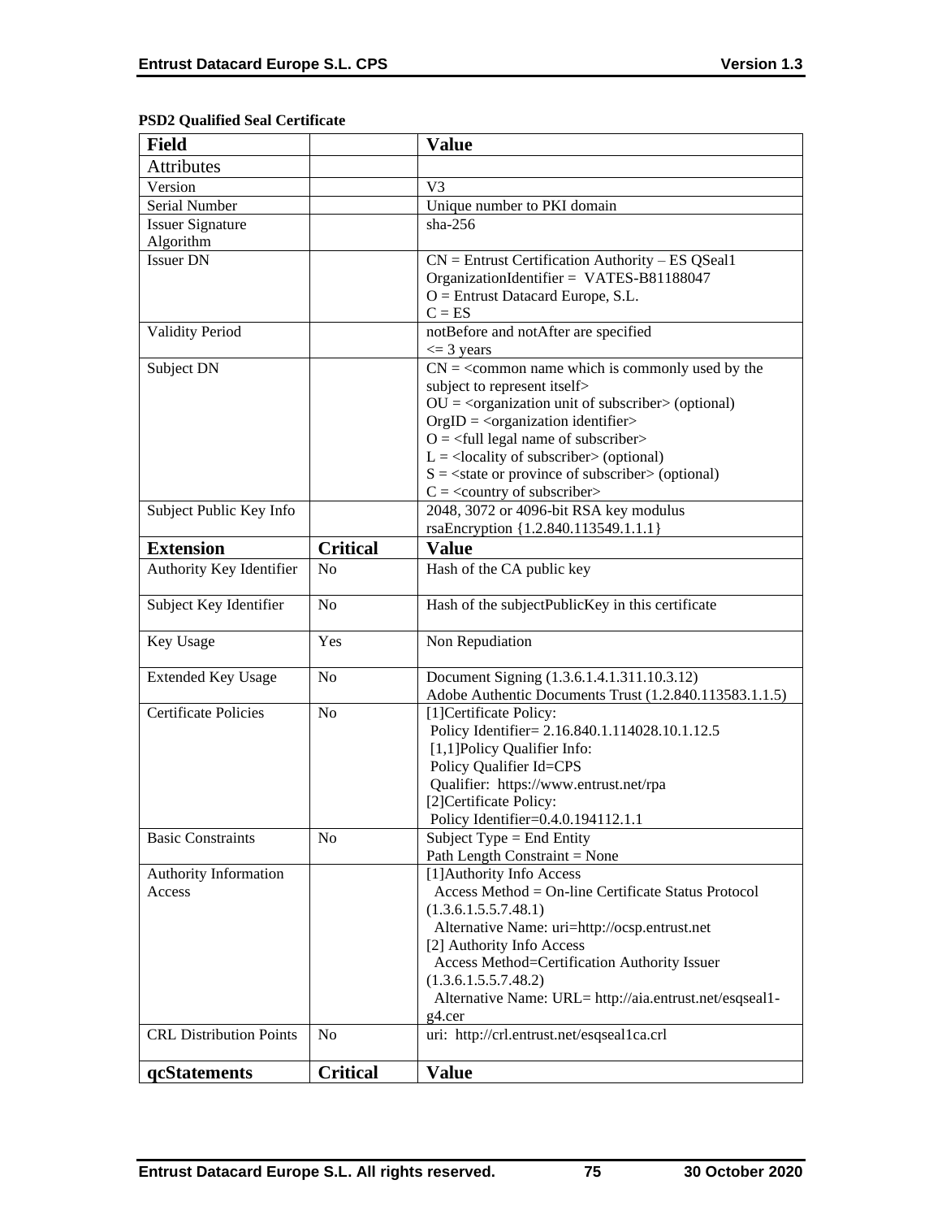**PSD2 Qualified Seal Certificate**

| Field | | Value |
|---|---|---|
| Attributes | | |
| Version | | V3 |
| Serial Number | | Unique number to PKI domain |
| Issuer Signature Algorithm | | sha-256 |
| Issuer DN | | CN = Entrust Certification Authority – ES QSeal1<br>OrganizationIdentifier = VATES-B81188047<br>O = Entrust Datacard Europe, S.L.<br>C = ES |
| Validity Period | | notBefore and notAfter are specified<br><= 3 years |
| Subject DN | | CN = <common name which is commonly used by the subject to represent itself><br>OU = <organization unit of subscriber> (optional)<br>OrgID = <organization identifier><br>O = <full legal name of subscriber><br>L = <locality of subscriber> (optional)<br>S = <state or province of subscriber> (optional)<br>C = <country of subscriber> |
| Subject Public Key Info | | 2048, 3072 or 4096-bit RSA key modulus<br>rsaEncryption {1.2.840.113549.1.1.1} |
| **Extension** | **Critical** | **Value** |
| Authority Key Identifier | No | Hash of the CA public key |
| Subject Key Identifier | No | Hash of the subjectPublicKey in this certificate |
| Key Usage | Yes | Non Repudiation |
| Extended Key Usage | No | Document Signing (1.3.6.1.4.1.311.10.3.12)<br>Adobe Authentic Documents Trust (1.2.840.113583.1.1.5) |
| Certificate Policies | No | [1]Certificate Policy:<br>Policy Identifier= 2.16.840.1.114028.10.1.12.5<br>[1,1]Policy Qualifier Info:<br>Policy Qualifier Id=CPS<br>Qualifier: https://www.entrust.net/rpa<br>[2]Certificate Policy:<br>Policy Identifier=0.4.0.194112.1.1 |
| Basic Constraints | No | Subject Type = End Entity<br>Path Length Constraint = None |
| Authority Information Access | | [1]Authority Info Access<br>Access Method = On-line Certificate Status Protocol (1.3.6.1.5.5.7.48.1)<br>Alternative Name: uri=http://ocsp.entrust.net<br>[2] Authority Info Access<br>Access Method=Certification Authority Issuer (1.3.6.1.5.5.7.48.2)<br>Alternative Name: URL= http://aia.entrust.net/esqseal1-g4.cer |
| CRL Distribution Points | No | uri: http://crl.entrust.net/esqseal1ca.crl |
| **qcStatements** | **Critical** | **Value** |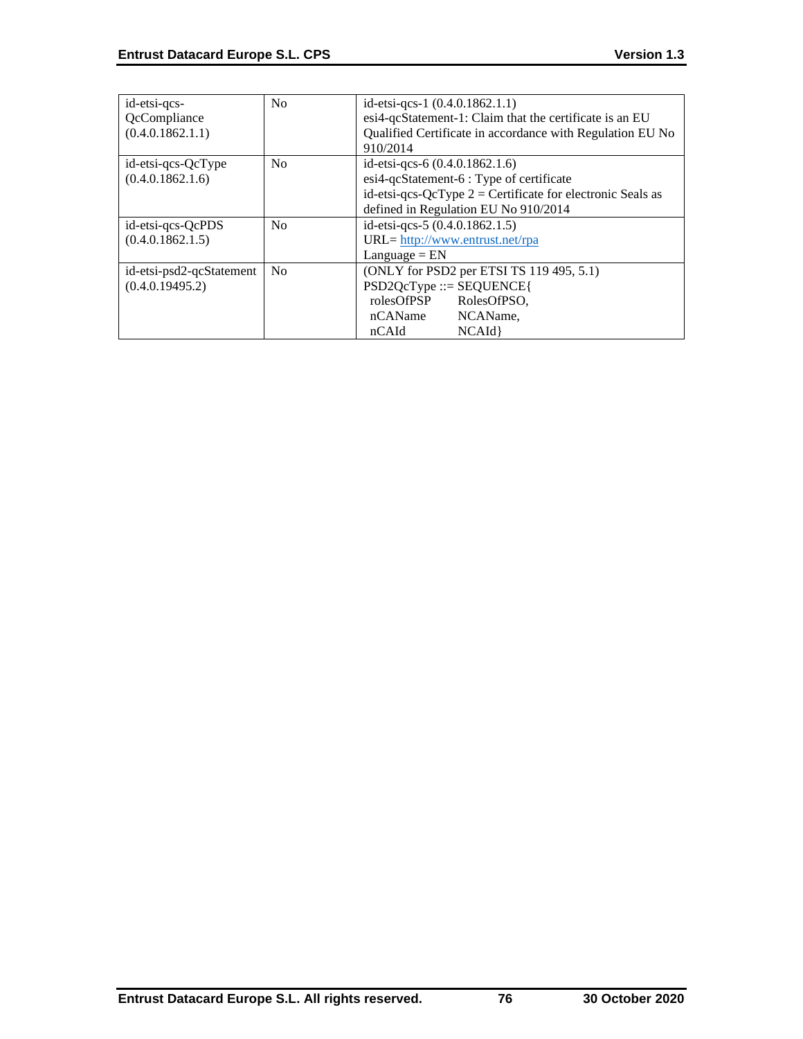| | | |
|---|---|---|
| id-etsi-qcs-QcCompliance (0.4.0.1862.1.1) | No | id-etsi-qcs-1 (0.4.0.1862.1.1)<br>esi4-qcStatement-1: Claim that the certificate is an EU Qualified Certificate in accordance with Regulation EU No 910/2014 |
| id-etsi-qcs-QcType (0.4.0.1862.1.6) | No | id-etsi-qcs-6 (0.4.0.1862.1.6)<br>esi4-qcStatement-6 : Type of certificate<br>id-etsi-qcs-QcType 2 = Certificate for electronic Seals as defined in Regulation EU No 910/2014 |
| id-etsi-qcs-QcPDS (0.4.0.1862.1.5) | No | id-etsi-qcs-5 (0.4.0.1862.1.5)<br>URL= http://www.entrust.net/rpa<br>Language = EN |
| id-etsi-psd2-qcStatement (0.4.0.19495.2) | No | (ONLY for PSD2 per ETSI TS 119 495, 5.1)<br>PSD2QcType ::= SEQUENCE{<br>rolesOfPSP RolesOfPSO,<br>nCAName NCAName,<br>nCAId NCAId} |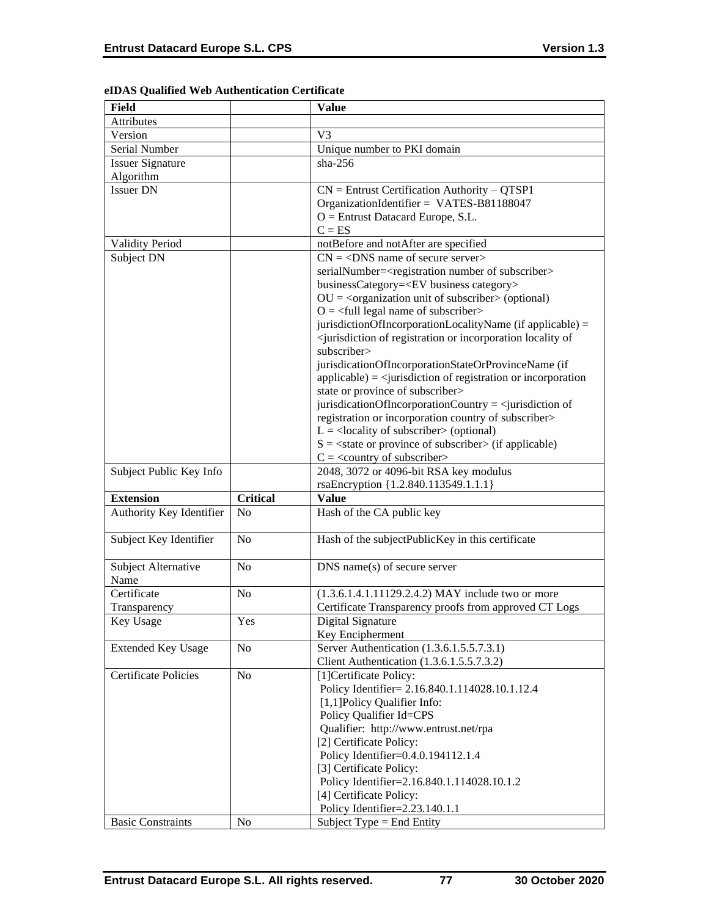**eIDAS Qualified Web Authentication Certificate**

| Field | | Value |
|---|---|---|
| Attributes | | |
| Version | | V3 |
| Serial Number | | Unique number to PKI domain |
| Issuer Signature Algorithm | | sha-256 |
| Issuer DN | | CN = Entrust Certification Authority – QTSP1<br>OrganizationIdentifier = VATES-B81188047<br>O = Entrust Datacard Europe, S.L.<br>C = ES |
| Validity Period | | notBefore and notAfter are specified |
| Subject DN | | CN = <DNS name of secure server><br>serialNumber=<registration number of subscriber><br>businessCategory=<EV business category><br>OU = <organization unit of subscriber> (optional)<br>O = <full legal name of subscriber><br>jurisdictionOfIncorporationLocalityName (if applicable) = <jurisdiction of registration or incorporation locality of subscriber><br>jurisdicationOfIncorporationStateOrProvinceName (if applicable) = <jurisdiction of registration or incorporation state or province of subscriber><br>jurisdicationOfIncorporationCountry = <jurisdiction of registration or incorporation country of subscriber><br>L = <locality of subscriber> (optional)<br>S = <state or province of subscriber> (if applicable)<br>C = <country of subscriber> |
| Subject Public Key Info | | 2048, 3072 or 4096-bit RSA key modulus<br>rsaEncryption {1.2.840.113549.1.1.1} |
| **Extension** | **Critical** | **Value** |
| Authority Key Identifier | No | Hash of the CA public key |
| Subject Key Identifier | No | Hash of the subjectPublicKey in this certificate |
| Subject Alternative Name | No | DNS name(s) of secure server |
| Certificate Transparency | No | (1.3.6.1.4.1.11129.2.4.2) MAY include two or more Certificate Transparency proofs from approved CT Logs |
| Key Usage | Yes | Digital Signature<br>Key Encipherment |
| Extended Key Usage | No | Server Authentication (1.3.6.1.5.5.7.3.1)<br>Client Authentication (1.3.6.1.5.5.7.3.2) |
| Certificate Policies | No | [1]Certificate Policy:<br>Policy Identifier= 2.16.840.1.114028.10.1.12.4<br>[1,1]Policy Qualifier Info:<br>Policy Qualifier Id=CPS<br>Qualifier: http://www.entrust.net/rpa<br>[2] Certificate Policy:<br>Policy Identifier=0.4.0.194112.1.4<br>[3] Certificate Policy:<br>Policy Identifier=2.16.840.1.114028.10.1.2<br>[4] Certificate Policy:<br>Policy Identifier=2.23.140.1.1 |
| Basic Constraints | No | Subject Type = End Entity |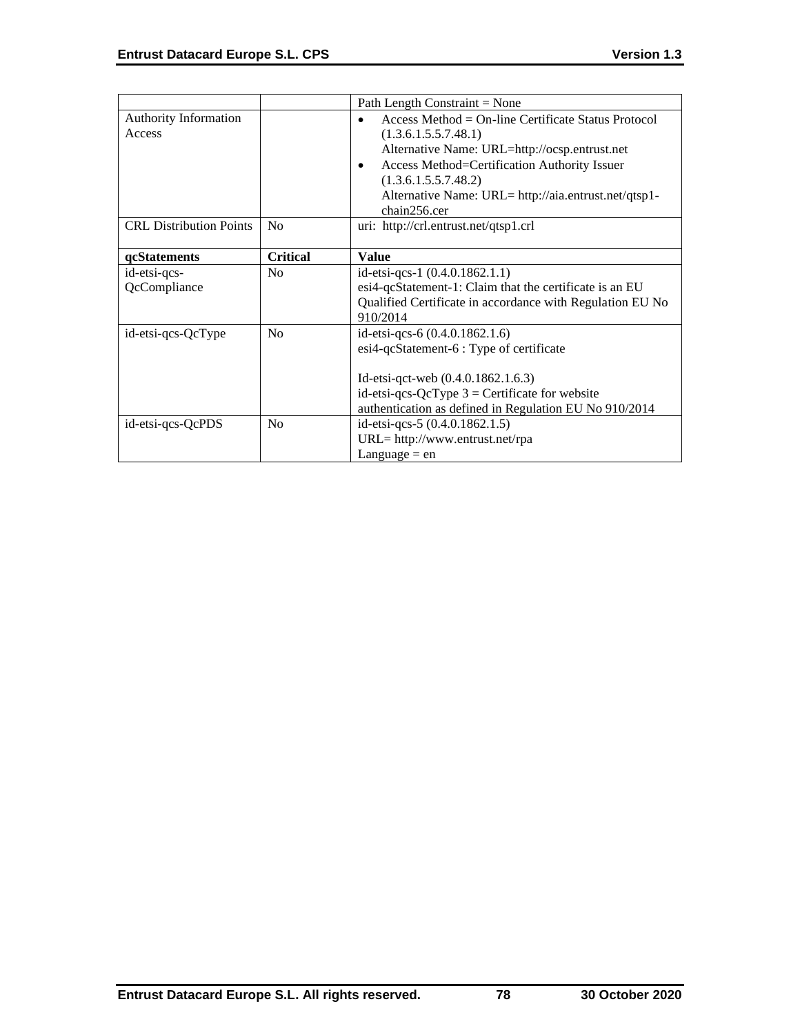| | | Path Length Constraint = None |
|---|---|---|
| Authority Information Access | | • Access Method = On-line Certificate Status Protocol (1.3.6.1.5.5.7.48.1) Alternative Name: URL=http://ocsp.entrust.net<br>• Access Method=Certification Authority Issuer (1.3.6.1.5.5.7.48.2) Alternative Name: URL= http://aia.entrust.net/qtsp1-chain256.cer |
| CRL Distribution Points | No | uri: http://crl.entrust.net/qtsp1.crl |
| **qcStatements** | **Critical** | **Value** |
| id-etsi-qcs-QcCompliance | No | id-etsi-qcs-1 (0.4.0.1862.1.1)<br>esi4-qcStatement-1: Claim that the certificate is an EU Qualified Certificate in accordance with Regulation EU No 910/2014 |
| id-etsi-qcs-QcType | No | id-etsi-qcs-6 (0.4.0.1862.1.6)<br>esi4-qcStatement-6 : Type of certificate<br><br>Id-etsi-qct-web (0.4.0.1862.1.6.3)<br>id-etsi-qcs-QcType 3 = Certificate for website authentication as defined in Regulation EU No 910/2014 |
| id-etsi-qcs-QcPDS | No | id-etsi-qcs-5 (0.4.0.1862.1.5)<br>URL= http://www.entrust.net/rpa<br>Language = en |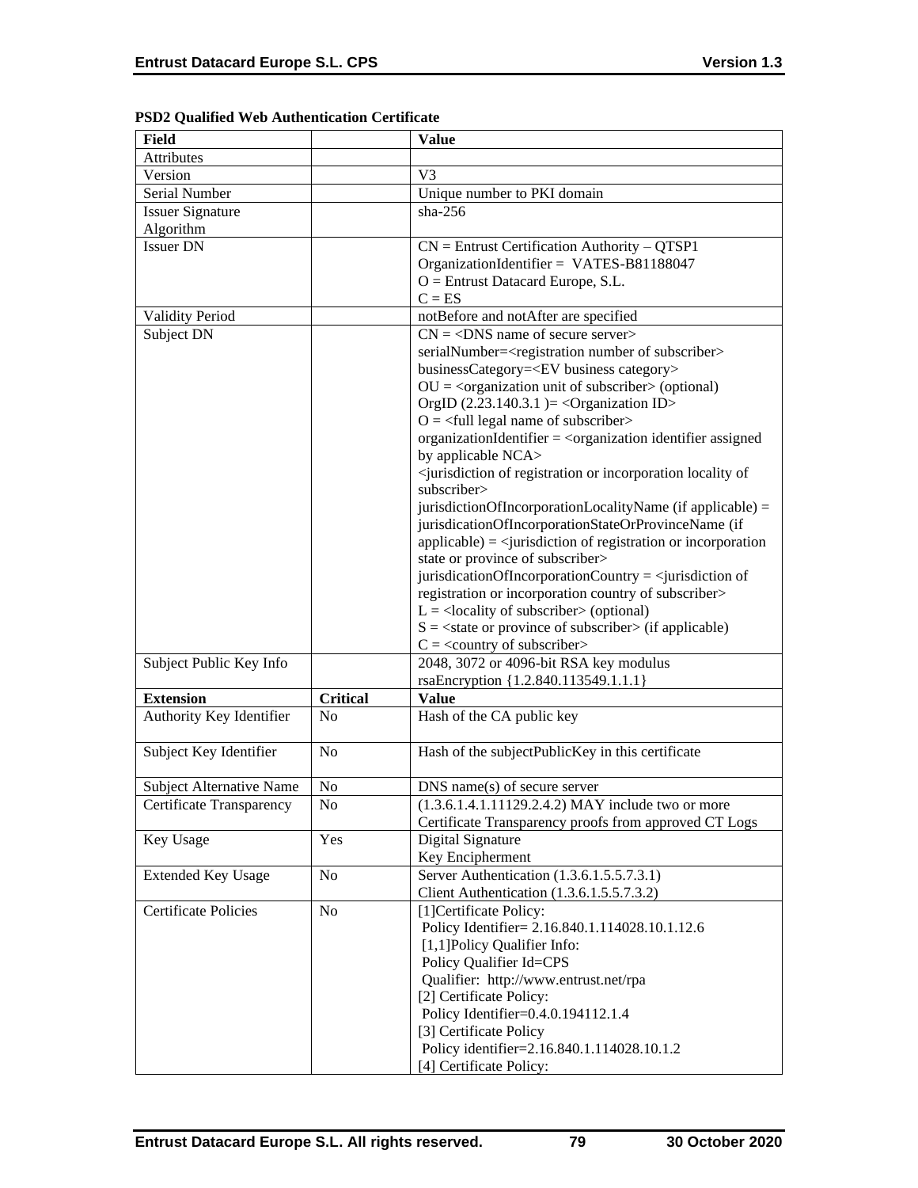**PSD2 Qualified Web Authentication Certificate**

| Field | | Value |
|---|---|---|
| Attributes | | |
| Version | | V3 |
| Serial Number | | Unique number to PKI domain |
| Issuer Signature Algorithm | | sha-256 |
| Issuer DN | | CN = Entrust Certification Authority – QTSP1<br>OrganizationIdentifier = VATES-B81188047<br>O = Entrust Datacard Europe, S.L.<br>C = ES |
| Validity Period | | notBefore and notAfter are specified |
| Subject DN | | CN = <DNS name of secure server><br>serialNumber=<registration number of subscriber><br>businessCategory=<EV business category><br>OU = <organization unit of subscriber> (optional)<br>OrgID (2.23.140.3.1 )= <Organization ID><br>O = <full legal name of subscriber><br>organizationIdentifier = <organization identifier assigned by applicable NCA><br><jurisdiction of registration or incorporation locality of subscriber><br>jurisdictionOfIncorporationLocalityName (if applicable) = jurisdicationOfIncorporationStateOrProvinceName (if applicable) = <jurisdiction of registration or incorporation state or province of subscriber><br>jurisdicationOfIncorporationCountry = <jurisdiction of registration or incorporation country of subscriber><br>L = <locality of subscriber> (optional)<br>S = <state or province of subscriber> (if applicable)<br>C = <country of subscriber> |
| Subject Public Key Info | | 2048, 3072 or 4096-bit RSA key modulus<br>rsaEncryption {1.2.840.113549.1.1.1} |
| **Extension** | **Critical** | **Value** |
| Authority Key Identifier | No | Hash of the CA public key |
| Subject Key Identifier | No | Hash of the subjectPublicKey in this certificate |
| Subject Alternative Name | No | DNS name(s) of secure server |
| Certificate Transparency | No | (1.3.6.1.4.1.11129.2.4.2) MAY include two or more Certificate Transparency proofs from approved CT Logs |
| Key Usage | Yes | Digital Signature<br>Key Encipherment |
| Extended Key Usage | No | Server Authentication (1.3.6.1.5.5.7.3.1)<br>Client Authentication (1.3.6.1.5.5.7.3.2) |
| Certificate Policies | No | [1]Certificate Policy:<br>Policy Identifier= 2.16.840.1.114028.10.1.12.6<br>[1,1]Policy Qualifier Info:<br>Policy Qualifier Id=CPS<br>Qualifier: http://www.entrust.net/rpa<br>[2] Certificate Policy:<br>Policy Identifier=0.4.0.194112.1.4<br>[3] Certificate Policy<br>Policy identifier=2.16.840.1.114028.10.1.2<br>[4] Certificate Policy: |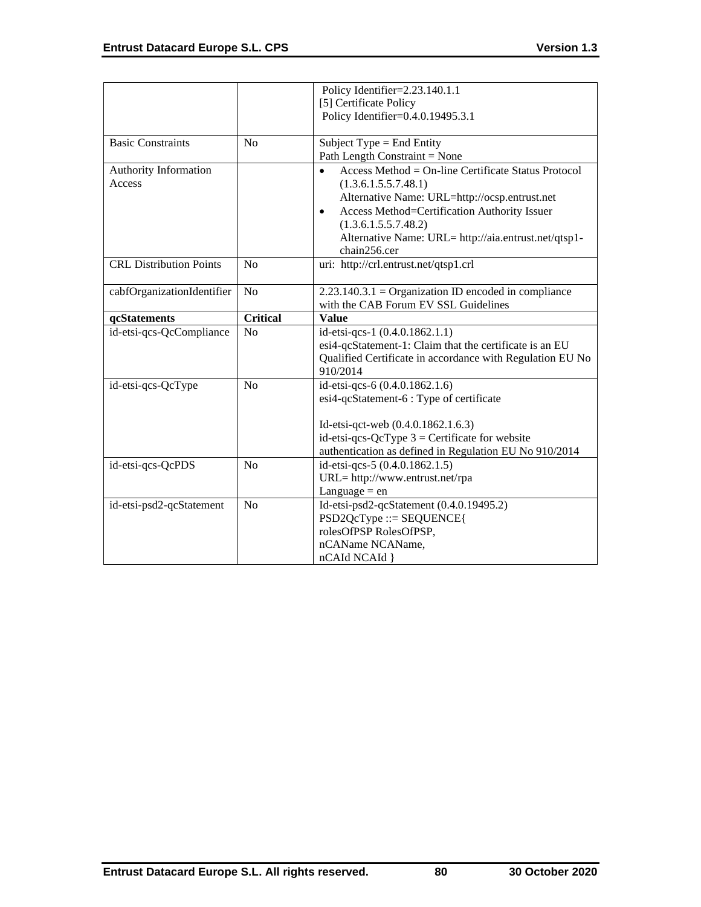| | | |
|---|---|---|
| | | Policy Identifier=2.23.140.1.1<br>[5] Certificate Policy<br>Policy Identifier=0.4.0.19495.3.1 |
| Basic Constraints | No | Subject Type = End Entity<br>Path Length Constraint = None |
| Authority Information Access | | • Access Method = On-line Certificate Status Protocol (1.3.6.1.5.5.7.48.1)<br>Alternative Name: URL=http://ocsp.entrust.net<br>• Access Method=Certification Authority Issuer (1.3.6.1.5.5.7.48.2)<br>Alternative Name: URL= http://aia.entrust.net/qtsp1-chain256.cer |
| CRL Distribution Points | No | uri: http://crl.entrust.net/qtsp1.crl |
| cabfOrganizationIdentifier | No | 2.23.140.3.1 = Organization ID encoded in compliance with the CAB Forum EV SSL Guidelines |
| **qcStatements** | **Critical** | **Value** |
| id-etsi-qcs-QcCompliance | No | id-etsi-qcs-1 (0.4.0.1862.1.1)<br>esi4-qcStatement-1: Claim that the certificate is an EU Qualified Certificate in accordance with Regulation EU No 910/2014 |
| id-etsi-qcs-QcType | No | id-etsi-qcs-6 (0.4.0.1862.1.6)<br>esi4-qcStatement-6 : Type of certificate<br><br>Id-etsi-qct-web (0.4.0.1862.1.6.3)<br>id-etsi-qcs-QcType 3 = Certificate for website authentication as defined in Regulation EU No 910/2014 |
| id-etsi-qcs-QcPDS | No | id-etsi-qcs-5 (0.4.0.1862.1.5)<br>URL= http://www.entrust.net/rpa<br>Language = en |
| id-etsi-psd2-qcStatement | No | Id-etsi-psd2-qcStatement (0.4.0.19495.2)<br>PSD2QcType ::= SEQUENCE{<br>rolesOfPSP RolesOfPSP,<br>nCAName NCAName,<br>nCAId NCAId } |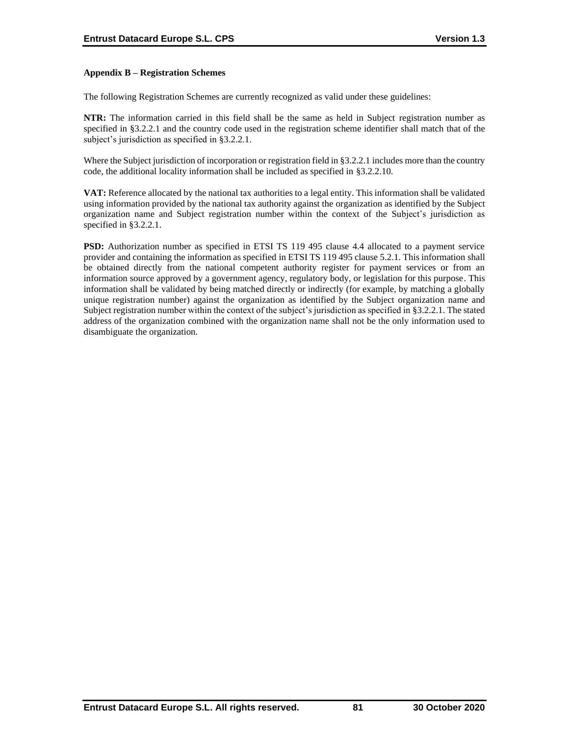**Appendix B – Registration Schemes**

The following Registration Schemes are currently recognized as valid under these guidelines:

**NTR:** The information carried in this field shall be the same as held in Subject registration number as specified in §3.2.2.1 and the country code used in the registration scheme identifier shall match that of the subject's jurisdiction as specified in §3.2.2.1.

Where the Subject jurisdiction of incorporation or registration field in §3.2.2.1 includes more than the country code, the additional locality information shall be included as specified in §3.2.2.10.

**VAT:** Reference allocated by the national tax authorities to a legal entity. This information shall be validated using information provided by the national tax authority against the organization as identified by the Subject organization name and Subject registration number within the context of the Subject's jurisdiction as specified in §3.2.2.1.

**PSD:** Authorization number as specified in ETSI TS 119 495 clause 4.4 allocated to a payment service provider and containing the information as specified in ETSI TS 119 495 clause 5.2.1. This information shall be obtained directly from the national competent authority register for payment services or from an information source approved by a government agency, regulatory body, or legislation for this purpose. This information shall be validated by being matched directly or indirectly (for example, by matching a globally unique registration number) against the organization as identified by the Subject organization name and Subject registration number within the context of the subject's jurisdiction as specified in §3.2.2.1. The stated address of the organization combined with the organization name shall not be the only information used to disambiguate the organization.